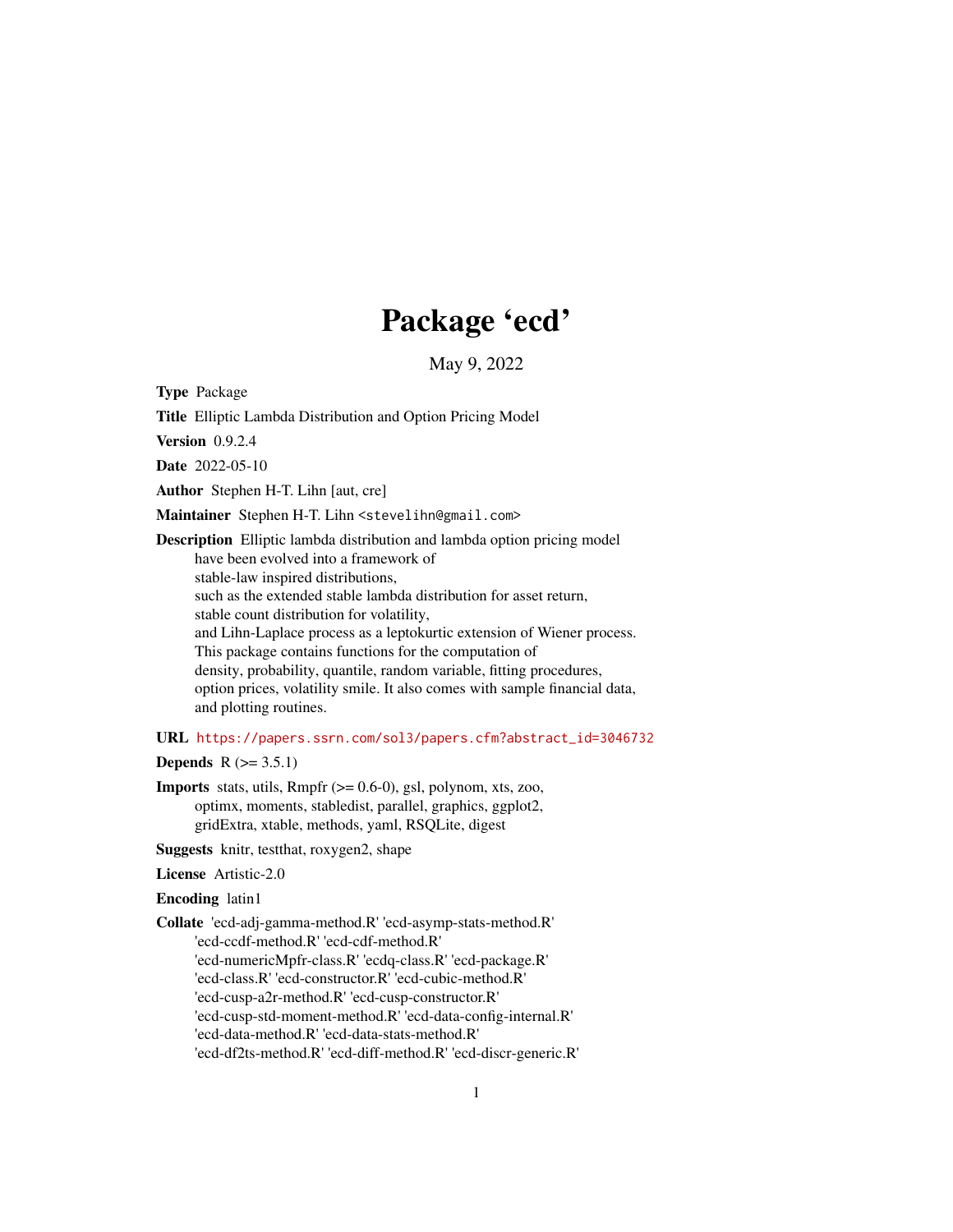# Package 'ecd'

May 9, 2022

**Type** Package

**Title** Elliptic Lambda Distribution and Option Pricing Model

**Version** 0.9.2.4

**Date** 2022-05-10

**Author** Stephen H-T. Lihn [aut, cre]

**Maintainer** Stephen H-T. Lihn <stevelihn@gmail.com>

**Description** Elliptic lambda distribution and lambda option pricing model have been evolved into a framework of stable-law inspired distributions, such as the extended stable lambda distribution for asset return, stable count distribution for volatility, and Lihn-Laplace process as a leptokurtic extension of Wiener process. This package contains functions for the computation of density, probability, quantile, random variable, fitting procedures, option prices, volatility smile. It also comes with sample financial data, and plotting routines.

**URL** https://papers.ssrn.com/sol3/papers.cfm?abstract_id=3046732

**Depends** R (>= 3.5.1)

**Imports** stats, utils, Rmpfr (>= 0.6-0), gsl, polynom, xts, zoo, optimx, moments, stabledist, parallel, graphics, ggplot2, gridExtra, xtable, methods, yaml, RSQLite, digest

**Suggests** knitr, testthat, roxygen2, shape

**License** Artistic-2.0

**Encoding** latin1

**Collate** 'ecd-adj-gamma-method.R' 'ecd-asymp-stats-method.R' 'ecd-ccdf-method.R' 'ecd-cdf-method.R' 'ecd-numericMpfr-class.R' 'ecdq-class.R' 'ecd-package.R' 'ecd-class.R' 'ecd-constructor.R' 'ecd-cubic-method.R' 'ecd-cusp-a2r-method.R' 'ecd-cusp-constructor.R' 'ecd-cusp-std-moment-method.R' 'ecd-data-config-internal.R' 'ecd-data-method.R' 'ecd-data-stats-method.R' 'ecd-df2ts-method.R' 'ecd-diff-method.R' 'ecd-discr-generic.R'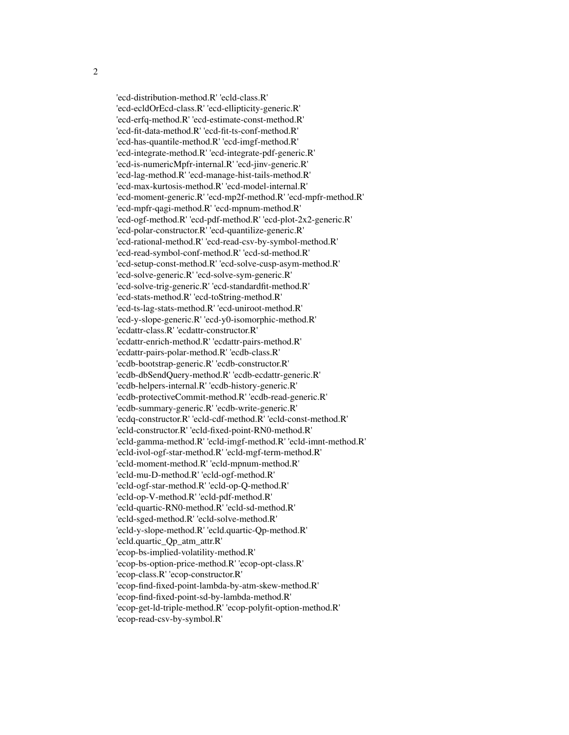'ecd-distribution-method.R' 'ecld-class.R'
'ecd-ecldOrEcd-class.R' 'ecd-ellipticity-generic.R'
'ecd-erfq-method.R' 'ecd-estimate-const-method.R'
'ecd-fit-data-method.R' 'ecd-fit-ts-conf-method.R'
'ecd-has-quantile-method.R' 'ecd-imgf-method.R'
'ecd-integrate-method.R' 'ecd-integrate-pdf-generic.R'
'ecd-is-numericMpfr-internal.R' 'ecd-jinv-generic.R'
'ecd-lag-method.R' 'ecd-manage-hist-tails-method.R'
'ecd-max-kurtosis-method.R' 'ecd-model-internal.R'
'ecd-moment-generic.R' 'ecd-mp2f-method.R' 'ecd-mpfr-method.R'
'ecd-mpfr-qagi-method.R' 'ecd-mpnum-method.R'
'ecd-ogf-method.R' 'ecd-pdf-method.R' 'ecd-plot-2x2-generic.R'
'ecd-polar-constructor.R' 'ecd-quantilize-generic.R'
'ecd-rational-method.R' 'ecd-read-csv-by-symbol-method.R'
'ecd-read-symbol-conf-method.R' 'ecd-sd-method.R'
'ecd-setup-const-method.R' 'ecd-solve-cusp-asym-method.R'
'ecd-solve-generic.R' 'ecd-solve-sym-generic.R'
'ecd-solve-trig-generic.R' 'ecd-standardfit-method.R'
'ecd-stats-method.R' 'ecd-toString-method.R'
'ecd-ts-lag-stats-method.R' 'ecd-uniroot-method.R'
'ecd-y-slope-generic.R' 'ecd-y0-isomorphic-method.R'
'ecdattr-class.R' 'ecdattr-constructor.R'
'ecdattr-enrich-method.R' 'ecdattr-pairs-method.R'
'ecdattr-pairs-polar-method.R' 'ecdb-class.R'
'ecdb-bootstrap-generic.R' 'ecdb-constructor.R'
'ecdb-dbSendQuery-method.R' 'ecdb-ecdattr-generic.R'
'ecdb-helpers-internal.R' 'ecdb-history-generic.R'
'ecdb-protectiveCommit-method.R' 'ecdb-read-generic.R'
'ecdb-summary-generic.R' 'ecdb-write-generic.R'
'ecdq-constructor.R' 'ecld-cdf-method.R' 'ecld-const-method.R'
'ecld-constructor.R' 'ecld-fixed-point-RN0-method.R'
'ecld-gamma-method.R' 'ecld-imgf-method.R' 'ecld-imnt-method.R'
'ecld-ivol-ogf-star-method.R' 'ecld-mgf-term-method.R'
'ecld-moment-method.R' 'ecld-mpnum-method.R'
'ecld-mu-D-method.R' 'ecld-ogf-method.R'
'ecld-ogf-star-method.R' 'ecld-op-Q-method.R'
'ecld-op-V-method.R' 'ecld-pdf-method.R'
'ecld-quartic-RN0-method.R' 'ecld-sd-method.R'
'ecld-sged-method.R' 'ecld-solve-method.R'
'ecld-y-slope-method.R' 'ecld.quartic-Qp-method.R'
'ecld.quartic_Qp_atm_attr.R'
'ecop-bs-implied-volatility-method.R'
'ecop-bs-option-price-method.R' 'ecop-opt-class.R'
'ecop-class.R' 'ecop-constructor.R'
'ecop-find-fixed-point-lambda-by-atm-skew-method.R'
'ecop-find-fixed-point-sd-by-lambda-method.R'
'ecop-get-ld-triple-method.R' 'ecop-polyfit-option-method.R'
'ecop-read-csv-by-symbol.R'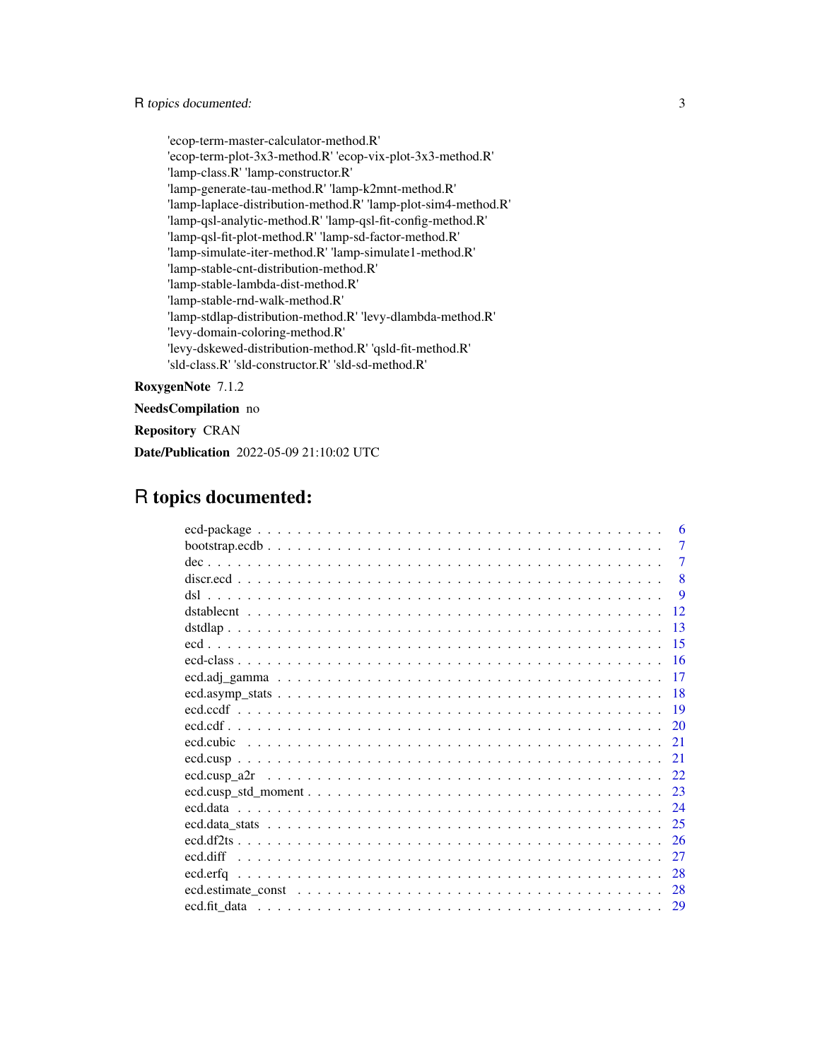'ecop-term-master-calculator-method.R'
'ecop-term-plot-3x3-method.R' 'ecop-vix-plot-3x3-method.R'
'lamp-class.R' 'lamp-constructor.R'
'lamp-generate-tau-method.R' 'lamp-k2mnt-method.R'
'lamp-laplace-distribution-method.R' 'lamp-plot-sim4-method.R'
'lamp-qsl-analytic-method.R' 'lamp-qsl-fit-config-method.R'
'lamp-qsl-fit-plot-method.R' 'lamp-sd-factor-method.R'
'lamp-simulate-iter-method.R' 'lamp-simulate1-method.R'
'lamp-stable-cnt-distribution-method.R'
'lamp-stable-lambda-dist-method.R'
'lamp-stable-rnd-walk-method.R'
'lamp-stdlap-distribution-method.R' 'levy-dlambda-method.R'
'levy-domain-coloring-method.R'
'levy-dskewed-distribution-method.R' 'qsld-fit-method.R'
'sld-class.R' 'sld-constructor.R' 'sld-sd-method.R'

**RoxygenNote** 7.1.2

**NeedsCompilation** no

**Repository** CRAN

**Date/Publication** 2022-05-09 21:10:02 UTC

# R topics documented:

| | |
|---|---|
| ecd-package | 6 |
| bootstrap.ecdb | 7 |
| dec | 7 |
| discr.ecd | 8 |
| dsl | 9 |
| dstablecnt | 12 |
| dstdlap | 13 |
| ecd | 15 |
| ecd-class | 16 |
| ecd.adj_gamma | 17 |
| ecd.asymp_stats | 18 |
| ecd.ccdf | 19 |
| ecd.cdf | 20 |
| ecd.cubic | 21 |
| ecd.cusp | 21 |
| ecd.cusp_a2r | 22 |
| ecd.cusp_std_moment | 23 |
| ecd.data | 24 |
| ecd.data_stats | 25 |
| ecd.df2ts | 26 |
| ecd.diff | 27 |
| ecd.erfq | 28 |
| ecd.estimate_const | 28 |
| ecd.fit_data | 29 |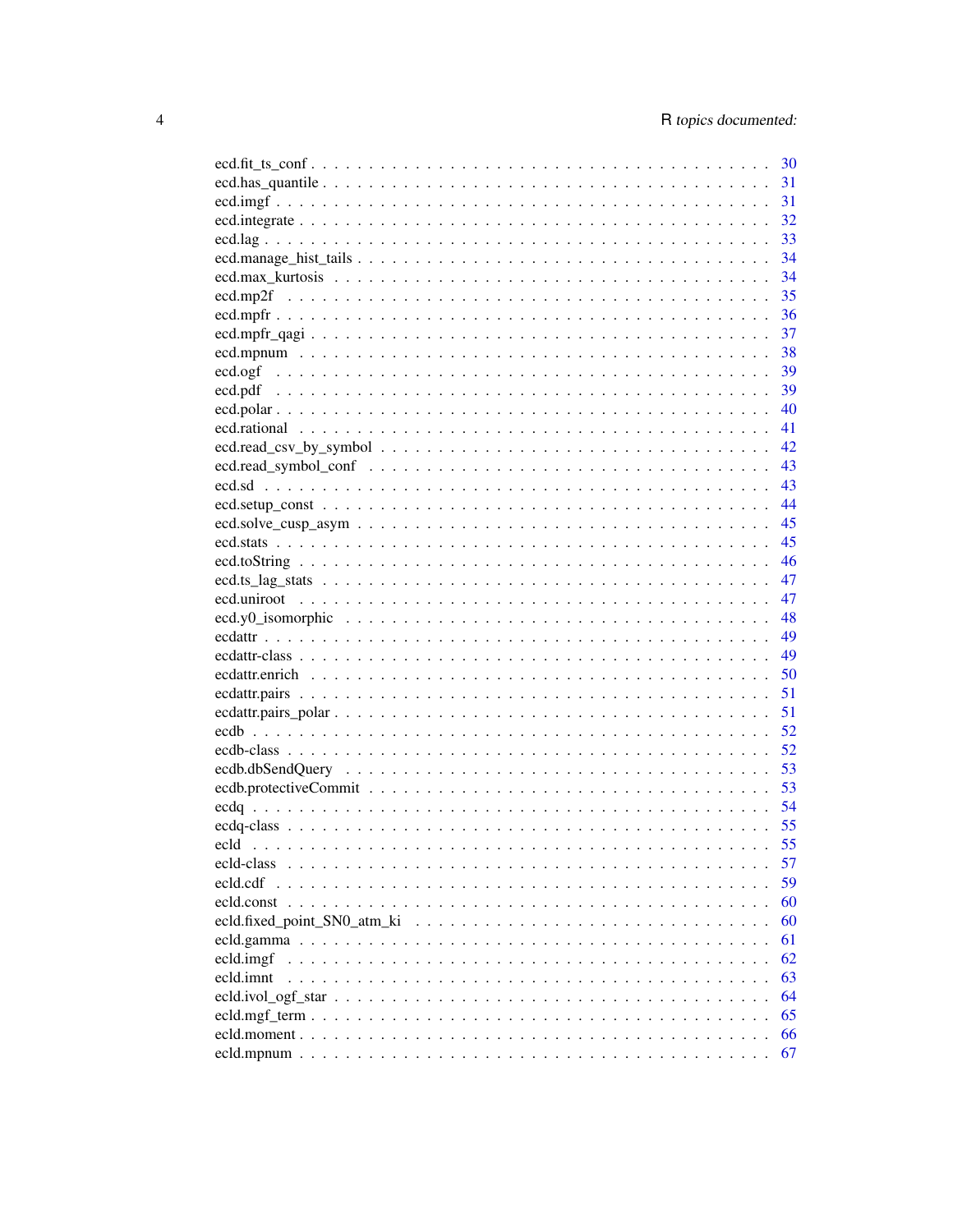ecd.fit_ts_conf . . . . . . . . . . . . . . . . . . . . . . . . . . . . . . . . . . . . 30
ecd.has_quantile . . . . . . . . . . . . . . . . . . . . . . . . . . . . . . . . . . . 31
ecd.imgf . . . . . . . . . . . . . . . . . . . . . . . . . . . . . . . . . . . . . . . 31
ecd.integrate . . . . . . . . . . . . . . . . . . . . . . . . . . . . . . . . . . . . 32
ecd.lag . . . . . . . . . . . . . . . . . . . . . . . . . . . . . . . . . . . . . . . 33
ecd.manage_hist_tails . . . . . . . . . . . . . . . . . . . . . . . . . . . . . . . . 34
ecd.max_kurtosis . . . . . . . . . . . . . . . . . . . . . . . . . . . . . . . . . . . 34
ecd.mp2f . . . . . . . . . . . . . . . . . . . . . . . . . . . . . . . . . . . . . . . 35
ecd.mpfr . . . . . . . . . . . . . . . . . . . . . . . . . . . . . . . . . . . . . . . 36
ecd.mpfr_qagi . . . . . . . . . . . . . . . . . . . . . . . . . . . . . . . . . . . . 37
ecd.mpnum . . . . . . . . . . . . . . . . . . . . . . . . . . . . . . . . . . . . . . 38
ecd.ogf . . . . . . . . . . . . . . . . . . . . . . . . . . . . . . . . . . . . . . . 39
ecd.pdf . . . . . . . . . . . . . . . . . . . . . . . . . . . . . . . . . . . . . . . 39
ecd.polar . . . . . . . . . . . . . . . . . . . . . . . . . . . . . . . . . . . . . . 40
ecd.rational . . . . . . . . . . . . . . . . . . . . . . . . . . . . . . . . . . . . 41
ecd.read_csv_by_symbol . . . . . . . . . . . . . . . . . . . . . . . . . . . . . . . 42
ecd.read_symbol_conf . . . . . . . . . . . . . . . . . . . . . . . . . . . . . . . . 43
ecd.sd . . . . . . . . . . . . . . . . . . . . . . . . . . . . . . . . . . . . . . . . 43
ecd.setup_const . . . . . . . . . . . . . . . . . . . . . . . . . . . . . . . . . . . 44
ecd.solve_cusp_asym . . . . . . . . . . . . . . . . . . . . . . . . . . . . . . . . . 45
ecd.stats . . . . . . . . . . . . . . . . . . . . . . . . . . . . . . . . . . . . . . 45
ecd.toString . . . . . . . . . . . . . . . . . . . . . . . . . . . . . . . . . . . . 46
ecd.ts_lag_stats . . . . . . . . . . . . . . . . . . . . . . . . . . . . . . . . . . 47
ecd.uniroot . . . . . . . . . . . . . . . . . . . . . . . . . . . . . . . . . . . . 47
ecd.y0_isomorphic . . . . . . . . . . . . . . . . . . . . . . . . . . . . . . . . . . 48
ecdattr . . . . . . . . . . . . . . . . . . . . . . . . . . . . . . . . . . . . . . . 49
ecdattr-class . . . . . . . . . . . . . . . . . . . . . . . . . . . . . . . . . . . . 49
ecdattr.enrich . . . . . . . . . . . . . . . . . . . . . . . . . . . . . . . . . . . 50
ecdattr.pairs . . . . . . . . . . . . . . . . . . . . . . . . . . . . . . . . . . . . 51
ecdattr.pairs_polar . . . . . . . . . . . . . . . . . . . . . . . . . . . . . . . . . 51
ecdb . . . . . . . . . . . . . . . . . . . . . . . . . . . . . . . . . . . . . . . . . 52
ecdb-class . . . . . . . . . . . . . . . . . . . . . . . . . . . . . . . . . . . . . . 52
ecdb.dbSendQuery . . . . . . . . . . . . . . . . . . . . . . . . . . . . . . . . . . 53
ecdb.protectiveCommit . . . . . . . . . . . . . . . . . . . . . . . . . . . . . . . . 53
ecdq . . . . . . . . . . . . . . . . . . . . . . . . . . . . . . . . . . . . . . . . . 54
ecdq-class . . . . . . . . . . . . . . . . . . . . . . . . . . . . . . . . . . . . . . 55
ecld . . . . . . . . . . . . . . . . . . . . . . . . . . . . . . . . . . . . . . . . . 55
ecld-class . . . . . . . . . . . . . . . . . . . . . . . . . . . . . . . . . . . . . . 57
ecld.cdf . . . . . . . . . . . . . . . . . . . . . . . . . . . . . . . . . . . . . . . 59
ecld.const . . . . . . . . . . . . . . . . . . . . . . . . . . . . . . . . . . . . . . 60
ecld.fixed_point_SN0_atm_ki . . . . . . . . . . . . . . . . . . . . . . . . . . . . . 60
ecld.gamma . . . . . . . . . . . . . . . . . . . . . . . . . . . . . . . . . . . . . . 61
ecld.imgf . . . . . . . . . . . . . . . . . . . . . . . . . . . . . . . . . . . . . . . 62
ecld.imnt . . . . . . . . . . . . . . . . . . . . . . . . . . . . . . . . . . . . . . . 63
ecld.ivol_ogf_star . . . . . . . . . . . . . . . . . . . . . . . . . . . . . . . . . . 64
ecld.mgf_term . . . . . . . . . . . . . . . . . . . . . . . . . . . . . . . . . . . . . 65
ecld.moment . . . . . . . . . . . . . . . . . . . . . . . . . . . . . . . . . . . . . . 66
ecld.mpnum . . . . . . . . . . . . . . . . . . . . . . . . . . . . . . . . . . . . . . 67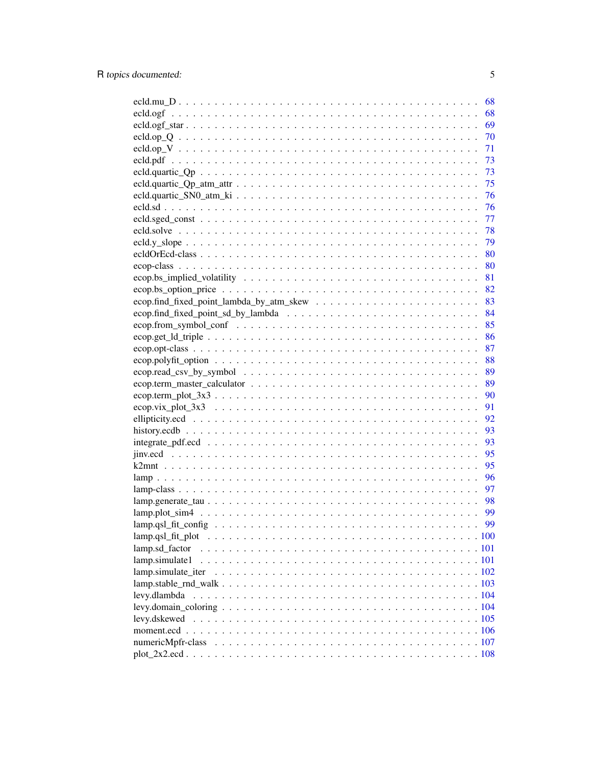ecld.mu_D . . . . . . . . . . . . . . . . . . . . . . . . . . . . . . . . . . . . . . . . 68
ecld.ogf . . . . . . . . . . . . . . . . . . . . . . . . . . . . . . . . . . . . . . . . 68
ecld.ogf_star . . . . . . . . . . . . . . . . . . . . . . . . . . . . . . . . . . . . . . 69
ecld.op_Q . . . . . . . . . . . . . . . . . . . . . . . . . . . . . . . . . . . . . . . . 70
ecld.op_V . . . . . . . . . . . . . . . . . . . . . . . . . . . . . . . . . . . . . . . . 71
ecld.pdf . . . . . . . . . . . . . . . . . . . . . . . . . . . . . . . . . . . . . . . . 73
ecld.quartic_Qp . . . . . . . . . . . . . . . . . . . . . . . . . . . . . . . . . . . . . 73
ecld.quartic_Qp_atm_attr . . . . . . . . . . . . . . . . . . . . . . . . . . . . . . . . 75
ecld.quartic_SN0_atm_ki . . . . . . . . . . . . . . . . . . . . . . . . . . . . . . . . 76
ecld.sd . . . . . . . . . . . . . . . . . . . . . . . . . . . . . . . . . . . . . . . . . 76
ecld.sged_const . . . . . . . . . . . . . . . . . . . . . . . . . . . . . . . . . . . . . 77
ecld.solve . . . . . . . . . . . . . . . . . . . . . . . . . . . . . . . . . . . . . . . . 78
ecld.y_slope . . . . . . . . . . . . . . . . . . . . . . . . . . . . . . . . . . . . . . . 79
ecldOrEcd-class . . . . . . . . . . . . . . . . . . . . . . . . . . . . . . . . . . . . . 80
ecop-class . . . . . . . . . . . . . . . . . . . . . . . . . . . . . . . . . . . . . . . . 80
ecop.bs_implied_volatility . . . . . . . . . . . . . . . . . . . . . . . . . . . . . . . 81
ecop.bs_option_price . . . . . . . . . . . . . . . . . . . . . . . . . . . . . . . . . . 82
ecop.find_fixed_point_lambda_by_atm_skew . . . . . . . . . . . . . . . . . . . . . . 83
ecop.find_fixed_point_sd_by_lambda . . . . . . . . . . . . . . . . . . . . . . . . . . 84
ecop.from_symbol_conf . . . . . . . . . . . . . . . . . . . . . . . . . . . . . . . . . 85
ecop.get_ld_triple . . . . . . . . . . . . . . . . . . . . . . . . . . . . . . . . . . . 86
ecop.opt-class . . . . . . . . . . . . . . . . . . . . . . . . . . . . . . . . . . . . . . 87
ecop.polyfit_option . . . . . . . . . . . . . . . . . . . . . . . . . . . . . . . . . . . 88
ecop.read_csv_by_symbol . . . . . . . . . . . . . . . . . . . . . . . . . . . . . . . . 89
ecop.term_master_calculator . . . . . . . . . . . . . . . . . . . . . . . . . . . . . . 89
ecop.term_plot_3x3 . . . . . . . . . . . . . . . . . . . . . . . . . . . . . . . . . . . 90
ecop.vix_plot_3x3 . . . . . . . . . . . . . . . . . . . . . . . . . . . . . . . . . . . . 91
ellipticity.ecd . . . . . . . . . . . . . . . . . . . . . . . . . . . . . . . . . . . . . 92
history.ecdb . . . . . . . . . . . . . . . . . . . . . . . . . . . . . . . . . . . . . . . 93
integrate_pdf.ecd . . . . . . . . . . . . . . . . . . . . . . . . . . . . . . . . . . . . 93
jinv.ecd . . . . . . . . . . . . . . . . . . . . . . . . . . . . . . . . . . . . . . . . . 95
k2mnt . . . . . . . . . . . . . . . . . . . . . . . . . . . . . . . . . . . . . . . . . . . 95
lamp . . . . . . . . . . . . . . . . . . . . . . . . . . . . . . . . . . . . . . . . . . . 96
lamp-class . . . . . . . . . . . . . . . . . . . . . . . . . . . . . . . . . . . . . . . . 97
lamp.generate_tau . . . . . . . . . . . . . . . . . . . . . . . . . . . . . . . . . . . . 98
lamp.plot_sim4 . . . . . . . . . . . . . . . . . . . . . . . . . . . . . . . . . . . . . 99
lamp.qsl_fit_config . . . . . . . . . . . . . . . . . . . . . . . . . . . . . . . . . . . 99
lamp.qsl_fit_plot . . . . . . . . . . . . . . . . . . . . . . . . . . . . . . . . . . . . 100
lamp.sd_factor . . . . . . . . . . . . . . . . . . . . . . . . . . . . . . . . . . . . . . 101
lamp.simulate1 . . . . . . . . . . . . . . . . . . . . . . . . . . . . . . . . . . . . . 101
lamp.simulate_iter . . . . . . . . . . . . . . . . . . . . . . . . . . . . . . . . . . . 102
lamp.stable_rnd_walk . . . . . . . . . . . . . . . . . . . . . . . . . . . . . . . . . . 103
levy.dlambda . . . . . . . . . . . . . . . . . . . . . . . . . . . . . . . . . . . . . . . 104
levy.domain_coloring . . . . . . . . . . . . . . . . . . . . . . . . . . . . . . . . . . 104
levy.dskewed . . . . . . . . . . . . . . . . . . . . . . . . . . . . . . . . . . . . . . . 105
moment.ecd . . . . . . . . . . . . . . . . . . . . . . . . . . . . . . . . . . . . . . . . 106
numericMpfr-class . . . . . . . . . . . . . . . . . . . . . . . . . . . . . . . . . . . . 107
plot_2x2.ecd . . . . . . . . . . . . . . . . . . . . . . . . . . . . . . . . . . . . . . . 108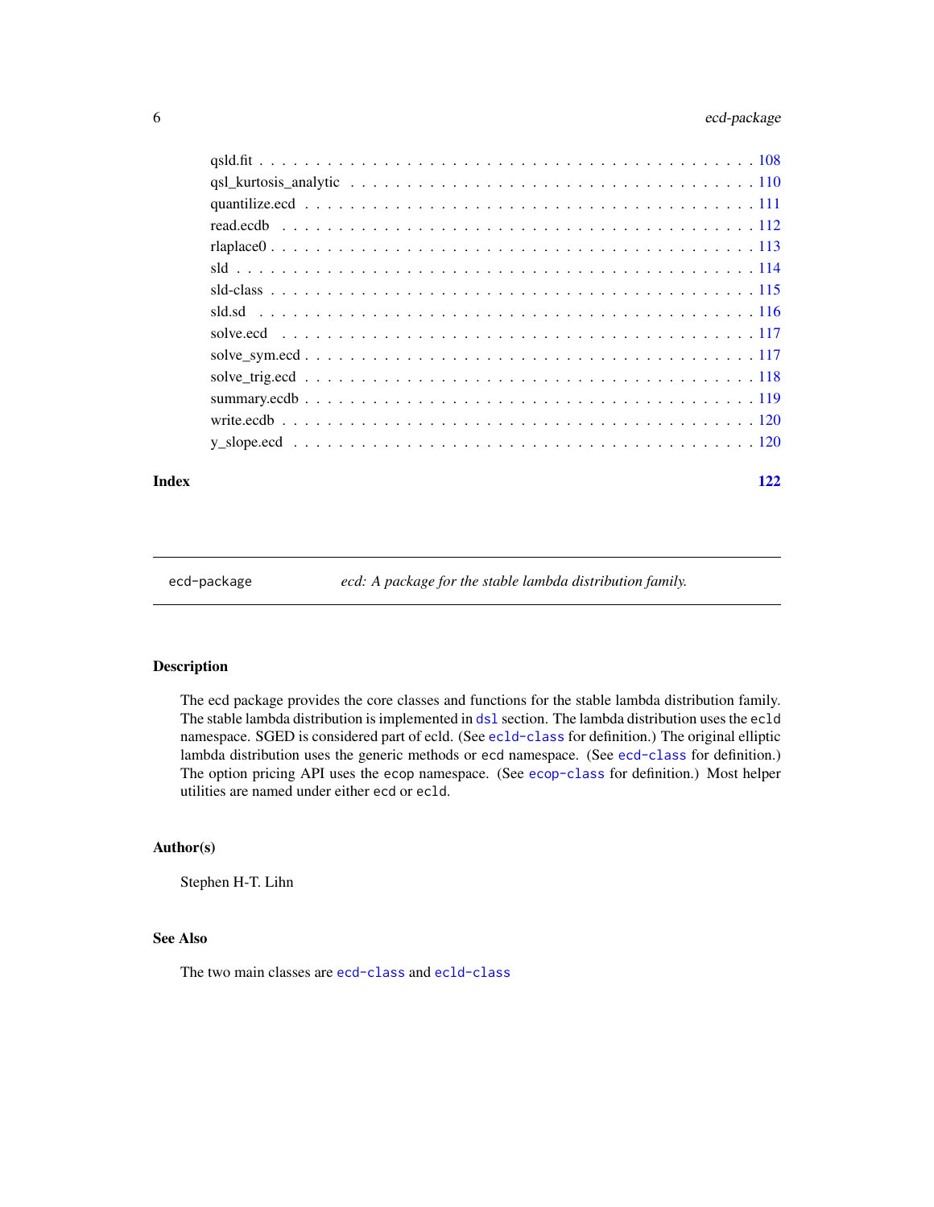| | |
|---|---|
| qsld.fit | 108 |
| qsl_kurtosis_analytic | 110 |
| quantilize.ecd | 111 |
| read.ecdb | 112 |
| rlaplace0 | 113 |
| sld | 114 |
| sld-class | 115 |
| sld.sd | 116 |
| solve.ecd | 117 |
| solve_sym.ecd | 117 |
| solve_trig.ecd | 118 |
| summary.ecdb | 119 |
| write.ecdb | 120 |
| y_slope.ecd | 120 |

**Index** **122**

---

`ecd-package` *ecd: A package for the stable lambda distribution family.*

---

## Description

The ecd package provides the core classes and functions for the stable lambda distribution family. The stable lambda distribution is implemented in `dsl` section. The lambda distribution uses the `ecld` namespace. SGED is considered part of ecld. (See `ecld-class` for definition.) The original elliptic lambda distribution uses the generic methods or `ecd` namespace. (See `ecd-class` for definition.) The option pricing API uses the `ecop` namespace. (See `ecop-class` for definition.) Most helper utilities are named under either `ecd` or `ecld`.

## Author(s)

Stephen H-T. Lihn

## See Also

The two main classes are `ecd-class` and `ecld-class`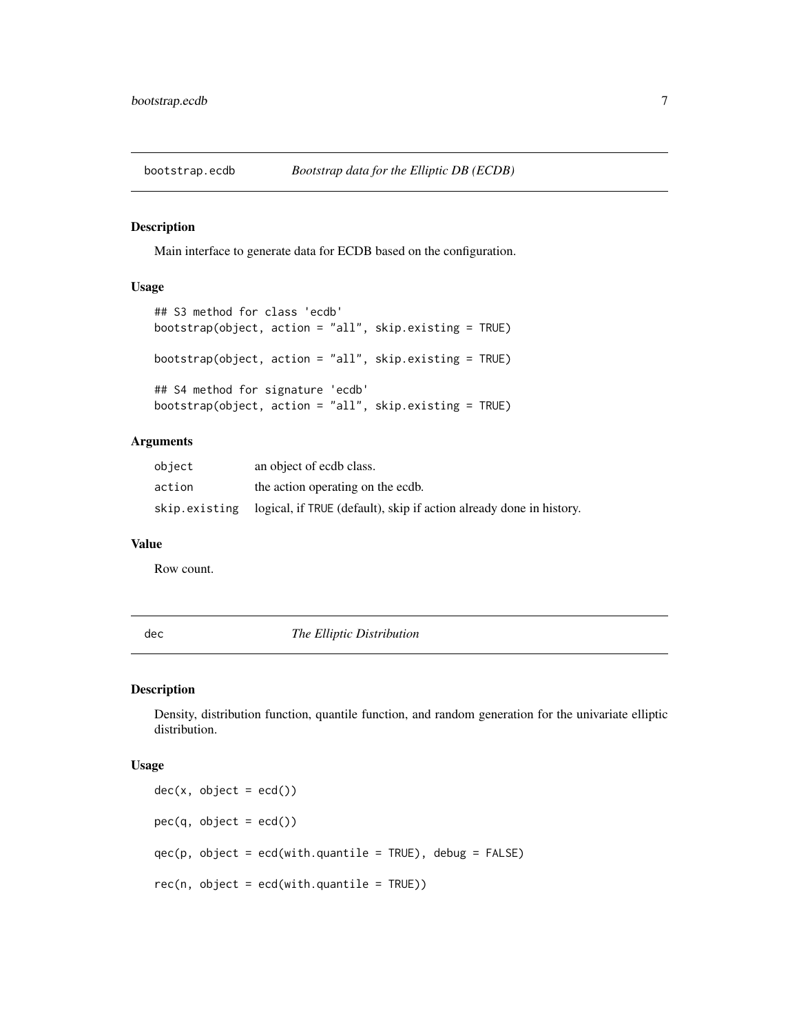## bootstrap.ecdb — *Bootstrap data for the Elliptic DB (ECDB)*

### Description

Main interface to generate data for ECDB based on the configuration.

### Usage

```
## S3 method for class 'ecdb'
bootstrap(object, action = "all", skip.existing = TRUE)

bootstrap(object, action = "all", skip.existing = TRUE)

## S4 method for signature 'ecdb'
bootstrap(object, action = "all", skip.existing = TRUE)
```

### Arguments

| | |
|---|---|
| `object` | an object of ecdb class. |
| `action` | the action operating on the ecdb. |
| `skip.existing` | logical, if `TRUE` (default), skip if action already done in history. |

### Value

Row count.

## dec — *The Elliptic Distribution*

### Description

Density, distribution function, quantile function, and random generation for the univariate elliptic distribution.

### Usage

```
dec(x, object = ecd())

pec(q, object = ecd())

qec(p, object = ecd(with.quantile = TRUE), debug = FALSE)

rec(n, object = ecd(with.quantile = TRUE))
```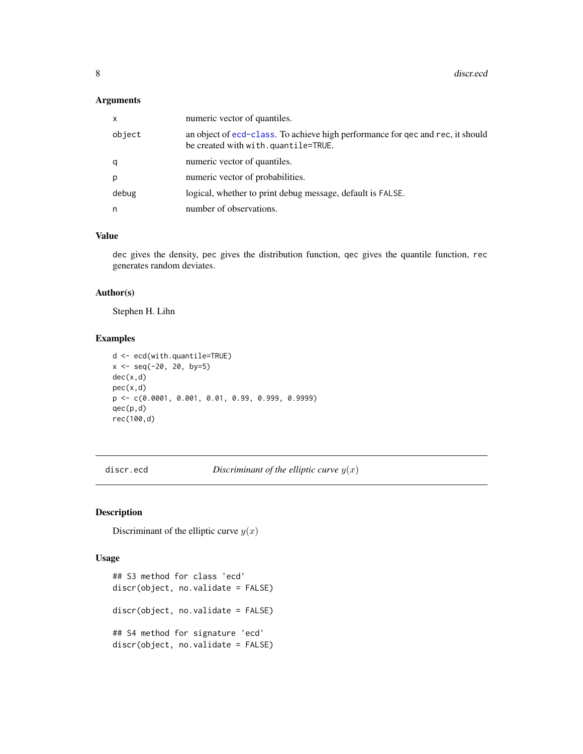### Arguments

| | |
|---|---|
| x | numeric vector of quantiles. |
| object | an object of ecd-class. To achieve high performance for qec and rec, it should be created with with.quantile=TRUE. |
| q | numeric vector of quantiles. |
| p | numeric vector of probabilities. |
| debug | logical, whether to print debug message, default is FALSE. |
| n | number of observations. |

### Value

dec gives the density, pec gives the distribution function, qec gives the quantile function, rec generates random deviates.

### Author(s)

Stephen H. Lihn

### Examples

```
d <- ecd(with.quantile=TRUE)
x <- seq(-20, 20, by=5)
dec(x,d)
pec(x,d)
p <- c(0.0001, 0.001, 0.01, 0.99, 0.999, 0.9999)
qec(p,d)
rec(100,d)
```

---

## discr.ecd — *Discriminant of the elliptic curve $y(x)$*

### Description

Discriminant of the elliptic curve $y(x)$

### Usage

```
## S3 method for class 'ecd'
discr(object, no.validate = FALSE)

discr(object, no.validate = FALSE)

## S4 method for signature 'ecd'
discr(object, no.validate = FALSE)
```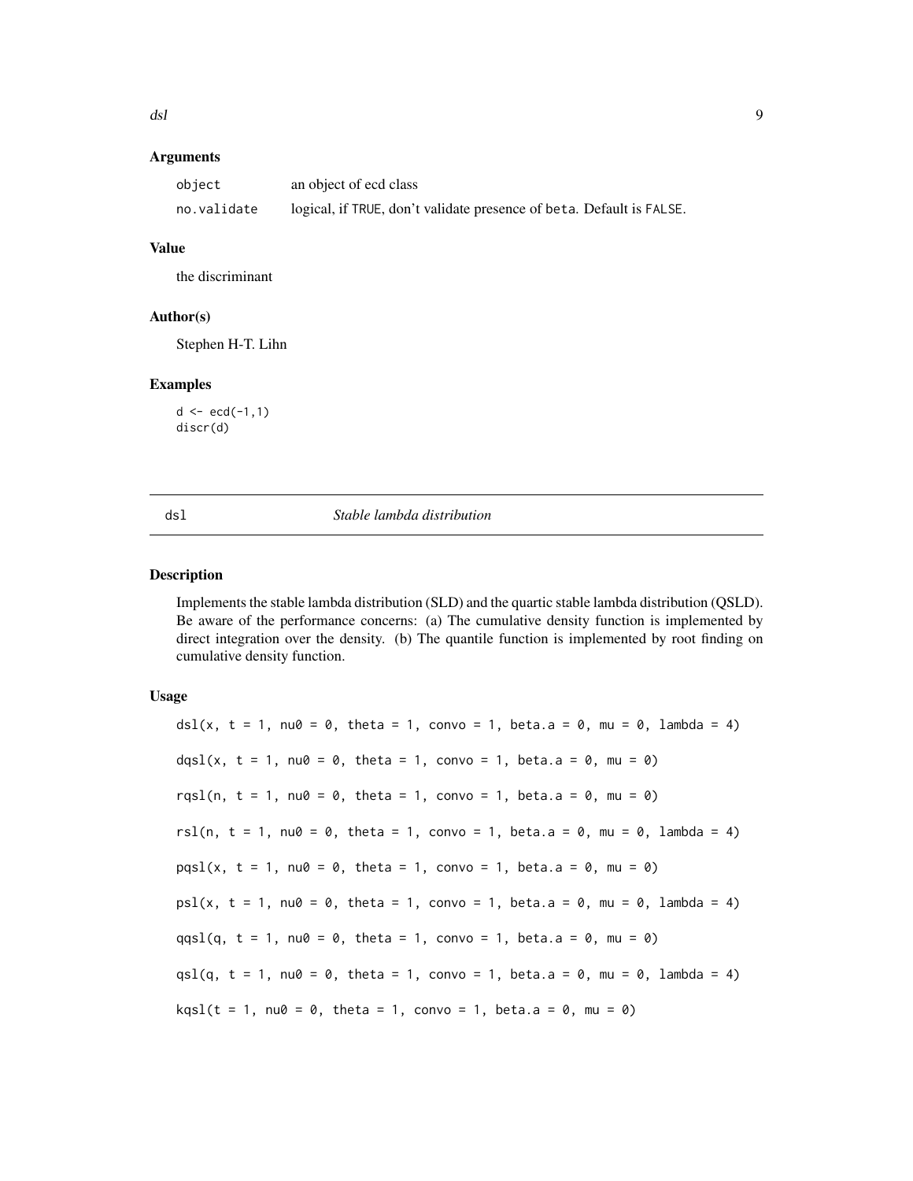### Arguments

| | |
|---|---|
| object | an object of ecd class |
| no.validate | logical, if TRUE, don't validate presence of beta. Default is FALSE. |

### Value

the discriminant

### Author(s)

Stephen H-T. Lihn

### Examples

```
d <- ecd(-1,1)
discr(d)
```

---

## dsl — *Stable lambda distribution*

### Description

Implements the stable lambda distribution (SLD) and the quartic stable lambda distribution (QSLD). Be aware of the performance concerns: (a) The cumulative density function is implemented by direct integration over the density. (b) The quantile function is implemented by root finding on cumulative density function.

### Usage

```
dsl(x, t = 1, nu0 = 0, theta = 1, convo = 1, beta.a = 0, mu = 0, lambda = 4)

dqsl(x, t = 1, nu0 = 0, theta = 1, convo = 1, beta.a = 0, mu = 0)

rqsl(n, t = 1, nu0 = 0, theta = 1, convo = 1, beta.a = 0, mu = 0)

rsl(n, t = 1, nu0 = 0, theta = 1, convo = 1, beta.a = 0, mu = 0, lambda = 4)

pqsl(x, t = 1, nu0 = 0, theta = 1, convo = 1, beta.a = 0, mu = 0)

psl(x, t = 1, nu0 = 0, theta = 1, convo = 1, beta.a = 0, mu = 0, lambda = 4)

qqsl(q, t = 1, nu0 = 0, theta = 1, convo = 1, beta.a = 0, mu = 0)

qsl(q, t = 1, nu0 = 0, theta = 1, convo = 1, beta.a = 0, mu = 0, lambda = 4)

kqsl(t = 1, nu0 = 0, theta = 1, convo = 1, beta.a = 0, mu = 0)
```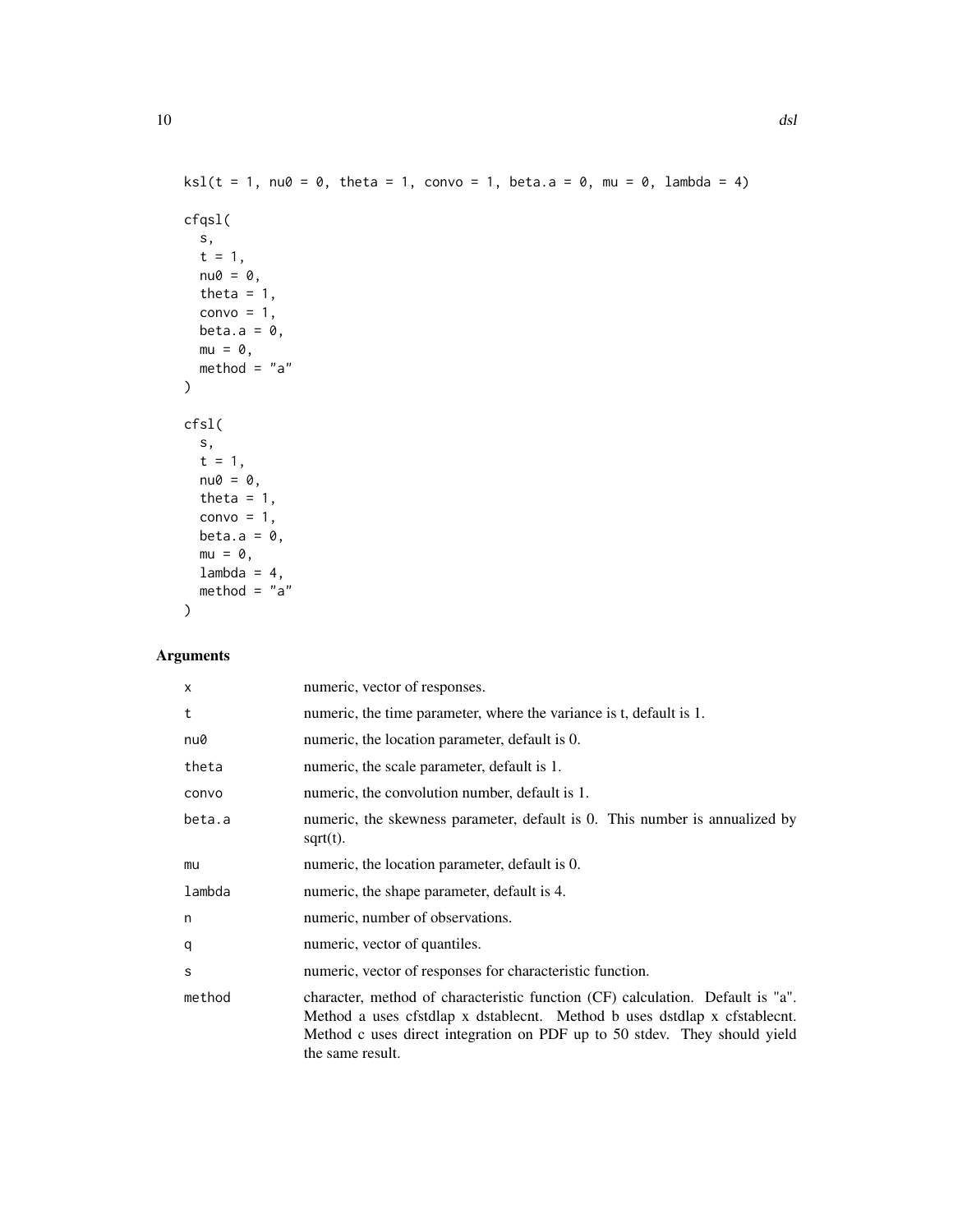```
ksl(t = 1, nu0 = 0, theta = 1, convo = 1, beta.a = 0, mu = 0, lambda = 4)

cfqsl(
  s,
  t = 1,
  nu0 = 0,
  theta = 1,
  convo = 1,
  beta.a = 0,
  mu = 0,
  method = "a"
)

cfsl(
  s,
  t = 1,
  nu0 = 0,
  theta = 1,
  convo = 1,
  beta.a = 0,
  mu = 0,
  lambda = 4,
  method = "a"
)
```

## Arguments

| Argument | Description |
|---|---|
| x | numeric, vector of responses. |
| t | numeric, the time parameter, where the variance is t, default is 1. |
| nu0 | numeric, the location parameter, default is 0. |
| theta | numeric, the scale parameter, default is 1. |
| convo | numeric, the convolution number, default is 1. |
| beta.a | numeric, the skewness parameter, default is 0. This number is annualized by sqrt(t). |
| mu | numeric, the location parameter, default is 0. |
| lambda | numeric, the shape parameter, default is 4. |
| n | numeric, number of observations. |
| q | numeric, vector of quantiles. |
| s | numeric, vector of responses for characteristic function. |
| method | character, method of characteristic function (CF) calculation. Default is "a". Method a uses cfstdlap x dstablecnt. Method b uses dstdlap x cfstablecnt. Method c uses direct integration on PDF up to 50 stdev. They should yield the same result. |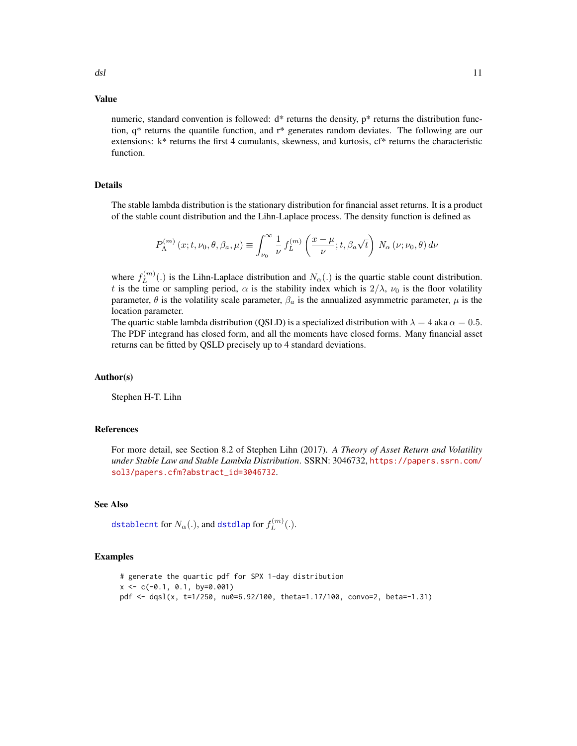### Value

numeric, standard convention is followed: d* returns the density, p* returns the distribution function, q* returns the quantile function, and r* generates random deviates. The following are our extensions: k* returns the first 4 cumulants, skewness, and kurtosis, cf* returns the characteristic function.

### Details

The stable lambda distribution is the stationary distribution for financial asset returns. It is a product of the stable count distribution and the Lihn-Laplace process. The density function is defined as

$$P_\Lambda^{(m)}\left(x; t, \nu_0, \theta, \beta_a, \mu\right) \equiv \int_{\nu_0}^{\infty} \frac{1}{\nu}\, f_L^{(m)}\left(\frac{x-\mu}{\nu}; t, \beta_a\sqrt{t}\right)\, N_\alpha\left(\nu; \nu_0, \theta\right) d\nu$$

where $f_L^{(m)}(.)$ is the Lihn-Laplace distribution and $N_\alpha(.)$ is the quartic stable count distribution. $t$ is the time or sampling period, $\alpha$ is the stability index which is $2/\lambda$, $\nu_0$ is the floor volatility parameter, $\theta$ is the volatility scale parameter, $\beta_a$ is the annualized asymmetric parameter, $\mu$ is the location parameter.

The quartic stable lambda distribution (QSLD) is a specialized distribution with $\lambda = 4$ aka $\alpha = 0.5$. The PDF integrand has closed form, and all the moments have closed forms. Many financial asset returns can be fitted by QSLD precisely up to 4 standard deviations.

### Author(s)

Stephen H-T. Lihn

### References

For more detail, see Section 8.2 of Stephen Lihn (2017). *A Theory of Asset Return and Volatility under Stable Law and Stable Lambda Distribution*. SSRN: 3046732, https://papers.ssrn.com/sol3/papers.cfm?abstract_id=3046732.

### See Also

dstablecnt for $N_\alpha(.)$, and dstdlap for $f_L^{(m)}(.)$.

### Examples

```
# generate the quartic pdf for SPX 1-day distribution
x <- c(-0.1, 0.1, by=0.001)
pdf <- dqsl(x, t=1/250, nu0=6.92/100, theta=1.17/100, convo=2, beta=-1.31)
```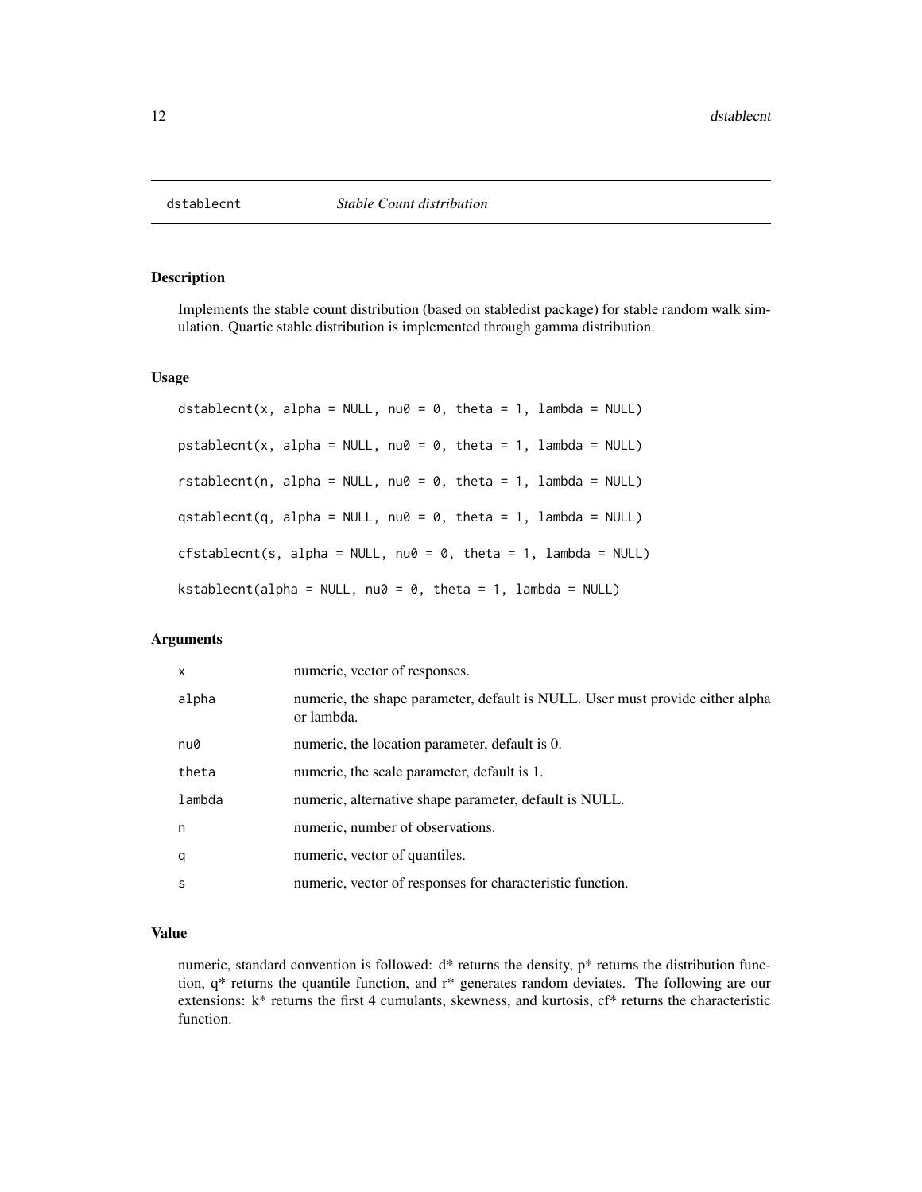# dstablecnt — *Stable Count distribution*

## Description

Implements the stable count distribution (based on stabledist package) for stable random walk simulation. Quartic stable distribution is implemented through gamma distribution.

## Usage

```
dstablecnt(x, alpha = NULL, nu0 = 0, theta = 1, lambda = NULL)

pstablecnt(x, alpha = NULL, nu0 = 0, theta = 1, lambda = NULL)

rstablecnt(n, alpha = NULL, nu0 = 0, theta = 1, lambda = NULL)

qstablecnt(q, alpha = NULL, nu0 = 0, theta = 1, lambda = NULL)

cfstablecnt(s, alpha = NULL, nu0 = 0, theta = 1, lambda = NULL)

kstablecnt(alpha = NULL, nu0 = 0, theta = 1, lambda = NULL)
```

## Arguments

| | |
|---|---|
| x | numeric, vector of responses. |
| alpha | numeric, the shape parameter, default is NULL. User must provide either alpha or lambda. |
| nu0 | numeric, the location parameter, default is 0. |
| theta | numeric, the scale parameter, default is 1. |
| lambda | numeric, alternative shape parameter, default is NULL. |
| n | numeric, number of observations. |
| q | numeric, vector of quantiles. |
| s | numeric, vector of responses for characteristic function. |

## Value

numeric, standard convention is followed: d* returns the density, p* returns the distribution function, q* returns the quantile function, and r* generates random deviates. The following are our extensions: k* returns the first 4 cumulants, skewness, and kurtosis, cf* returns the characteristic function.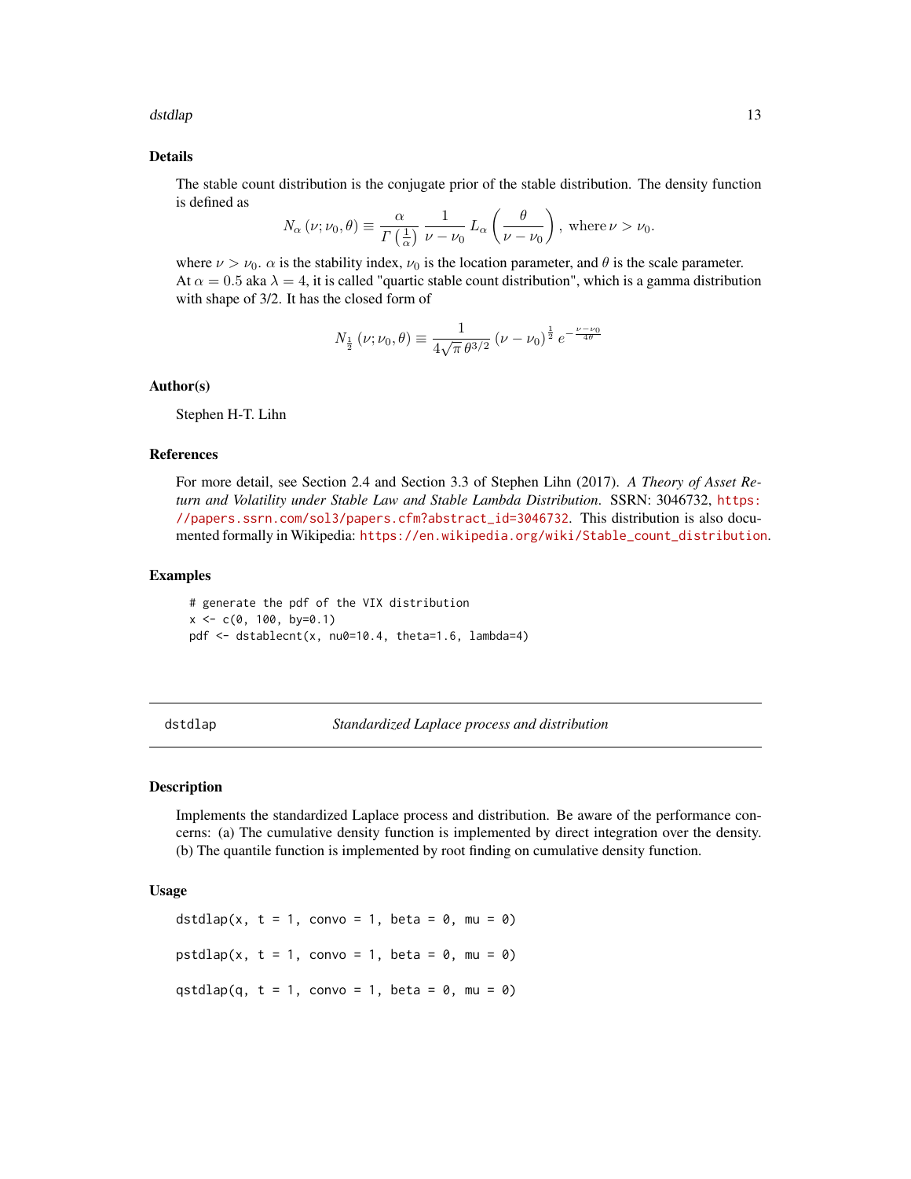### Details

The stable count distribution is the conjugate prior of the stable distribution. The density function is defined as

$$N_\alpha\left(\nu; \nu_0, \theta\right) \equiv \frac{\alpha}{\Gamma\left(\frac{1}{\alpha}\right)} \, \frac{1}{\nu - \nu_0} \, L_\alpha\left(\frac{\theta}{\nu - \nu_0}\right), \text{ where } \nu > \nu_0.$$

where $\nu > \nu_0$. $\alpha$ is the stability index, $\nu_0$ is the location parameter, and $\theta$ is the scale parameter. At $\alpha = 0.5$ aka $\lambda = 4$, it is called "quartic stable count distribution", which is a gamma distribution with shape of 3/2. It has the closed form of

$$N_{\frac{1}{2}}\left(\nu; \nu_0, \theta\right) \equiv \frac{1}{4\sqrt{\pi}\,\theta^{3/2}} \left(\nu - \nu_0\right)^{\frac{1}{2}} e^{-\frac{\nu - \nu_0}{4\theta}}$$

### Author(s)

Stephen H-T. Lihn

### References

For more detail, see Section 2.4 and Section 3.3 of Stephen Lihn (2017). *A Theory of Asset Return and Volatility under Stable Law and Stable Lambda Distribution*. SSRN: 3046732, https://papers.ssrn.com/sol3/papers.cfm?abstract_id=3046732. This distribution is also documented formally in Wikipedia: https://en.wikipedia.org/wiki/Stable_count_distribution.

### Examples

```
# generate the pdf of the VIX distribution
x <- c(0, 100, by=0.1)
pdf <- dstablecnt(x, nu0=10.4, theta=1.6, lambda=4)
```

---

## dstdlap — *Standardized Laplace process and distribution*

### Description

Implements the standardized Laplace process and distribution. Be aware of the performance concerns: (a) The cumulative density function is implemented by direct integration over the density. (b) The quantile function is implemented by root finding on cumulative density function.

### Usage

```
dstdlap(x, t = 1, convo = 1, beta = 0, mu = 0)

pstdlap(x, t = 1, convo = 1, beta = 0, mu = 0)

qstdlap(q, t = 1, convo = 1, beta = 0, mu = 0)
```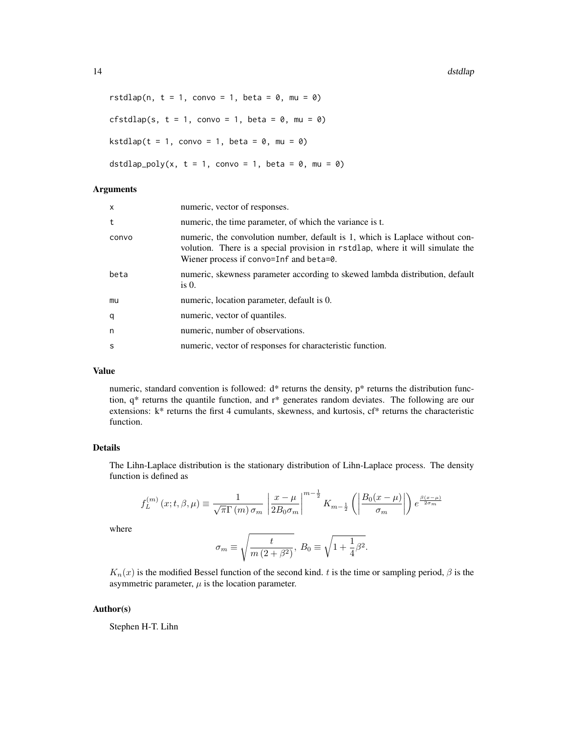```
rstdlap(n, t = 1, convo = 1, beta = 0, mu = 0)

cfstdlap(s, t = 1, convo = 1, beta = 0, mu = 0)

kstdlap(t = 1, convo = 1, beta = 0, mu = 0)

dstdlap_poly(x, t = 1, convo = 1, beta = 0, mu = 0)
```

## Arguments

| | |
|---|---|
| x | numeric, vector of responses. |
| t | numeric, the time parameter, of which the variance is t. |
| convo | numeric, the convolution number, default is 1, which is Laplace without convolution. There is a special provision in rstdlap, where it will simulate the Wiener process if convo=Inf and beta=0. |
| beta | numeric, skewness parameter according to skewed lambda distribution, default is 0. |
| mu | numeric, location parameter, default is 0. |
| q | numeric, vector of quantiles. |
| n | numeric, number of observations. |
| s | numeric, vector of responses for characteristic function. |

## Value

numeric, standard convention is followed: d* returns the density, p* returns the distribution function, q* returns the quantile function, and r* generates random deviates. The following are our extensions: k* returns the first 4 cumulants, skewness, and kurtosis, cf* returns the characteristic function.

## Details

The Lihn-Laplace distribution is the stationary distribution of Lihn-Laplace process. The density function is defined as

$$f_L^{(m)}(x;t,\beta,\mu) \equiv \frac{1}{\sqrt{\pi}\Gamma(m)\,\sigma_m} \left|\frac{x-\mu}{2B_0\sigma_m}\right|^{m-\frac{1}{2}} K_{m-\frac{1}{2}}\left(\left|\frac{B_0(x-\mu)}{\sigma_m}\right|\right) e^{\frac{\beta(x-\mu)}{2\sigma_m}}$$

where

$$\sigma_m \equiv \sqrt{\frac{t}{m\,(2+\beta^2)}},\; B_0 \equiv \sqrt{1+\frac{1}{4}\beta^2}.$$

$K_n(x)$ is the modified Bessel function of the second kind. $t$ is the time or sampling period, $\beta$ is the asymmetric parameter, $\mu$ is the location parameter.

## Author(s)

Stephen H-T. Lihn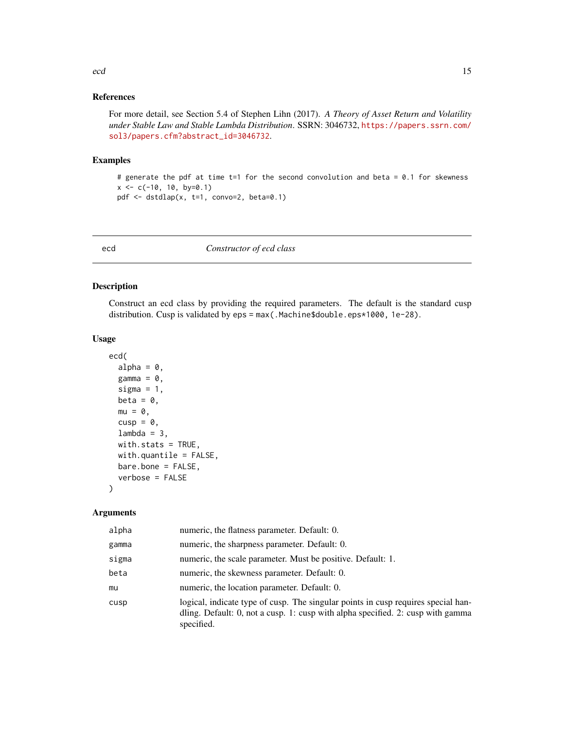### References

For more detail, see Section 5.4 of Stephen Lihn (2017). *A Theory of Asset Return and Volatility under Stable Law and Stable Lambda Distribution*. SSRN: 3046732, https://papers.ssrn.com/sol3/papers.cfm?abstract_id=3046732.

### Examples

```
# generate the pdf at time t=1 for the second convolution and beta = 0.1 for skewness
x <- c(-10, 10, by=0.1)
pdf <- dstdlap(x, t=1, convo=2, beta=0.1)
```

---

## ecd *Constructor of ecd class*

---

### Description

Construct an ecd class by providing the required parameters. The default is the standard cusp distribution. Cusp is validated by `eps = max(.Machine$double.eps*1000, 1e-28)`.

### Usage

```
ecd(
  alpha = 0,
  gamma = 0,
  sigma = 1,
  beta = 0,
  mu = 0,
  cusp = 0,
  lambda = 3,
  with.stats = TRUE,
  with.quantile = FALSE,
  bare.bone = FALSE,
  verbose = FALSE
)
```

### Arguments

| | |
|---|---|
| alpha | numeric, the flatness parameter. Default: 0. |
| gamma | numeric, the sharpness parameter. Default: 0. |
| sigma | numeric, the scale parameter. Must be positive. Default: 1. |
| beta | numeric, the skewness parameter. Default: 0. |
| mu | numeric, the location parameter. Default: 0. |
| cusp | logical, indicate type of cusp. The singular points in cusp requires special handling. Default: 0, not a cusp. 1: cusp with alpha specified. 2: cusp with gamma specified. |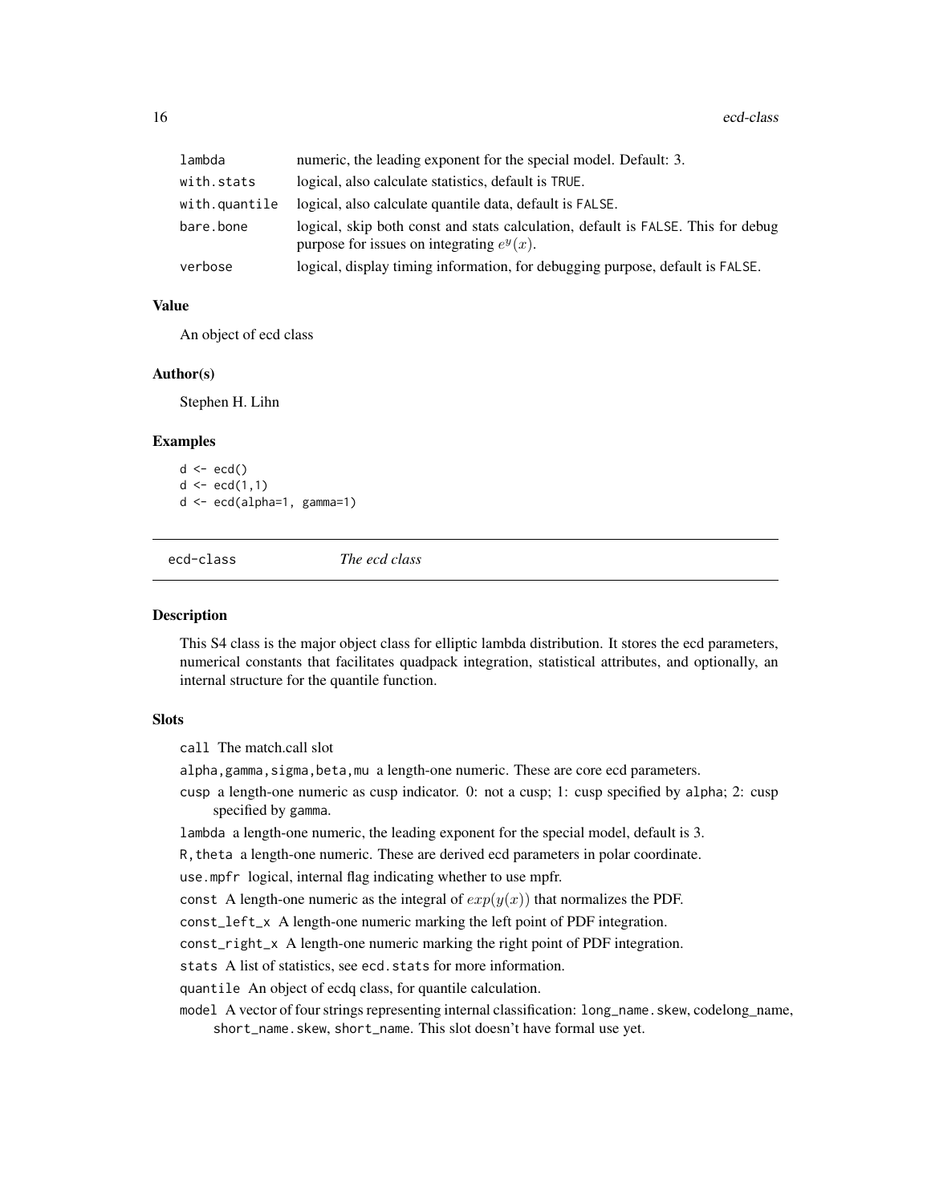| | |
|---|---|
| lambda | numeric, the leading exponent for the special model. Default: 3. |
| with.stats | logical, also calculate statistics, default is TRUE. |
| with.quantile | logical, also calculate quantile data, default is FALSE. |
| bare.bone | logical, skip both const and stats calculation, default is FALSE. This for debug purpose for issues on integrating $e^y(x)$. |
| verbose | logical, display timing information, for debugging purpose, default is FALSE. |

### Value

An object of ecd class

### Author(s)

Stephen H. Lihn

### Examples

```
d <- ecd()
d <- ecd(1,1)
d <- ecd(alpha=1, gamma=1)
```

---

## ecd-class *The ecd class*

### Description

This S4 class is the major object class for elliptic lambda distribution. It stores the ecd parameters, numerical constants that facilitates quadpack integration, statistical attributes, and optionally, an internal structure for the quantile function.

### Slots

- call The match.call slot
- alpha,gamma,sigma,beta,mu a length-one numeric. These are core ecd parameters.
- cusp a length-one numeric as cusp indicator. 0: not a cusp; 1: cusp specified by alpha; 2: cusp specified by gamma.
- lambda a length-one numeric, the leading exponent for the special model, default is 3.
- R,theta a length-one numeric. These are derived ecd parameters in polar coordinate.
- use.mpfr logical, internal flag indicating whether to use mpfr.
- const A length-one numeric as the integral of $exp(y(x))$ that normalizes the PDF.
- const_left_x A length-one numeric marking the left point of PDF integration.
- const_right_x A length-one numeric marking the right point of PDF integration.
- stats A list of statistics, see ecd.stats for more information.
- quantile An object of ecdq class, for quantile calculation.
- model A vector of four strings representing internal classification: long_name.skew, codelong_name, short_name.skew, short_name. This slot doesn't have formal use yet.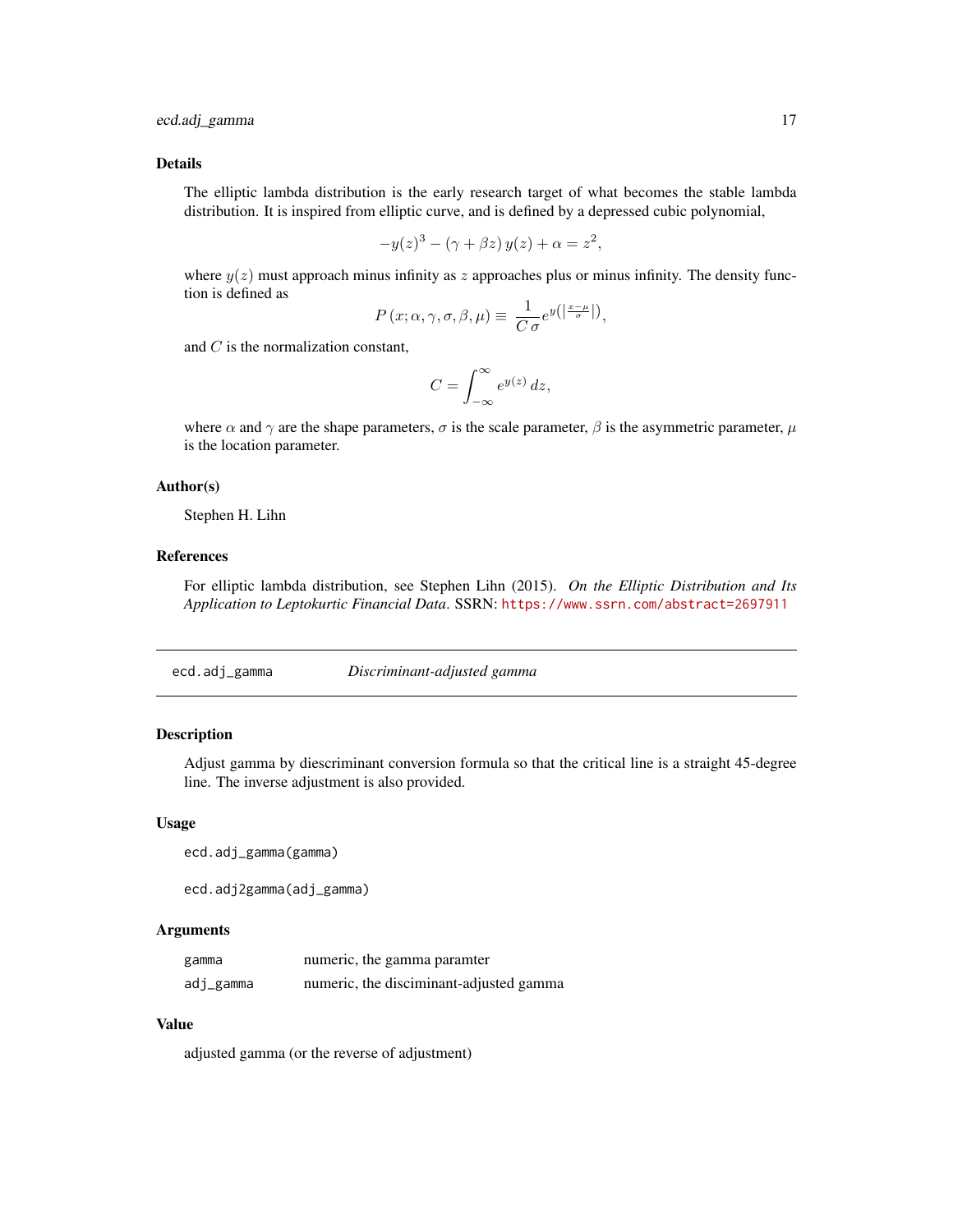### Details

The elliptic lambda distribution is the early research target of what becomes the stable lambda distribution. It is inspired from elliptic curve, and is defined by a depressed cubic polynomial,

$$-y(z)^3 - (\gamma + \beta z)\, y(z) + \alpha = z^2,$$

where $y(z)$ must approach minus infinity as $z$ approaches plus or minus infinity. The density function is defined as

$$P\left(x; \alpha, \gamma, \sigma, \beta, \mu\right) \equiv \frac{1}{C\,\sigma} e^{y\left(\left|\frac{x-\mu}{\sigma}\right|\right)},$$

and $C$ is the normalization constant,

$$C = \int_{-\infty}^{\infty} e^{y(z)}\, dz,$$

where $\alpha$ and $\gamma$ are the shape parameters, $\sigma$ is the scale parameter, $\beta$ is the asymmetric parameter, $\mu$ is the location parameter.

### Author(s)

Stephen H. Lihn

### References

For elliptic lambda distribution, see Stephen Lihn (2015). *On the Elliptic Distribution and Its Application to Leptokurtic Financial Data*. SSRN: https://www.ssrn.com/abstract=2697911

---

## ecd.adj_gamma — *Discriminant-adjusted gamma*

---

### Description

Adjust gamma by diescriminant conversion formula so that the critical line is a straight 45-degree line. The inverse adjustment is also provided.

### Usage

```
ecd.adj_gamma(gamma)

ecd.adj2gamma(adj_gamma)
```

### Arguments

| | |
|---|---|
| gamma | numeric, the gamma paramter |
| adj_gamma | numeric, the disciminant-adjusted gamma |

### Value

adjusted gamma (or the reverse of adjustment)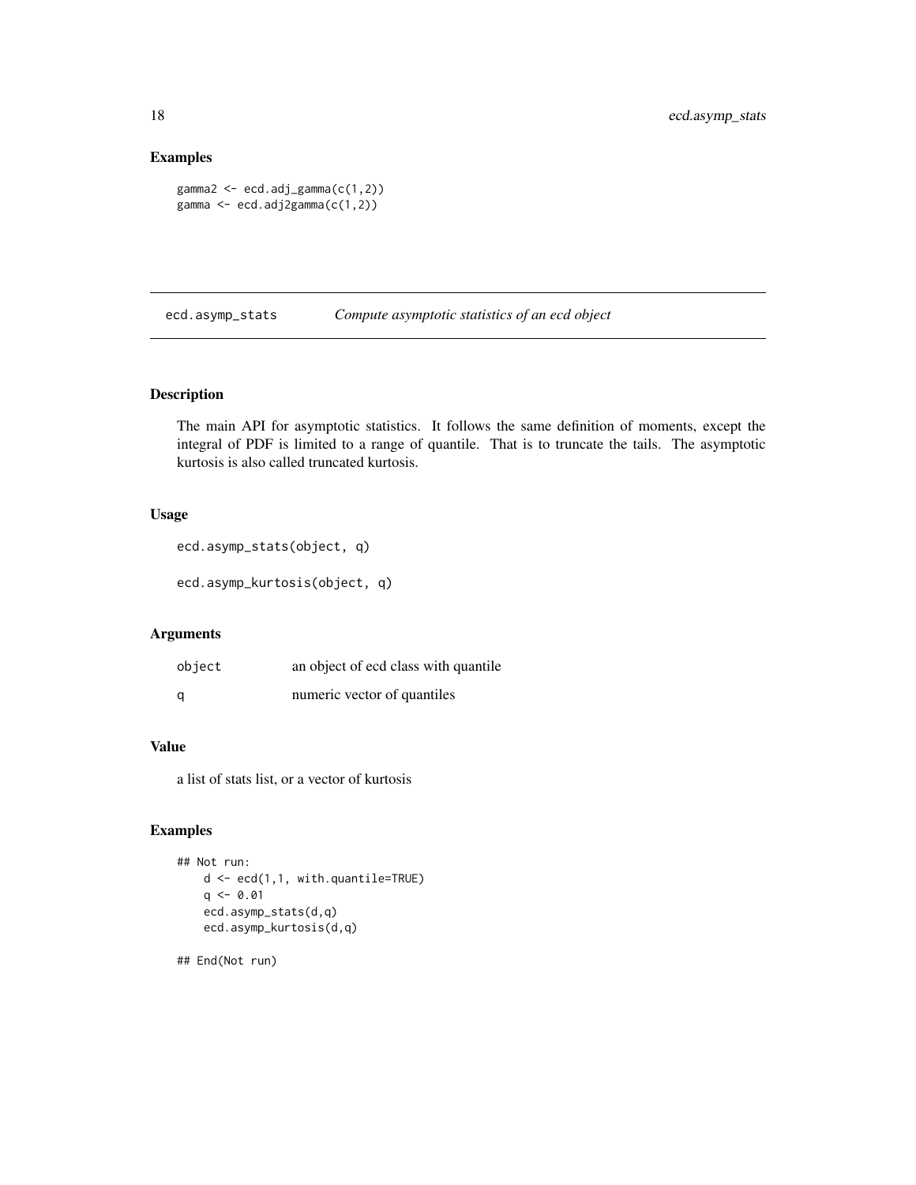## Examples

```
gamma2 <- ecd.adj_gamma(c(1,2))
gamma <- ecd.adj2gamma(c(1,2))
```

---

## ecd.asymp_stats — *Compute asymptotic statistics of an ecd object*

---

### Description

The main API for asymptotic statistics. It follows the same definition of moments, except the integral of PDF is limited to a range of quantile. That is to truncate the tails. The asymptotic kurtosis is also called truncated kurtosis.

### Usage

```
ecd.asymp_stats(object, q)

ecd.asymp_kurtosis(object, q)
```

### Arguments

| | |
|---|---|
| object | an object of ecd class with quantile |
| q | numeric vector of quantiles |

### Value

a list of stats list, or a vector of kurtosis

### Examples

```
## Not run:
    d <- ecd(1,1, with.quantile=TRUE)
    q <- 0.01
    ecd.asymp_stats(d,q)
    ecd.asymp_kurtosis(d,q)

## End(Not run)
```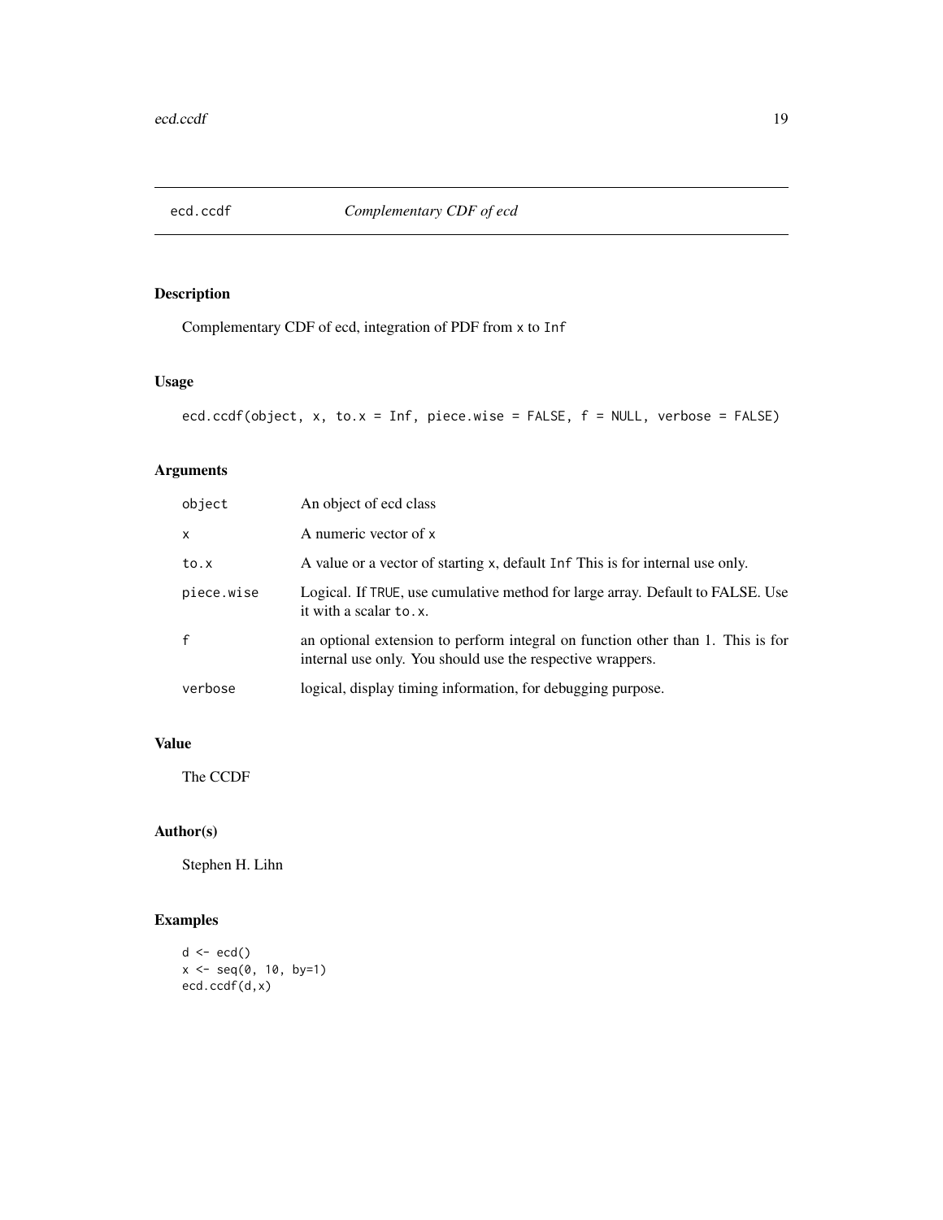# ecd.ccdf — *Complementary CDF of ecd*

## Description

Complementary CDF of ecd, integration of PDF from `x` to `Inf`

## Usage

```
ecd.ccdf(object, x, to.x = Inf, piece.wise = FALSE, f = NULL, verbose = FALSE)
```

## Arguments

| Argument | Description |
| --- | --- |
| `object` | An object of ecd class |
| `x` | A numeric vector of `x` |
| `to.x` | A value or a vector of starting `x`, default `Inf` This is for internal use only. |
| `piece.wise` | Logical. If `TRUE`, use cumulative method for large array. Default to FALSE. Use it with a scalar `to.x`. |
| `f` | an optional extension to perform integral on function other than 1. This is for internal use only. You should use the respective wrappers. |
| `verbose` | logical, display timing information, for debugging purpose. |

## Value

The CCDF

## Author(s)

Stephen H. Lihn

## Examples

```
d <- ecd()
x <- seq(0, 10, by=1)
ecd.ccdf(d,x)
```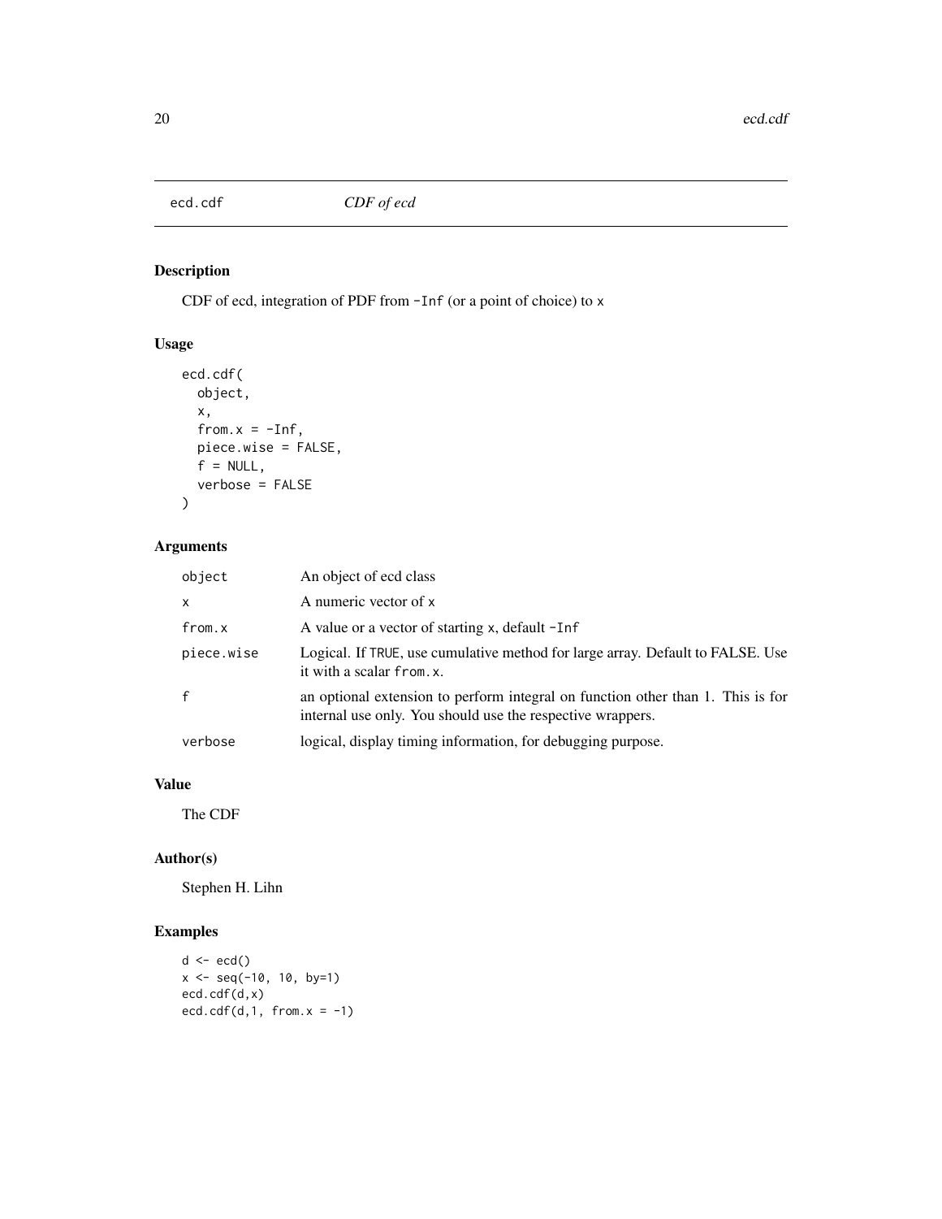## ecd.cdf *CDF of ecd*

### Description

CDF of ecd, integration of PDF from `-Inf` (or a point of choice) to `x`

### Usage

```
ecd.cdf(
  object,
  x,
  from.x = -Inf,
  piece.wise = FALSE,
  f = NULL,
  verbose = FALSE
)
```

### Arguments

| | |
|---|---|
| `object` | An object of ecd class |
| `x` | A numeric vector of `x` |
| `from.x` | A value or a vector of starting `x`, default `-Inf` |
| `piece.wise` | Logical. If `TRUE`, use cumulative method for large array. Default to FALSE. Use it with a scalar `from.x`. |
| `f` | an optional extension to perform integral on function other than 1. This is for internal use only. You should use the respective wrappers. |
| `verbose` | logical, display timing information, for debugging purpose. |

### Value

The CDF

### Author(s)

Stephen H. Lihn

### Examples

```
d <- ecd()
x <- seq(-10, 10, by=1)
ecd.cdf(d,x)
ecd.cdf(d,1, from.x = -1)
```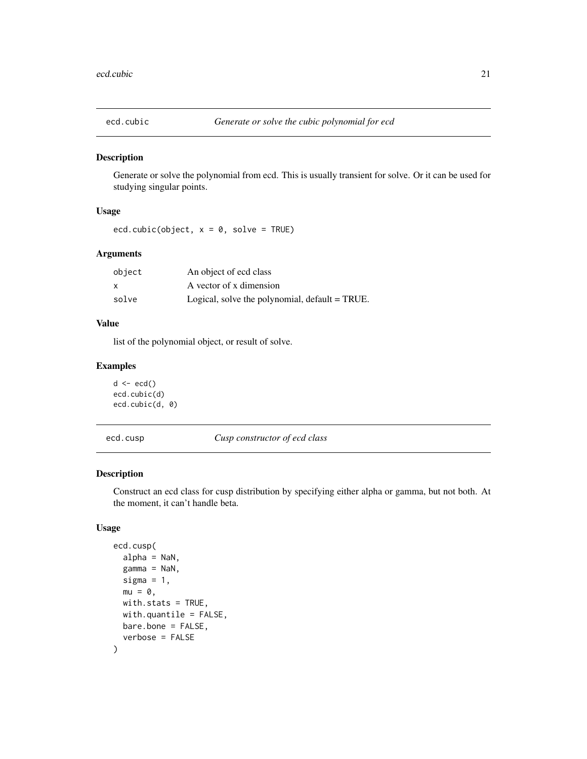## ecd.cubic *Generate or solve the cubic polynomial for ecd*

### Description

Generate or solve the polynomial from ecd. This is usually transient for solve. Or it can be used for studying singular points.

### Usage

```
ecd.cubic(object, x = 0, solve = TRUE)
```

### Arguments

| | |
|---|---|
| object | An object of ecd class |
| x | A vector of x dimension |
| solve | Logical, solve the polynomial, default = TRUE. |

### Value

list of the polynomial object, or result of solve.

### Examples

```
d <- ecd()
ecd.cubic(d)
ecd.cubic(d, 0)
```

## ecd.cusp *Cusp constructor of ecd class*

### Description

Construct an ecd class for cusp distribution by specifying either alpha or gamma, but not both. At the moment, it can't handle beta.

### Usage

```
ecd.cusp(
  alpha = NaN,
  gamma = NaN,
  sigma = 1,
  mu = 0,
  with.stats = TRUE,
  with.quantile = FALSE,
  bare.bone = FALSE,
  verbose = FALSE
)
```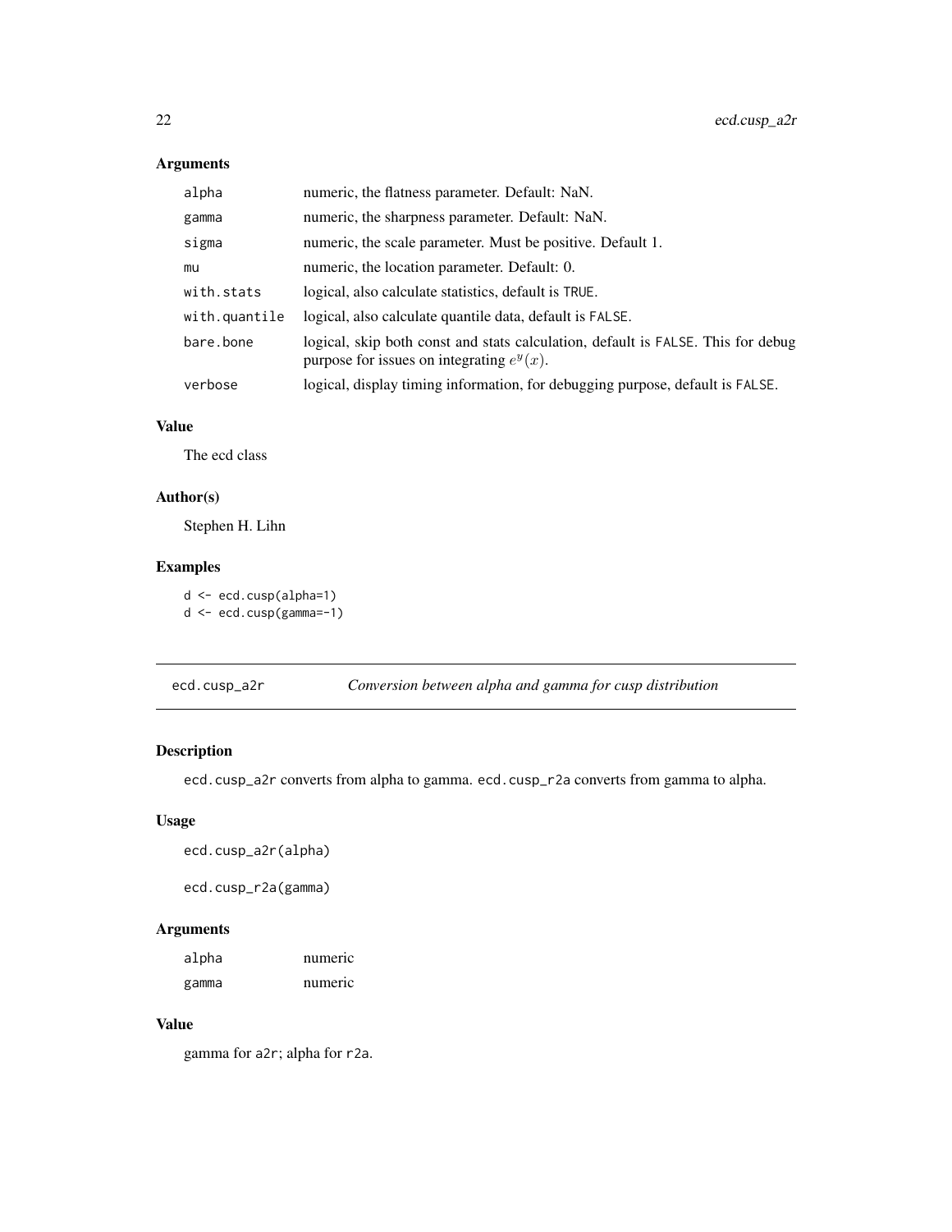### Arguments

| | |
|---|---|
| alpha | numeric, the flatness parameter. Default: NaN. |
| gamma | numeric, the sharpness parameter. Default: NaN. |
| sigma | numeric, the scale parameter. Must be positive. Default 1. |
| mu | numeric, the location parameter. Default: 0. |
| with.stats | logical, also calculate statistics, default is TRUE. |
| with.quantile | logical, also calculate quantile data, default is FALSE. |
| bare.bone | logical, skip both const and stats calculation, default is FALSE. This for debug purpose for issues on integrating $e^y(x)$. |
| verbose | logical, display timing information, for debugging purpose, default is FALSE. |

### Value

The ecd class

### Author(s)

Stephen H. Lihn

### Examples

```
d <- ecd.cusp(alpha=1)
d <- ecd.cusp(gamma=-1)
```

---

## ecd.cusp_a2r — *Conversion between alpha and gamma for cusp distribution*

### Description

ecd.cusp_a2r converts from alpha to gamma. ecd.cusp_r2a converts from gamma to alpha.

### Usage

```
ecd.cusp_a2r(alpha)

ecd.cusp_r2a(gamma)
```

### Arguments

| | |
|---|---|
| alpha | numeric |
| gamma | numeric |

### Value

gamma for a2r; alpha for r2a.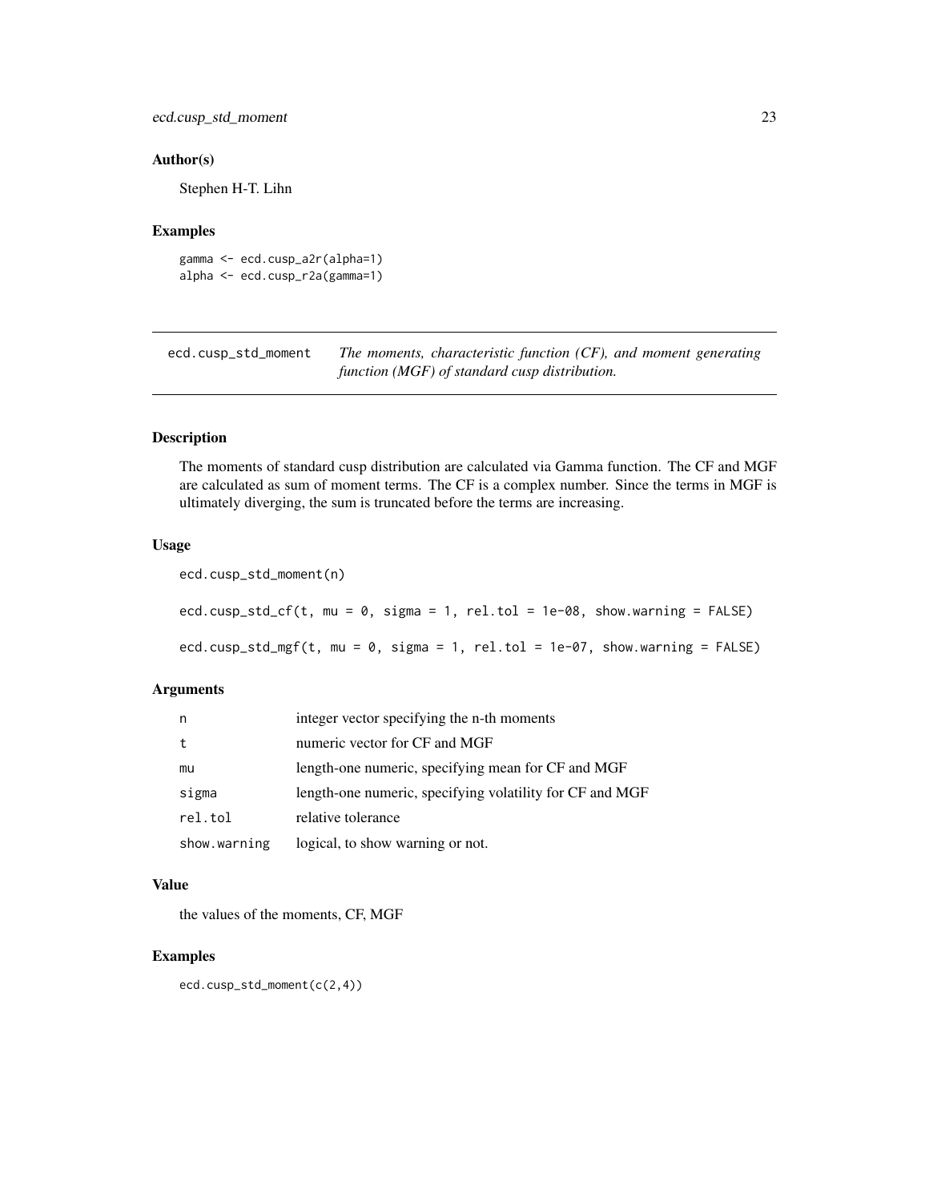### Author(s)

Stephen H-T. Lihn

### Examples

```
gamma <- ecd.cusp_a2r(alpha=1)
alpha <- ecd.cusp_r2a(gamma=1)
```

---

## ecd.cusp_std_moment — *The moments, characteristic function (CF), and moment generating function (MGF) of standard cusp distribution.*

---

### Description

The moments of standard cusp distribution are calculated via Gamma function. The CF and MGF are calculated as sum of moment terms. The CF is a complex number. Since the terms in MGF is ultimately diverging, the sum is truncated before the terms are increasing.

### Usage

```
ecd.cusp_std_moment(n)

ecd.cusp_std_cf(t, mu = 0, sigma = 1, rel.tol = 1e-08, show.warning = FALSE)

ecd.cusp_std_mgf(t, mu = 0, sigma = 1, rel.tol = 1e-07, show.warning = FALSE)
```

### Arguments

| | |
|---|---|
| n | integer vector specifying the n-th moments |
| t | numeric vector for CF and MGF |
| mu | length-one numeric, specifying mean for CF and MGF |
| sigma | length-one numeric, specifying volatility for CF and MGF |
| rel.tol | relative tolerance |
| show.warning | logical, to show warning or not. |

### Value

the values of the moments, CF, MGF

### Examples

```
ecd.cusp_std_moment(c(2,4))
```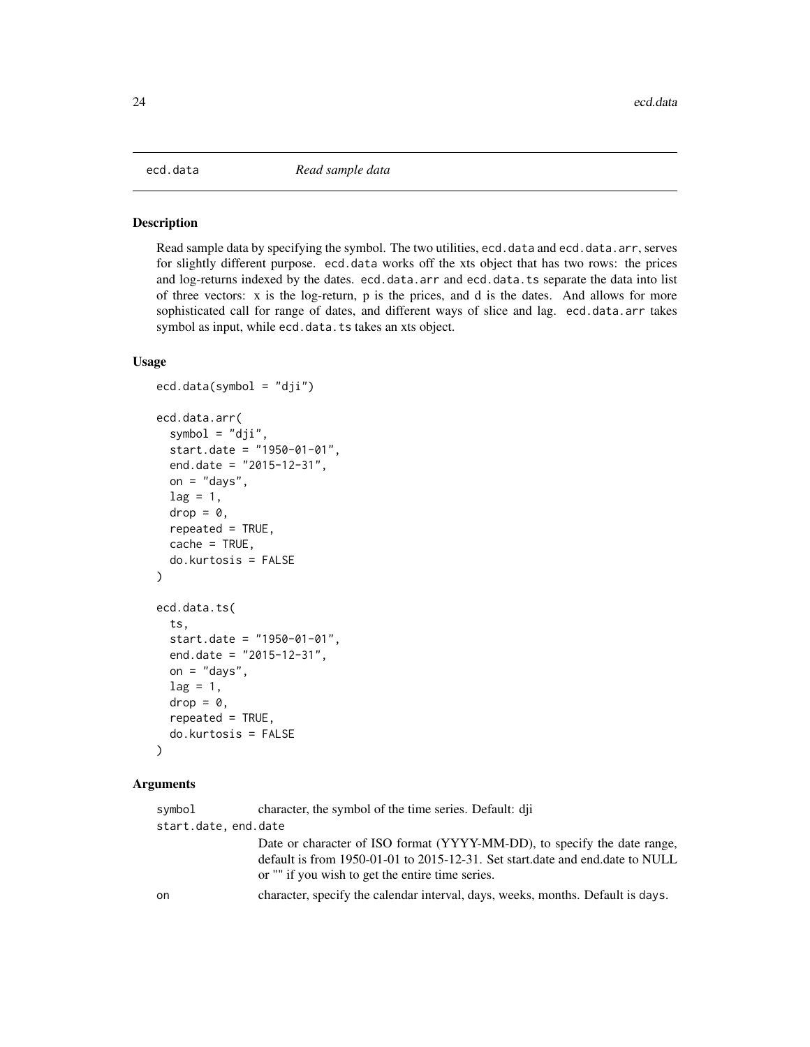## ecd.data *Read sample data*

### Description

Read sample data by specifying the symbol. The two utilities, `ecd.data` and `ecd.data.arr`, serves for slightly different purpose. `ecd.data` works off the xts object that has two rows: the prices and log-returns indexed by the dates. `ecd.data.arr` and `ecd.data.ts` separate the data into list of three vectors: x is the log-return, p is the prices, and d is the dates. And allows for more sophisticated call for range of dates, and different ways of slice and lag. `ecd.data.arr` takes symbol as input, while `ecd.data.ts` takes an xts object.

### Usage

```
ecd.data(symbol = "dji")

ecd.data.arr(
  symbol = "dji",
  start.date = "1950-01-01",
  end.date = "2015-12-31",
  on = "days",
  lag = 1,
  drop = 0,
  repeated = TRUE,
  cache = TRUE,
  do.kurtosis = FALSE
)

ecd.data.ts(
  ts,
  start.date = "1950-01-01",
  end.date = "2015-12-31",
  on = "days",
  lag = 1,
  drop = 0,
  repeated = TRUE,
  do.kurtosis = FALSE
)
```

### Arguments

| | |
|---|---|
| `symbol` | character, the symbol of the time series. Default: dji |
| `start.date, end.date` | Date or character of ISO format (YYYY-MM-DD), to specify the date range, default is from 1950-01-01 to 2015-12-31. Set start.date and end.date to NULL or "" if you wish to get the entire time series. |
| `on` | character, specify the calendar interval, days, weeks, months. Default is `days`. |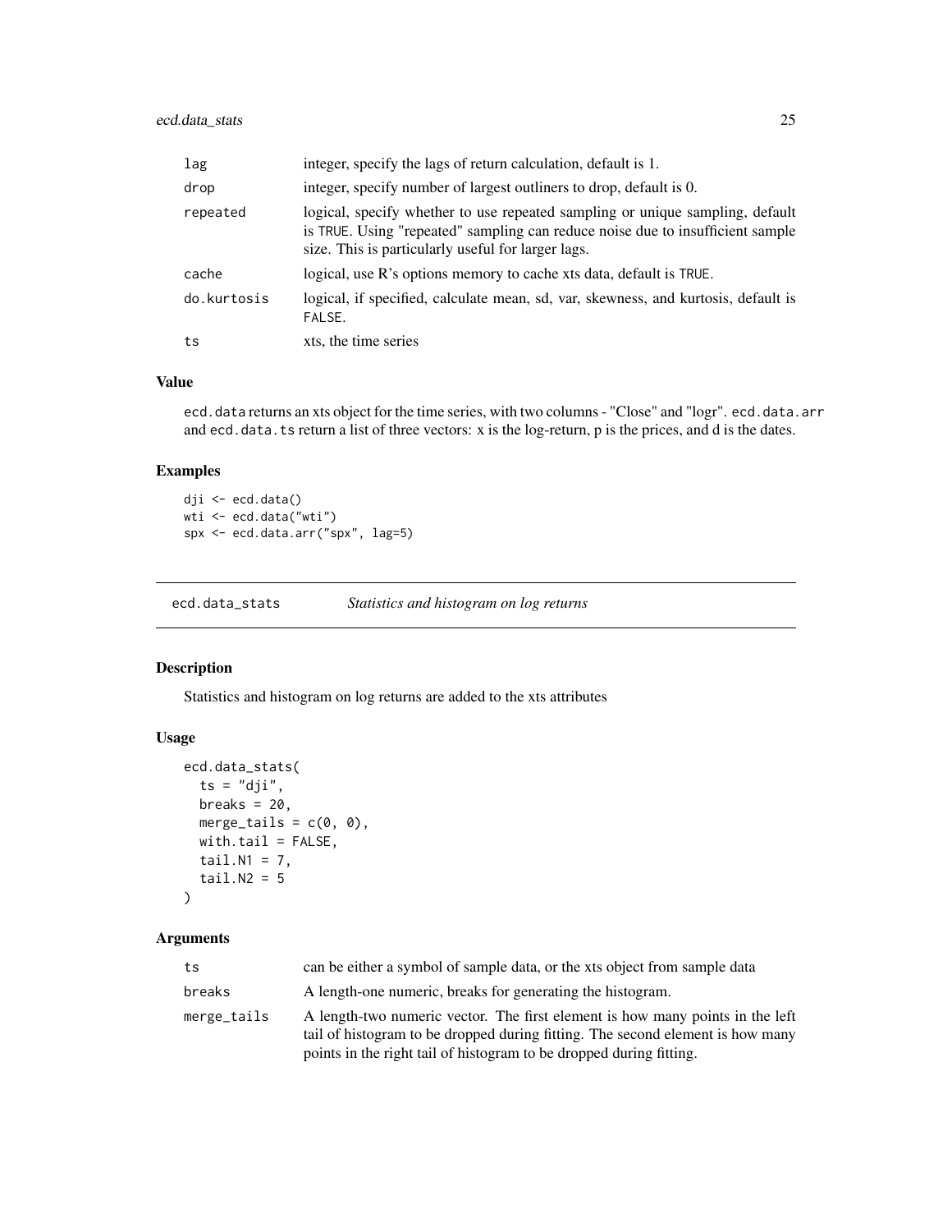| | |
|---|---|
| lag | integer, specify the lags of return calculation, default is 1. |
| drop | integer, specify number of largest outliners to drop, default is 0. |
| repeated | logical, specify whether to use repeated sampling or unique sampling, default is TRUE. Using "repeated" sampling can reduce noise due to insufficient sample size. This is particularly useful for larger lags. |
| cache | logical, use R's options memory to cache xts data, default is TRUE. |
| do.kurtosis | logical, if specified, calculate mean, sd, var, skewness, and kurtosis, default is FALSE. |
| ts | xts, the time series |

### Value

ecd.data returns an xts object for the time series, with two columns - "Close" and "logr". ecd.data.arr and ecd.data.ts return a list of three vectors: x is the log-return, p is the prices, and d is the dates.

### Examples

```
dji <- ecd.data()
wti <- ecd.data("wti")
spx <- ecd.data.arr("spx", lag=5)
```

---

## ecd.data_stats *Statistics and histogram on log returns*

### Description

Statistics and histogram on log returns are added to the xts attributes

### Usage

```
ecd.data_stats(
  ts = "dji",
  breaks = 20,
  merge_tails = c(0, 0),
  with.tail = FALSE,
  tail.N1 = 7,
  tail.N2 = 5
)
```

### Arguments

| | |
|---|---|
| ts | can be either a symbol of sample data, or the xts object from sample data |
| breaks | A length-one numeric, breaks for generating the histogram. |
| merge_tails | A length-two numeric vector. The first element is how many points in the left tail of histogram to be dropped during fitting. The second element is how many points in the right tail of histogram to be dropped during fitting. |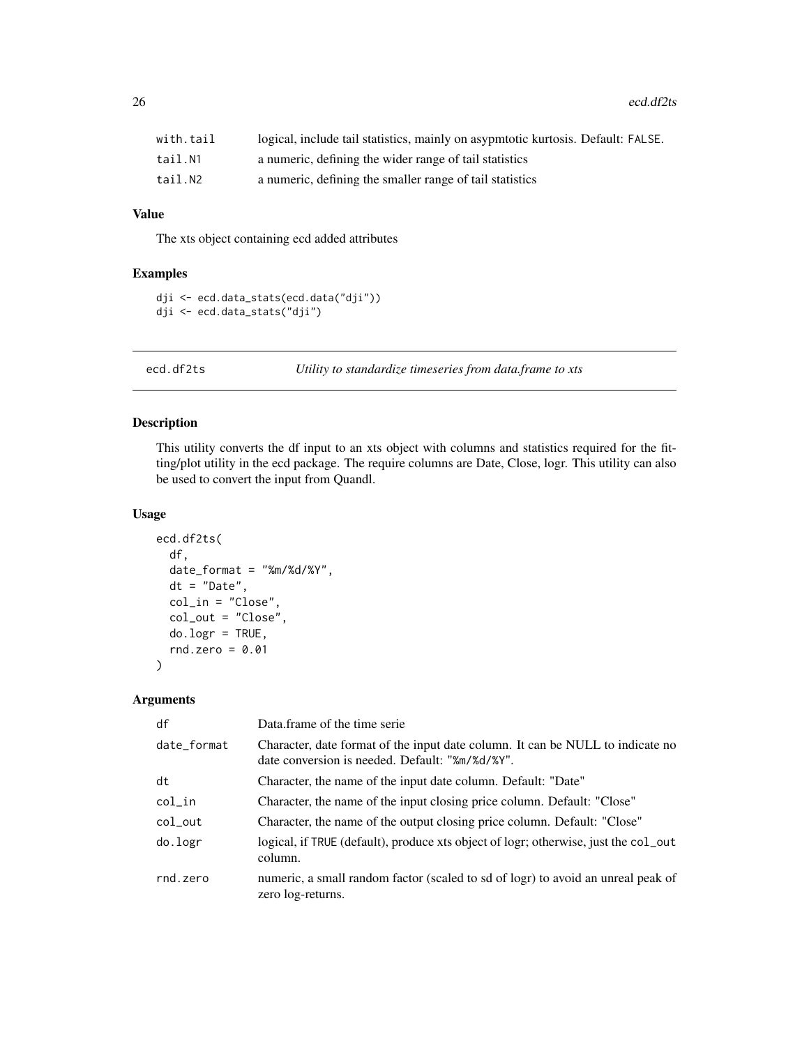| | |
|---|---|
| with.tail | logical, include tail statistics, mainly on asypmtotic kurtosis. Default: FALSE. |
| tail.N1 | a numeric, defining the wider range of tail statistics |
| tail.N2 | a numeric, defining the smaller range of tail statistics |

### Value

The xts object containing ecd added attributes

### Examples

```
dji <- ecd.data_stats(ecd.data("dji"))
dji <- ecd.data_stats("dji")
```

---

## ecd.df2ts *Utility to standardize timeseries from data.frame to xts*

---

### Description

This utility converts the df input to an xts object with columns and statistics required for the fitting/plot utility in the ecd package. The require columns are Date, Close, logr. This utility can also be used to convert the input from Quandl.

### Usage

```
ecd.df2ts(
  df,
  date_format = "%m/%d/%Y",
  dt = "Date",
  col_in = "Close",
  col_out = "Close",
  do.logr = TRUE,
  rnd.zero = 0.01
)
```

### Arguments

| | |
|---|---|
| df | Data.frame of the time serie |
| date_format | Character, date format of the input date column. It can be NULL to indicate no date conversion is needed. Default: "%m/%d/%Y". |
| dt | Character, the name of the input date column. Default: "Date" |
| col_in | Character, the name of the input closing price column. Default: "Close" |
| col_out | Character, the name of the output closing price column. Default: "Close" |
| do.logr | logical, if TRUE (default), produce xts object of logr; otherwise, just the col_out column. |
| rnd.zero | numeric, a small random factor (scaled to sd of logr) to avoid an unreal peak of zero log-returns. |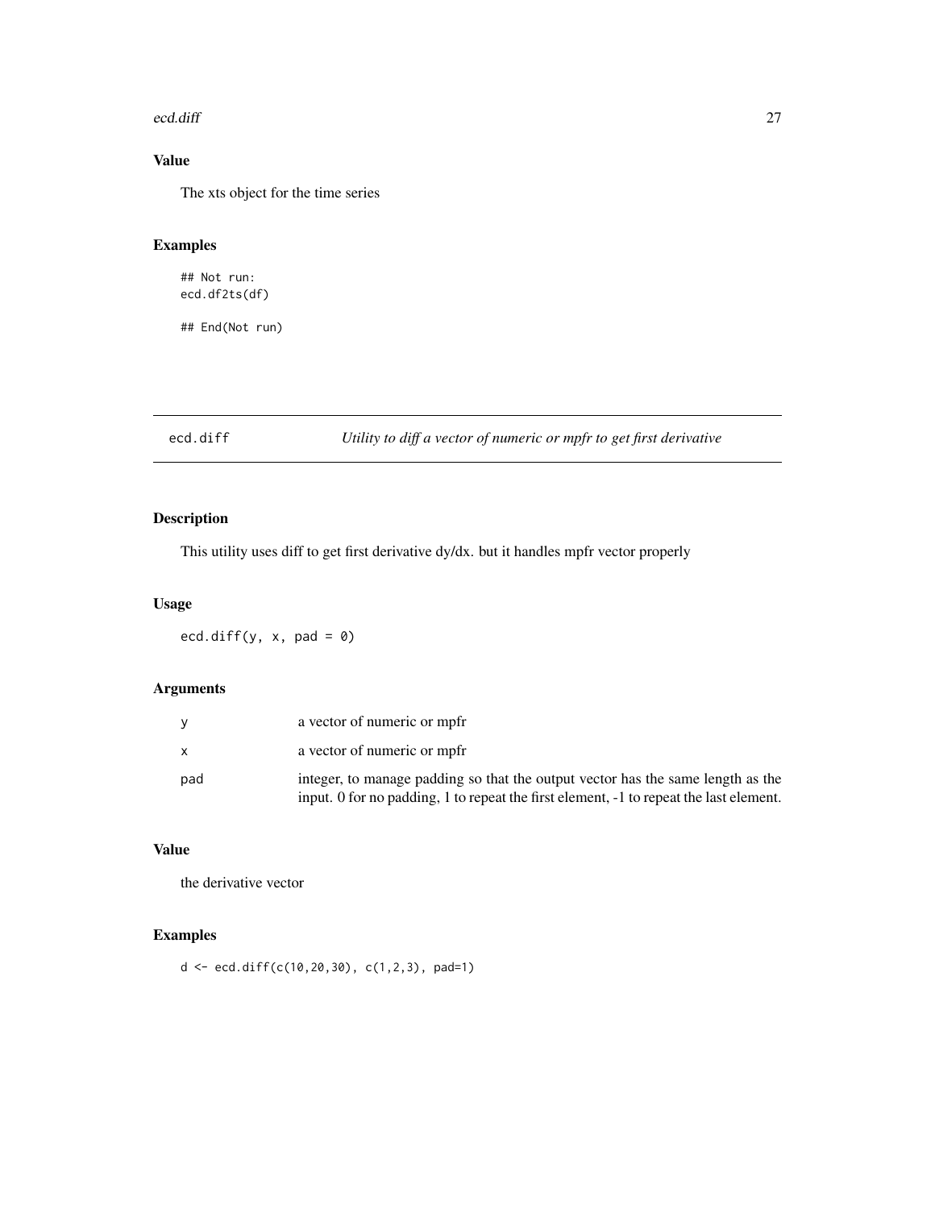## Value

The xts object for the time series

## Examples

```
## Not run:
ecd.df2ts(df)

## End(Not run)
```

---

# ecd.diff — *Utility to diff a vector of numeric or mpfr to get first derivative*

---

## Description

This utility uses diff to get first derivative dy/dx. but it handles mpfr vector properly

## Usage

```
ecd.diff(y, x, pad = 0)
```

## Arguments

| | |
|---|---|
| y | a vector of numeric or mpfr |
| x | a vector of numeric or mpfr |
| pad | integer, to manage padding so that the output vector has the same length as the input. 0 for no padding, 1 to repeat the first element, -1 to repeat the last element. |

## Value

the derivative vector

## Examples

```
d <- ecd.diff(c(10,20,30), c(1,2,3), pad=1)
```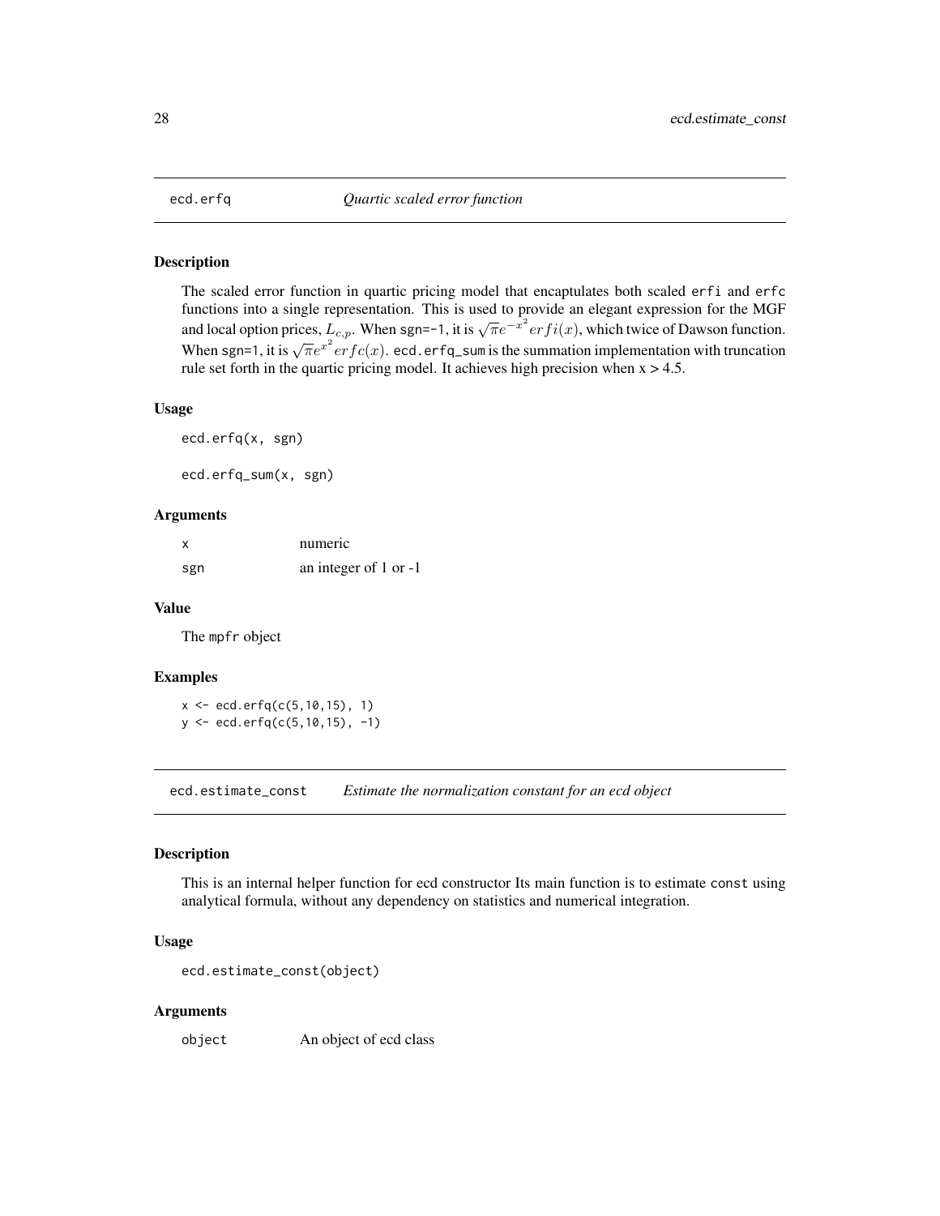## ecd.erfq *Quartic scaled error function*

### Description

The scaled error function in quartic pricing model that encaptulates both scaled erfi and erfc functions into a single representation. This is used to provide an elegant expression for the MGF and local option prices, $L_{c,p}$. When sgn=-1, it is $\sqrt{\pi}e^{-x^2}erfi(x)$, which twice of Dawson function. When sgn=1, it is $\sqrt{\pi}e^{x^2}erfc(x)$. ecd.erfq_sum is the summation implementation with truncation rule set forth in the quartic pricing model. It achieves high precision when x > 4.5.

### Usage

```
ecd.erfq(x, sgn)

ecd.erfq_sum(x, sgn)
```

### Arguments

| | |
|---|---|
| x | numeric |
| sgn | an integer of 1 or -1 |

### Value

The mpfr object

### Examples

```
x <- ecd.erfq(c(5,10,15), 1)
y <- ecd.erfq(c(5,10,15), -1)
```

## ecd.estimate_const *Estimate the normalization constant for an ecd object*

### Description

This is an internal helper function for ecd constructor Its main function is to estimate const using analytical formula, without any dependency on statistics and numerical integration.

### Usage

```
ecd.estimate_const(object)
```

### Arguments

| | |
|---|---|
| object | An object of ecd class |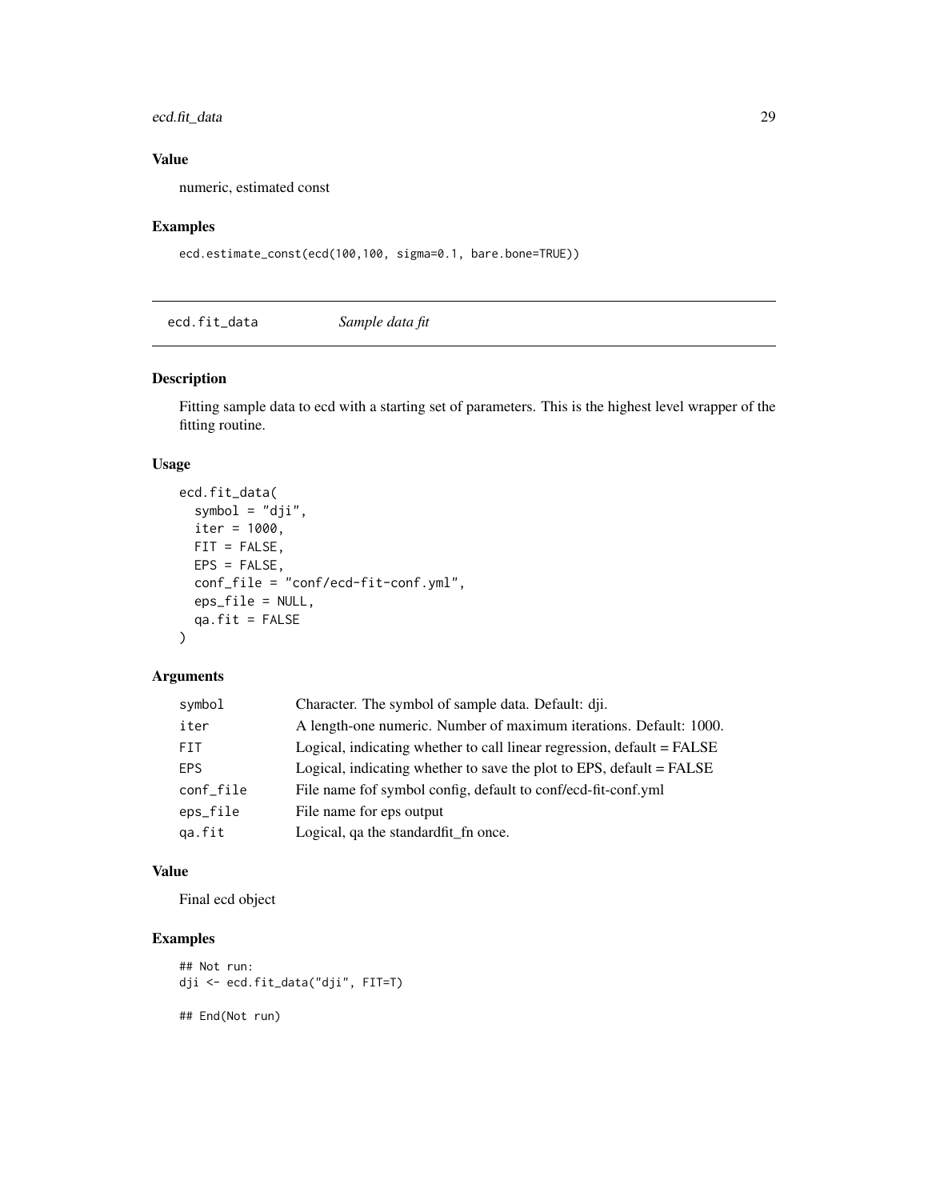### Value

numeric, estimated const

### Examples

```
ecd.estimate_const(ecd(100,100, sigma=0.1, bare.bone=TRUE))
```

---

## ecd.fit_data *Sample data fit*

### Description

Fitting sample data to ecd with a starting set of parameters. This is the highest level wrapper of the fitting routine.

### Usage

```
ecd.fit_data(
  symbol = "dji",
  iter = 1000,
  FIT = FALSE,
  EPS = FALSE,
  conf_file = "conf/ecd-fit-conf.yml",
  eps_file = NULL,
  qa.fit = FALSE
)
```

### Arguments

| | |
|---|---|
| `symbol` | Character. The symbol of sample data. Default: dji. |
| `iter` | A length-one numeric. Number of maximum iterations. Default: 1000. |
| `FIT` | Logical, indicating whether to call linear regression, default = FALSE |
| `EPS` | Logical, indicating whether to save the plot to EPS, default = FALSE |
| `conf_file` | File name fof symbol config, default to conf/ecd-fit-conf.yml |
| `eps_file` | File name for eps output |
| `qa.fit` | Logical, qa the standardfit_fn once. |

### Value

Final ecd object

### Examples

```
## Not run:
dji <- ecd.fit_data("dji", FIT=T)

## End(Not run)
```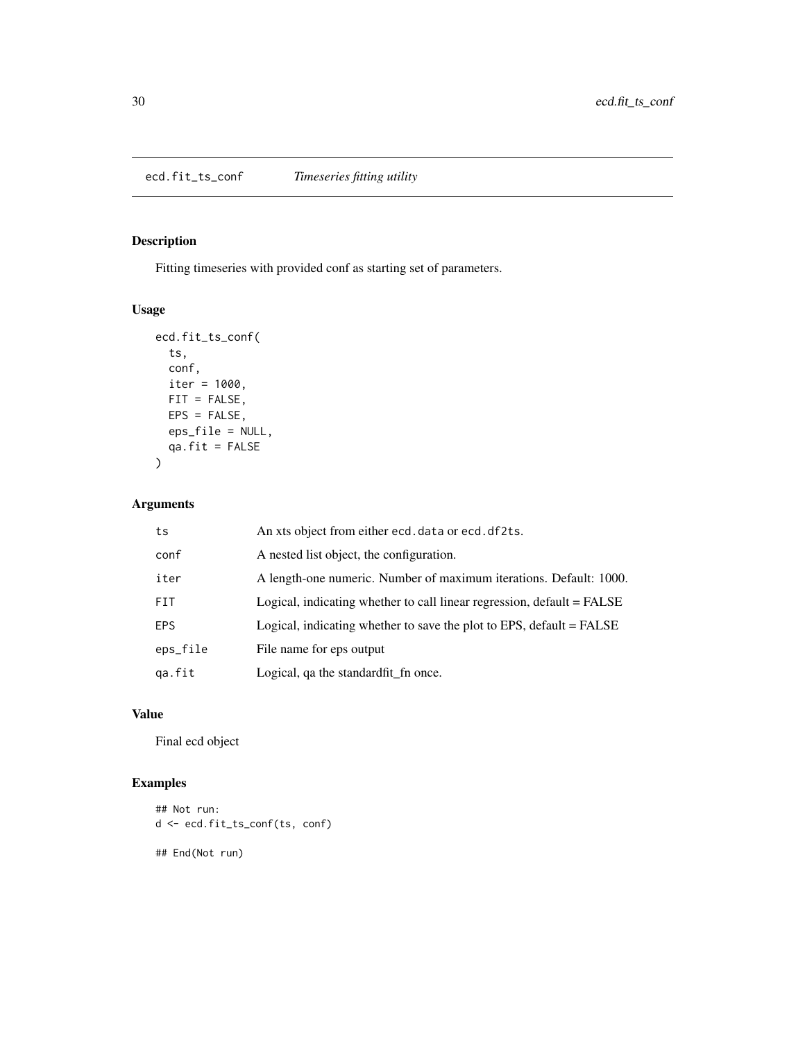## ecd.fit_ts_conf — *Timeseries fitting utility*

### Description

Fitting timeseries with provided conf as starting set of parameters.

### Usage

```
ecd.fit_ts_conf(
  ts,
  conf,
  iter = 1000,
  FIT = FALSE,
  EPS = FALSE,
  eps_file = NULL,
  qa.fit = FALSE
)
```

### Arguments

| | |
|---|---|
| `ts` | An xts object from either `ecd.data` or `ecd.df2ts`. |
| `conf` | A nested list object, the configuration. |
| `iter` | A length-one numeric. Number of maximum iterations. Default: 1000. |
| `FIT` | Logical, indicating whether to call linear regression, default = FALSE |
| `EPS` | Logical, indicating whether to save the plot to EPS, default = FALSE |
| `eps_file` | File name for eps output |
| `qa.fit` | Logical, qa the standardfit_fn once. |

### Value

Final ecd object

### Examples

```
## Not run:
d <- ecd.fit_ts_conf(ts, conf)

## End(Not run)
```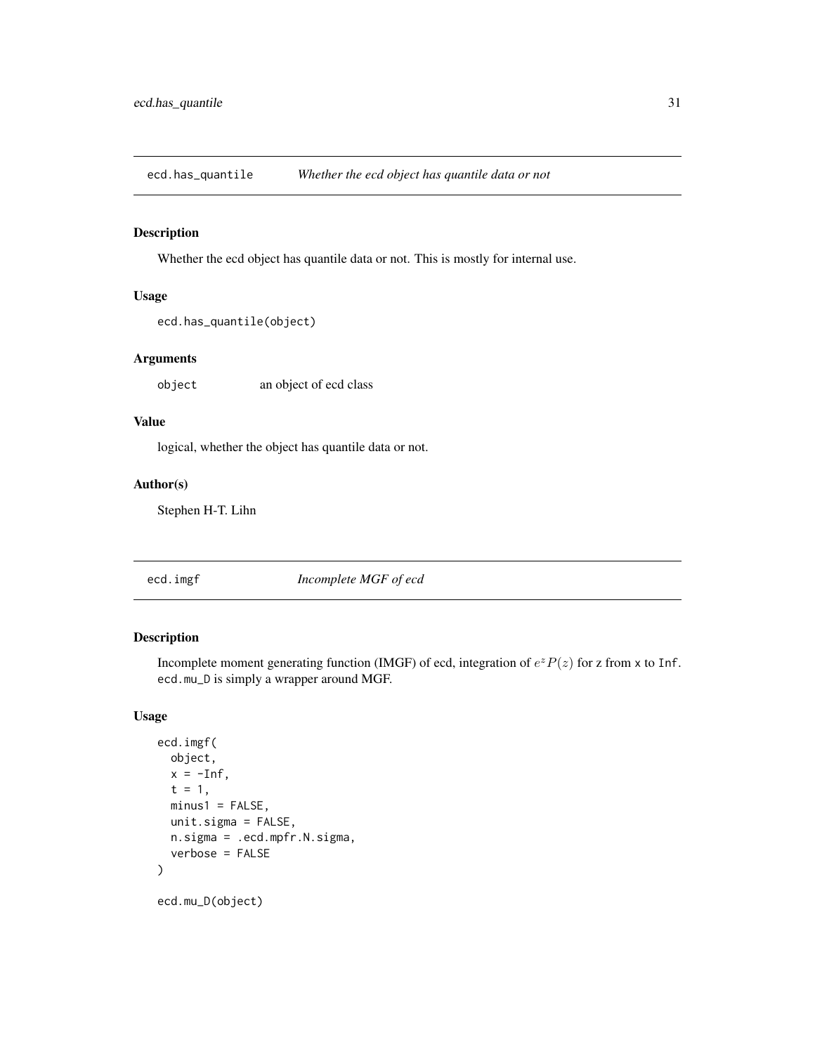## ecd.has_quantile *Whether the ecd object has quantile data or not*

### Description

Whether the ecd object has quantile data or not. This is mostly for internal use.

### Usage

```
ecd.has_quantile(object)
```

### Arguments

| | |
|---|---|
| object | an object of ecd class |

### Value

logical, whether the object has quantile data or not.

### Author(s)

Stephen H-T. Lihn

## ecd.imgf *Incomplete MGF of ecd*

### Description

Incomplete moment generating function (IMGF) of ecd, integration of $e^z P(z)$ for z from x to Inf. ecd.mu_D is simply a wrapper around MGF.

### Usage

```
ecd.imgf(
  object,
  x = -Inf,
  t = 1,
  minus1 = FALSE,
  unit.sigma = FALSE,
  n.sigma = .ecd.mpfr.N.sigma,
  verbose = FALSE
)

ecd.mu_D(object)
```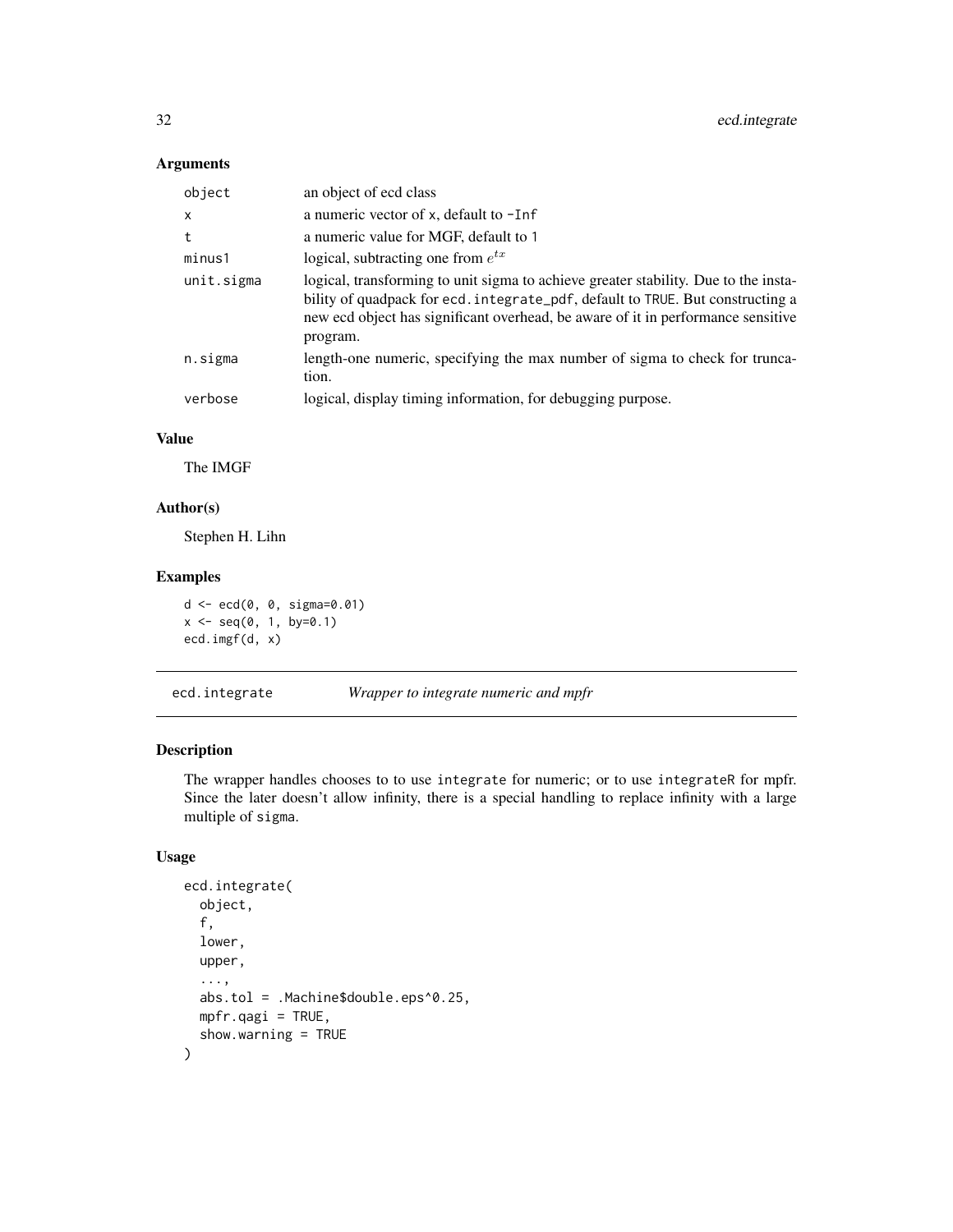### Arguments

| | |
|---|---|
| object | an object of ecd class |
| x | a numeric vector of x, default to -Inf |
| t | a numeric value for MGF, default to 1 |
| minus1 | logical, subtracting one from $e^{tx}$ |
| unit.sigma | logical, transforming to unit sigma to achieve greater stability. Due to the instability of quadpack for ecd.integrate_pdf, default to TRUE. But constructing a new ecd object has significant overhead, be aware of it in performance sensitive program. |
| n.sigma | length-one numeric, specifying the max number of sigma to check for truncation. |
| verbose | logical, display timing information, for debugging purpose. |

### Value

The IMGF

### Author(s)

Stephen H. Lihn

### Examples

```
d <- ecd(0, 0, sigma=0.01)
x <- seq(0, 1, by=0.1)
ecd.imgf(d, x)
```

---

## ecd.integrate *Wrapper to integrate numeric and mpfr*

### Description

The wrapper handles chooses to to use integrate for numeric; or to use integrateR for mpfr. Since the later doesn't allow infinity, there is a special handling to replace infinity with a large multiple of sigma.

### Usage

```
ecd.integrate(
  object,
  f,
  lower,
  upper,
  ...,
  abs.tol = .Machine$double.eps^0.25,
  mpfr.qagi = TRUE,
  show.warning = TRUE
)
```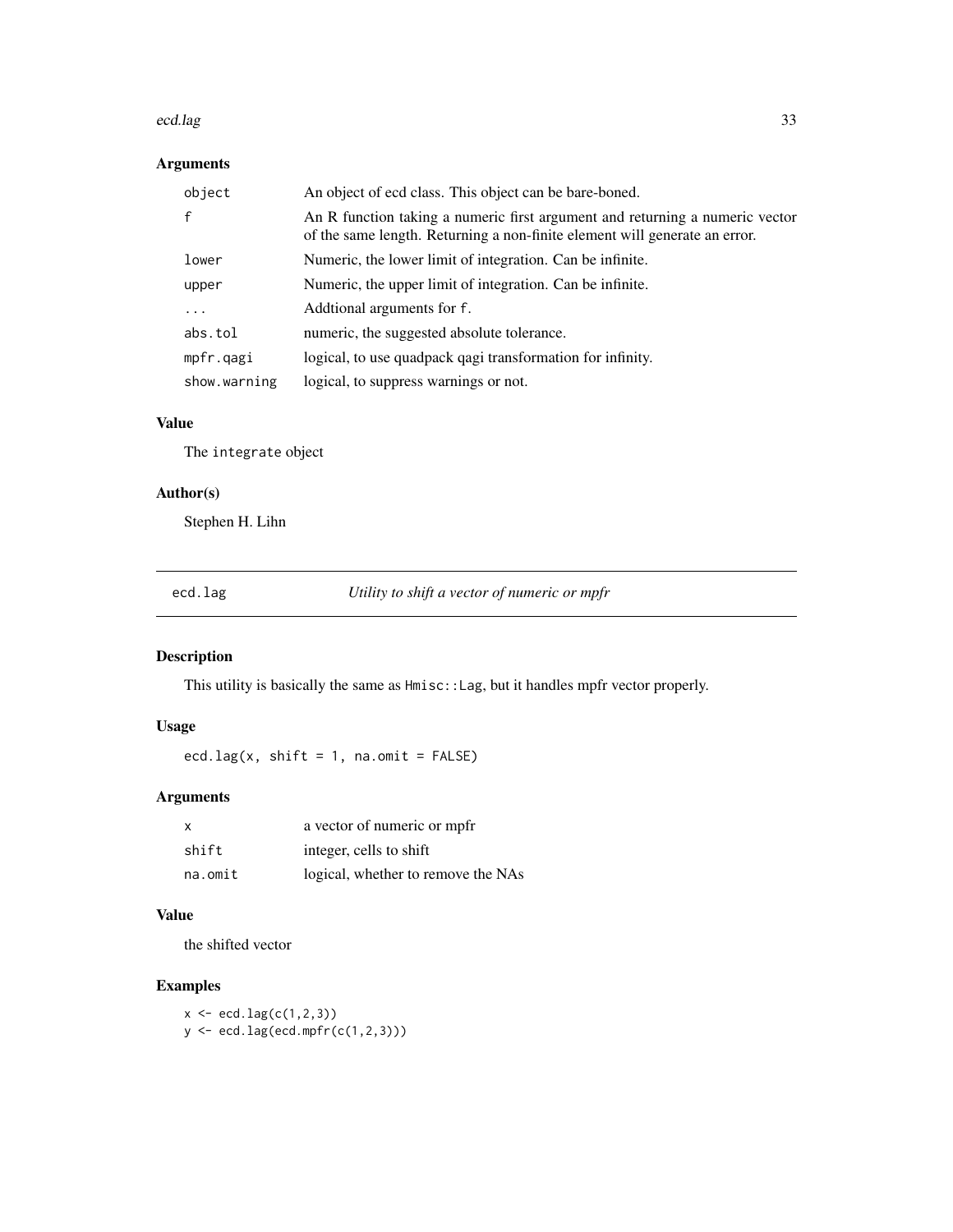### Arguments

| | |
|---|---|
| object | An object of ecd class. This object can be bare-boned. |
| f | An R function taking a numeric first argument and returning a numeric vector of the same length. Returning a non-finite element will generate an error. |
| lower | Numeric, the lower limit of integration. Can be infinite. |
| upper | Numeric, the upper limit of integration. Can be infinite. |
| ... | Addtional arguments for f. |
| abs.tol | numeric, the suggested absolute tolerance. |
| mpfr.qagi | logical, to use quadpack qagi transformation for infinity. |
| show.warning | logical, to suppress warnings or not. |

### Value

The integrate object

### Author(s)

Stephen H. Lihn

---

## ecd.lag — *Utility to shift a vector of numeric or mpfr*

### Description

This utility is basically the same as Hmisc::Lag, but it handles mpfr vector properly.

### Usage

```
ecd.lag(x, shift = 1, na.omit = FALSE)
```

### Arguments

| | |
|---|---|
| x | a vector of numeric or mpfr |
| shift | integer, cells to shift |
| na.omit | logical, whether to remove the NAs |

### Value

the shifted vector

### Examples

```
x <- ecd.lag(c(1,2,3))
y <- ecd.lag(ecd.mpfr(c(1,2,3)))
```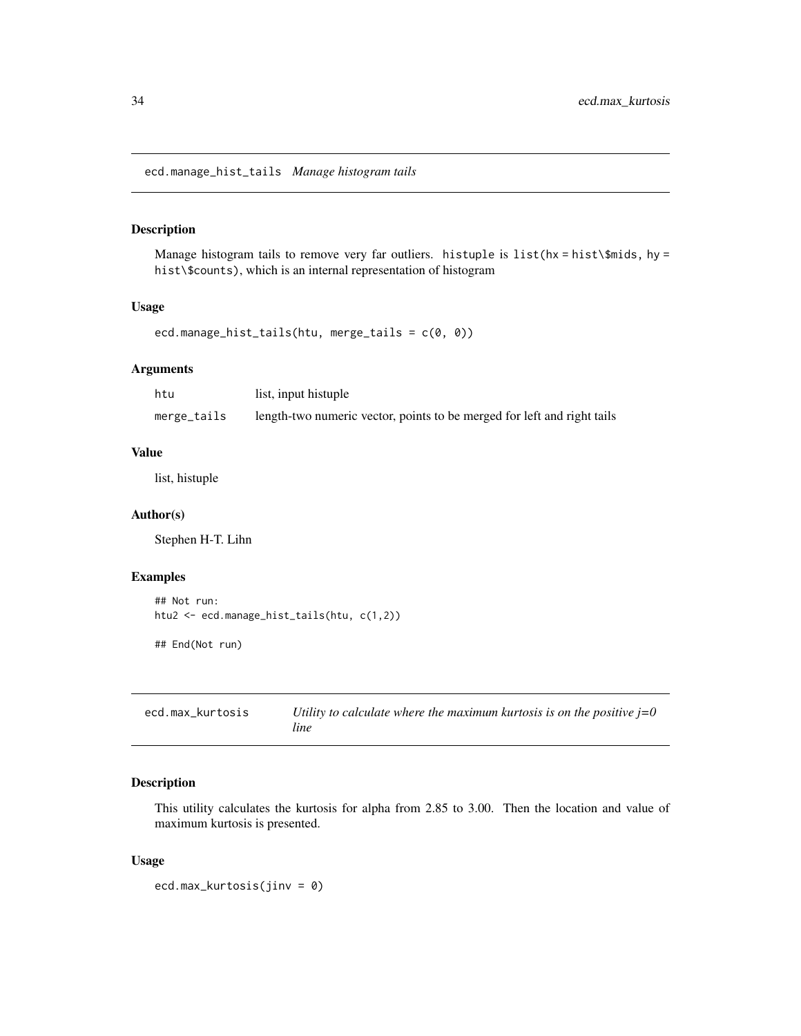## ecd.manage_hist_tails *Manage histogram tails*

### Description

Manage histogram tails to remove very far outliers. `histuple` is `list(hx = hist\$mids, hy = hist\$counts)`, which is an internal representation of histogram

### Usage

```
ecd.manage_hist_tails(htu, merge_tails = c(0, 0))
```

### Arguments

| | |
|---|---|
| `htu` | list, input histuple |
| `merge_tails` | length-two numeric vector, points to be merged for left and right tails |

### Value

list, histuple

### Author(s)

Stephen H-T. Lihn

### Examples

```
## Not run:
htu2 <- ecd.manage_hist_tails(htu, c(1,2))

## End(Not run)
```

## ecd.max_kurtosis *Utility to calculate where the maximum kurtosis is on the positive j=0 line*

### Description

This utility calculates the kurtosis for alpha from 2.85 to 3.00. Then the location and value of maximum kurtosis is presented.

### Usage

```
ecd.max_kurtosis(jinv = 0)
```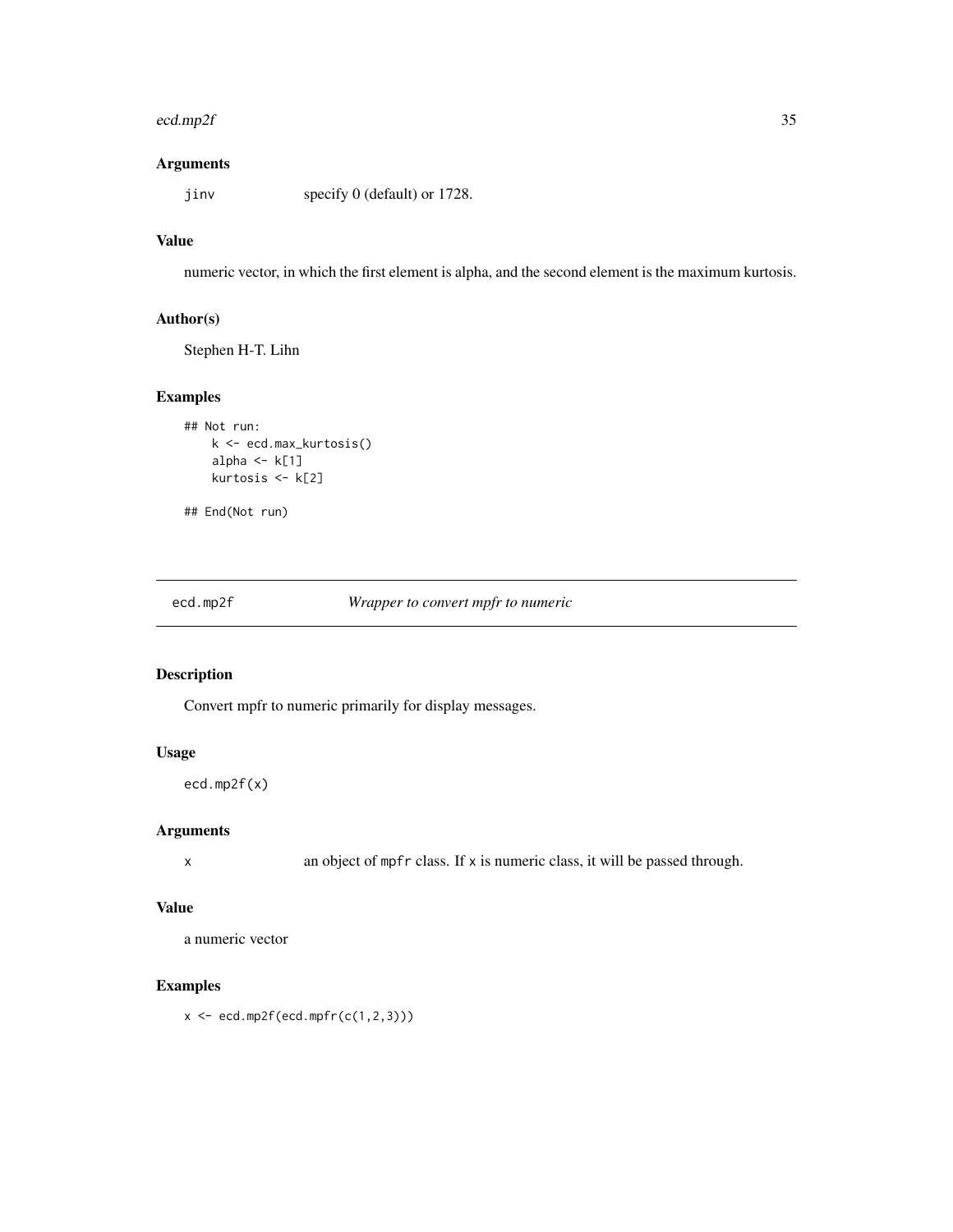### Arguments

jinv specify 0 (default) or 1728.

### Value

numeric vector, in which the first element is alpha, and the second element is the maximum kurtosis.

### Author(s)

Stephen H-T. Lihn

### Examples

```
## Not run:
    k <- ecd.max_kurtosis()
    alpha <- k[1]
    kurtosis <- k[2]

## End(Not run)
```

---

## ecd.mp2f *Wrapper to convert mpfr to numeric*

---

### Description

Convert mpfr to numeric primarily for display messages.

### Usage

```
ecd.mp2f(x)
```

### Arguments

x an object of mpfr class. If x is numeric class, it will be passed through.

### Value

a numeric vector

### Examples

```
x <- ecd.mp2f(ecd.mpfr(c(1,2,3)))
```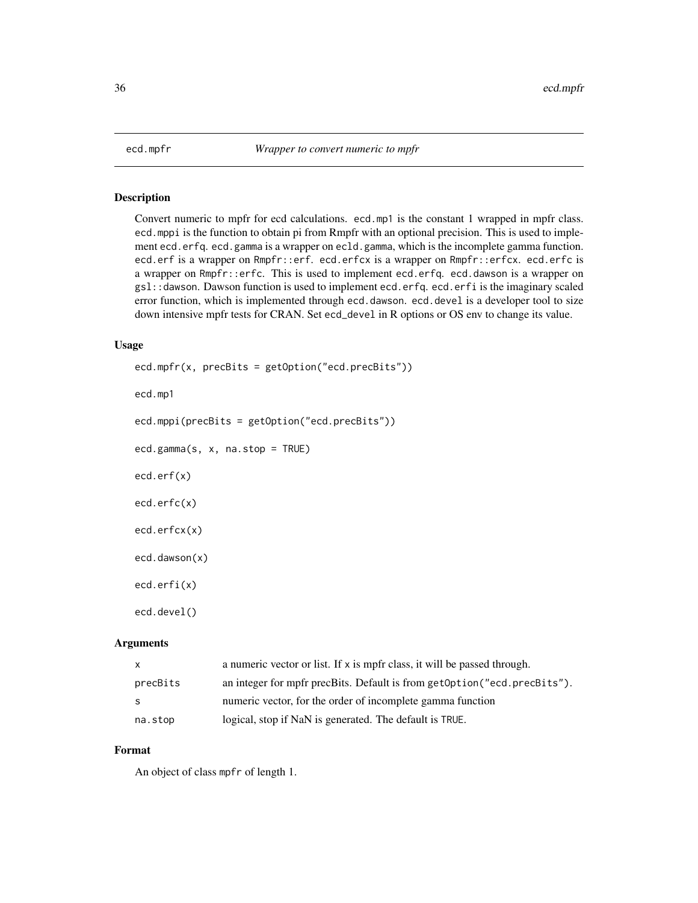ecd.mpfr — *Wrapper to convert numeric to mpfr*

## Description

Convert numeric to mpfr for ecd calculations. `ecd.mp1` is the constant 1 wrapped in mpfr class. `ecd.mppi` is the function to obtain pi from Rmpfr with an optional precision. This is used to implement `ecd.erfq`. `ecd.gamma` is a wrapper on `ecld.gamma`, which is the incomplete gamma function. `ecd.erf` is a wrapper on `Rmpfr::erf`. `ecd.erfcx` is a wrapper on `Rmpfr::erfcx`. `ecd.erfc` is a wrapper on `Rmpfr::erfc`. This is used to implement `ecd.erfq`. `ecd.dawson` is a wrapper on `gsl::dawson`. Dawson function is used to implement `ecd.erfq`. `ecd.erfi` is the imaginary scaled error function, which is implemented through `ecd.dawson`. `ecd.devel` is a developer tool to size down intensive mpfr tests for CRAN. Set `ecd_devel` in R options or OS env to change its value.

## Usage

```
ecd.mpfr(x, precBits = getOption("ecd.precBits"))

ecd.mp1

ecd.mppi(precBits = getOption("ecd.precBits"))

ecd.gamma(s, x, na.stop = TRUE)

ecd.erf(x)

ecd.erfc(x)

ecd.erfcx(x)

ecd.dawson(x)

ecd.erfi(x)

ecd.devel()
```

## Arguments

| | |
|---|---|
| `x` | a numeric vector or list. If `x` is mpfr class, it will be passed through. |
| `precBits` | an integer for mpfr precBits. Default is from `getOption("ecd.precBits")`. |
| `s` | numeric vector, for the order of incomplete gamma function |
| `na.stop` | logical, stop if NaN is generated. The default is `TRUE`. |

## Format

An object of class `mpfr` of length 1.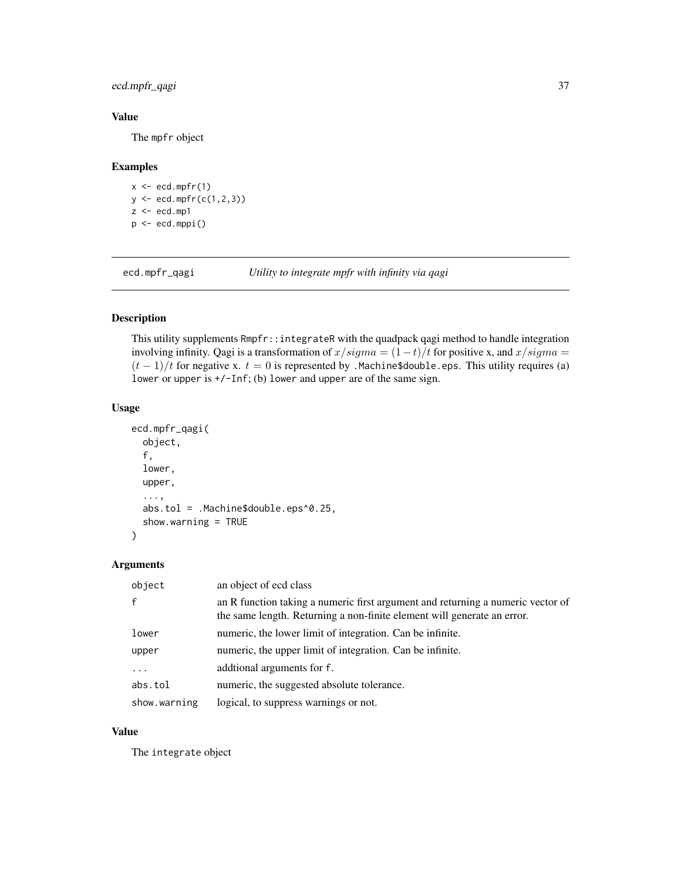## Value

The mpfr object

## Examples

```
x <- ecd.mpfr(1)
y <- ecd.mpfr(c(1,2,3))
z <- ecd.mp1
p <- ecd.mppi()
```

---

## ecd.mpfr_qagi — *Utility to integrate mpfr with infinity via qagi*

### Description

This utility supplements Rmpfr::integrateR with the quadpack qagi method to handle integration involving infinity. Qagi is a transformation of $x/sigma = (1-t)/t$ for positive x, and $x/sigma = (t-1)/t$ for negative x. $t = 0$ is represented by .Machine$double.eps. This utility requires (a) lower or upper is +/-Inf; (b) lower and upper are of the same sign.

### Usage

```
ecd.mpfr_qagi(
  object,
  f,
  lower,
  upper,
  ...,
  abs.tol = .Machine$double.eps^0.25,
  show.warning = TRUE
)
```

### Arguments

| | |
|---|---|
| object | an object of ecd class |
| f | an R function taking a numeric first argument and returning a numeric vector of the same length. Returning a non-finite element will generate an error. |
| lower | numeric, the lower limit of integration. Can be infinite. |
| upper | numeric, the upper limit of integration. Can be infinite. |
| ... | addtional arguments for f. |
| abs.tol | numeric, the suggested absolute tolerance. |
| show.warning | logical, to suppress warnings or not. |

### Value

The integrate object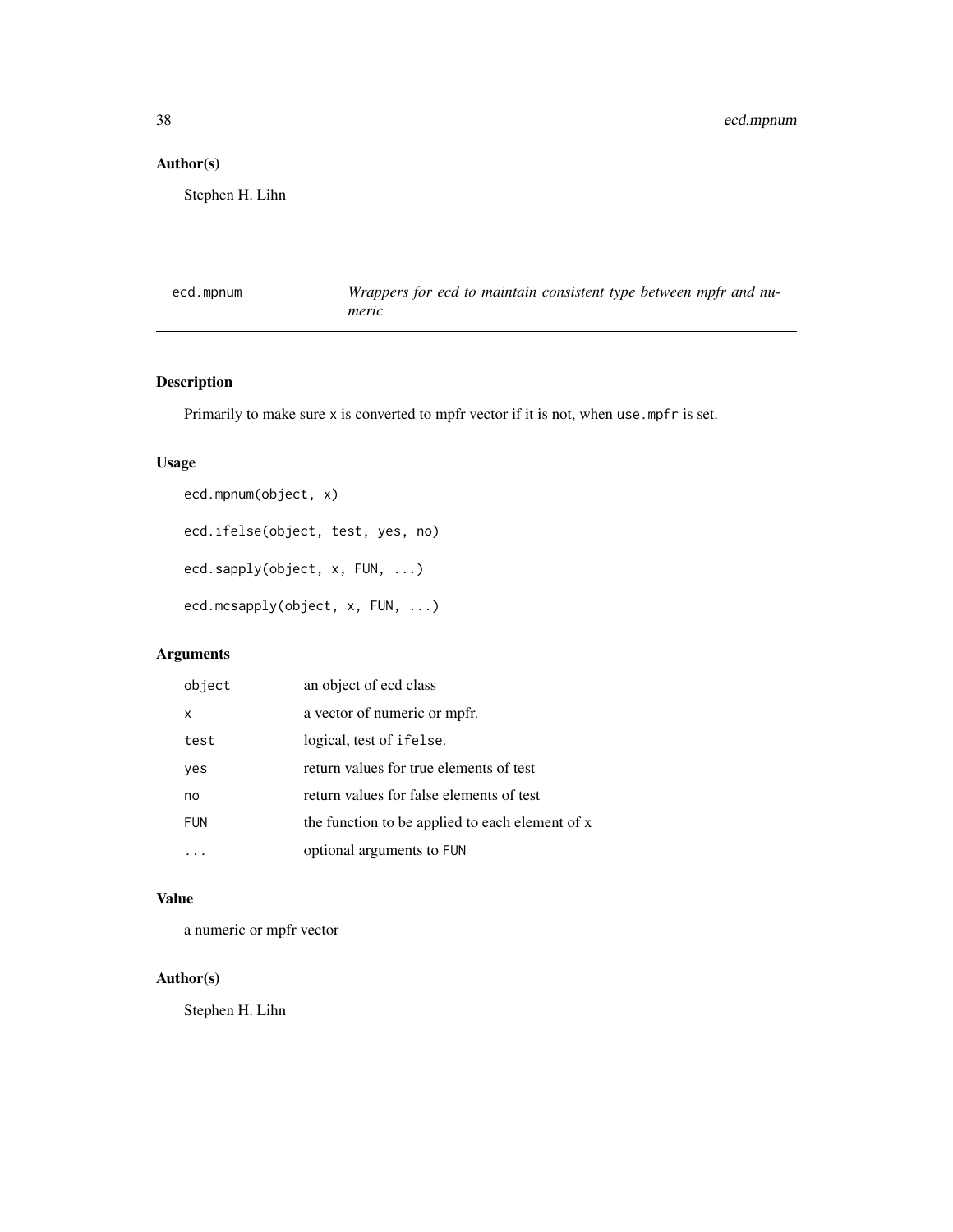## Author(s)

Stephen H. Lihn

---

## ecd.mpnum — *Wrappers for ecd to maintain consistent type between mpfr and numeric*

### Description

Primarily to make sure x is converted to mpfr vector if it is not, when use.mpfr is set.

### Usage

```
ecd.mpnum(object, x)

ecd.ifelse(object, test, yes, no)

ecd.sapply(object, x, FUN, ...)

ecd.mcsapply(object, x, FUN, ...)
```

### Arguments

| | |
|---|---|
| object | an object of ecd class |
| x | a vector of numeric or mpfr. |
| test | logical, test of ifelse. |
| yes | return values for true elements of test |
| no | return values for false elements of test |
| FUN | the function to be applied to each element of x |
| ... | optional arguments to FUN |

### Value

a numeric or mpfr vector

### Author(s)

Stephen H. Lihn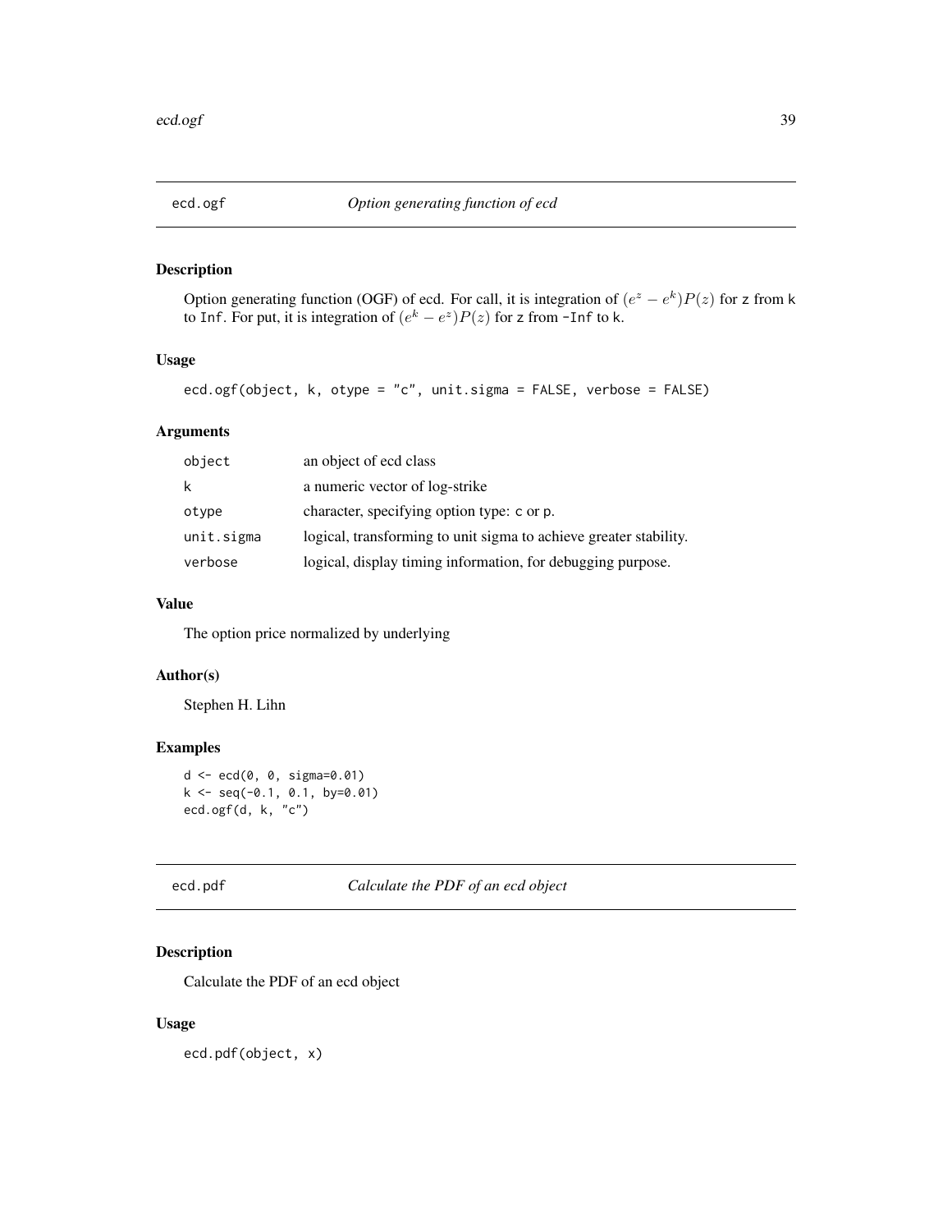## ecd.ogf — *Option generating function of ecd*

### Description

Option generating function (OGF) of ecd. For call, it is integration of $(e^z - e^k)P(z)$ for z from k to Inf. For put, it is integration of $(e^k - e^z)P(z)$ for z from -Inf to k.

### Usage

```
ecd.ogf(object, k, otype = "c", unit.sigma = FALSE, verbose = FALSE)
```

### Arguments

| | |
|---|---|
| object | an object of ecd class |
| k | a numeric vector of log-strike |
| otype | character, specifying option type: c or p. |
| unit.sigma | logical, transforming to unit sigma to achieve greater stability. |
| verbose | logical, display timing information, for debugging purpose. |

### Value

The option price normalized by underlying

### Author(s)

Stephen H. Lihn

### Examples

```
d <- ecd(0, 0, sigma=0.01)
k <- seq(-0.1, 0.1, by=0.01)
ecd.ogf(d, k, "c")
```

## ecd.pdf — *Calculate the PDF of an ecd object*

### Description

Calculate the PDF of an ecd object

### Usage

```
ecd.pdf(object, x)
```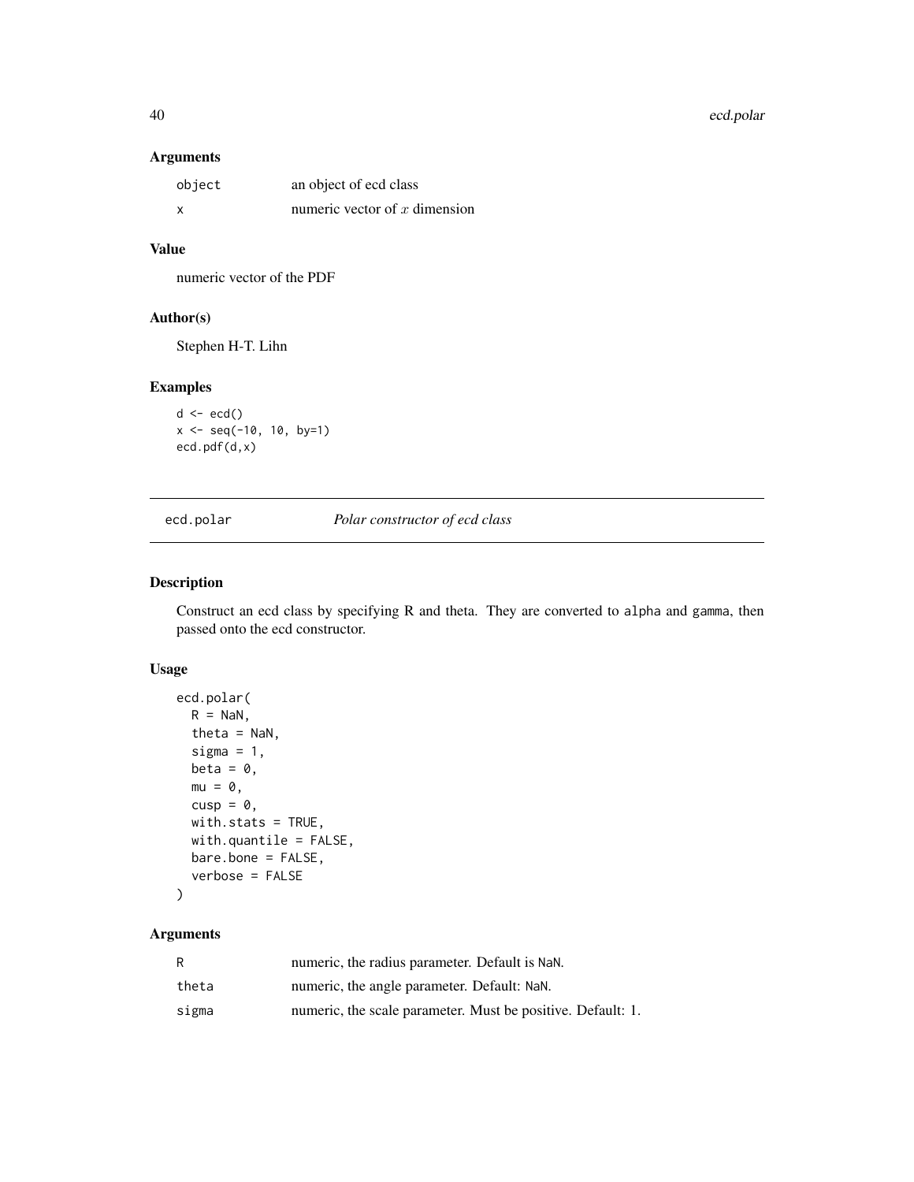### Arguments

| | |
|---|---|
| object | an object of ecd class |
| x | numeric vector of $x$ dimension |

### Value

numeric vector of the PDF

### Author(s)

Stephen H-T. Lihn

### Examples

```
d <- ecd()
x <- seq(-10, 10, by=1)
ecd.pdf(d,x)
```

---

## ecd.polar    *Polar constructor of ecd class*

### Description

Construct an ecd class by specifying R and theta. They are converted to alpha and gamma, then passed onto the ecd constructor.

### Usage

```
ecd.polar(
  R = NaN,
  theta = NaN,
  sigma = 1,
  beta = 0,
  mu = 0,
  cusp = 0,
  with.stats = TRUE,
  with.quantile = FALSE,
  bare.bone = FALSE,
  verbose = FALSE
)
```

### Arguments

| | |
|---|---|
| R | numeric, the radius parameter. Default is NaN. |
| theta | numeric, the angle parameter. Default: NaN. |
| sigma | numeric, the scale parameter. Must be positive. Default: 1. |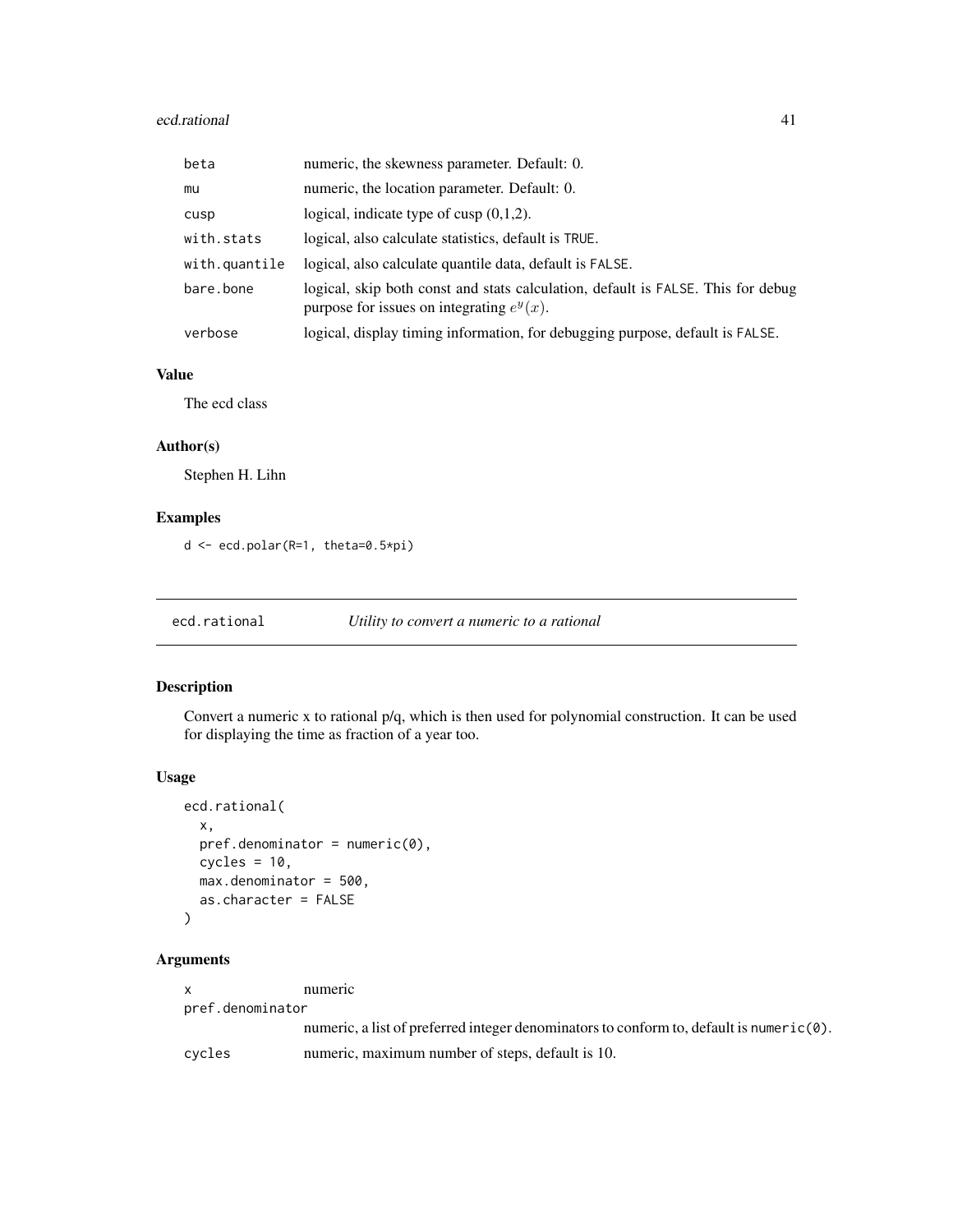| | |
|---|---|
| beta | numeric, the skewness parameter. Default: 0. |
| mu | numeric, the location parameter. Default: 0. |
| cusp | logical, indicate type of cusp (0,1,2). |
| with.stats | logical, also calculate statistics, default is TRUE. |
| with.quantile | logical, also calculate quantile data, default is FALSE. |
| bare.bone | logical, skip both const and stats calculation, default is FALSE. This for debug purpose for issues on integrating $e^y(x)$. |
| verbose | logical, display timing information, for debugging purpose, default is FALSE. |

### Value

The ecd class

### Author(s)

Stephen H. Lihn

### Examples

```
d <- ecd.polar(R=1, theta=0.5*pi)
```

## ecd.rational *Utility to convert a numeric to a rational*

### Description

Convert a numeric x to rational p/q, which is then used for polynomial construction. It can be used for displaying the time as fraction of a year too.

### Usage

```
ecd.rational(
  x,
  pref.denominator = numeric(0),
  cycles = 10,
  max.denominator = 500,
  as.character = FALSE
)
```

### Arguments

| | |
|---|---|
| x | numeric |
| pref.denominator | numeric, a list of preferred integer denominators to conform to, default is numeric(0). |
| cycles | numeric, maximum number of steps, default is 10. |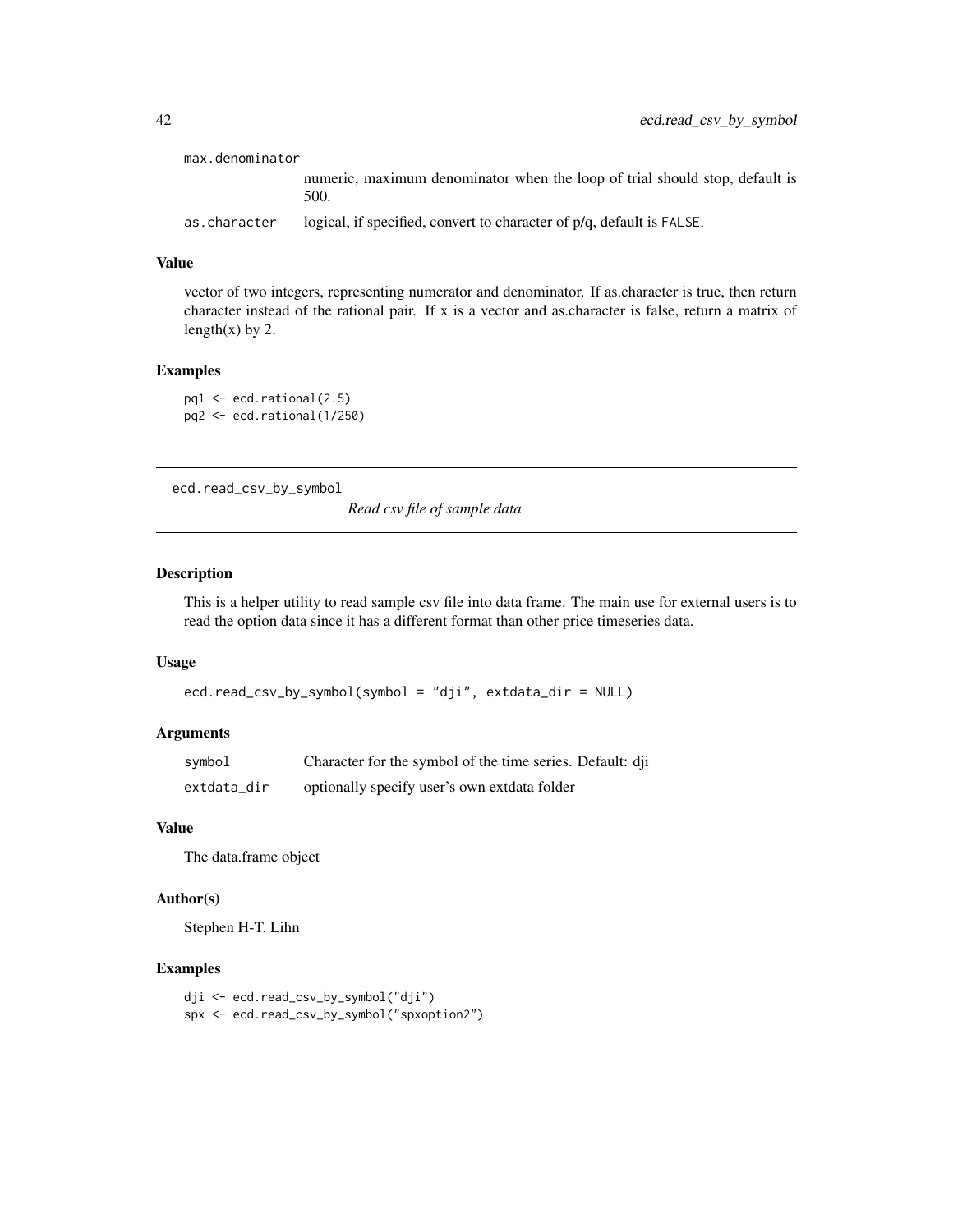max.denominator
: numeric, maximum denominator when the loop of trial should stop, default is 500.

as.character
: logical, if specified, convert to character of p/q, default is FALSE.

### Value

vector of two integers, representing numerator and denominator. If as.character is true, then return character instead of the rational pair. If x is a vector and as.character is false, return a matrix of length(x) by 2.

### Examples

```
pq1 <- ecd.rational(2.5)
pq2 <- ecd.rational(1/250)
```

---

## ecd.read_csv_by_symbol    *Read csv file of sample data*

---

### Description

This is a helper utility to read sample csv file into data frame. The main use for external users is to read the option data since it has a different format than other price timeseries data.

### Usage

```
ecd.read_csv_by_symbol(symbol = "dji", extdata_dir = NULL)
```

### Arguments

| | |
|---|---|
| symbol | Character for the symbol of the time series. Default: dji |
| extdata_dir | optionally specify user's own extdata folder |

### Value

The data.frame object

### Author(s)

Stephen H-T. Lihn

### Examples

```
dji <- ecd.read_csv_by_symbol("dji")
spx <- ecd.read_csv_by_symbol("spxoption2")
```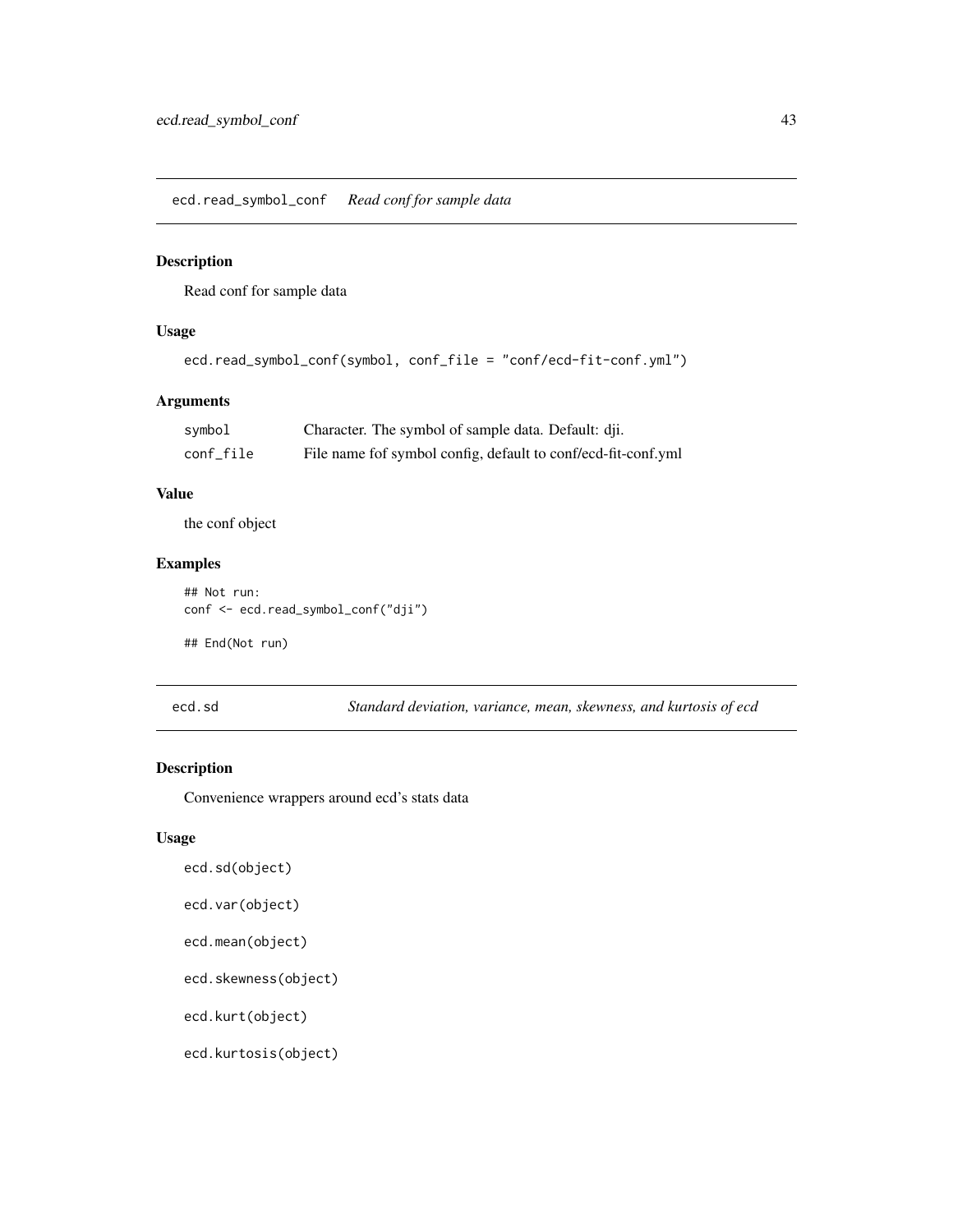## ecd.read_symbol_conf *Read conf for sample data*

### Description

Read conf for sample data

### Usage

```
ecd.read_symbol_conf(symbol, conf_file = "conf/ecd-fit-conf.yml")
```

### Arguments

| | |
|---|---|
| symbol | Character. The symbol of sample data. Default: dji. |
| conf_file | File name fof symbol config, default to conf/ecd-fit-conf.yml |

### Value

the conf object

### Examples

```
## Not run:
conf <- ecd.read_symbol_conf("dji")

## End(Not run)
```

## ecd.sd *Standard deviation, variance, mean, skewness, and kurtosis of ecd*

### Description

Convenience wrappers around ecd's stats data

### Usage

```
ecd.sd(object)

ecd.var(object)

ecd.mean(object)

ecd.skewness(object)

ecd.kurt(object)

ecd.kurtosis(object)
```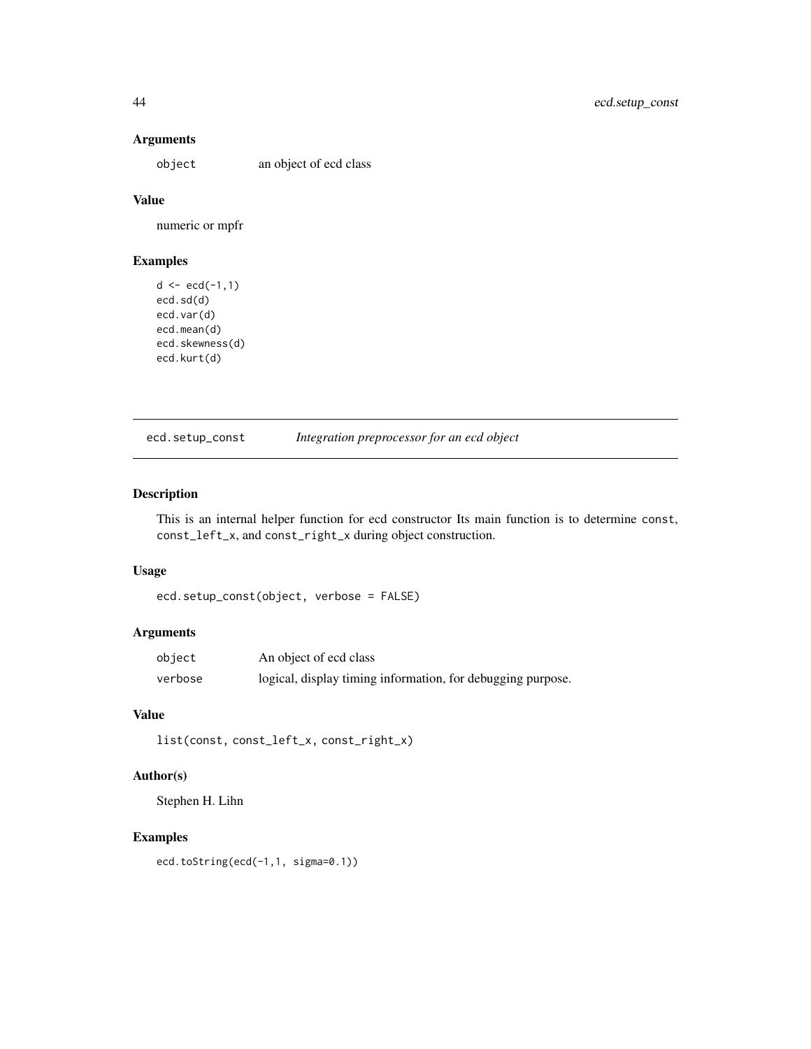### Arguments

| | |
|---|---|
| object | an object of ecd class |

### Value

numeric or mpfr

### Examples

```
d <- ecd(-1,1)
ecd.sd(d)
ecd.var(d)
ecd.mean(d)
ecd.skewness(d)
ecd.kurt(d)
```

---

## ecd.setup_const *Integration preprocessor for an ecd object*

---

### Description

This is an internal helper function for ecd constructor Its main function is to determine `const`, `const_left_x`, and `const_right_x` during object construction.

### Usage

```
ecd.setup_const(object, verbose = FALSE)
```

### Arguments

| | |
|---|---|
| object | An object of ecd class |
| verbose | logical, display timing information, for debugging purpose. |

### Value

`list(const, const_left_x, const_right_x)`

### Author(s)

Stephen H. Lihn

### Examples

```
ecd.toString(ecd(-1,1, sigma=0.1))
```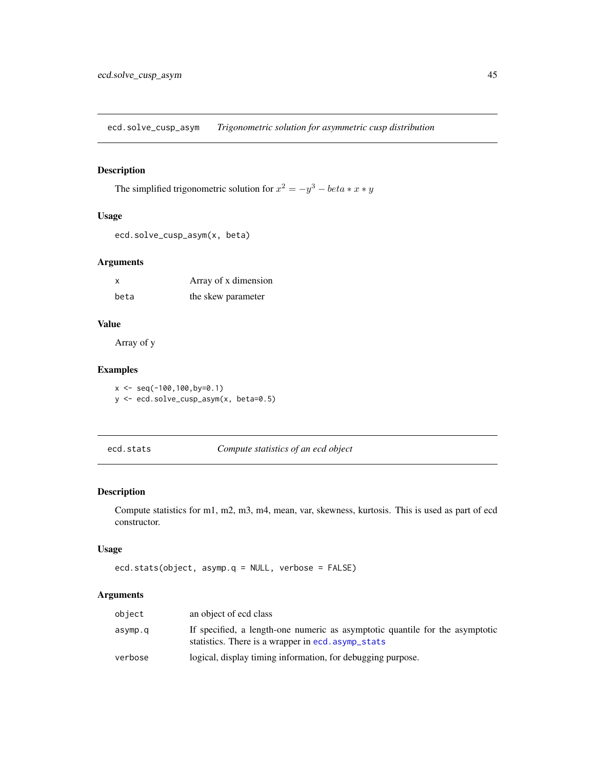## ecd.solve_cusp_asym — *Trigonometric solution for asymmetric cusp distribution*

### Description

The simplified trigonometric solution for $x^2 = -y^3 - beta * x * y$

### Usage

```
ecd.solve_cusp_asym(x, beta)
```

### Arguments

| | |
|---|---|
| x | Array of x dimension |
| beta | the skew parameter |

### Value

Array of y

### Examples

```
x <- seq(-100,100,by=0.1)
y <- ecd.solve_cusp_asym(x, beta=0.5)
```

## ecd.stats — *Compute statistics of an ecd object*

### Description

Compute statistics for m1, m2, m3, m4, mean, var, skewness, kurtosis. This is used as part of ecd constructor.

### Usage

```
ecd.stats(object, asymp.q = NULL, verbose = FALSE)
```

### Arguments

| | |
|---|---|
| object | an object of ecd class |
| asymp.q | If specified, a length-one numeric as asymptotic quantile for the asymptotic statistics. There is a wrapper in ecd.asymp_stats |
| verbose | logical, display timing information, for debugging purpose. |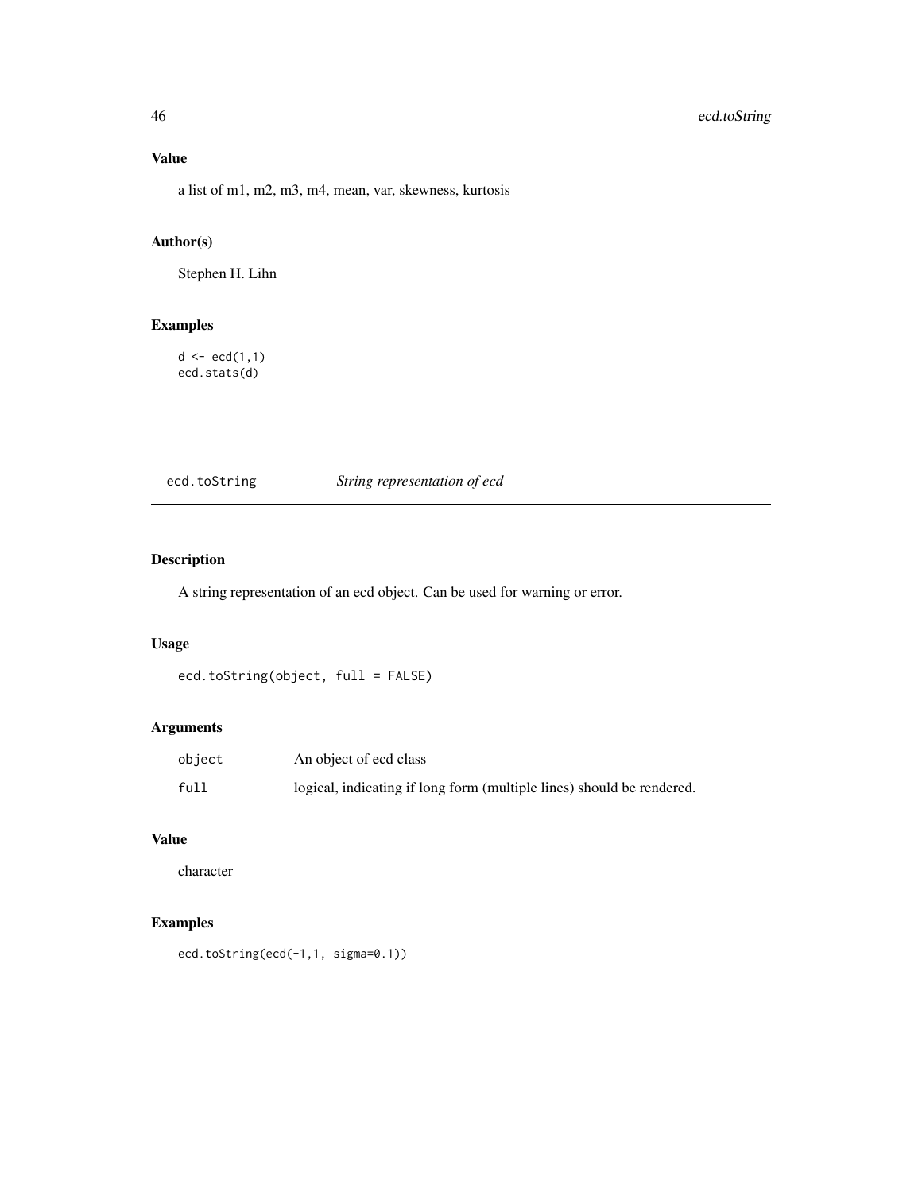### Value

a list of m1, m2, m3, m4, mean, var, skewness, kurtosis

### Author(s)

Stephen H. Lihn

### Examples

```
d <- ecd(1,1)
ecd.stats(d)
```

## ecd.toString    *String representation of ecd*

### Description

A string representation of an ecd object. Can be used for warning or error.

### Usage

```
ecd.toString(object, full = FALSE)
```

### Arguments

| | |
|---|---|
| `object` | An object of ecd class |
| `full` | logical, indicating if long form (multiple lines) should be rendered. |

### Value

character

### Examples

```
ecd.toString(ecd(-1,1, sigma=0.1))
```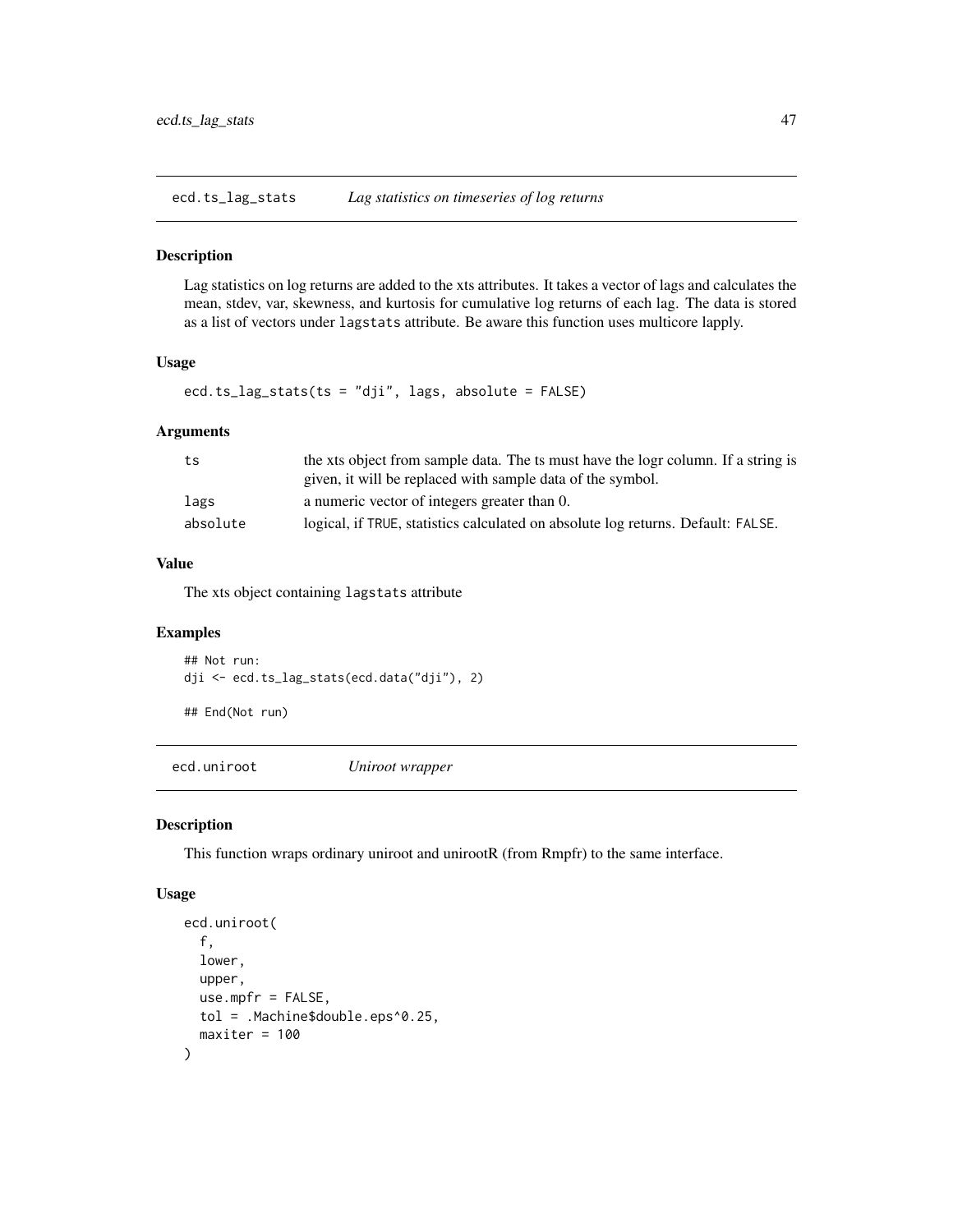## ecd.ts_lag_stats *Lag statistics on timeseries of log returns*

### Description

Lag statistics on log returns are added to the xts attributes. It takes a vector of lags and calculates the mean, stdev, var, skewness, and kurtosis for cumulative log returns of each lag. The data is stored as a list of vectors under `lagstats` attribute. Be aware this function uses multicore lapply.

### Usage

```
ecd.ts_lag_stats(ts = "dji", lags, absolute = FALSE)
```

### Arguments

| | |
|---|---|
| `ts` | the xts object from sample data. The ts must have the logr column. If a string is given, it will be replaced with sample data of the symbol. |
| `lags` | a numeric vector of integers greater than 0. |
| `absolute` | logical, if `TRUE`, statistics calculated on absolute log returns. Default: `FALSE`. |

### Value

The xts object containing `lagstats` attribute

### Examples

```
## Not run:
dji <- ecd.ts_lag_stats(ecd.data("dji"), 2)

## End(Not run)
```

## ecd.uniroot *Uniroot wrapper*

### Description

This function wraps ordinary uniroot and unirootR (from Rmpfr) to the same interface.

### Usage

```
ecd.uniroot(
  f,
  lower,
  upper,
  use.mpfr = FALSE,
  tol = .Machine$double.eps^0.25,
  maxiter = 100
)
```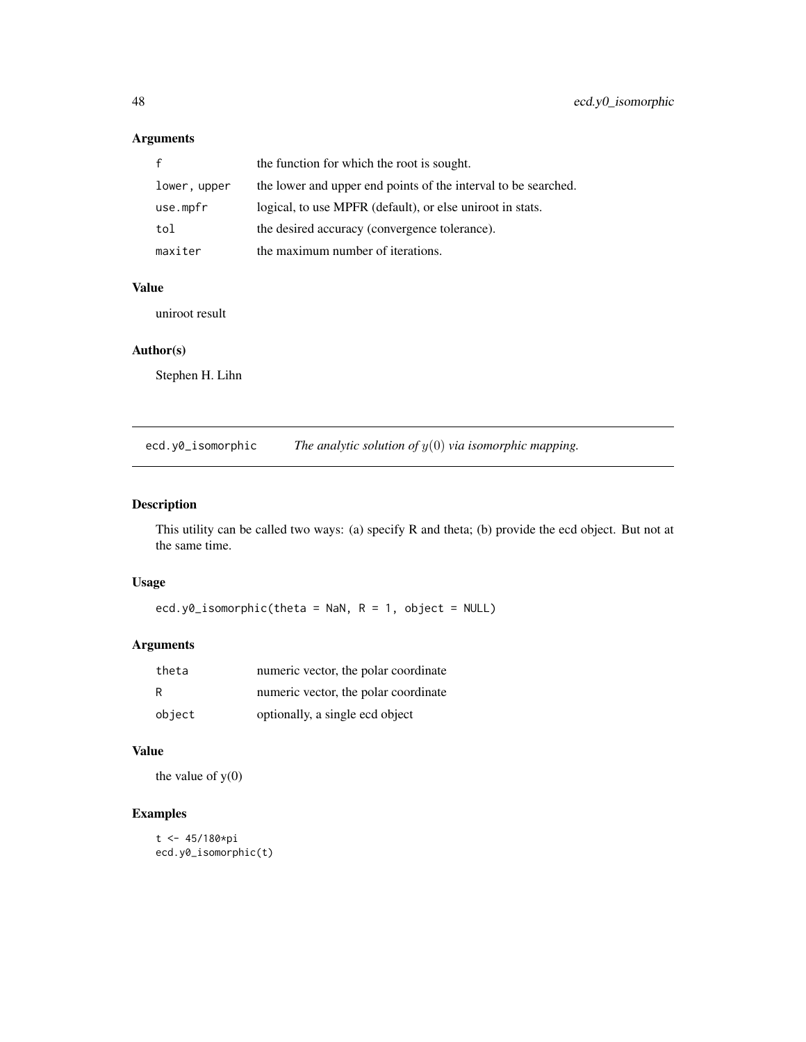### Arguments

| | |
|---|---|
| f | the function for which the root is sought. |
| lower, upper | the lower and upper end points of the interval to be searched. |
| use.mpfr | logical, to use MPFR (default), or else uniroot in stats. |
| tol | the desired accuracy (convergence tolerance). |
| maxiter | the maximum number of iterations. |

### Value

uniroot result

### Author(s)

Stephen H. Lihn

---

## ecd.y0_isomorphic — *The analytic solution of $y(0)$ via isomorphic mapping.*

### Description

This utility can be called two ways: (a) specify R and theta; (b) provide the ecd object. But not at the same time.

### Usage

```
ecd.y0_isomorphic(theta = NaN, R = 1, object = NULL)
```

### Arguments

| | |
|---|---|
| theta | numeric vector, the polar coordinate |
| R | numeric vector, the polar coordinate |
| object | optionally, a single ecd object |

### Value

the value of y(0)

### Examples

```
t <- 45/180*pi
ecd.y0_isomorphic(t)
```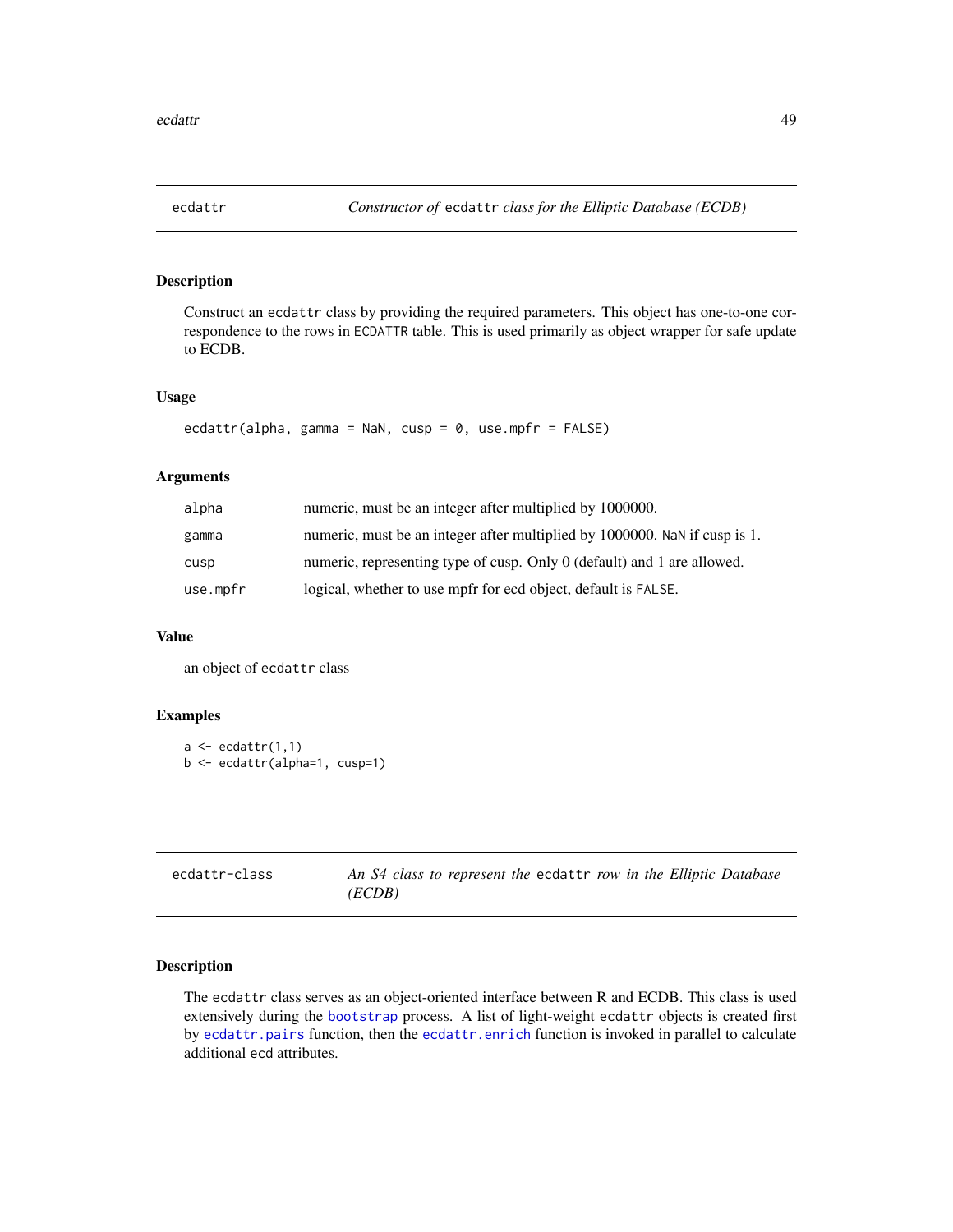## ecdattr — *Constructor of* ecdattr *class for the Elliptic Database (ECDB)*

### Description

Construct an ecdattr class by providing the required parameters. This object has one-to-one correspondence to the rows in ECDATTR table. This is used primarily as object wrapper for safe update to ECDB.

### Usage

```
ecdattr(alpha, gamma = NaN, cusp = 0, use.mpfr = FALSE)
```

### Arguments

| | |
|---|---|
| alpha | numeric, must be an integer after multiplied by 1000000. |
| gamma | numeric, must be an integer after multiplied by 1000000. NaN if cusp is 1. |
| cusp | numeric, representing type of cusp. Only 0 (default) and 1 are allowed. |
| use.mpfr | logical, whether to use mpfr for ecd object, default is FALSE. |

### Value

an object of ecdattr class

### Examples

```
a <- ecdattr(1,1)
b <- ecdattr(alpha=1, cusp=1)
```

## ecdattr-class — *An S4 class to represent the* ecdattr *row in the Elliptic Database (ECDB)*

### Description

The ecdattr class serves as an object-oriented interface between R and ECDB. This class is used extensively during the bootstrap process. A list of light-weight ecdattr objects is created first by ecdattr.pairs function, then the ecdattr.enrich function is invoked in parallel to calculate additional ecd attributes.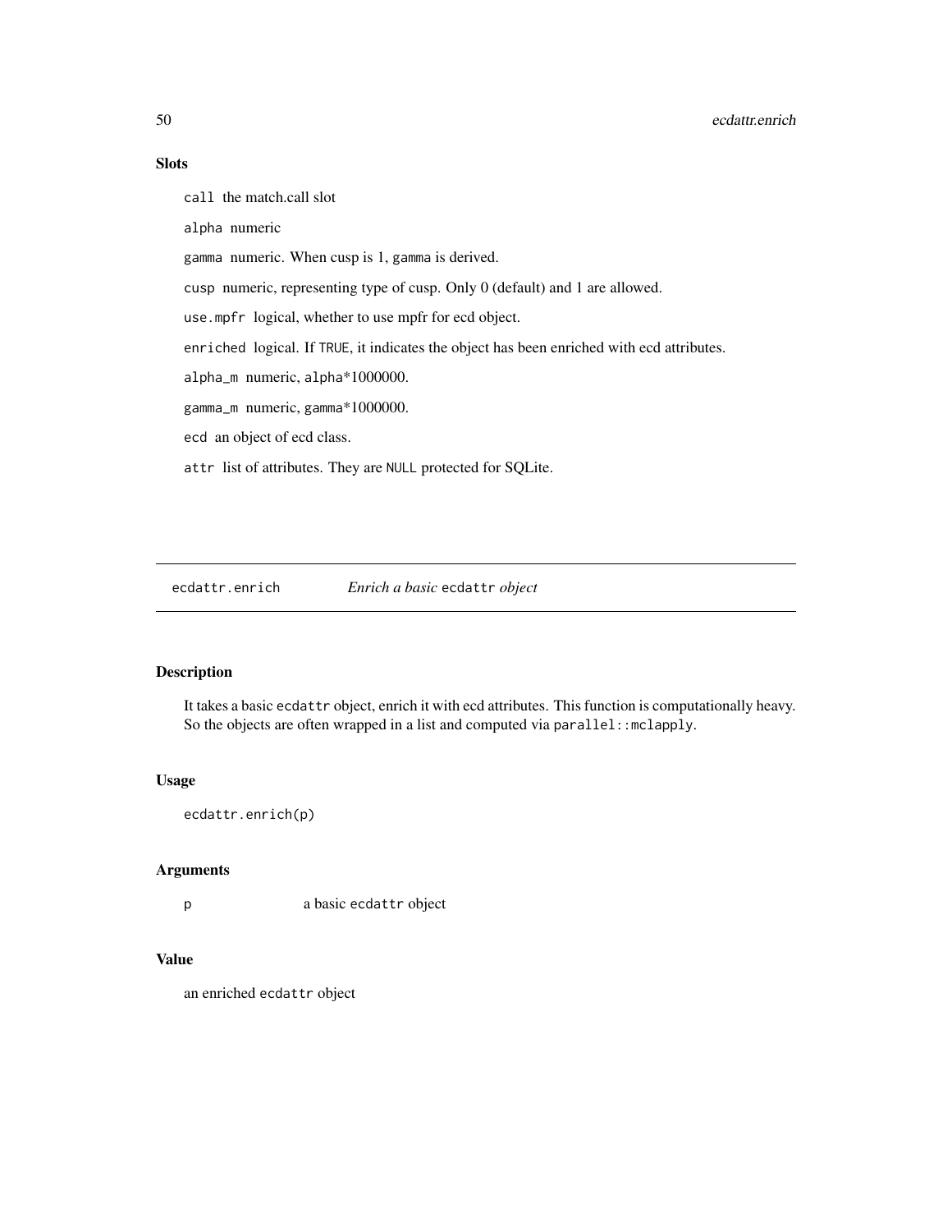### Slots

`call` the match.call slot

`alpha` numeric

`gamma` numeric. When cusp is 1, `gamma` is derived.

`cusp` numeric, representing type of cusp. Only 0 (default) and 1 are allowed.

`use.mpfr` logical, whether to use mpfr for ecd object.

`enriched` logical. If `TRUE`, it indicates the object has been enriched with ecd attributes.

`alpha_m` numeric, `alpha`*1000000.

`gamma_m` numeric, `gamma`*1000000.

`ecd` an object of ecd class.

`attr` list of attributes. They are `NULL` protected for SQLite.

---

## ecdattr.enrich — *Enrich a basic* `ecdattr` *object*

### Description

It takes a basic `ecdattr` object, enrich it with ecd attributes. This function is computationally heavy. So the objects are often wrapped in a list and computed via `parallel::mclapply`.

### Usage

```
ecdattr.enrich(p)
```

### Arguments

| | |
|---|---|
| `p` | a basic `ecdattr` object |

### Value

an enriched `ecdattr` object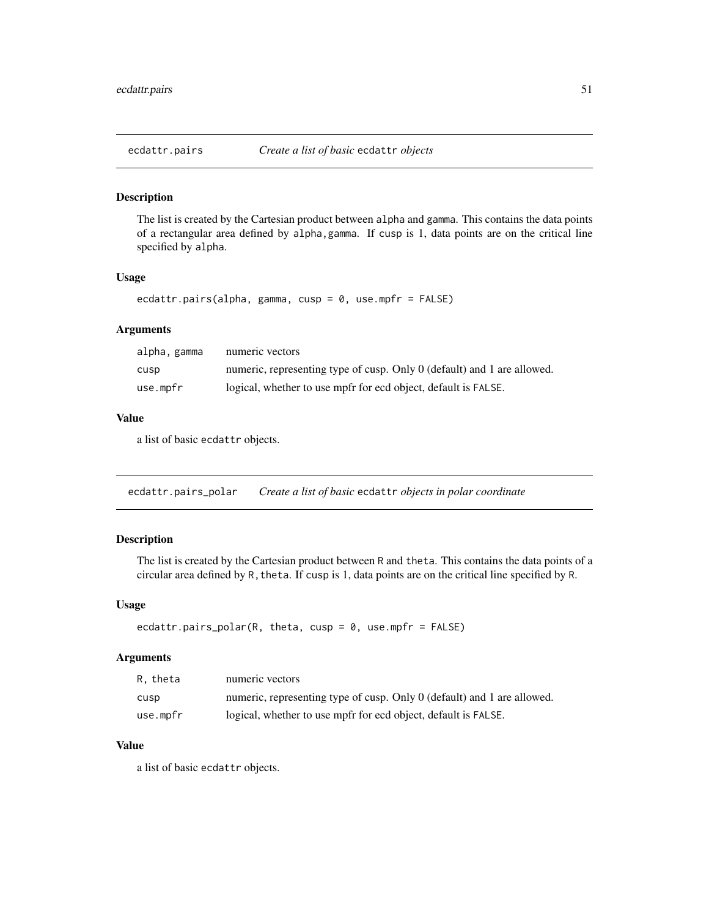## ecdattr.pairs *Create a list of basic* ecdattr *objects*

### Description

The list is created by the Cartesian product between alpha and gamma. This contains the data points of a rectangular area defined by alpha,gamma. If cusp is 1, data points are on the critical line specified by alpha.

### Usage

```
ecdattr.pairs(alpha, gamma, cusp = 0, use.mpfr = FALSE)
```

### Arguments

| | |
|---|---|
| alpha, gamma | numeric vectors |
| cusp | numeric, representing type of cusp. Only 0 (default) and 1 are allowed. |
| use.mpfr | logical, whether to use mpfr for ecd object, default is FALSE. |

### Value

a list of basic ecdattr objects.

## ecdattr.pairs_polar *Create a list of basic* ecdattr *objects in polar coordinate*

### Description

The list is created by the Cartesian product between R and theta. This contains the data points of a circular area defined by R,theta. If cusp is 1, data points are on the critical line specified by R.

### Usage

```
ecdattr.pairs_polar(R, theta, cusp = 0, use.mpfr = FALSE)
```

### Arguments

| | |
|---|---|
| R, theta | numeric vectors |
| cusp | numeric, representing type of cusp. Only 0 (default) and 1 are allowed. |
| use.mpfr | logical, whether to use mpfr for ecd object, default is FALSE. |

### Value

a list of basic ecdattr objects.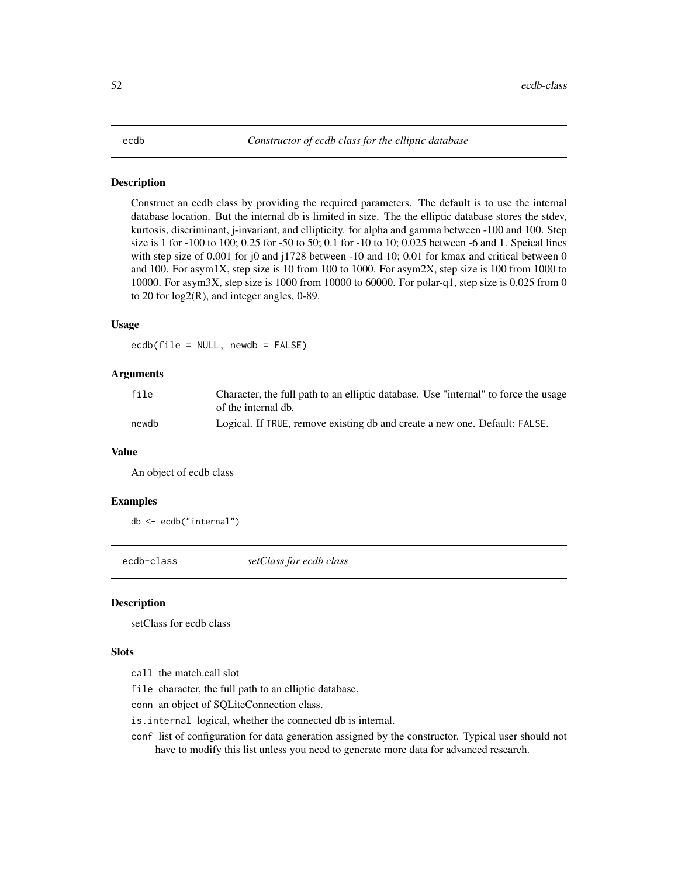## ecdb — *Constructor of ecdb class for the elliptic database*

### Description

Construct an ecdb class by providing the required parameters. The default is to use the internal database location. But the internal db is limited in size. The the elliptic database stores the stdev, kurtosis, discriminant, j-invariant, and ellipticity. for alpha and gamma between -100 and 100. Step size is 1 for -100 to 100; 0.25 for -50 to 50; 0.1 for -10 to 10; 0.025 between -6 and 1. Speical lines with step size of 0.001 for j0 and j1728 between -10 and 10; 0.01 for kmax and critical between 0 and 100. For asym1X, step size is 10 from 100 to 1000. For asym2X, step size is 100 from 1000 to 10000. For asym3X, step size is 1000 from 10000 to 60000. For polar-q1, step size is 0.025 from 0 to 20 for log2(R), and integer angles, 0-89.

### Usage

```
ecdb(file = NULL, newdb = FALSE)
```

### Arguments

| | |
|---|---|
| `file` | Character, the full path to an elliptic database. Use "internal" to force the usage of the internal db. |
| `newdb` | Logical. If `TRUE`, remove existing db and create a new one. Default: `FALSE`. |

### Value

An object of ecdb class

### Examples

```
db <- ecdb("internal")
```

## ecdb-class — *setClass for ecdb class*

### Description

setClass for ecdb class

### Slots

- `call` the match.call slot
- `file` character, the full path to an elliptic database.
- `conn` an object of SQLiteConnection class.
- `is.internal` logical, whether the connected db is internal.
- `conf` list of configuration for data generation assigned by the constructor. Typical user should not have to modify this list unless you need to generate more data for advanced research.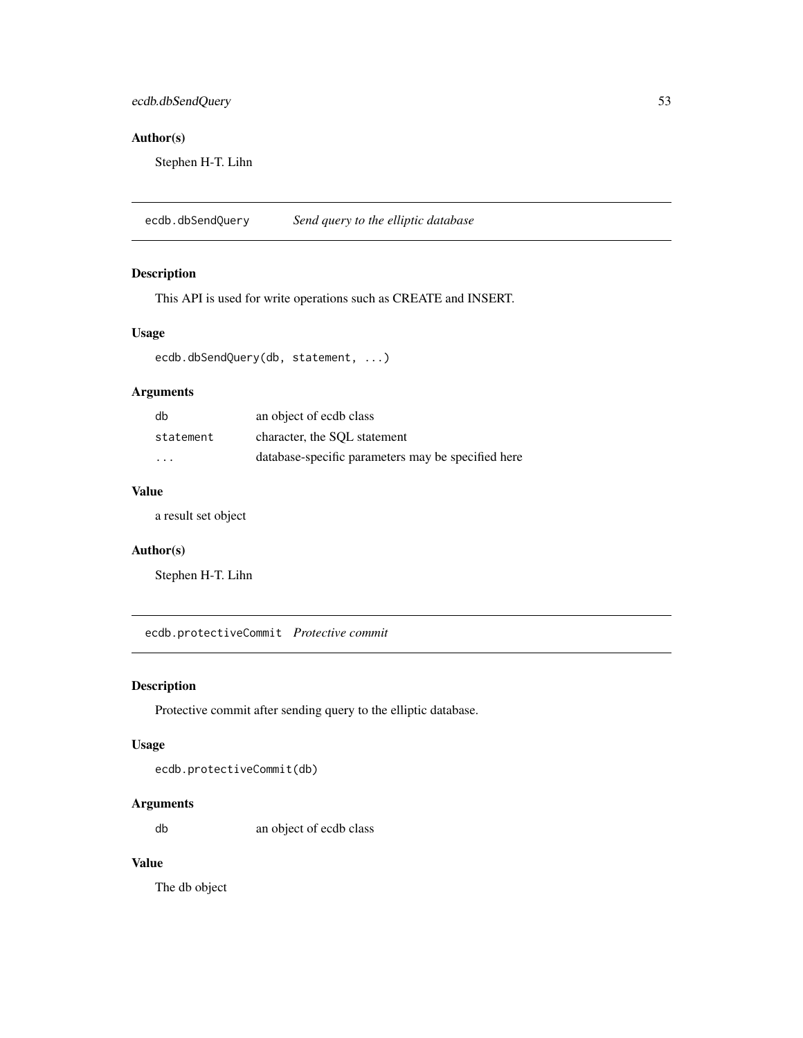### Author(s)

Stephen H-T. Lihn

## ecdb.dbSendQuery *Send query to the elliptic database*

### Description

This API is used for write operations such as CREATE and INSERT.

### Usage

```
ecdb.dbSendQuery(db, statement, ...)
```

### Arguments

| | |
|---|---|
| db | an object of ecdb class |
| statement | character, the SQL statement |
| ... | database-specific parameters may be specified here |

### Value

a result set object

### Author(s)

Stephen H-T. Lihn

## ecdb.protectiveCommit *Protective commit*

### Description

Protective commit after sending query to the elliptic database.

### Usage

```
ecdb.protectiveCommit(db)
```

### Arguments

| | |
|---|---|
| db | an object of ecdb class |

### Value

The db object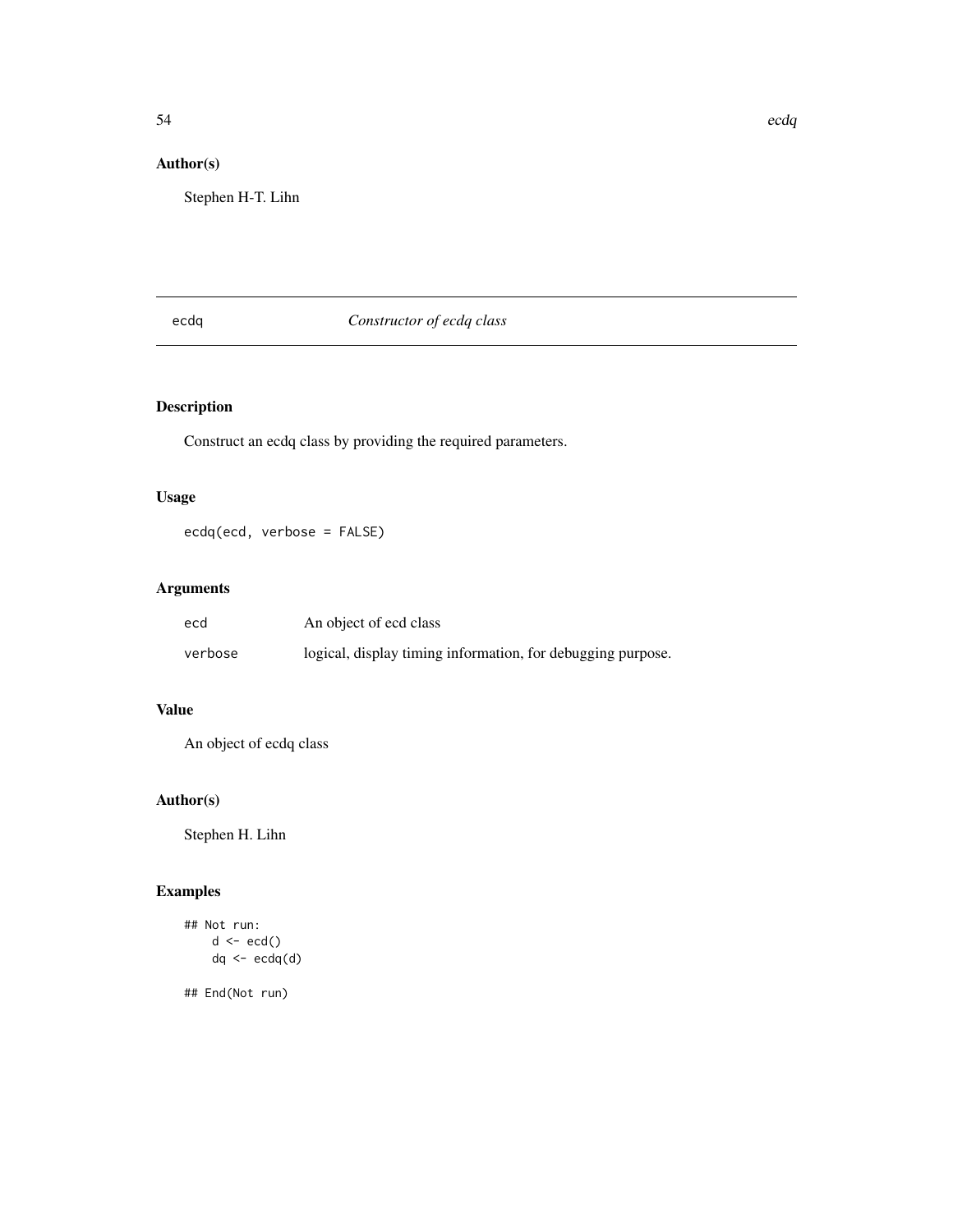## Author(s)

Stephen H-T. Lihn

---

## ecdq — *Constructor of ecdq class*

### Description

Construct an ecdq class by providing the required parameters.

### Usage

```
ecdq(ecd, verbose = FALSE)
```

### Arguments

| | |
|---|---|
| `ecd` | An object of ecd class |
| `verbose` | logical, display timing information, for debugging purpose. |

### Value

An object of ecdq class

### Author(s)

Stephen H. Lihn

### Examples

```
## Not run:
    d <- ecd()
    dq <- ecdq(d)

## End(Not run)
```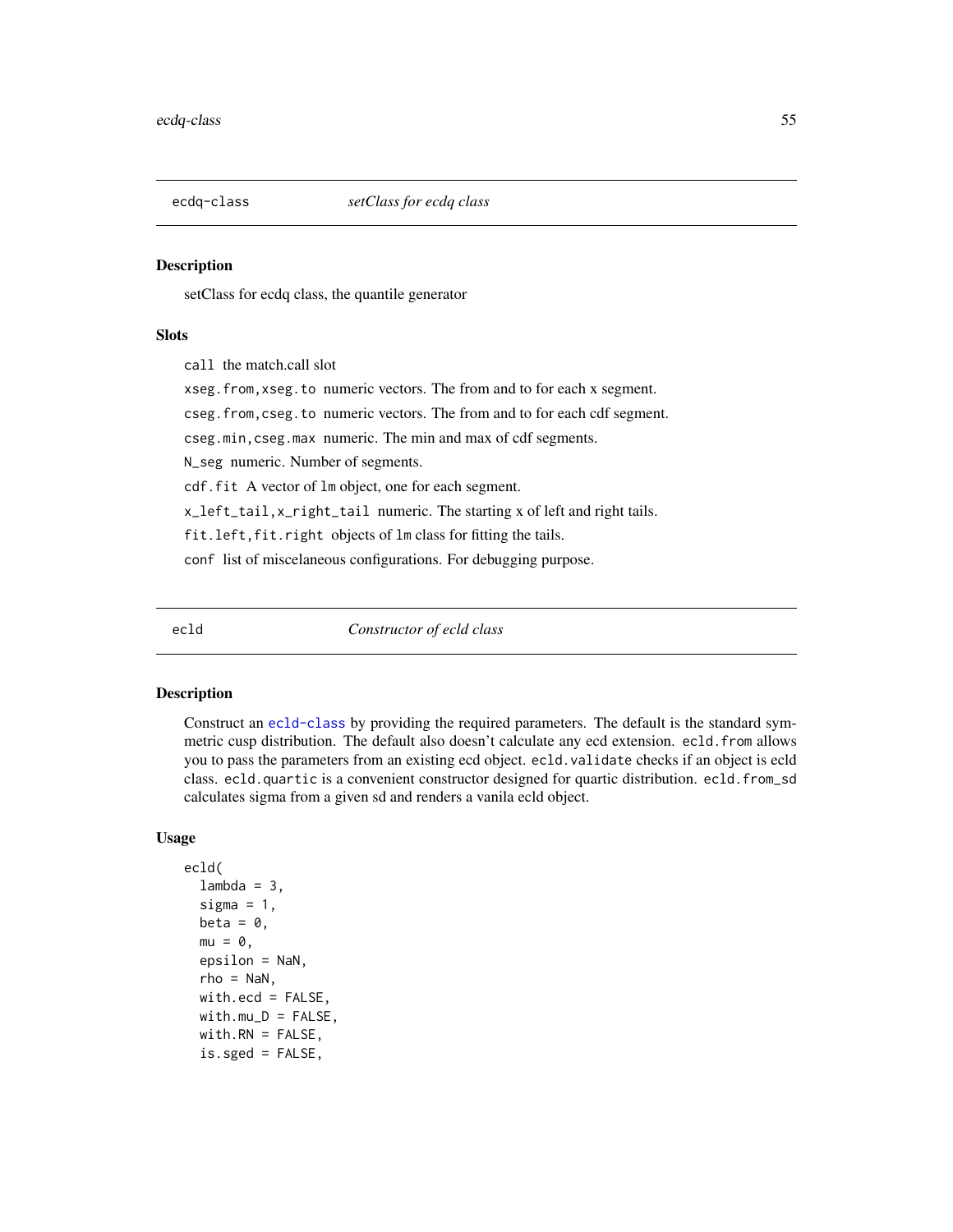## ecdq-class *setClass for ecdq class*

### Description

setClass for ecdq class, the quantile generator

### Slots

- `call` the match.call slot
- `xseg.from,xseg.to` numeric vectors. The from and to for each x segment.
- `cseg.from,cseg.to` numeric vectors. The from and to for each cdf segment.
- `cseg.min,cseg.max` numeric. The min and max of cdf segments.
- `N_seg` numeric. Number of segments.
- `cdf.fit` A vector of `lm` object, one for each segment.
- `x_left_tail,x_right_tail` numeric. The starting x of left and right tails.
- `fit.left,fit.right` objects of `lm` class for fitting the tails.
- `conf` list of miscelaneous configurations. For debugging purpose.

## ecld *Constructor of ecld class*

### Description

Construct an ecld-class by providing the required parameters. The default is the standard symmetric cusp distribution. The default also doesn't calculate any ecd extension. `ecld.from` allows you to pass the parameters from an existing ecd object. `ecld.validate` checks if an object is ecld class. `ecld.quartic` is a convenient constructor designed for quartic distribution. `ecld.from_sd` calculates sigma from a given sd and renders a vanila ecld object.

### Usage

```
ecld(
  lambda = 3,
  sigma = 1,
  beta = 0,
  mu = 0,
  epsilon = NaN,
  rho = NaN,
  with.ecd = FALSE,
  with.mu_D = FALSE,
  with.RN = FALSE,
  is.sged = FALSE,
```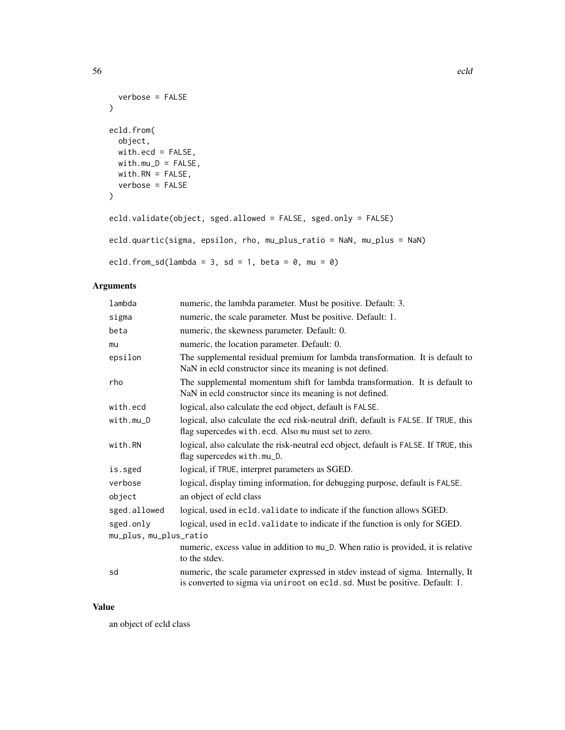```
  verbose = FALSE
)

ecld.from(
  object,
  with.ecd = FALSE,
  with.mu_D = FALSE,
  with.RN = FALSE,
  verbose = FALSE
)

ecld.validate(object, sged.allowed = FALSE, sged.only = FALSE)

ecld.quartic(sigma, epsilon, rho, mu_plus_ratio = NaN, mu_plus = NaN)

ecld.from_sd(lambda = 3, sd = 1, beta = 0, mu = 0)
```

## Arguments

| Argument | Description |
|---|---|
| lambda | numeric, the lambda parameter. Must be positive. Default: 3. |
| sigma | numeric, the scale parameter. Must be positive. Default: 1. |
| beta | numeric, the skewness parameter. Default: 0. |
| mu | numeric, the location parameter. Default: 0. |
| epsilon | The supplemental residual premium for lambda transformation. It is default to NaN in ecld constructor since its meaning is not defined. |
| rho | The supplemental momentum shift for lambda transformation. It is default to NaN in ecld constructor since its meaning is not defined. |
| with.ecd | logical, also calculate the ecd object, default is FALSE. |
| with.mu_D | logical, also calculate the ecd risk-neutral drift, default is FALSE. If TRUE, this flag supercedes with.ecd. Also mu must set to zero. |
| with.RN | logical, also calculate the risk-neutral ecd object, default is FALSE. If TRUE, this flag supercedes with.mu_D. |
| is.sged | logical, if TRUE, interpret parameters as SGED. |
| verbose | logical, display timing information, for debugging purpose, default is FALSE. |
| object | an object of ecld class |
| sged.allowed | logical, used in ecld.validate to indicate if the function allows SGED. |
| sged.only | logical, used in ecld.validate to indicate if the function is only for SGED. |
| mu_plus, mu_plus_ratio | numeric, excess value in addition to mu_D. When ratio is provided, it is relative to the stdev. |
| sd | numeric, the scale parameter expressed in stdev instead of sigma. Internally, It is converted to sigma via uniroot on ecld.sd. Must be positive. Default: 1. |

## Value

an object of ecld class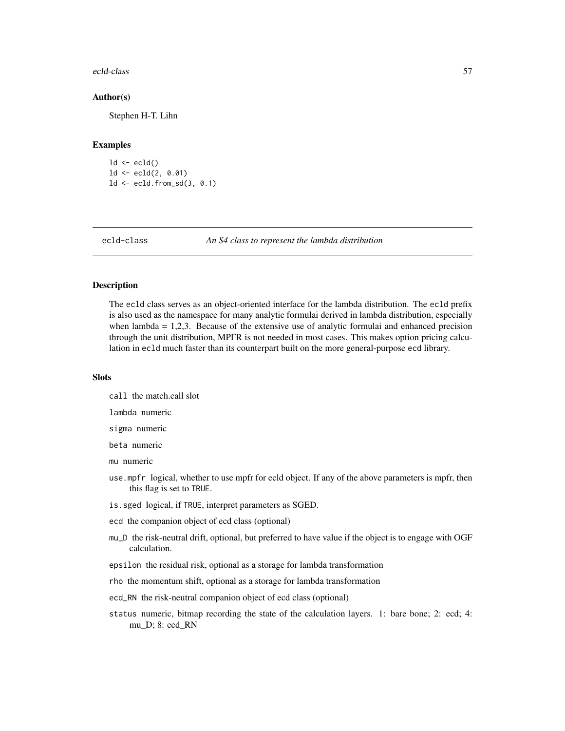## Author(s)

Stephen H-T. Lihn

## Examples

```
ld <- ecld()
ld <- ecld(2, 0.01)
ld <- ecld.from_sd(3, 0.1)
```

---

# ecld-class *An S4 class to represent the lambda distribution*

---

## Description

The ecld class serves as an object-oriented interface for the lambda distribution. The ecld prefix is also used as the namespace for many analytic formulai derived in lambda distribution, especially when lambda = 1,2,3. Because of the extensive use of analytic formulai and enhanced precision through the unit distribution, MPFR is not needed in most cases. This makes option pricing calculation in ecld much faster than its counterpart built on the more general-purpose ecd library.

## Slots

- `call` the match.call slot
- `lambda` numeric
- `sigma` numeric
- `beta` numeric
- `mu` numeric
- `use.mpfr` logical, whether to use mpfr for ecld object. If any of the above parameters is mpfr, then this flag is set to TRUE.
- `is.sged` logical, if TRUE, interpret parameters as SGED.
- `ecd` the companion object of ecd class (optional)
- `mu_D` the risk-neutral drift, optional, but preferred to have value if the object is to engage with OGF calculation.
- `epsilon` the residual risk, optional as a storage for lambda transformation
- `rho` the momentum shift, optional as a storage for lambda transformation
- `ecd_RN` the risk-neutral companion object of ecd class (optional)
- `status` numeric, bitmap recording the state of the calculation layers. 1: bare bone; 2: ecd; 4: mu_D; 8: ecd_RN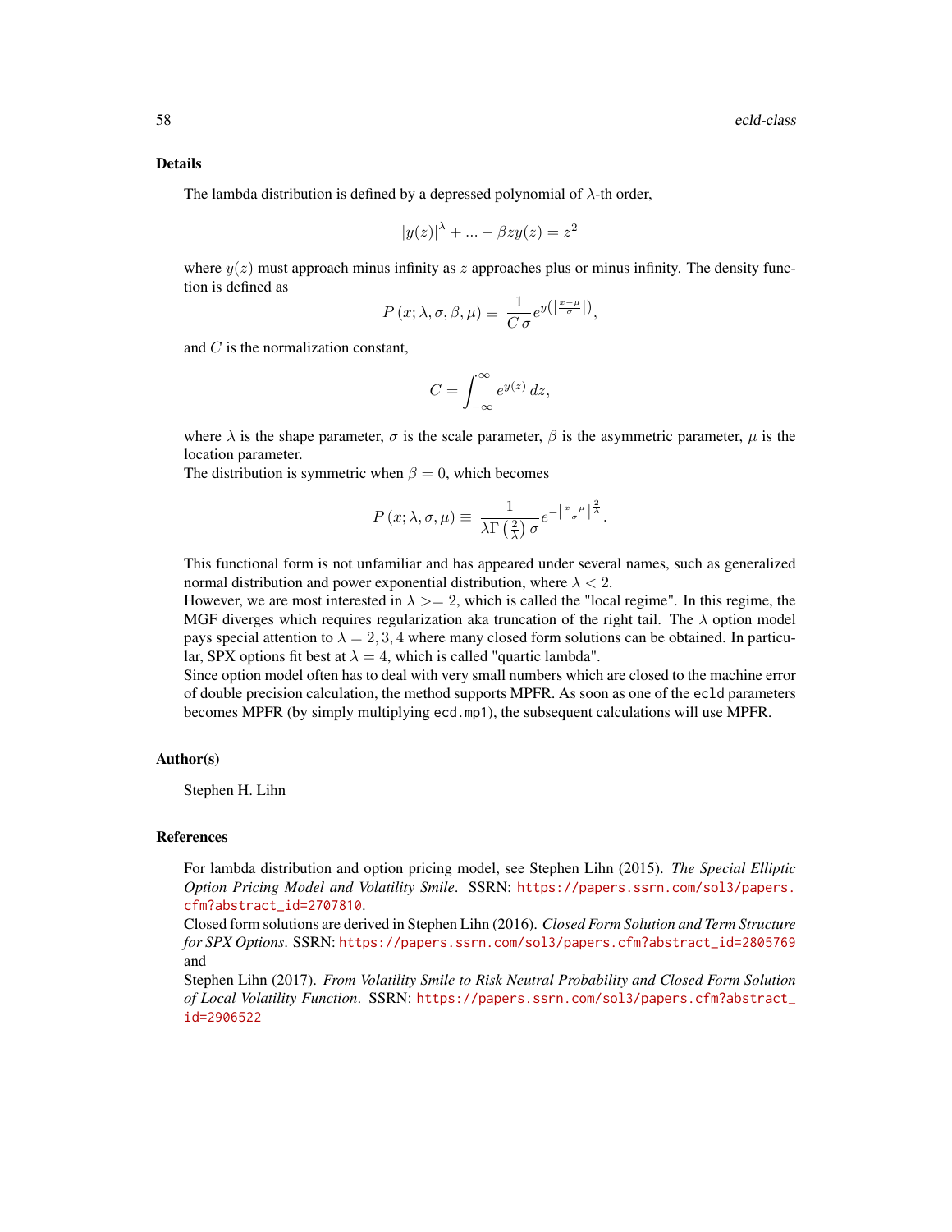### Details

The lambda distribution is defined by a depressed polynomial of $\lambda$-th order,

$$|y(z)|^{\lambda} + ... - \beta z y(z) = z^2$$

where $y(z)$ must approach minus infinity as $z$ approaches plus or minus infinity. The density function is defined as

$$P\left(x; \lambda, \sigma, \beta, \mu\right) \equiv \frac{1}{C\,\sigma} e^{y\left(\left|\frac{x-\mu}{\sigma}\right|\right)},$$

and $C$ is the normalization constant,

$$C = \int_{-\infty}^{\infty} e^{y(z)}\, dz,$$

where $\lambda$ is the shape parameter, $\sigma$ is the scale parameter, $\beta$ is the asymmetric parameter, $\mu$ is the location parameter.
The distribution is symmetric when $\beta = 0$, which becomes

$$P\left(x; \lambda, \sigma, \mu\right) \equiv \frac{1}{\lambda \Gamma\left(\frac{2}{\lambda}\right)\sigma} e^{-\left|\frac{x-\mu}{\sigma}\right|^{\frac{2}{\lambda}}}.$$

This functional form is not unfamiliar and has appeared under several names, such as generalized normal distribution and power exponential distribution, where $\lambda < 2$.
However, we are most interested in $\lambda >= 2$, which is called the "local regime". In this regime, the MGF diverges which requires regularization aka truncation of the right tail. The $\lambda$ option model pays special attention to $\lambda = 2, 3, 4$ where many closed form solutions can be obtained. In particular, SPX options fit best at $\lambda = 4$, which is called "quartic lambda".
Since option model often has to deal with very small numbers which are closed to the machine error of double precision calculation, the method supports MPFR. As soon as one of the `ecld` parameters becomes MPFR (by simply multiplying `ecd.mp1`), the subsequent calculations will use MPFR.

### Author(s)

Stephen H. Lihn

### References

For lambda distribution and option pricing model, see Stephen Lihn (2015). *The Special Elliptic Option Pricing Model and Volatility Smile*. SSRN: https://papers.ssrn.com/sol3/papers.cfm?abstract_id=2707810.
Closed form solutions are derived in Stephen Lihn (2016). *Closed Form Solution and Term Structure for SPX Options*. SSRN: https://papers.ssrn.com/sol3/papers.cfm?abstract_id=2805769 and
Stephen Lihn (2017). *From Volatility Smile to Risk Neutral Probability and Closed Form Solution of Local Volatility Function*. SSRN: https://papers.ssrn.com/sol3/papers.cfm?abstract_id=2906522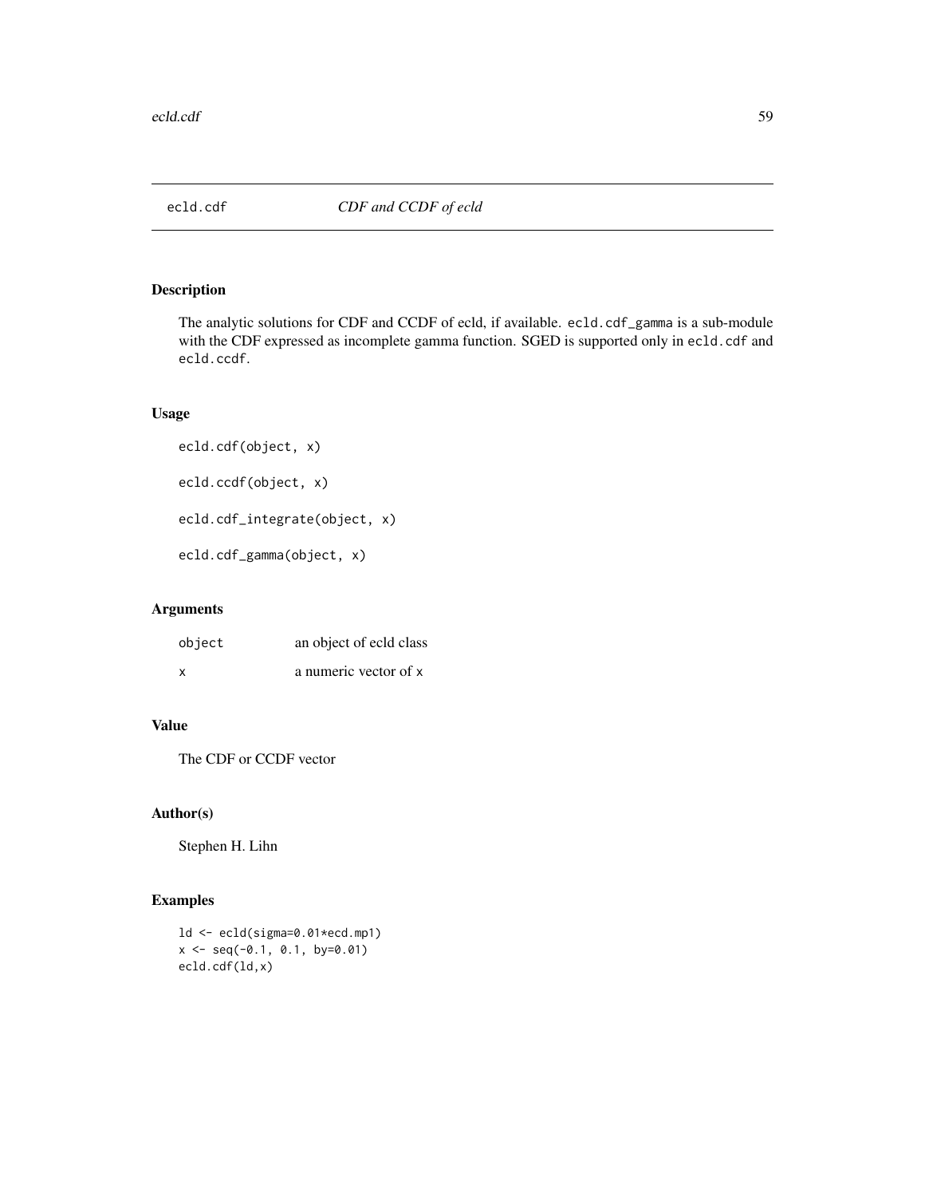# ecld.cdf — *CDF and CCDF of ecld*

## Description

The analytic solutions for CDF and CCDF of ecld, if available. `ecld.cdf_gamma` is a sub-module with the CDF expressed as incomplete gamma function. SGED is supported only in `ecld.cdf` and `ecld.ccdf`.

## Usage

```
ecld.cdf(object, x)

ecld.ccdf(object, x)

ecld.cdf_integrate(object, x)

ecld.cdf_gamma(object, x)
```

## Arguments

| | |
|---|---|
| `object` | an object of ecld class |
| `x` | a numeric vector of `x` |

## Value

The CDF or CCDF vector

## Author(s)

Stephen H. Lihn

## Examples

```
ld <- ecld(sigma=0.01*ecd.mp1)
x <- seq(-0.1, 0.1, by=0.01)
ecld.cdf(ld,x)
```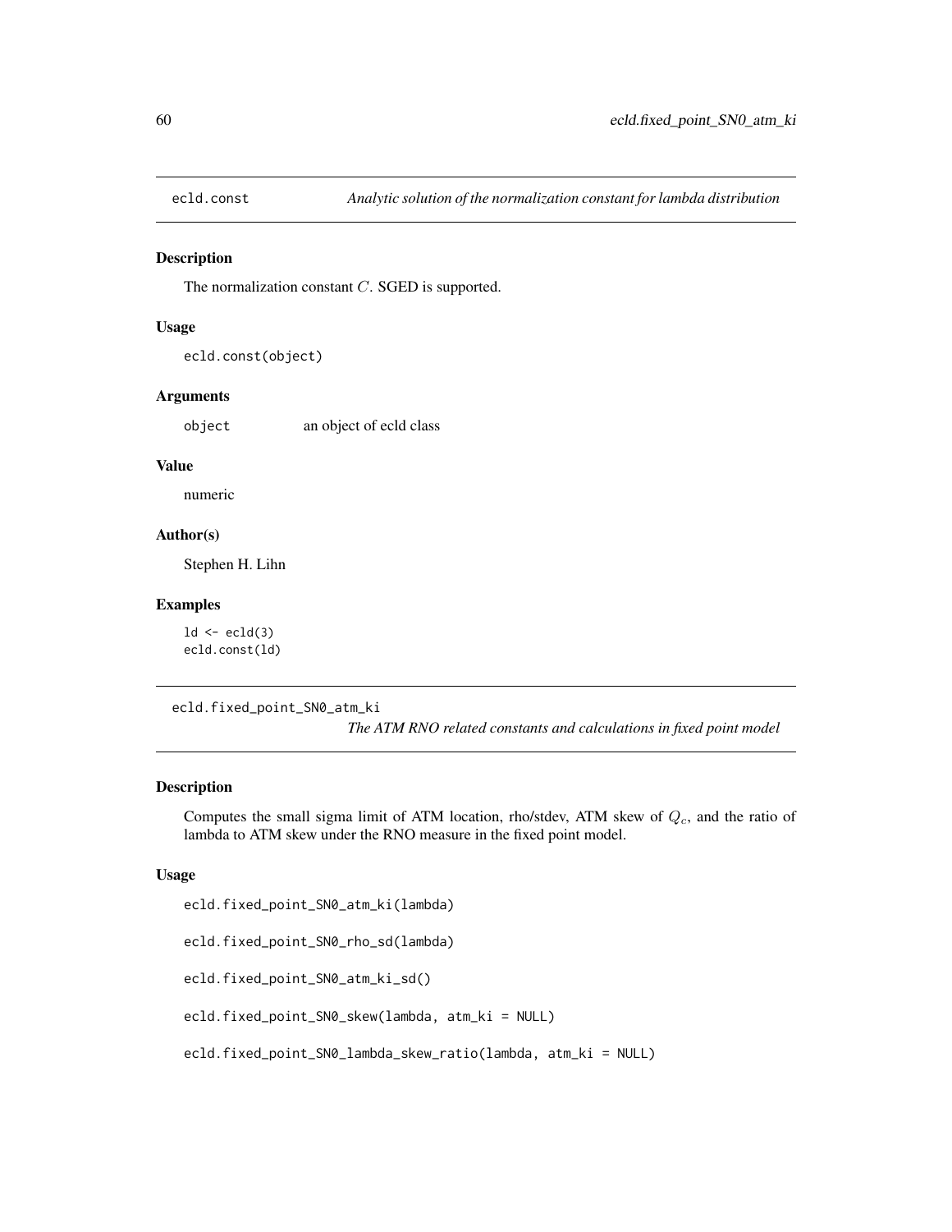## ecld.const — *Analytic solution of the normalization constant for lambda distribution*

### Description

The normalization constant $C$. SGED is supported.

### Usage

```
ecld.const(object)
```

### Arguments

object    an object of ecld class

### Value

numeric

### Author(s)

Stephen H. Lihn

### Examples

```
ld <- ecld(3)
ecld.const(ld)
```

## ecld.fixed_point_SN0_atm_ki — *The ATM RNO related constants and calculations in fixed point model*

### Description

Computes the small sigma limit of ATM location, rho/stdev, ATM skew of $Q_c$, and the ratio of lambda to ATM skew under the RNO measure in the fixed point model.

### Usage

```
ecld.fixed_point_SN0_atm_ki(lambda)

ecld.fixed_point_SN0_rho_sd(lambda)

ecld.fixed_point_SN0_atm_ki_sd()

ecld.fixed_point_SN0_skew(lambda, atm_ki = NULL)

ecld.fixed_point_SN0_lambda_skew_ratio(lambda, atm_ki = NULL)
```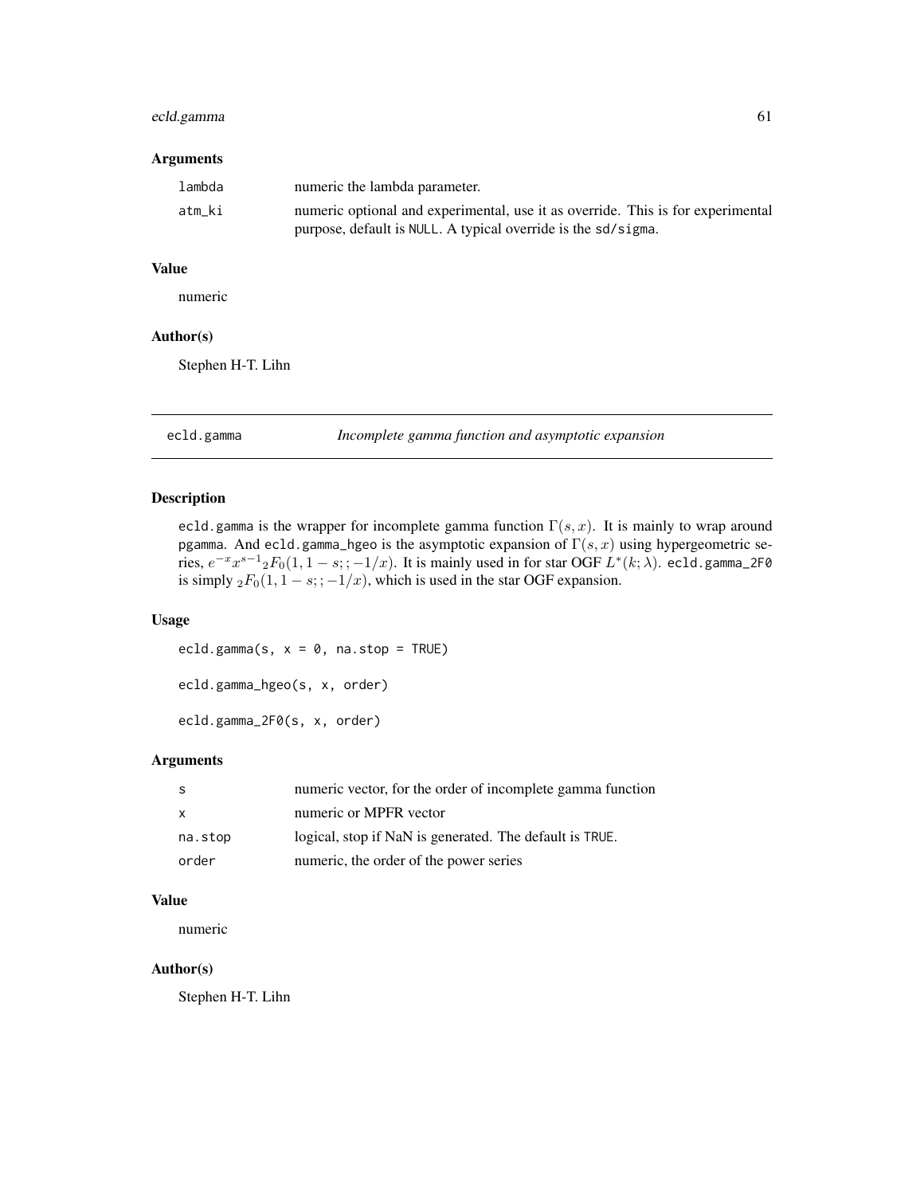### Arguments

| | |
|---|---|
| lambda | numeric the lambda parameter. |
| atm_ki | numeric optional and experimental, use it as override. This is for experimental purpose, default is NULL. A typical override is the sd/sigma. |

### Value

numeric

### Author(s)

Stephen H-T. Lihn

## ecld.gamma — *Incomplete gamma function and asymptotic expansion*

### Description

ecld.gamma is the wrapper for incomplete gamma function $\Gamma(s, x)$. It is mainly to wrap around pgamma. And ecld.gamma_hgeo is the asymptotic expansion of $\Gamma(s, x)$ using hypergeometric series, $e^{-x} x^{s-1} {}_2F_0(1, 1-s;; -1/x)$. It is mainly used in for star OGF $L^*(k; \lambda)$. ecld.gamma_2F0 is simply ${}_2F_0(1, 1-s;; -1/x)$, which is used in the star OGF expansion.

### Usage

```
ecld.gamma(s, x = 0, na.stop = TRUE)

ecld.gamma_hgeo(s, x, order)

ecld.gamma_2F0(s, x, order)
```

### Arguments

| | |
|---|---|
| s | numeric vector, for the order of incomplete gamma function |
| x | numeric or MPFR vector |
| na.stop | logical, stop if NaN is generated. The default is TRUE. |
| order | numeric, the order of the power series |

### Value

numeric

### Author(s)

Stephen H-T. Lihn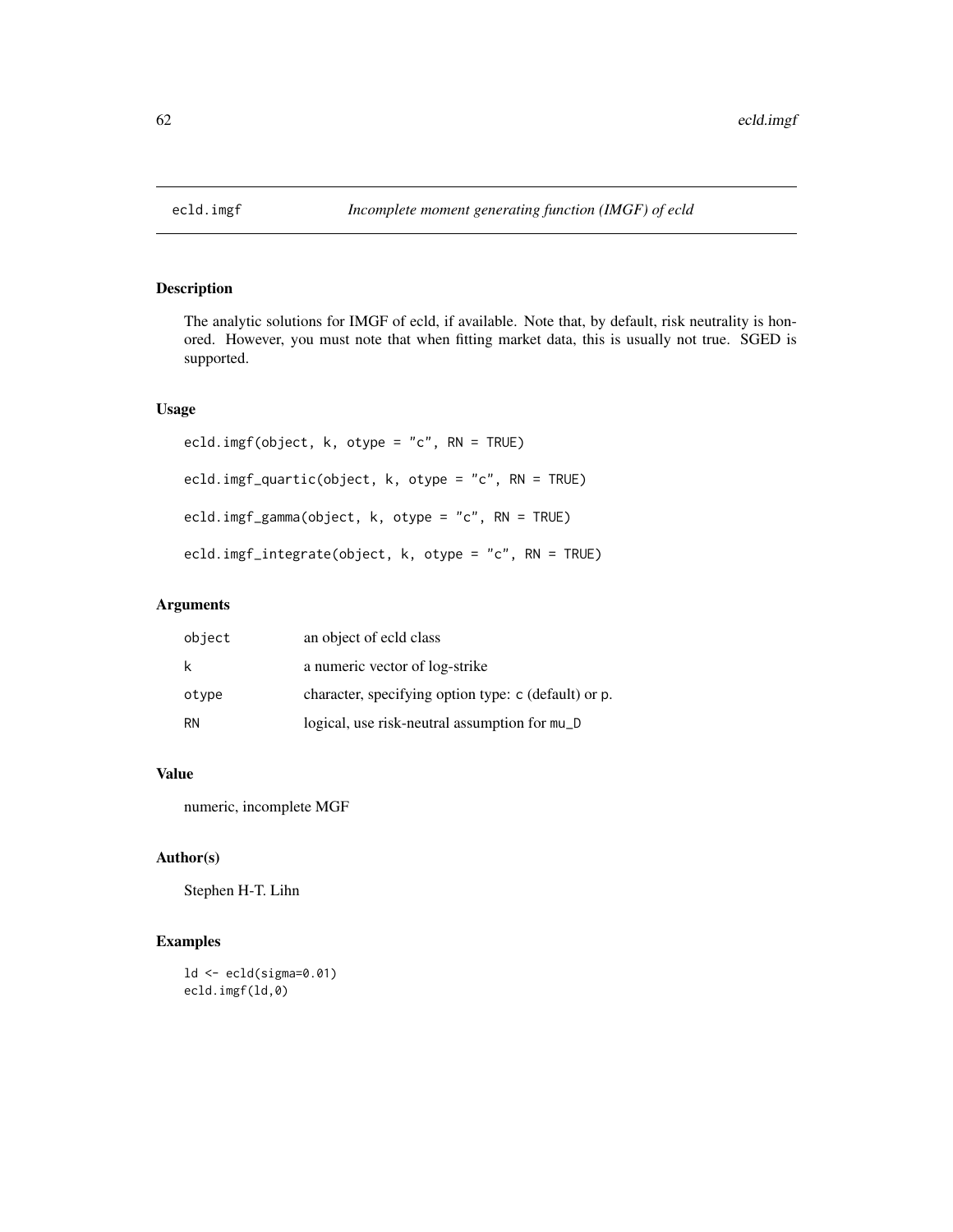# ecld.imgf — *Incomplete moment generating function (IMGF) of ecld*

## Description

The analytic solutions for IMGF of ecld, if available. Note that, by default, risk neutrality is honored. However, you must note that when fitting market data, this is usually not true. SGED is supported.

## Usage

```
ecld.imgf(object, k, otype = "c", RN = TRUE)

ecld.imgf_quartic(object, k, otype = "c", RN = TRUE)

ecld.imgf_gamma(object, k, otype = "c", RN = TRUE)

ecld.imgf_integrate(object, k, otype = "c", RN = TRUE)
```

## Arguments

| | |
|---|---|
| object | an object of ecld class |
| k | a numeric vector of log-strike |
| otype | character, specifying option type: c (default) or p. |
| RN | logical, use risk-neutral assumption for mu_D |

## Value

numeric, incomplete MGF

## Author(s)

Stephen H-T. Lihn

## Examples

```
ld <- ecld(sigma=0.01)
ecld.imgf(ld,0)
```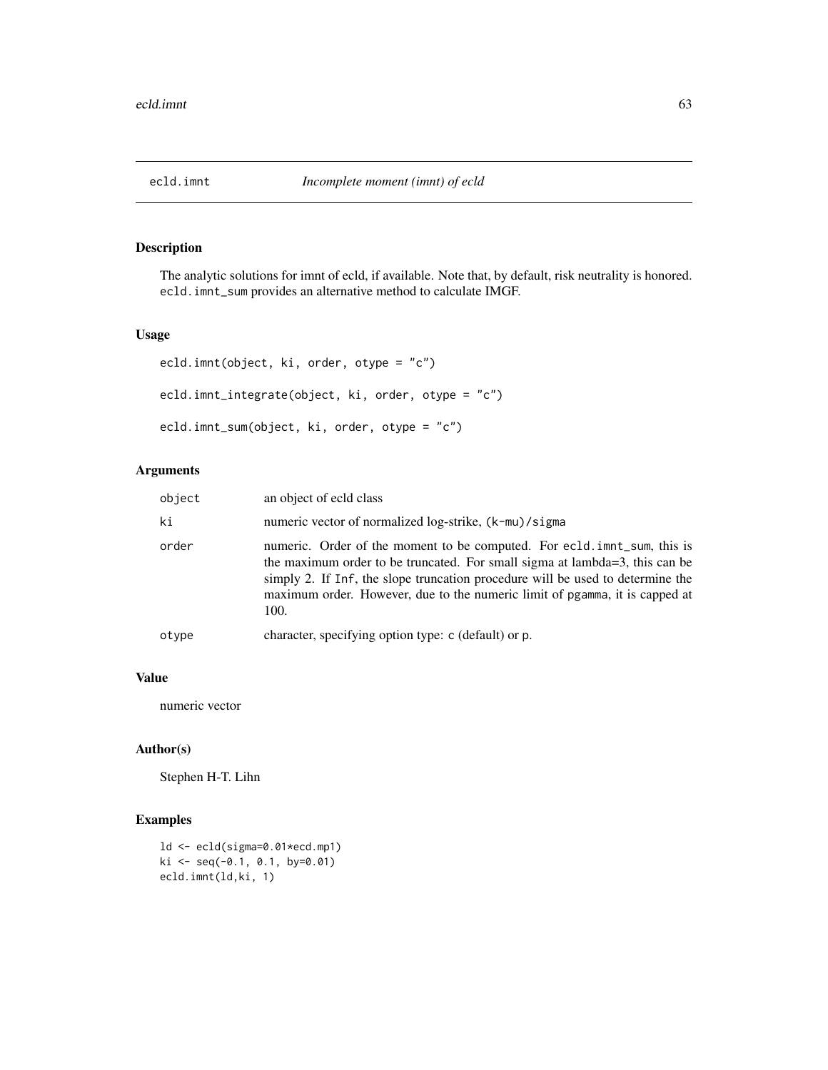# ecld.imnt *Incomplete moment (imnt) of ecld*

## Description

The analytic solutions for imnt of ecld, if available. Note that, by default, risk neutrality is honored. `ecld.imnt_sum` provides an alternative method to calculate IMGF.

## Usage

```
ecld.imnt(object, ki, order, otype = "c")

ecld.imnt_integrate(object, ki, order, otype = "c")

ecld.imnt_sum(object, ki, order, otype = "c")
```

## Arguments

| | |
|---|---|
| `object` | an object of ecld class |
| `ki` | numeric vector of normalized log-strike, `(k-mu)/sigma` |
| `order` | numeric. Order of the moment to be computed. For `ecld.imnt_sum`, this is the maximum order to be truncated. For small sigma at lambda=3, this can be simply 2. If `Inf`, the slope truncation procedure will be used to determine the maximum order. However, due to the numeric limit of `pgamma`, it is capped at 100. |
| `otype` | character, specifying option type: `c` (default) or `p`. |

## Value

numeric vector

## Author(s)

Stephen H-T. Lihn

## Examples

```
ld <- ecld(sigma=0.01*ecd.mp1)
ki <- seq(-0.1, 0.1, by=0.01)
ecld.imnt(ld,ki, 1)
```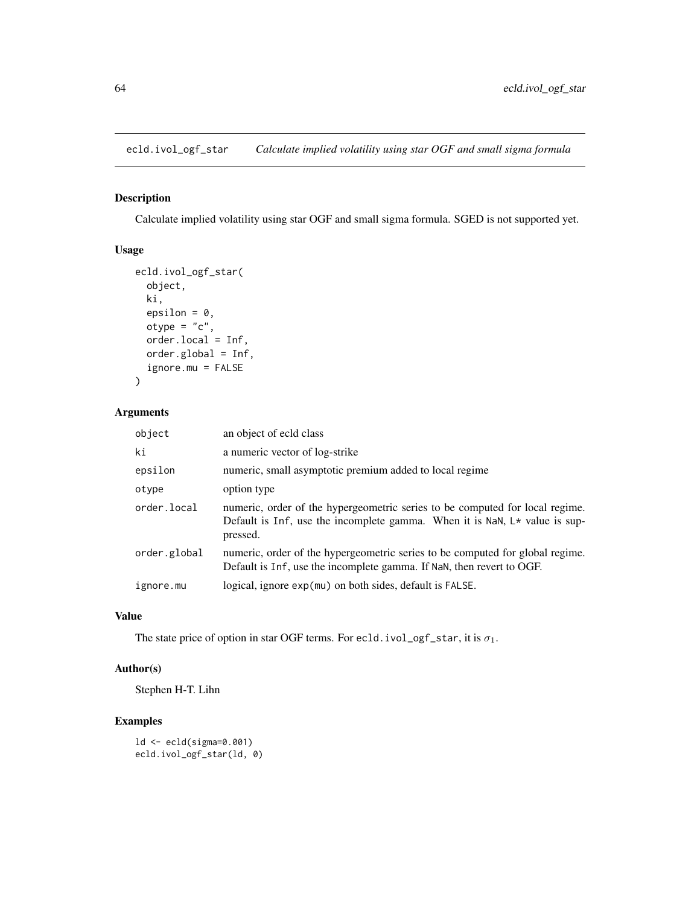## ecld.ivol_ogf_star *Calculate implied volatility using star OGF and small sigma formula*

### Description

Calculate implied volatility using star OGF and small sigma formula. SGED is not supported yet.

### Usage

```
ecld.ivol_ogf_star(
  object,
  ki,
  epsilon = 0,
  otype = "c",
  order.local = Inf,
  order.global = Inf,
  ignore.mu = FALSE
)
```

### Arguments

| | |
|---|---|
| object | an object of ecld class |
| ki | a numeric vector of log-strike |
| epsilon | numeric, small asymptotic premium added to local regime |
| otype | option type |
| order.local | numeric, order of the hypergeometric series to be computed for local regime. Default is Inf, use the incomplete gamma. When it is NaN, L* value is suppressed. |
| order.global | numeric, order of the hypergeometric series to be computed for global regime. Default is Inf, use the incomplete gamma. If NaN, then revert to OGF. |
| ignore.mu | logical, ignore exp(mu) on both sides, default is FALSE. |

### Value

The state price of option in star OGF terms. For ecld.ivol_ogf_star, it is $\sigma_1$.

### Author(s)

Stephen H-T. Lihn

### Examples

```
ld <- ecld(sigma=0.001)
ecld.ivol_ogf_star(ld, 0)
```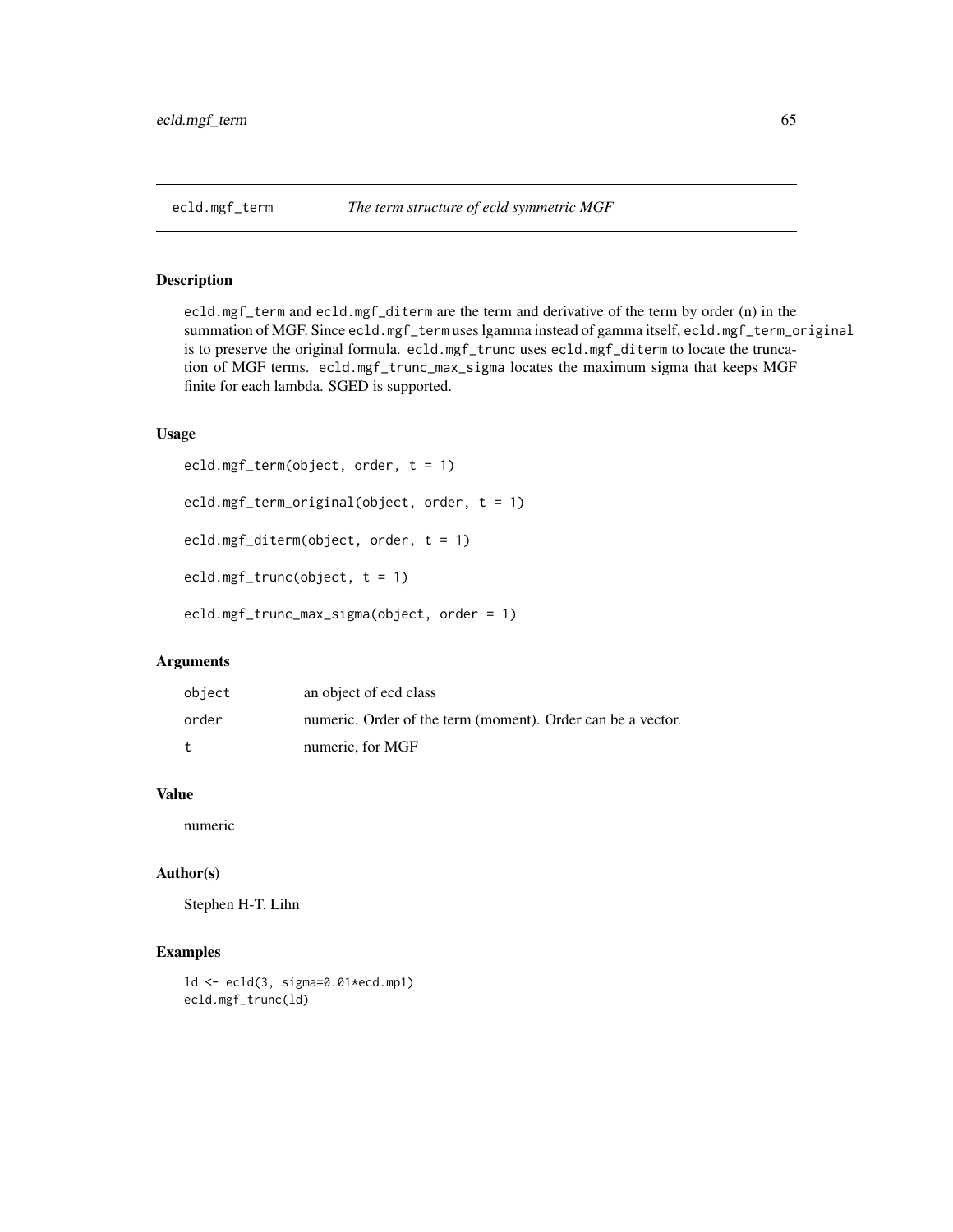## ecld.mgf_term — *The term structure of ecld symmetric MGF*

### Description

ecld.mgf_term and ecld.mgf_diterm are the term and derivative of the term by order (n) in the summation of MGF. Since ecld.mgf_term uses lgamma instead of gamma itself, ecld.mgf_term_original is to preserve the original formula. ecld.mgf_trunc uses ecld.mgf_diterm to locate the truncation of MGF terms. ecld.mgf_trunc_max_sigma locates the maximum sigma that keeps MGF finite for each lambda. SGED is supported.

### Usage

```
ecld.mgf_term(object, order, t = 1)

ecld.mgf_term_original(object, order, t = 1)

ecld.mgf_diterm(object, order, t = 1)

ecld.mgf_trunc(object, t = 1)

ecld.mgf_trunc_max_sigma(object, order = 1)
```

### Arguments

| | |
|---|---|
| object | an object of ecd class |
| order | numeric. Order of the term (moment). Order can be a vector. |
| t | numeric, for MGF |

### Value

numeric

### Author(s)

Stephen H-T. Lihn

### Examples

```
ld <- ecld(3, sigma=0.01*ecd.mp1)
ecld.mgf_trunc(ld)
```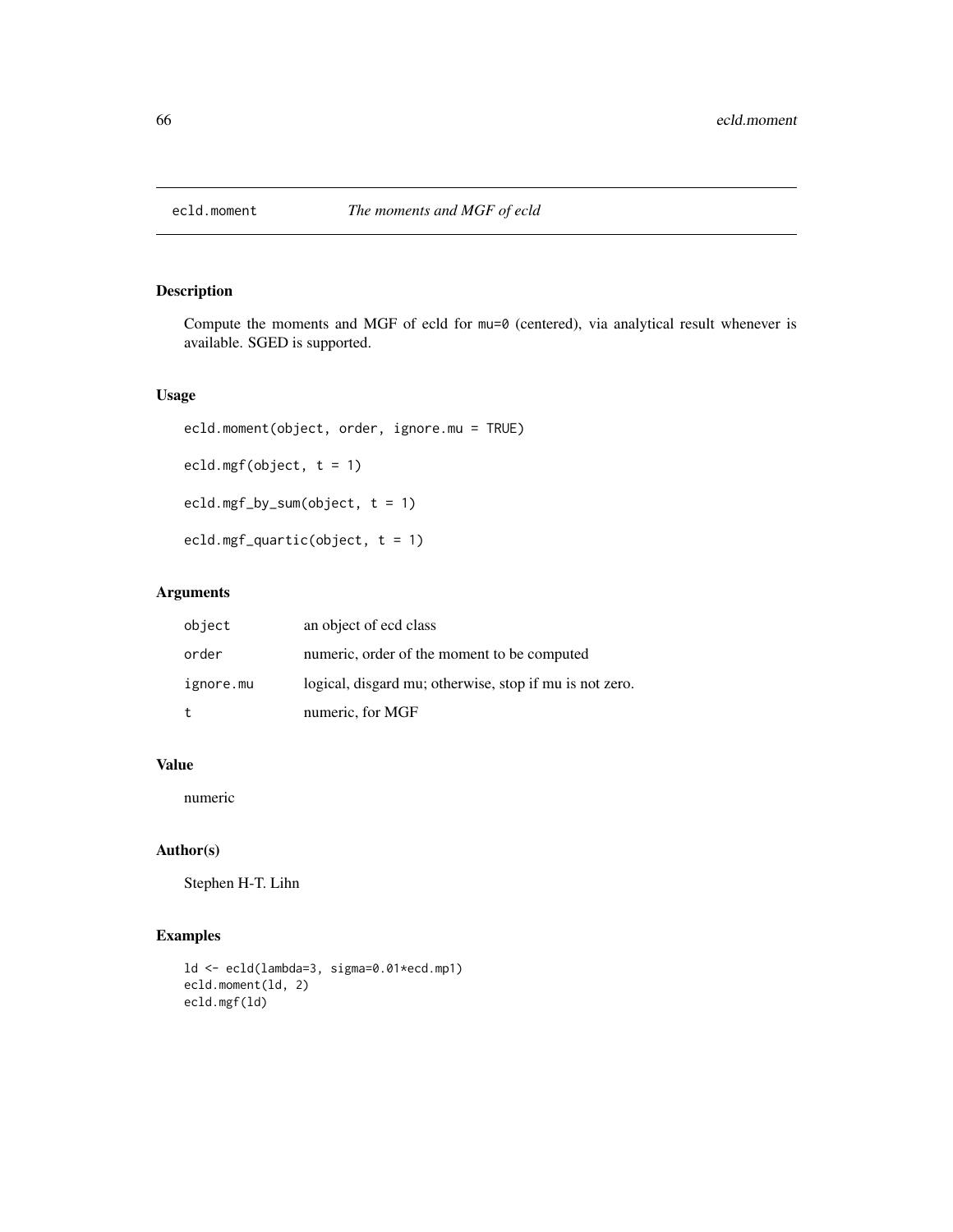## ecld.moment *The moments and MGF of ecld*

### Description

Compute the moments and MGF of ecld for mu=0 (centered), via analytical result whenever is available. SGED is supported.

### Usage

```
ecld.moment(object, order, ignore.mu = TRUE)

ecld.mgf(object, t = 1)

ecld.mgf_by_sum(object, t = 1)

ecld.mgf_quartic(object, t = 1)
```

### Arguments

| | |
|---|---|
| object | an object of ecd class |
| order | numeric, order of the moment to be computed |
| ignore.mu | logical, disgard mu; otherwise, stop if mu is not zero. |
| t | numeric, for MGF |

### Value

numeric

### Author(s)

Stephen H-T. Lihn

### Examples

```
ld <- ecld(lambda=3, sigma=0.01*ecd.mp1)
ecld.moment(ld, 2)
ecld.mgf(ld)
```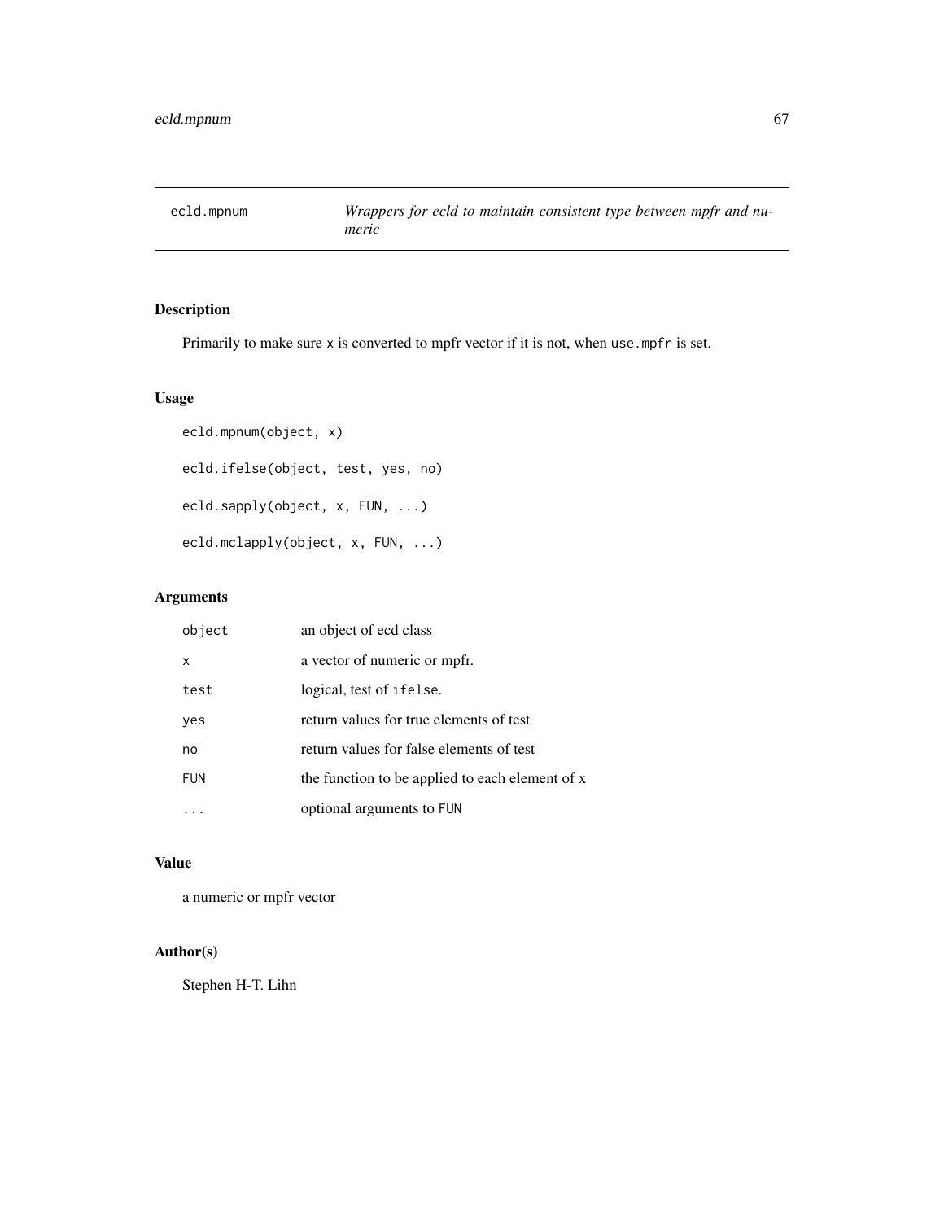eclld.mpnum — *Wrappers for ecld to maintain consistent type between mpfr and numeric*

## Description

Primarily to make sure x is converted to mpfr vector if it is not, when use.mpfr is set.

## Usage

```
ecld.mpnum(object, x)

ecld.ifelse(object, test, yes, no)

ecld.sapply(object, x, FUN, ...)

ecld.mclapply(object, x, FUN, ...)
```

## Arguments

| | |
|---|---|
| object | an object of ecd class |
| x | a vector of numeric or mpfr. |
| test | logical, test of ifelse. |
| yes | return values for true elements of test |
| no | return values for false elements of test |
| FUN | the function to be applied to each element of x |
| ... | optional arguments to FUN |

## Value

a numeric or mpfr vector

## Author(s)

Stephen H-T. Lihn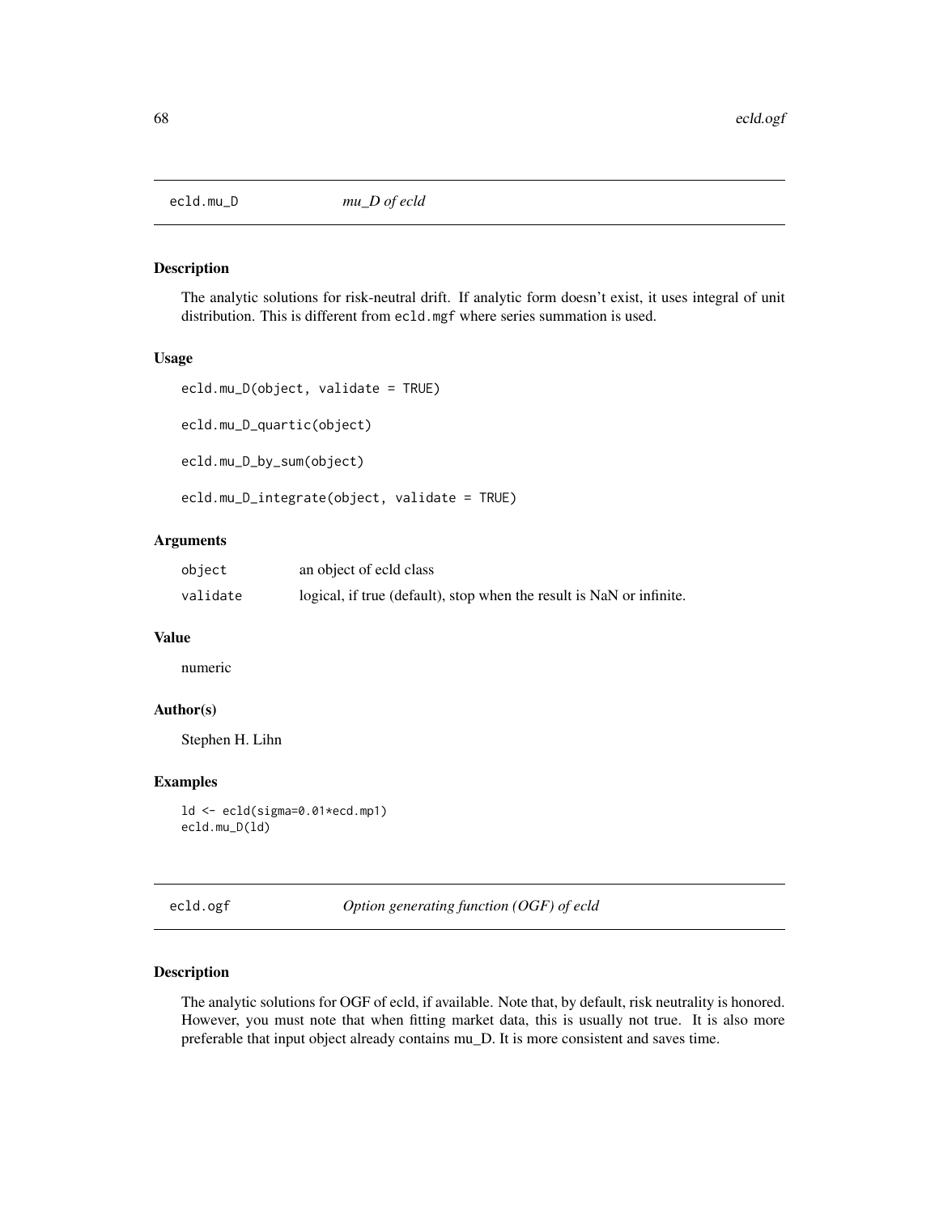## ecld.mu_D    *mu_D of ecld*

### Description

The analytic solutions for risk-neutral drift. If analytic form doesn't exist, it uses integral of unit distribution. This is different from `ecld.mgf` where series summation is used.

### Usage

```
ecld.mu_D(object, validate = TRUE)

ecld.mu_D_quartic(object)

ecld.mu_D_by_sum(object)

ecld.mu_D_integrate(object, validate = TRUE)
```

### Arguments

| | |
|---|---|
| object | an object of ecld class |
| validate | logical, if true (default), stop when the result is NaN or infinite. |

### Value

numeric

### Author(s)

Stephen H. Lihn

### Examples

```
ld <- ecld(sigma=0.01*ecd.mp1)
ecld.mu_D(ld)
```

## ecld.ogf    *Option generating function (OGF) of ecld*

### Description

The analytic solutions for OGF of ecld, if available. Note that, by default, risk neutrality is honored. However, you must note that when fitting market data, this is usually not true. It is also more preferable that input object already contains mu_D. It is more consistent and saves time.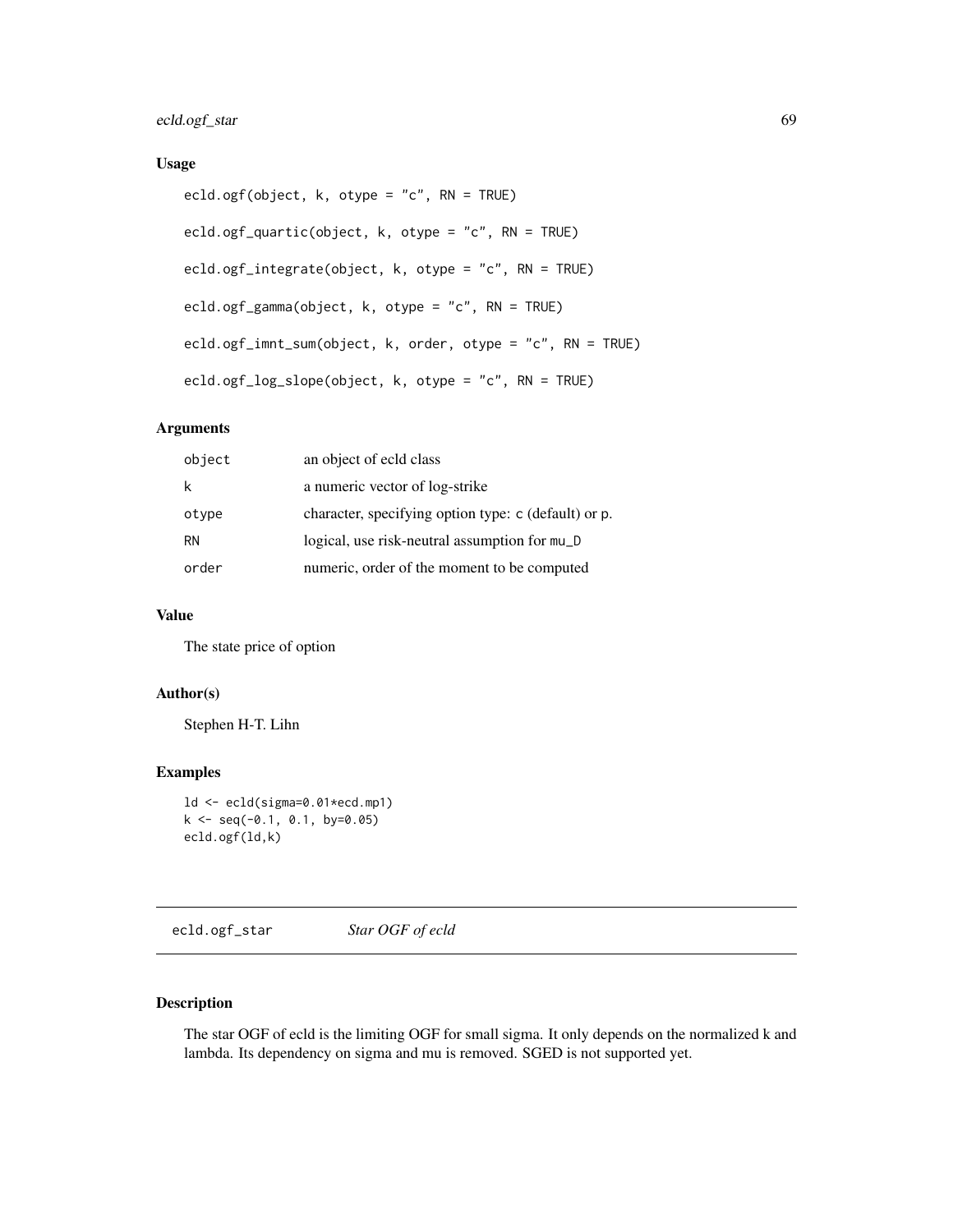### Usage

```
ecld.ogf(object, k, otype = "c", RN = TRUE)

ecld.ogf_quartic(object, k, otype = "c", RN = TRUE)

ecld.ogf_integrate(object, k, otype = "c", RN = TRUE)

ecld.ogf_gamma(object, k, otype = "c", RN = TRUE)

ecld.ogf_imnt_sum(object, k, order, otype = "c", RN = TRUE)

ecld.ogf_log_slope(object, k, otype = "c", RN = TRUE)
```

### Arguments

| | |
|---|---|
| object | an object of ecld class |
| k | a numeric vector of log-strike |
| otype | character, specifying option type: c (default) or p. |
| RN | logical, use risk-neutral assumption for mu_D |
| order | numeric, order of the moment to be computed |

### Value

The state price of option

### Author(s)

Stephen H-T. Lihn

### Examples

```
ld <- ecld(sigma=0.01*ecd.mp1)
k <- seq(-0.1, 0.1, by=0.05)
ecld.ogf(ld,k)
```

---

## ecld.ogf_star    *Star OGF of ecld*

---

### Description

The star OGF of ecld is the limiting OGF for small sigma. It only depends on the normalized k and lambda. Its dependency on sigma and mu is removed. SGED is not supported yet.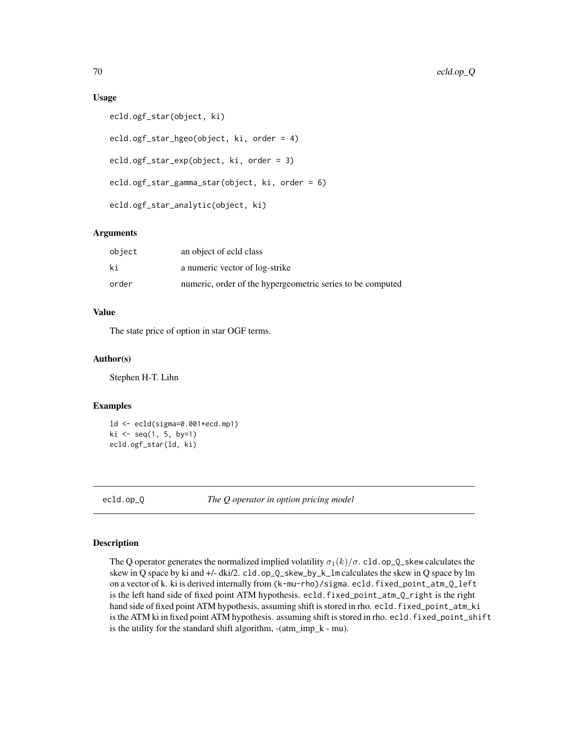### Usage

```
ecld.ogf_star(object, ki)

ecld.ogf_star_hgeo(object, ki, order = 4)

ecld.ogf_star_exp(object, ki, order = 3)

ecld.ogf_star_gamma_star(object, ki, order = 6)

ecld.ogf_star_analytic(object, ki)
```

### Arguments

| | |
|---|---|
| object | an object of ecld class |
| ki | a numeric vector of log-strike |
| order | numeric, order of the hypergeometric series to be computed |

### Value

The state price of option in star OGF terms.

### Author(s)

Stephen H-T. Lihn

### Examples

```
ld <- ecld(sigma=0.001*ecd.mp1)
ki <- seq(1, 5, by=1)
ecld.ogf_star(ld, ki)
```

---

## ecld.op_Q *The Q operator in option pricing model*

### Description

The Q operator generates the normalized implied volatility $\sigma_1(k)/\sigma$. cld.op_Q_skew calculates the skew in Q space by ki and +/- dki/2. cld.op_Q_skew_by_k_lm calculates the skew in Q space by lm on a vector of k. ki is derived internally from (k-mu-rho)/sigma. ecld.fixed_point_atm_Q_left is the left hand side of fixed point ATM hypothesis. ecld.fixed_point_atm_Q_right is the right hand side of fixed point ATM hypothesis, assuming shift is stored in rho. ecld.fixed_point_atm_ki is the ATM ki in fixed point ATM hypothesis. assuming shift is stored in rho. ecld.fixed_point_shift is the utility for the standard shift algorithm, -(atm_imp_k - mu).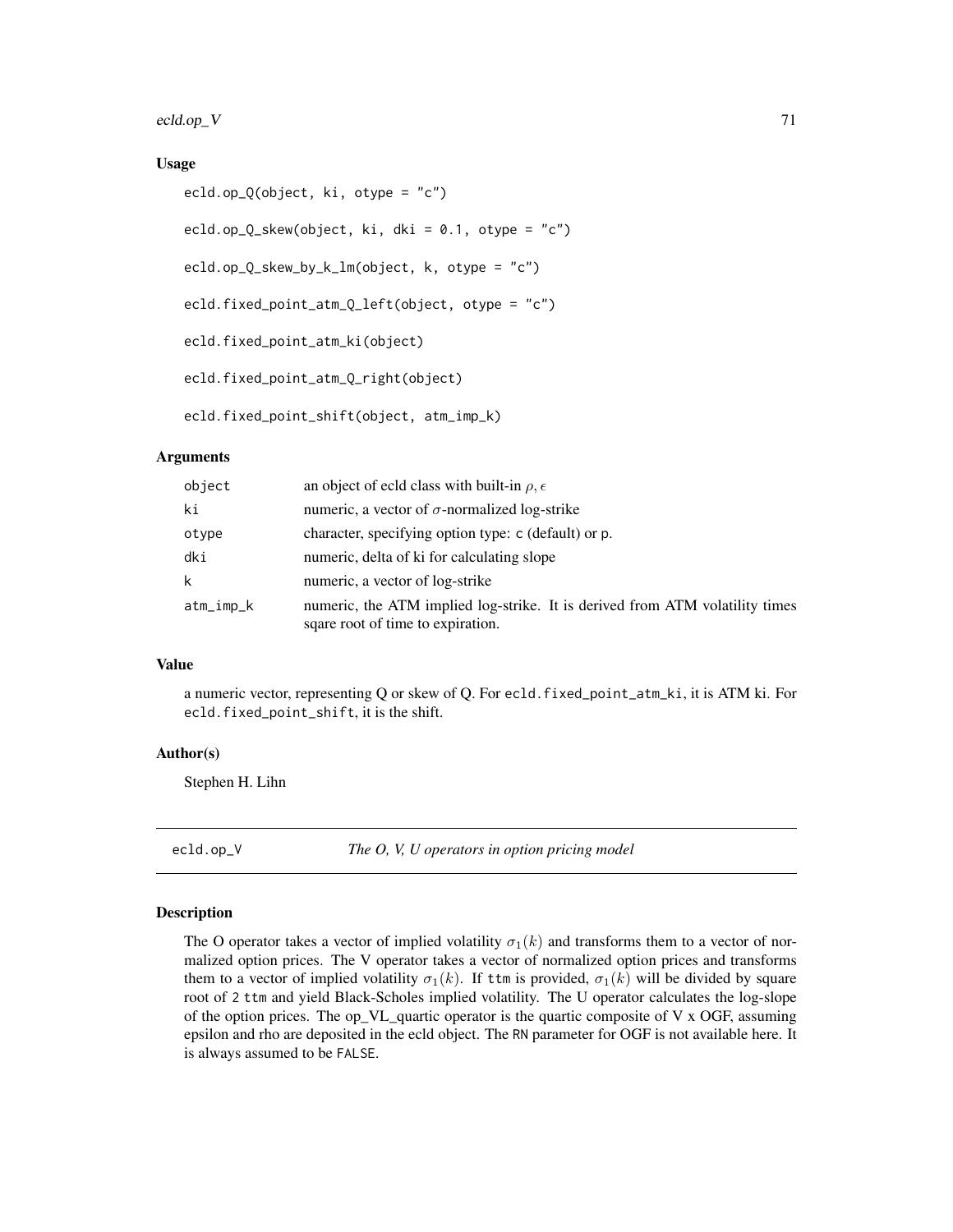### Usage

```
ecld.op_Q(object, ki, otype = "c")

ecld.op_Q_skew(object, ki, dki = 0.1, otype = "c")

ecld.op_Q_skew_by_k_lm(object, k, otype = "c")

ecld.fixed_point_atm_Q_left(object, otype = "c")

ecld.fixed_point_atm_ki(object)

ecld.fixed_point_atm_Q_right(object)

ecld.fixed_point_shift(object, atm_imp_k)
```

### Arguments

| | |
|---|---|
| object | an object of ecld class with built-in $\rho, \epsilon$ |
| ki | numeric, a vector of $\sigma$-normalized log-strike |
| otype | character, specifying option type: c (default) or p. |
| dki | numeric, delta of ki for calculating slope |
| k | numeric, a vector of log-strike |
| atm_imp_k | numeric, the ATM implied log-strike. It is derived from ATM volatility times sqare root of time to expiration. |

### Value

a numeric vector, representing Q or skew of Q. For ecld.fixed_point_atm_ki, it is ATM ki. For ecld.fixed_point_shift, it is the shift.

### Author(s)

Stephen H. Lihn

---

## ecld.op_V — *The O, V, U operators in option pricing model*

### Description

The O operator takes a vector of implied volatility $\sigma_1(k)$ and transforms them to a vector of normalized option prices. The V operator takes a vector of normalized option prices and transforms them to a vector of implied volatility $\sigma_1(k)$. If ttm is provided, $\sigma_1(k)$ will be divided by square root of 2 ttm and yield Black-Scholes implied volatility. The U operator calculates the log-slope of the option prices. The op_VL_quartic operator is the quartic composite of V x OGF, assuming epsilon and rho are deposited in the ecld object. The RN parameter for OGF is not available here. It is always assumed to be FALSE.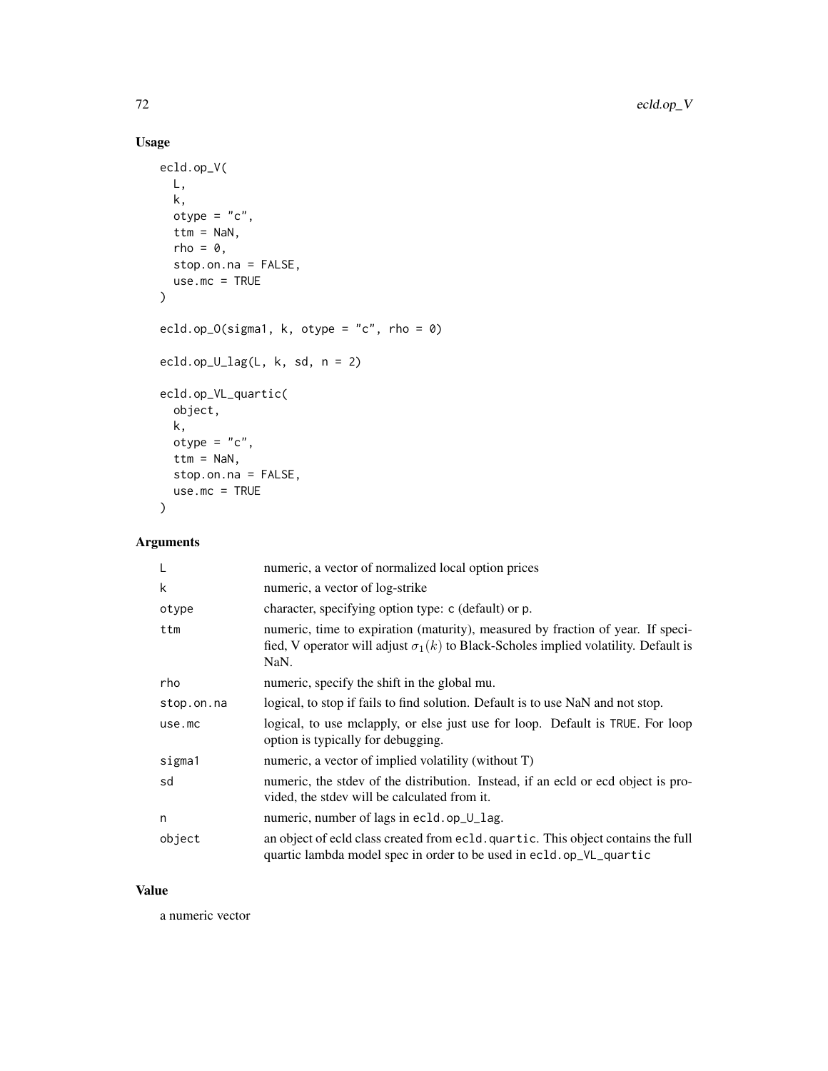## Usage

```
ecld.op_V(
  L,
  k,
  otype = "c",
  ttm = NaN,
  rho = 0,
  stop.on.na = FALSE,
  use.mc = TRUE
)

ecld.op_O(sigma1, k, otype = "c", rho = 0)

ecld.op_U_lag(L, k, sd, n = 2)

ecld.op_VL_quartic(
  object,
  k,
  otype = "c",
  ttm = NaN,
  stop.on.na = FALSE,
  use.mc = TRUE
)
```

## Arguments

| | |
|---|---|
| L | numeric, a vector of normalized local option prices |
| k | numeric, a vector of log-strike |
| otype | character, specifying option type: c (default) or p. |
| ttm | numeric, time to expiration (maturity), measured by fraction of year. If specified, V operator will adjust $\sigma_1(k)$ to Black-Scholes implied volatility. Default is NaN. |
| rho | numeric, specify the shift in the global mu. |
| stop.on.na | logical, to stop if fails to find solution. Default is to use NaN and not stop. |
| use.mc | logical, to use mclapply, or else just use for loop. Default is TRUE. For loop option is typically for debugging. |
| sigma1 | numeric, a vector of implied volatility (without T) |
| sd | numeric, the stdev of the distribution. Instead, if an ecld or ecd object is provided, the stdev will be calculated from it. |
| n | numeric, number of lags in ecld.op_U_lag. |
| object | an object of ecld class created from ecld.quartic. This object contains the full quartic lambda model spec in order to be used in ecld.op_VL_quartic |

## Value

a numeric vector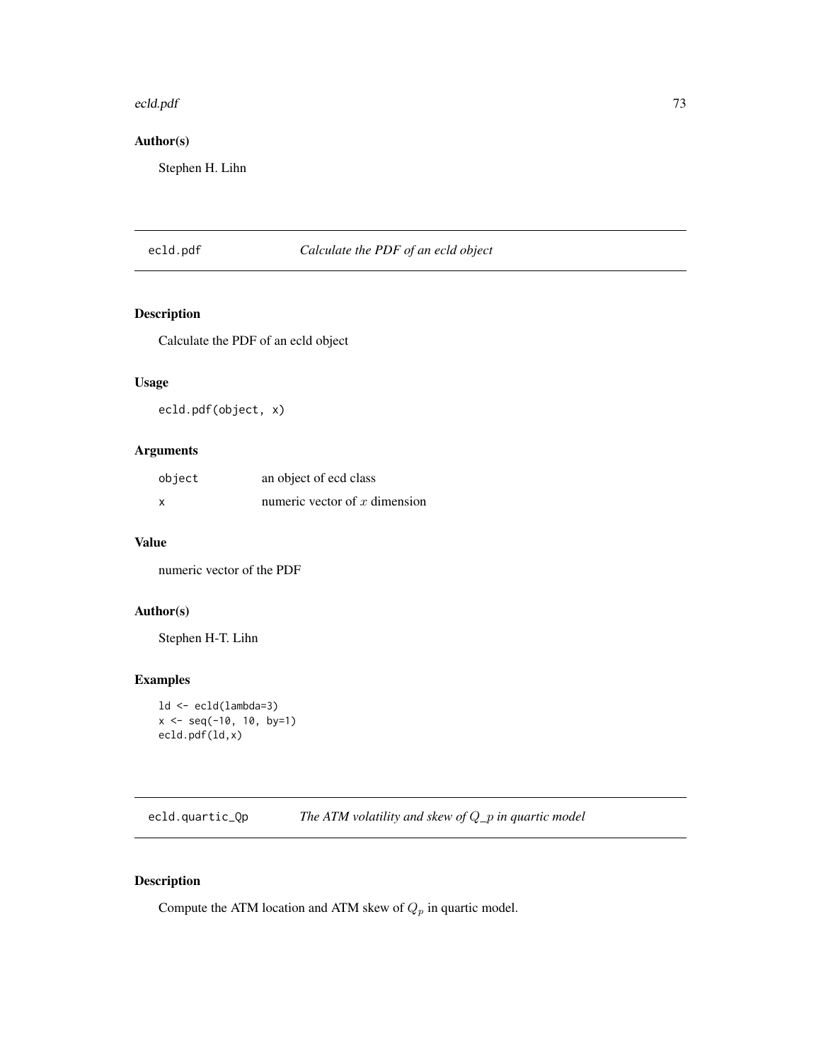## Author(s)

Stephen H. Lihn

---

# ecld.pdf *Calculate the PDF of an ecld object*

## Description

Calculate the PDF of an ecld object

## Usage

```
ecld.pdf(object, x)
```

## Arguments

| | |
|---|---|
| object | an object of ecd class |
| x | numeric vector of $x$ dimension |

## Value

numeric vector of the PDF

## Author(s)

Stephen H-T. Lihn

## Examples

```
ld <- ecld(lambda=3)
x <- seq(-10, 10, by=1)
ecld.pdf(ld,x)
```

---

# ecld.quartic_Qp *The ATM volatility and skew of $Q\_p$ in quartic model*

## Description

Compute the ATM location and ATM skew of $Q_p$ in quartic model.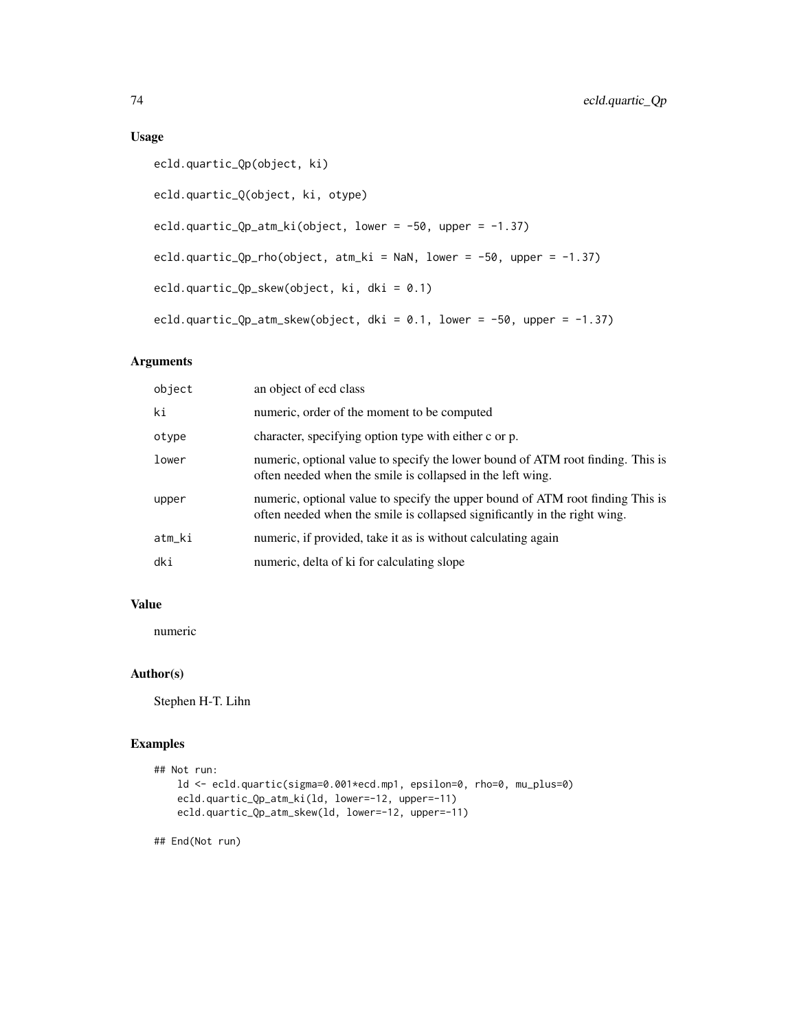## Usage

```
ecld.quartic_Qp(object, ki)

ecld.quartic_Q(object, ki, otype)

ecld.quartic_Qp_atm_ki(object, lower = -50, upper = -1.37)

ecld.quartic_Qp_rho(object, atm_ki = NaN, lower = -50, upper = -1.37)

ecld.quartic_Qp_skew(object, ki, dki = 0.1)

ecld.quartic_Qp_atm_skew(object, dki = 0.1, lower = -50, upper = -1.37)
```

## Arguments

| | |
|---|---|
| object | an object of ecd class |
| ki | numeric, order of the moment to be computed |
| otype | character, specifying option type with either c or p. |
| lower | numeric, optional value to specify the lower bound of ATM root finding. This is often needed when the smile is collapsed in the left wing. |
| upper | numeric, optional value to specify the upper bound of ATM root finding This is often needed when the smile is collapsed significantly in the right wing. |
| atm_ki | numeric, if provided, take it as is without calculating again |
| dki | numeric, delta of ki for calculating slope |

## Value

numeric

## Author(s)

Stephen H-T. Lihn

## Examples

```
## Not run:
    ld <- ecld.quartic(sigma=0.001*ecd.mp1, epsilon=0, rho=0, mu_plus=0)
    ecld.quartic_Qp_atm_ki(ld, lower=-12, upper=-11)
    ecld.quartic_Qp_atm_skew(ld, lower=-12, upper=-11)

## End(Not run)
```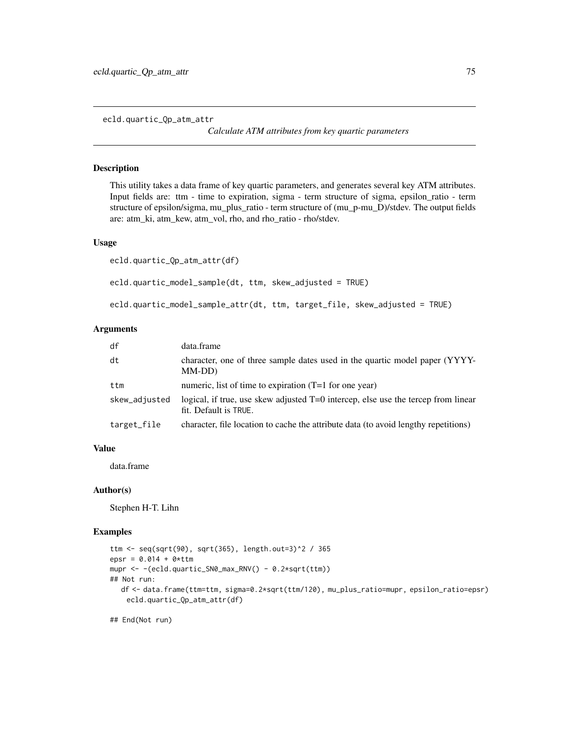## ecld.quartic_Qp_atm_attr

*Calculate ATM attributes from key quartic parameters*

### Description

This utility takes a data frame of key quartic parameters, and generates several key ATM attributes. Input fields are: ttm - time to expiration, sigma - term structure of sigma, epsilon_ratio - term structure of epsilon/sigma, mu_plus_ratio - term structure of (mu_p-mu_D)/stdev. The output fields are: atm_ki, atm_kew, atm_vol, rho, and rho_ratio - rho/stdev.

### Usage

```
ecld.quartic_Qp_atm_attr(df)

ecld.quartic_model_sample(dt, ttm, skew_adjusted = TRUE)

ecld.quartic_model_sample_attr(dt, ttm, target_file, skew_adjusted = TRUE)
```

### Arguments

| | |
|---|---|
| df | data.frame |
| dt | character, one of three sample dates used in the quartic model paper (YYYY-MM-DD) |
| ttm | numeric, list of time to expiration (T=1 for one year) |
| skew_adjusted | logical, if true, use skew adjusted T=0 intercep, else use the tercep from linear fit. Default is TRUE. |
| target_file | character, file location to cache the attribute data (to avoid lengthy repetitions) |

### Value

data.frame

### Author(s)

Stephen H-T. Lihn

### Examples

```
ttm <- seq(sqrt(90), sqrt(365), length.out=3)^2 / 365
epsr = 0.014 + 0*ttm
mupr <- -(ecld.quartic_SN0_max_RNV() - 0.2*sqrt(ttm))
## Not run:
   df <- data.frame(ttm=ttm, sigma=0.2*sqrt(ttm/120), mu_plus_ratio=mupr, epsilon_ratio=epsr)
    ecld.quartic_Qp_atm_attr(df)

## End(Not run)
```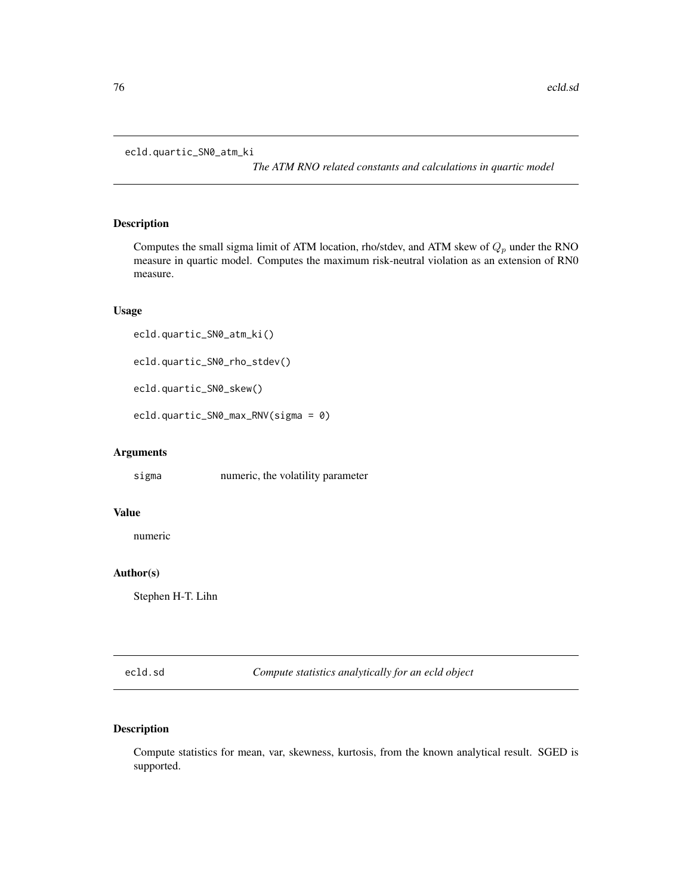## ecld.quartic_SN0_atm_ki

*The ATM RNO related constants and calculations in quartic model*

### Description

Computes the small sigma limit of ATM location, rho/stdev, and ATM skew of $Q_p$ under the RNO measure in quartic model. Computes the maximum risk-neutral violation as an extension of RN0 measure.

### Usage

```
ecld.quartic_SN0_atm_ki()

ecld.quartic_SN0_rho_stdev()

ecld.quartic_SN0_skew()

ecld.quartic_SN0_max_RNV(sigma = 0)
```

### Arguments

| | |
|---|---|
| sigma | numeric, the volatility parameter |

### Value

numeric

### Author(s)

Stephen H-T. Lihn

## ecld.sd

*Compute statistics analytically for an ecld object*

### Description

Compute statistics for mean, var, skewness, kurtosis, from the known analytical result. SGED is supported.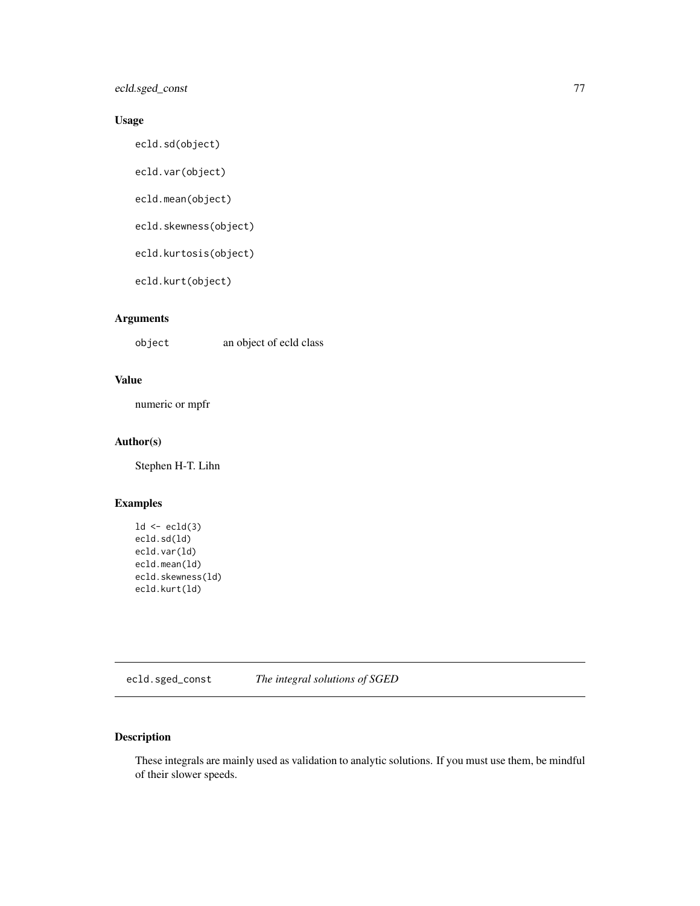## Usage

```
ecld.sd(object)

ecld.var(object)

ecld.mean(object)

ecld.skewness(object)

ecld.kurtosis(object)

ecld.kurt(object)
```

## Arguments

object an object of ecld class

## Value

numeric or mpfr

## Author(s)

Stephen H-T. Lihn

## Examples

```
ld <- ecld(3)
ecld.sd(ld)
ecld.var(ld)
ecld.mean(ld)
ecld.skewness(ld)
ecld.kurt(ld)
```

---

# ecld.sged_const *The integral solutions of SGED*

## Description

These integrals are mainly used as validation to analytic solutions. If you must use them, be mindful of their slower speeds.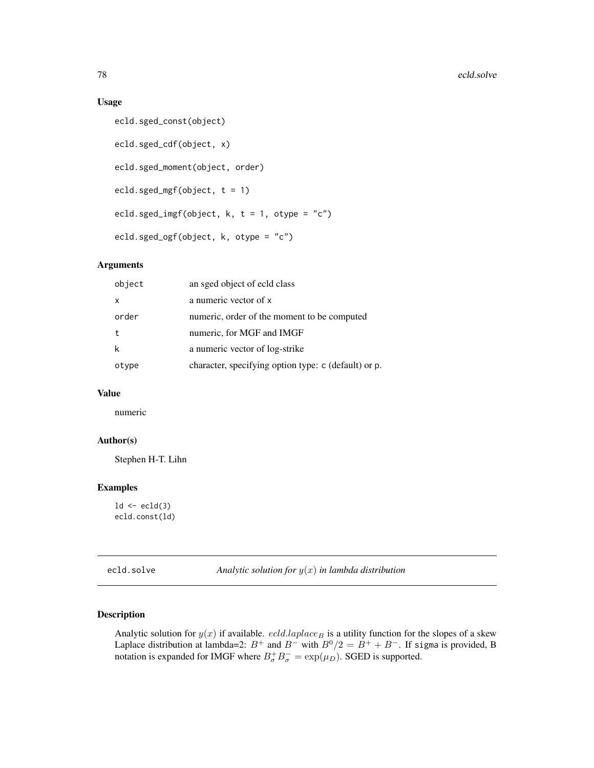## Usage

```
ecld.sged_const(object)

ecld.sged_cdf(object, x)

ecld.sged_moment(object, order)

ecld.sged_mgf(object, t = 1)

ecld.sged_imgf(object, k, t = 1, otype = "c")

ecld.sged_ogf(object, k, otype = "c")
```

## Arguments

| | |
|---|---|
| object | an sged object of ecld class |
| x | a numeric vector of x |
| order | numeric, order of the moment to be computed |
| t | numeric, for MGF and IMGF |
| k | a numeric vector of log-strike |
| otype | character, specifying option type: c (default) or p. |

## Value

numeric

## Author(s)

Stephen H-T. Lihn

## Examples

```
ld <- ecld(3)
ecld.const(ld)
```

---

# ecld.solve — *Analytic solution for $y(x)$ in lambda distribution*

## Description

Analytic solution for $y(x)$ if available. $ecld.laplace_B$ is a utility function for the slopes of a skew Laplace distribution at lambda=2: $B^+$ and $B^-$ with $B^0/2 = B^+ + B^-$. If sigma is provided, B notation is expanded for IMGF where $B^+_\sigma B^-_\sigma = \exp(\mu_D)$. SGED is supported.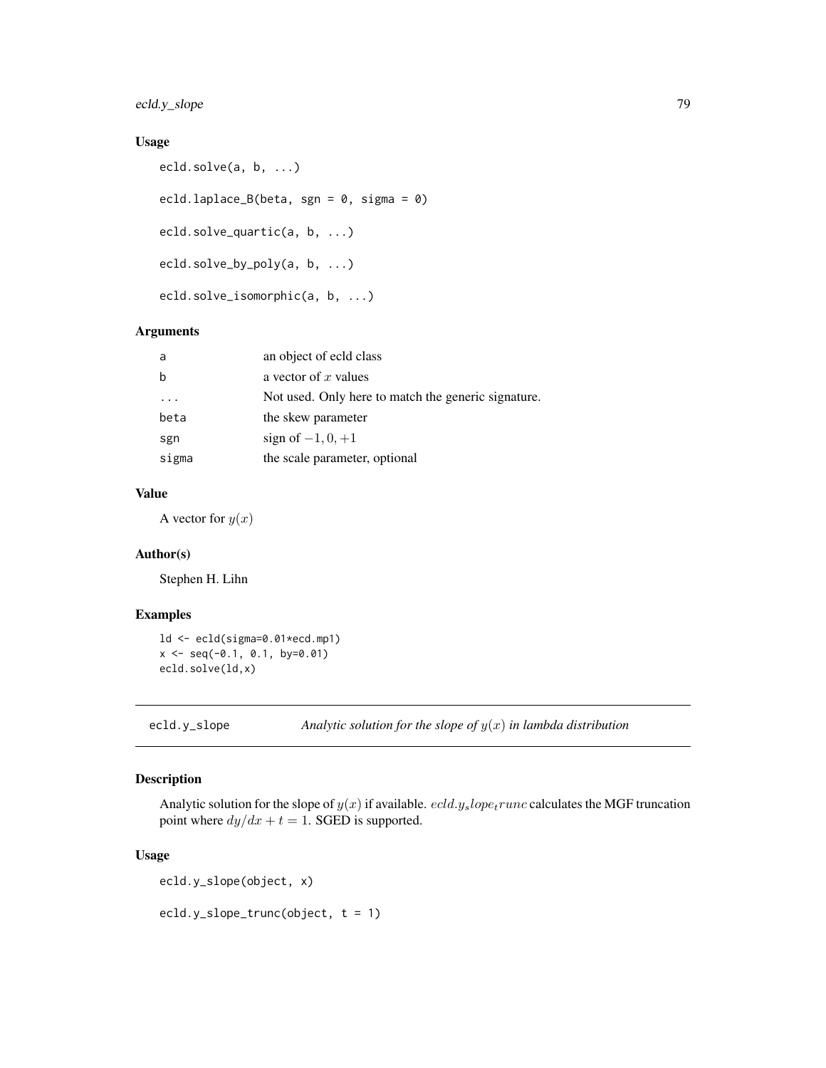### Usage

```
ecld.solve(a, b, ...)

ecld.laplace_B(beta, sgn = 0, sigma = 0)

ecld.solve_quartic(a, b, ...)

ecld.solve_by_poly(a, b, ...)

ecld.solve_isomorphic(a, b, ...)
```

### Arguments

| | |
|---|---|
| a | an object of ecld class |
| b | a vector of $x$ values |
| ... | Not used. Only here to match the generic signature. |
| beta | the skew parameter |
| sgn | sign of $-1, 0, +1$ |
| sigma | the scale parameter, optional |

### Value

A vector for $y(x)$

### Author(s)

Stephen H. Lihn

### Examples

```
ld <- ecld(sigma=0.01*ecd.mp1)
x <- seq(-0.1, 0.1, by=0.01)
ecld.solve(ld,x)
```

---

## ecld.y_slope *Analytic solution for the slope of $y(x)$ in lambda distribution*

### Description

Analytic solution for the slope of $y(x)$ if available. $ecld.y_slope_trunc$ calculates the MGF truncation point where $dy/dx + t = 1$. SGED is supported.

### Usage

```
ecld.y_slope(object, x)

ecld.y_slope_trunc(object, t = 1)
```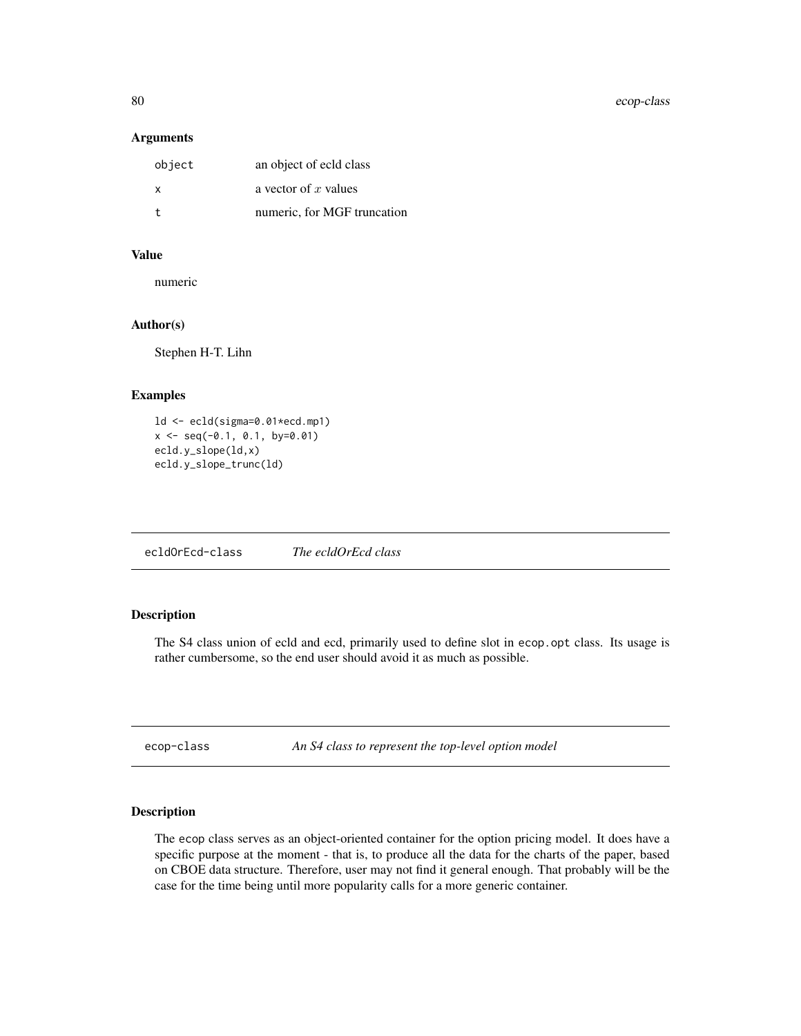### Arguments

| | |
|---|---|
| object | an object of ecld class |
| x | a vector of $x$ values |
| t | numeric, for MGF truncation |

### Value

numeric

### Author(s)

Stephen H-T. Lihn

### Examples

```
ld <- ecld(sigma=0.01*ecd.mp1)
x <- seq(-0.1, 0.1, by=0.01)
ecld.y_slope(ld,x)
ecld.y_slope_trunc(ld)
```

---

## ecldOrEcd-class *The ecldOrEcd class*

### Description

The S4 class union of ecld and ecd, primarily used to define slot in ecop.opt class. Its usage is rather cumbersome, so the end user should avoid it as much as possible.

---

## ecop-class *An S4 class to represent the top-level option model*

### Description

The ecop class serves as an object-oriented container for the option pricing model. It does have a specific purpose at the moment - that is, to produce all the data for the charts of the paper, based on CBOE data structure. Therefore, user may not find it general enough. That probably will be the case for the time being until more popularity calls for a more generic container.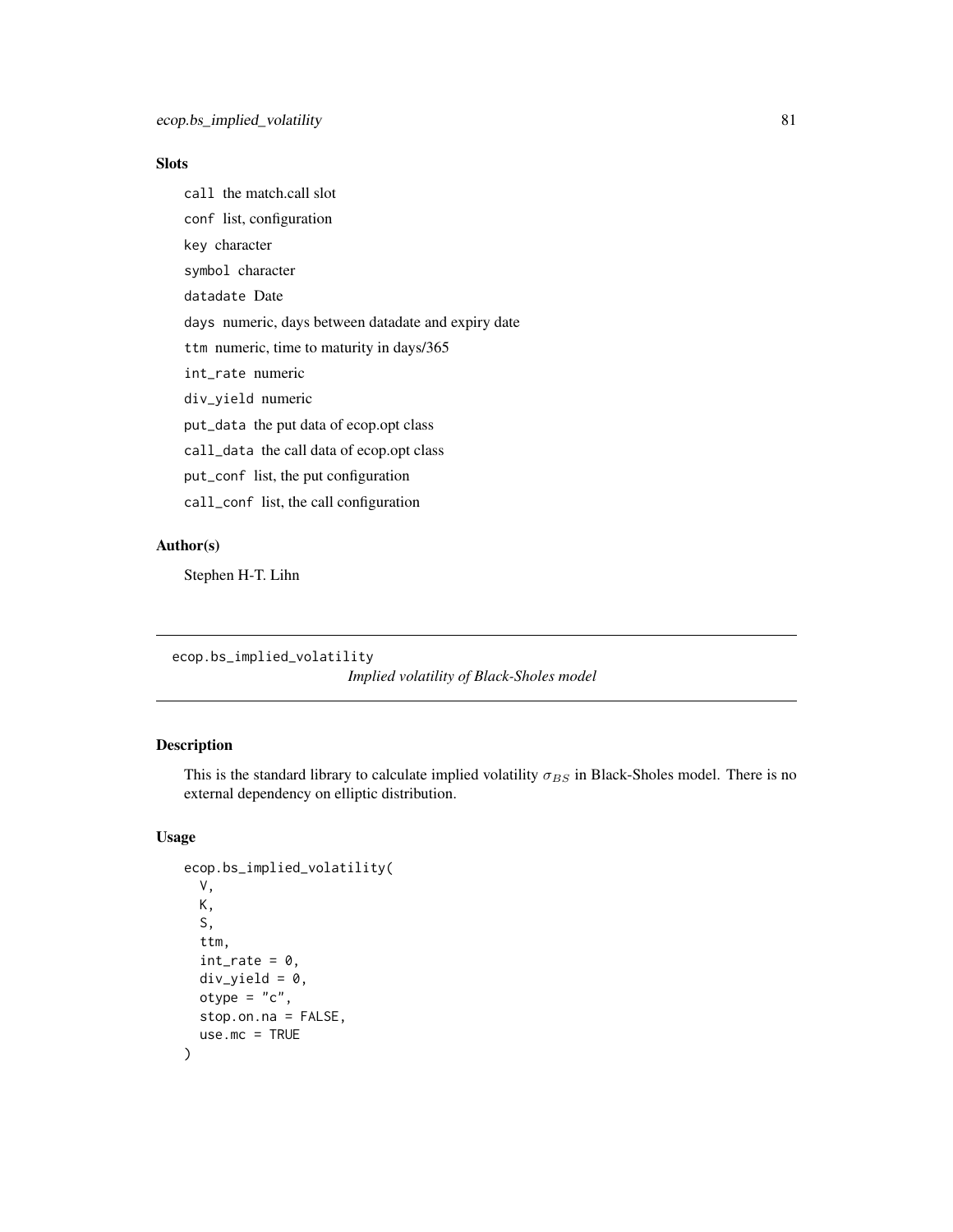### Slots

`call` the match.call slot

`conf` list, configuration

`key` character

`symbol` character

`datadate` Date

`days` numeric, days between datadate and expiry date

`ttm` numeric, time to maturity in days/365

`int_rate` numeric

`div_yield` numeric

`put_data` the put data of ecop.opt class

`call_data` the call data of ecop.opt class

`put_conf` list, the put configuration

`call_conf` list, the call configuration

### Author(s)

Stephen H-T. Lihn

---

## ecop.bs_implied_volatility

*Implied volatility of Black-Sholes model*

---

### Description

This is the standard library to calculate implied volatility $\sigma_{BS}$ in Black-Sholes model. There is no external dependency on elliptic distribution.

### Usage

```
ecop.bs_implied_volatility(
  V,
  K,
  S,
  ttm,
  int_rate = 0,
  div_yield = 0,
  otype = "c",
  stop.on.na = FALSE,
  use.mc = TRUE
)
```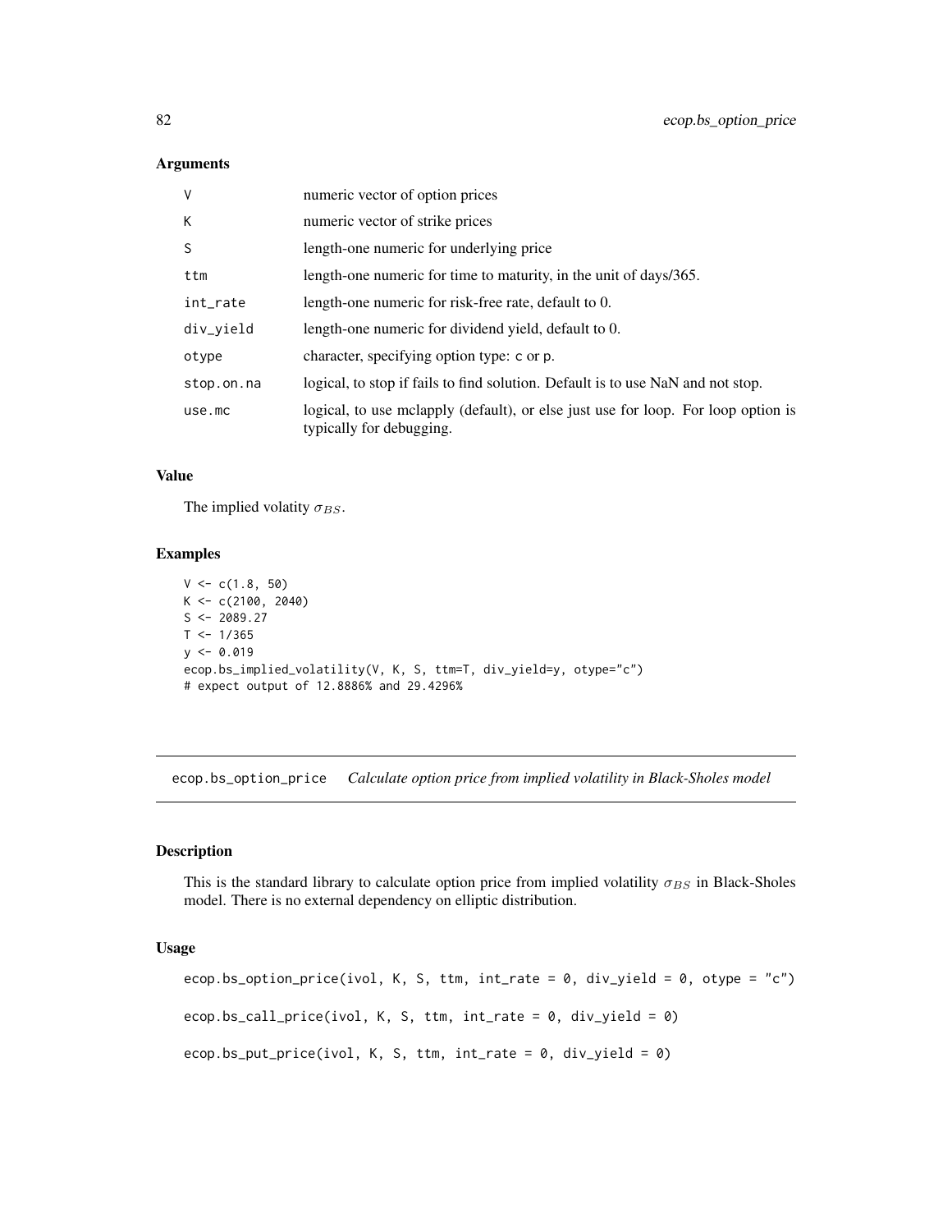### Arguments

| | |
|---|---|
| V | numeric vector of option prices |
| K | numeric vector of strike prices |
| S | length-one numeric for underlying price |
| ttm | length-one numeric for time to maturity, in the unit of days/365. |
| int_rate | length-one numeric for risk-free rate, default to 0. |
| div_yield | length-one numeric for dividend yield, default to 0. |
| otype | character, specifying option type: c or p. |
| stop.on.na | logical, to stop if fails to find solution. Default is to use NaN and not stop. |
| use.mc | logical, to use mclapply (default), or else just use for loop. For loop option is typically for debugging. |

### Value

The implied volatity $\sigma_{BS}$.

### Examples

```
V <- c(1.8, 50)
K <- c(2100, 2040)
S <- 2089.27
T <- 1/365
y <- 0.019
ecop.bs_implied_volatility(V, K, S, ttm=T, div_yield=y, otype="c")
# expect output of 12.8886% and 29.4296%
```

---

## ecop.bs_option_price *Calculate option price from implied volatility in Black-Sholes model*

### Description

This is the standard library to calculate option price from implied volatility $\sigma_{BS}$ in Black-Sholes model. There is no external dependency on elliptic distribution.

### Usage

```
ecop.bs_option_price(ivol, K, S, ttm, int_rate = 0, div_yield = 0, otype = "c")

ecop.bs_call_price(ivol, K, S, ttm, int_rate = 0, div_yield = 0)

ecop.bs_put_price(ivol, K, S, ttm, int_rate = 0, div_yield = 0)
```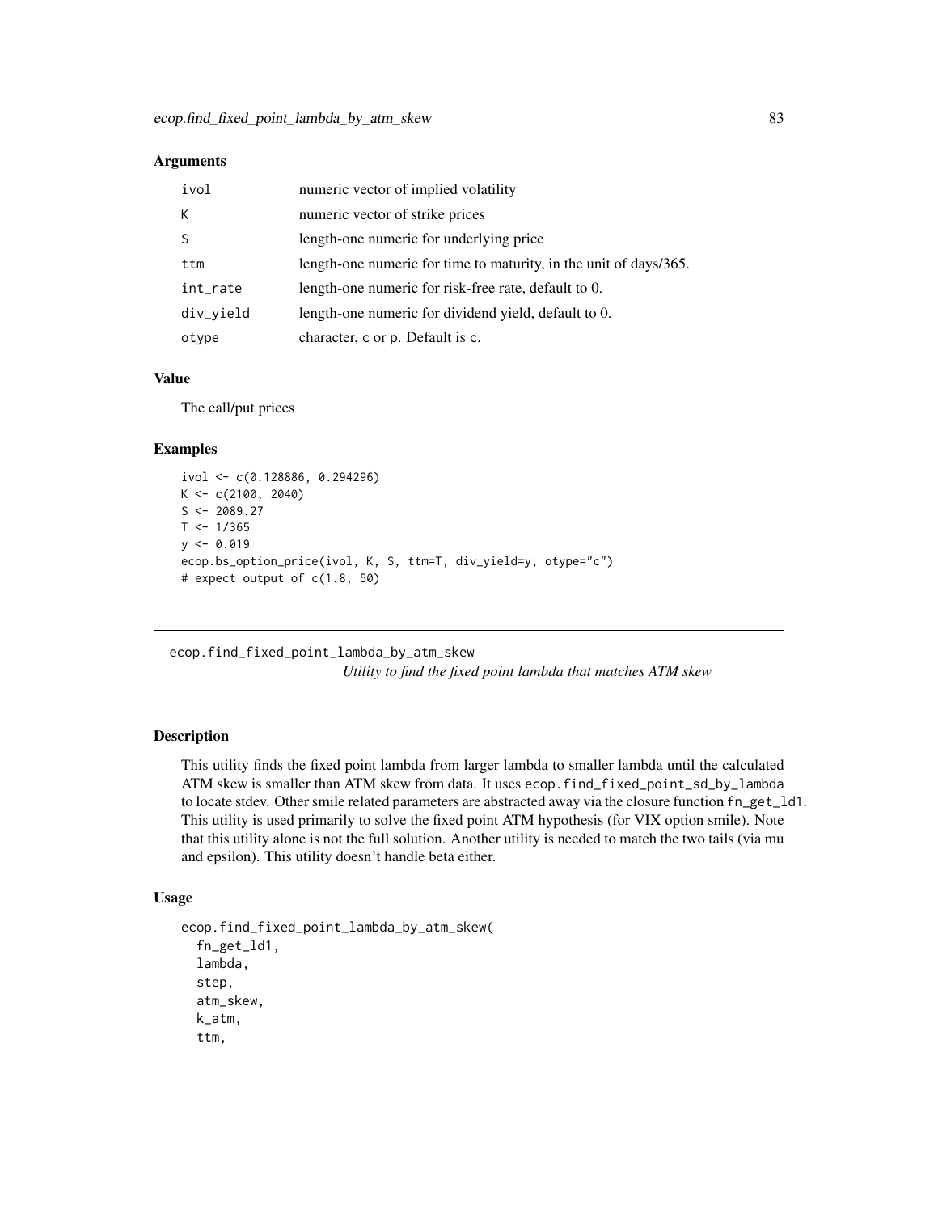### Arguments

| | |
|---|---|
| ivol | numeric vector of implied volatility |
| K | numeric vector of strike prices |
| S | length-one numeric for underlying price |
| ttm | length-one numeric for time to maturity, in the unit of days/365. |
| int_rate | length-one numeric for risk-free rate, default to 0. |
| div_yield | length-one numeric for dividend yield, default to 0. |
| otype | character, c or p. Default is c. |

### Value

The call/put prices

### Examples

```
ivol <- c(0.128886, 0.294296)
K <- c(2100, 2040)
S <- 2089.27
T <- 1/365
y <- 0.019
ecop.bs_option_price(ivol, K, S, ttm=T, div_yield=y, otype="c")
# expect output of c(1.8, 50)
```

---

## ecop.find_fixed_point_lambda_by_atm_skew

*Utility to find the fixed point lambda that matches ATM skew*

---

### Description

This utility finds the fixed point lambda from larger lambda to smaller lambda until the calculated ATM skew is smaller than ATM skew from data. It uses `ecop.find_fixed_point_sd_by_lambda` to locate stdev. Other smile related parameters are abstracted away via the closure function `fn_get_ld1`. This utility is used primarily to solve the fixed point ATM hypothesis (for VIX option smile). Note that this utility alone is not the full solution. Another utility is needed to match the two tails (via mu and epsilon). This utility doesn't handle beta either.

### Usage

```
ecop.find_fixed_point_lambda_by_atm_skew(
  fn_get_ld1,
  lambda,
  step,
  atm_skew,
  k_atm,
  ttm,
```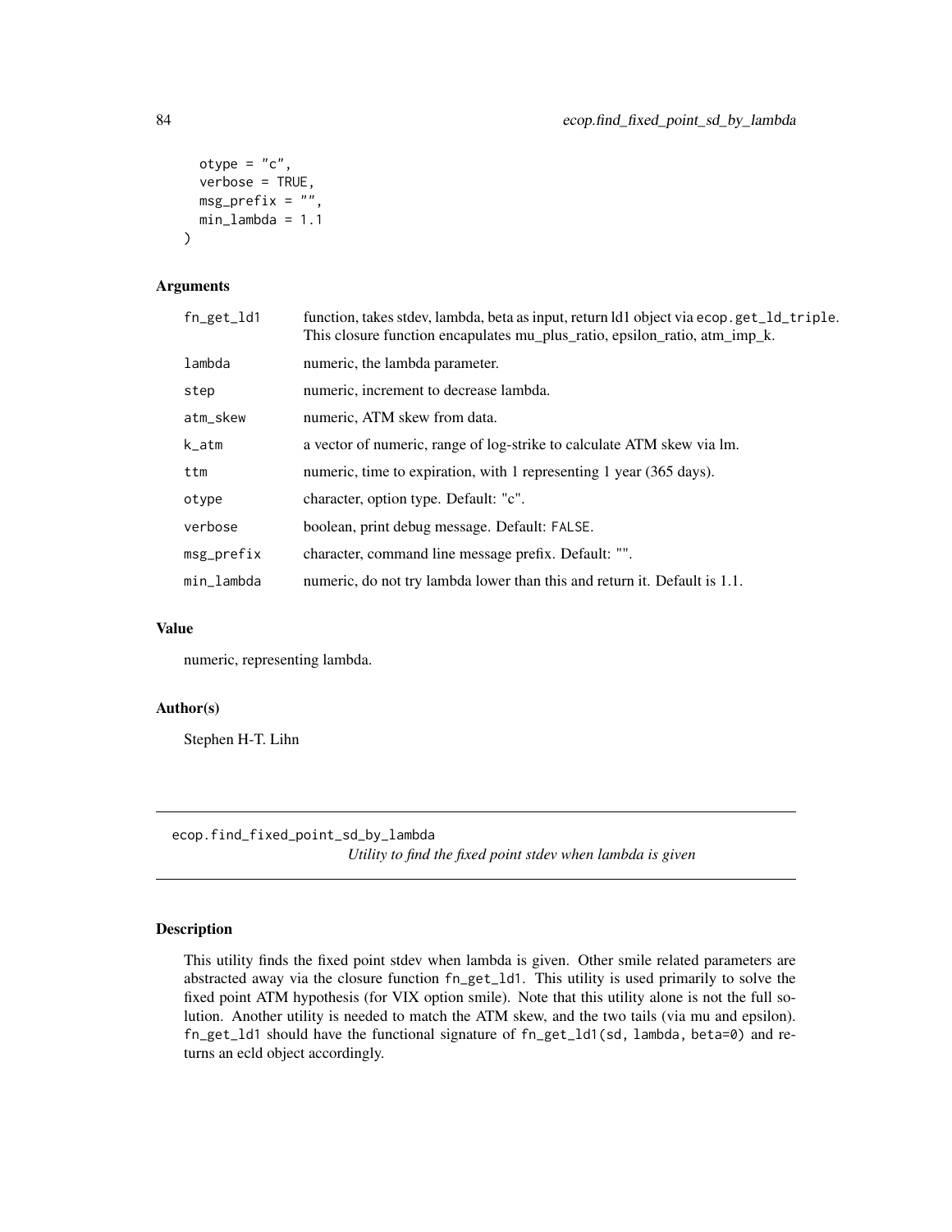```
  otype = "c",
  verbose = TRUE,
  msg_prefix = "",
  min_lambda = 1.1
)
```

### Arguments

| | |
|---|---|
| fn_get_ld1 | function, takes stdev, lambda, beta as input, return ld1 object via ecop.get_ld_triple. This closure function encapulates mu_plus_ratio, epsilon_ratio, atm_imp_k. |
| lambda | numeric, the lambda parameter. |
| step | numeric, increment to decrease lambda. |
| atm_skew | numeric, ATM skew from data. |
| k_atm | a vector of numeric, range of log-strike to calculate ATM skew via lm. |
| ttm | numeric, time to expiration, with 1 representing 1 year (365 days). |
| otype | character, option type. Default: "c". |
| verbose | boolean, print debug message. Default: FALSE. |
| msg_prefix | character, command line message prefix. Default: "". |
| min_lambda | numeric, do not try lambda lower than this and return it. Default is 1.1. |

### Value

numeric, representing lambda.

### Author(s)

Stephen H-T. Lihn

---

## ecop.find_fixed_point_sd_by_lambda

*Utility to find the fixed point stdev when lambda is given*

### Description

This utility finds the fixed point stdev when lambda is given. Other smile related parameters are abstracted away via the closure function fn_get_ld1. This utility is used primarily to solve the fixed point ATM hypothesis (for VIX option smile). Note that this utility alone is not the full solution. Another utility is needed to match the ATM skew, and the two tails (via mu and epsilon). fn_get_ld1 should have the functional signature of fn_get_ld1(sd, lambda, beta=0) and returns an ecld object accordingly.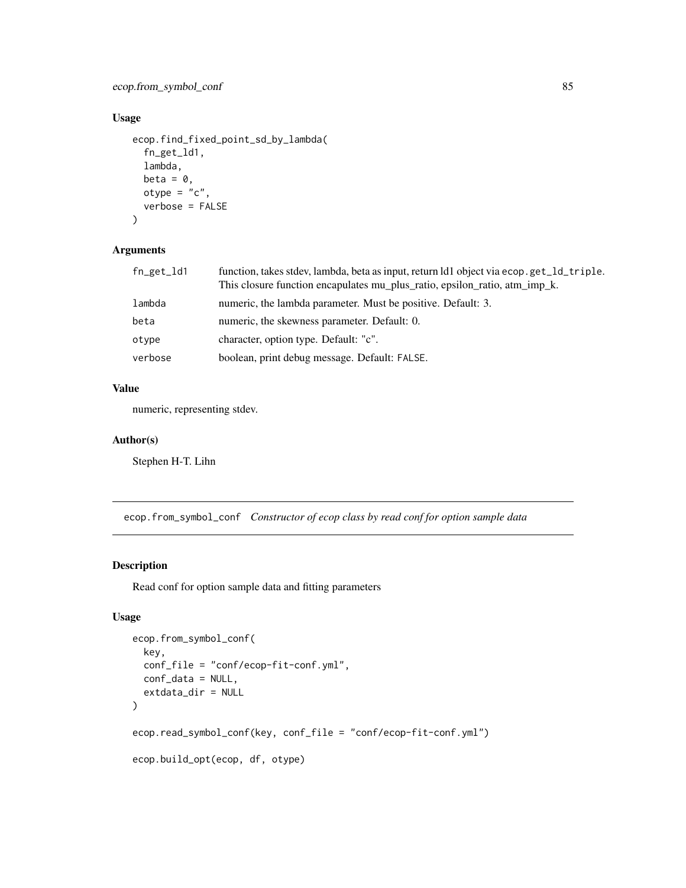### Usage

```
ecop.find_fixed_point_sd_by_lambda(
  fn_get_ld1,
  lambda,
  beta = 0,
  otype = "c",
  verbose = FALSE
)
```

### Arguments

| | |
|---|---|
| fn_get_ld1 | function, takes stdev, lambda, beta as input, return ld1 object via ecop.get_ld_triple. This closure function encapulates mu_plus_ratio, epsilon_ratio, atm_imp_k. |
| lambda | numeric, the lambda parameter. Must be positive. Default: 3. |
| beta | numeric, the skewness parameter. Default: 0. |
| otype | character, option type. Default: "c". |
| verbose | boolean, print debug message. Default: FALSE. |

### Value

numeric, representing stdev.

### Author(s)

Stephen H-T. Lihn

---

## ecop.from_symbol_conf *Constructor of ecop class by read conf for option sample data*

### Description

Read conf for option sample data and fitting parameters

### Usage

```
ecop.from_symbol_conf(
  key,
  conf_file = "conf/ecop-fit-conf.yml",
  conf_data = NULL,
  extdata_dir = NULL
)

ecop.read_symbol_conf(key, conf_file = "conf/ecop-fit-conf.yml")

ecop.build_opt(ecop, df, otype)
```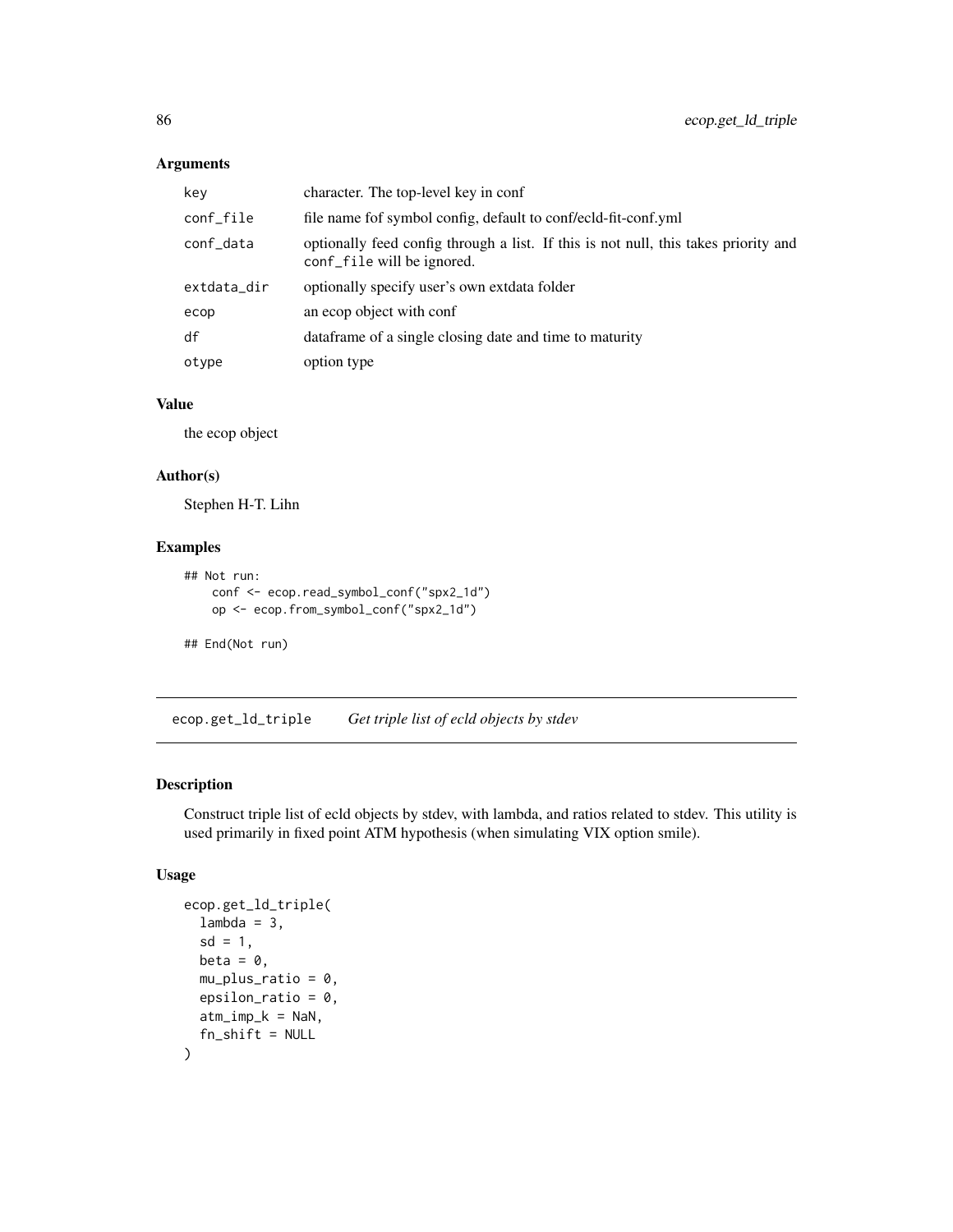### Arguments

| | |
|---|---|
| key | character. The top-level key in conf |
| conf_file | file name fof symbol config, default to conf/ecld-fit-conf.yml |
| conf_data | optionally feed config through a list. If this is not null, this takes priority and conf_file will be ignored. |
| extdata_dir | optionally specify user's own extdata folder |
| ecop | an ecop object with conf |
| df | dataframe of a single closing date and time to maturity |
| otype | option type |

### Value

the ecop object

### Author(s)

Stephen H-T. Lihn

### Examples

```
## Not run:
    conf <- ecop.read_symbol_conf("spx2_1d")
    op <- ecop.from_symbol_conf("spx2_1d")

## End(Not run)
```

---

## ecop.get_ld_triple    *Get triple list of ecld objects by stdev*

---

### Description

Construct triple list of ecld objects by stdev, with lambda, and ratios related to stdev. This utility is used primarily in fixed point ATM hypothesis (when simulating VIX option smile).

### Usage

```
ecop.get_ld_triple(
  lambda = 3,
  sd = 1,
  beta = 0,
  mu_plus_ratio = 0,
  epsilon_ratio = 0,
  atm_imp_k = NaN,
  fn_shift = NULL
)
```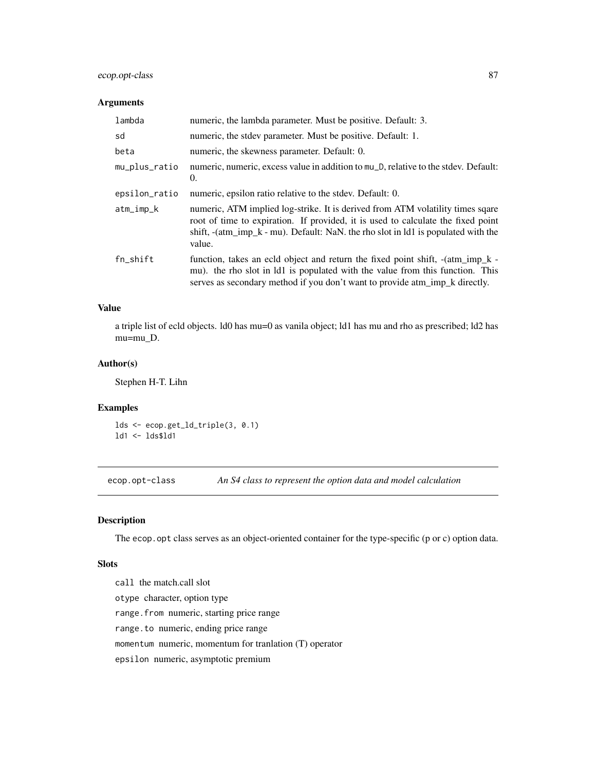## Arguments

| | |
|---|---|
| `lambda` | numeric, the lambda parameter. Must be positive. Default: 3. |
| `sd` | numeric, the stdev parameter. Must be positive. Default: 1. |
| `beta` | numeric, the skewness parameter. Default: 0. |
| `mu_plus_ratio` | numeric, numeric, excess value in addition to `mu_D`, relative to the stdev. Default: 0. |
| `epsilon_ratio` | numeric, epsilon ratio relative to the stdev. Default: 0. |
| `atm_imp_k` | numeric, ATM implied log-strike. It is derived from ATM volatility times sqare root of time to expiration. If provided, it is used to calculate the fixed point shift, -(atm_imp_k - mu). Default: NaN. the rho slot in ld1 is populated with the value. |
| `fn_shift` | function, takes an ecld object and return the fixed point shift, -(atm_imp_k - mu). the rho slot in ld1 is populated with the value from this function. This serves as secondary method if you don't want to provide atm_imp_k directly. |

## Value

a triple list of ecld objects. ld0 has mu=0 as vanila object; ld1 has mu and rho as prescribed; ld2 has mu=mu_D.

## Author(s)

Stephen H-T. Lihn

## Examples

```
lds <- ecop.get_ld_triple(3, 0.1)
ld1 <- lds$ld1
```

---

# ecop.opt-class — *An S4 class to represent the option data and model calculation*

## Description

The `ecop.opt` class serves as an object-oriented container for the type-specific (p or c) option data.

## Slots

- `call` the match.call slot
- `otype` character, option type
- `range.from` numeric, starting price range
- `range.to` numeric, ending price range
- `momentum` numeric, momentum for tranlation (T) operator
- `epsilon` numeric, asymptotic premium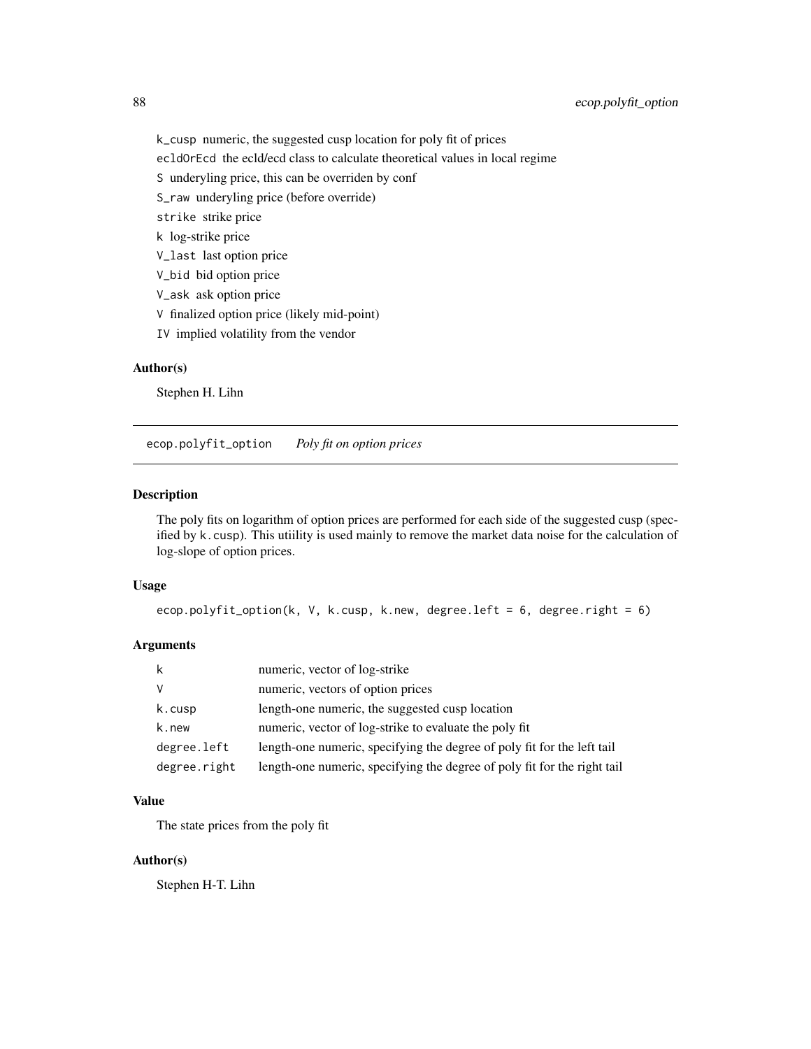k_cusp numeric, the suggested cusp location for poly fit of prices

ecldOrEcd the ecld/ecd class to calculate theoretical values in local regime

S underyling price, this can be overriden by conf

S_raw underyling price (before override)

strike strike price

k log-strike price

V_last last option price

V_bid bid option price

V_ask ask option price

V finalized option price (likely mid-point)

IV implied volatility from the vendor

### Author(s)

Stephen H. Lihn

---

## ecop.polyfit_option *Poly fit on option prices*

### Description

The poly fits on logarithm of option prices are performed for each side of the suggested cusp (specified by k.cusp). This utiility is used mainly to remove the market data noise for the calculation of log-slope of option prices.

### Usage

```
ecop.polyfit_option(k, V, k.cusp, k.new, degree.left = 6, degree.right = 6)
```

### Arguments

| | |
|---|---|
| k | numeric, vector of log-strike |
| V | numeric, vectors of option prices |
| k.cusp | length-one numeric, the suggested cusp location |
| k.new | numeric, vector of log-strike to evaluate the poly fit |
| degree.left | length-one numeric, specifying the degree of poly fit for the left tail |
| degree.right | length-one numeric, specifying the degree of poly fit for the right tail |

### Value

The state prices from the poly fit

### Author(s)

Stephen H-T. Lihn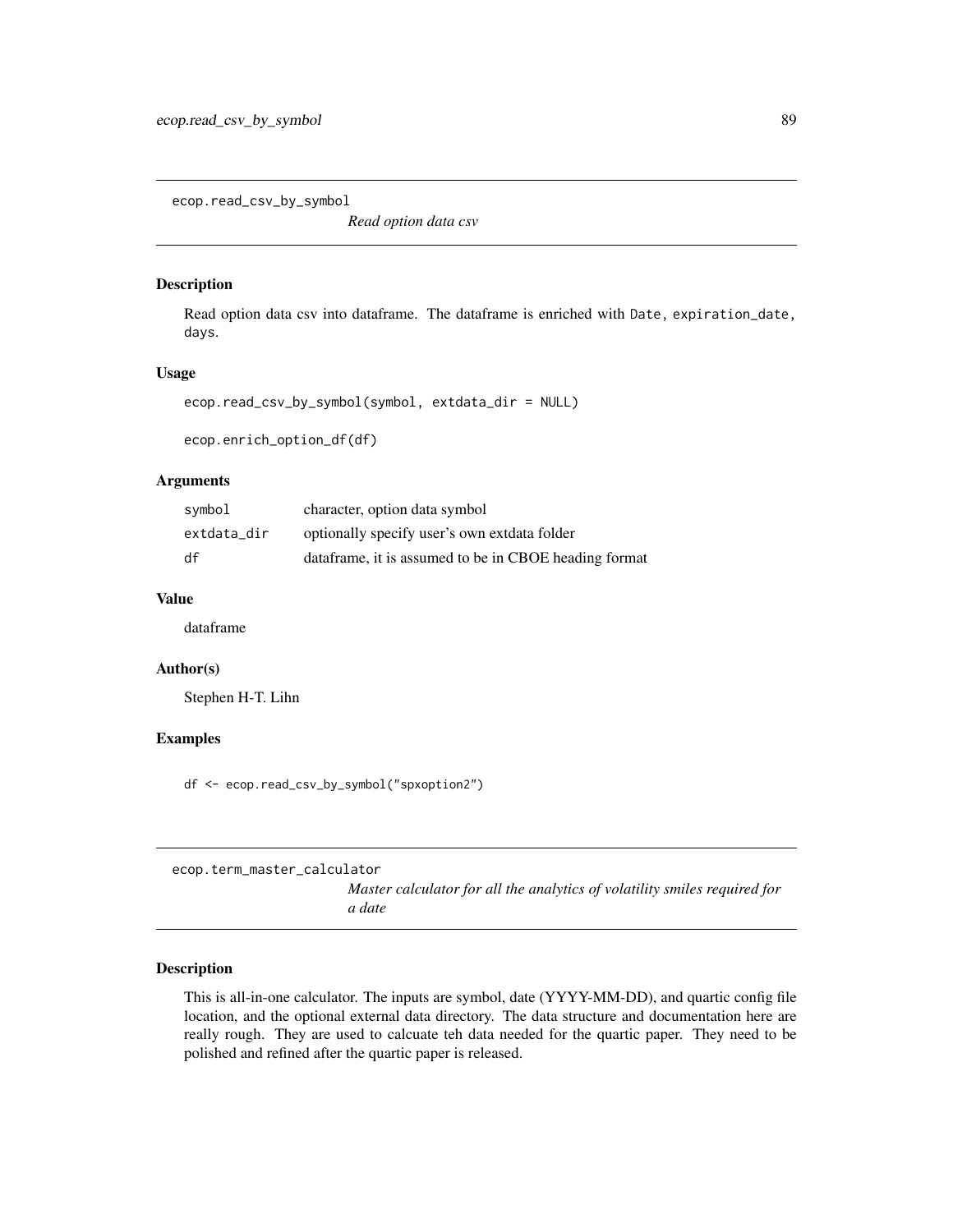## ecop.read_csv_by_symbol

*Read option data csv*

### Description

Read option data csv into dataframe. The dataframe is enriched with `Date`, `expiration_date`, `days`.

### Usage

```
ecop.read_csv_by_symbol(symbol, extdata_dir = NULL)

ecop.enrich_option_df(df)
```

### Arguments

| | |
|---|---|
| symbol | character, option data symbol |
| extdata_dir | optionally specify user's own extdata folder |
| df | dataframe, it is assumed to be in CBOE heading format |

### Value

dataframe

### Author(s)

Stephen H-T. Lihn

### Examples

```
df <- ecop.read_csv_by_symbol("spxoption2")
```

## ecop.term_master_calculator

*Master calculator for all the analytics of volatility smiles required for a date*

### Description

This is all-in-one calculator. The inputs are symbol, date (YYYY-MM-DD), and quartic config file location, and the optional external data directory. The data structure and documentation here are really rough. They are used to calcuate teh data needed for the quartic paper. They need to be polished and refined after the quartic paper is released.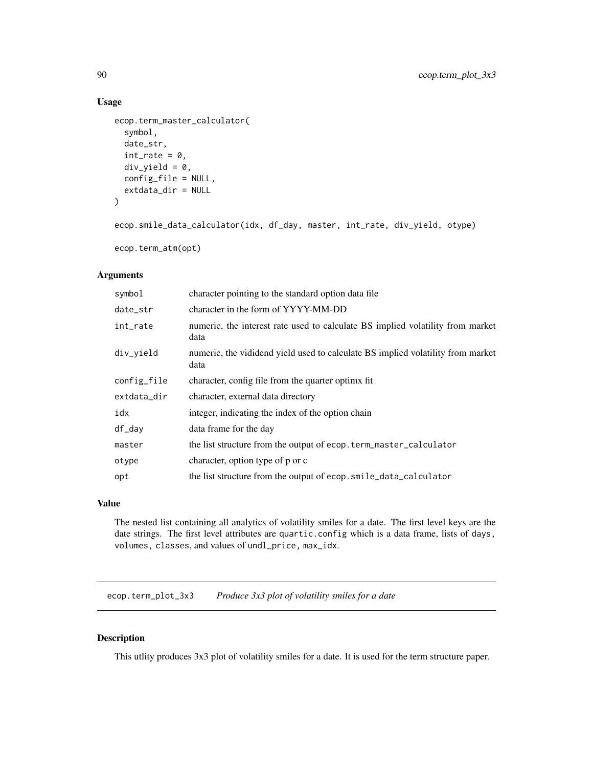## Usage

```
ecop.term_master_calculator(
  symbol,
  date_str,
  int_rate = 0,
  div_yield = 0,
  config_file = NULL,
  extdata_dir = NULL
)

ecop.smile_data_calculator(idx, df_day, master, int_rate, div_yield, otype)

ecop.term_atm(opt)
```

## Arguments

| | |
|---|---|
| symbol | character pointing to the standard option data file |
| date_str | character in the form of YYYY-MM-DD |
| int_rate | numeric, the interest rate used to calculate BS implied volatility from market data |
| div_yield | numeric, the vididend yield used to calculate BS implied volatility from market data |
| config_file | character, config file from the quarter optimx fit |
| extdata_dir | character, external data directory |
| idx | integer, indicating the index of the option chain |
| df_day | data frame for the day |
| master | the list structure from the output of `ecop.term_master_calculator` |
| otype | character, option type of p or c |
| opt | the list structure from the output of `ecop.smile_data_calculator` |

## Value

The nested list containing all analytics of volatility smiles for a date. The first level keys are the date strings. The first level attributes are `quartic.config` which is a data frame, lists of `days`, `volumes`, `classes`, and values of `undl_price`, `max_idx`.

---

# ecop.term_plot_3x3 *Produce 3x3 plot of volatility smiles for a date*

---

## Description

This utlity produces 3x3 plot of volatility smiles for a date. It is used for the term structure paper.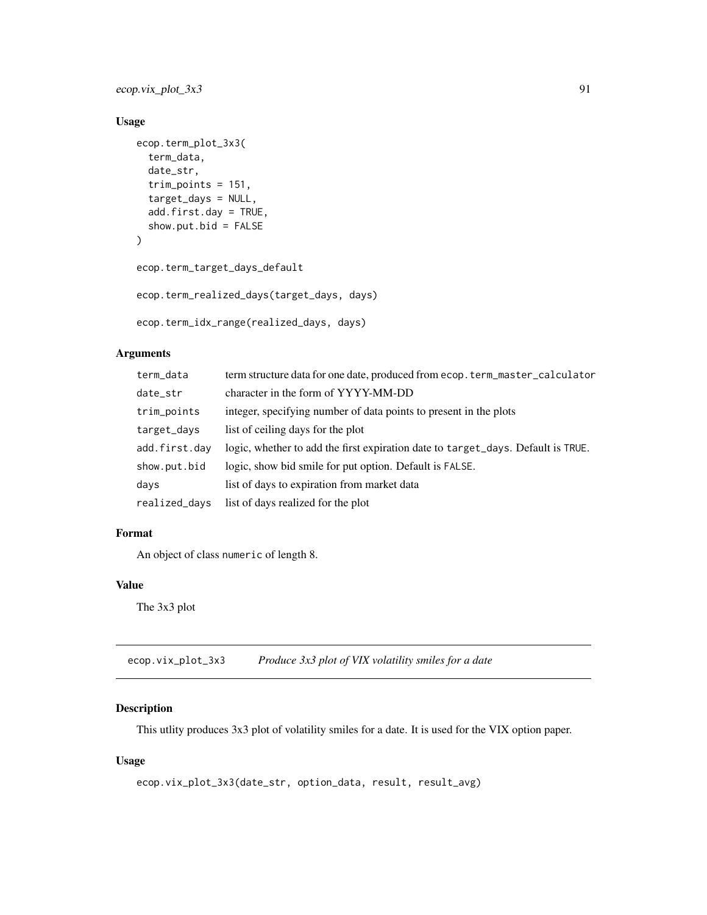## Usage

```
ecop.term_plot_3x3(
  term_data,
  date_str,
  trim_points = 151,
  target_days = NULL,
  add.first.day = TRUE,
  show.put.bid = FALSE
)

ecop.term_target_days_default

ecop.term_realized_days(target_days, days)

ecop.term_idx_range(realized_days, days)
```

## Arguments

| | |
|---|---|
| term_data | term structure data for one date, produced from ecop.term_master_calculator |
| date_str | character in the form of YYYY-MM-DD |
| trim_points | integer, specifying number of data points to present in the plots |
| target_days | list of ceiling days for the plot |
| add.first.day | logic, whether to add the first expiration date to target_days. Default is TRUE. |
| show.put.bid | logic, show bid smile for put option. Default is FALSE. |
| days | list of days to expiration from market data |
| realized_days | list of days realized for the plot |

## Format

An object of class numeric of length 8.

## Value

The 3x3 plot

---

# ecop.vix_plot_3x3 — *Produce 3x3 plot of VIX volatility smiles for a date*

## Description

This utlity produces 3x3 plot of volatility smiles for a date. It is used for the VIX option paper.

## Usage

```
ecop.vix_plot_3x3(date_str, option_data, result, result_avg)
```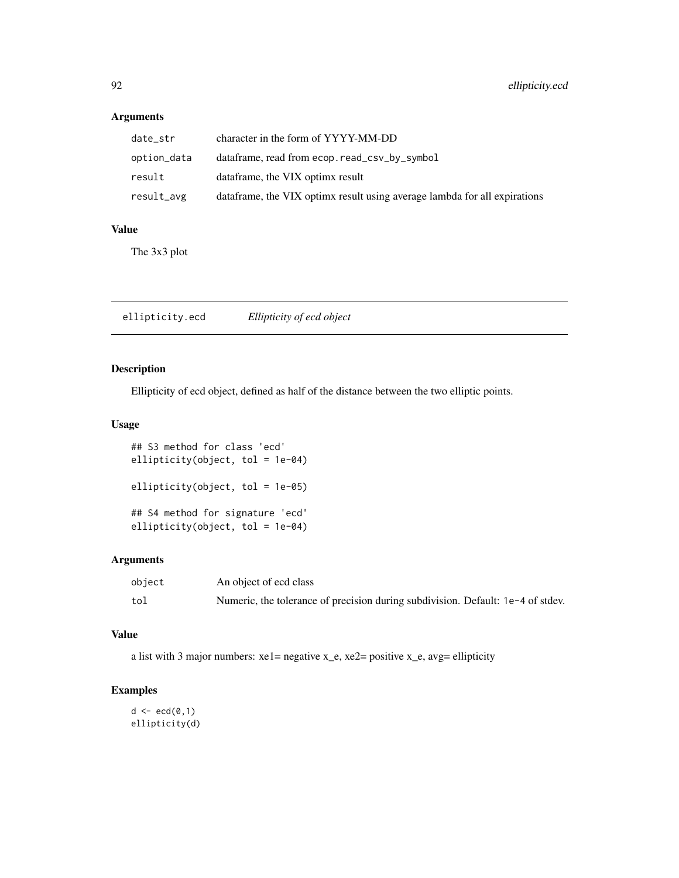## Arguments

| | |
|---|---|
| date_str | character in the form of YYYY-MM-DD |
| option_data | dataframe, read from ecop.read_csv_by_symbol |
| result | dataframe, the VIX optimx result |
| result_avg | dataframe, the VIX optimx result using average lambda for all expirations |

## Value

The 3x3 plot

---

# ellipticity.ecd *Ellipticity of ecd object*

## Description

Ellipticity of ecd object, defined as half of the distance between the two elliptic points.

## Usage

```
## S3 method for class 'ecd'
ellipticity(object, tol = 1e-04)

ellipticity(object, tol = 1e-05)

## S4 method for signature 'ecd'
ellipticity(object, tol = 1e-04)
```

## Arguments

| | |
|---|---|
| object | An object of ecd class |
| tol | Numeric, the tolerance of precision during subdivision. Default: 1e-4 of stdev. |

## Value

a list with 3 major numbers: xe1= negative x_e, xe2= positive x_e, avg= ellipticity

## Examples

```
d <- ecd(0,1)
ellipticity(d)
```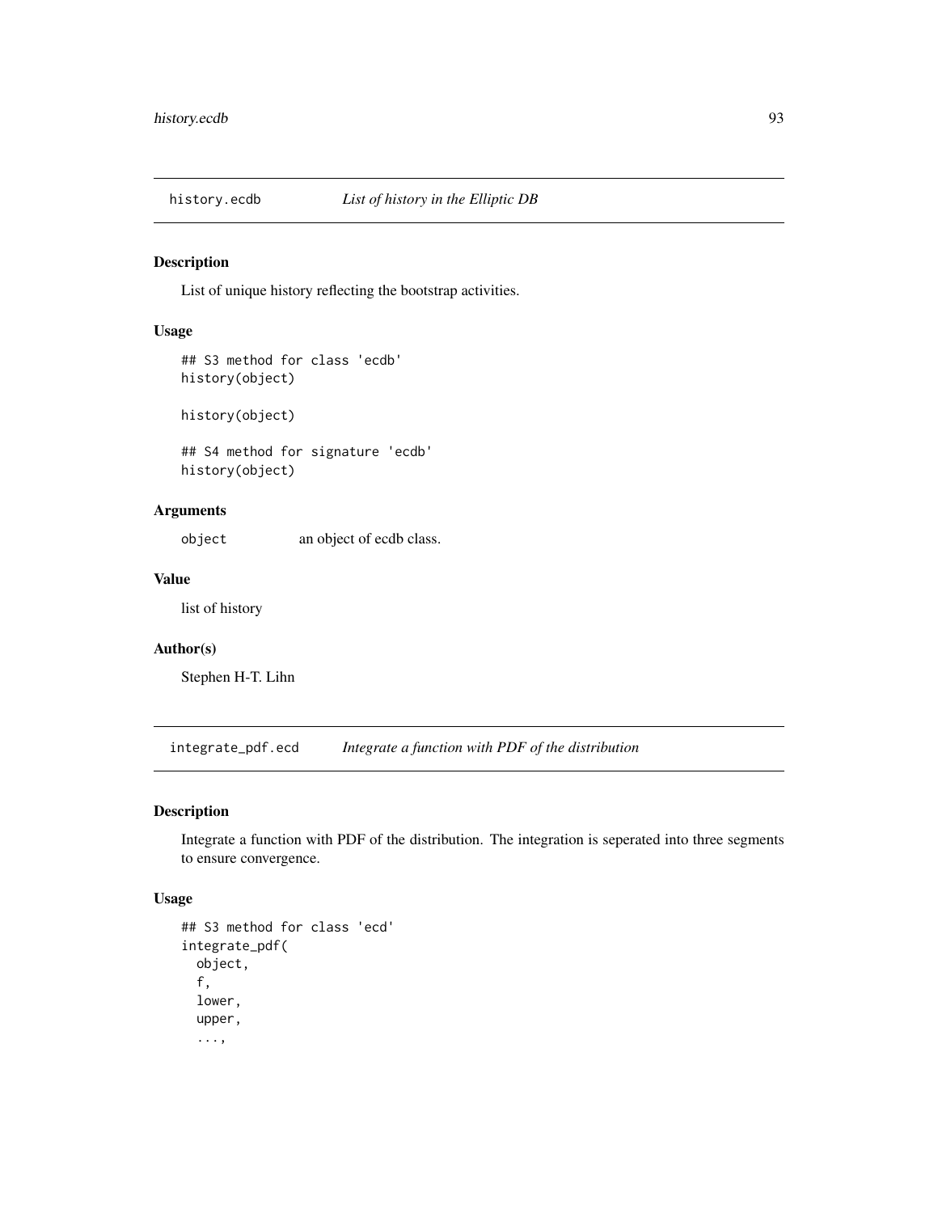## history.ecdb *List of history in the Elliptic DB*

### Description

List of unique history reflecting the bootstrap activities.

### Usage

```
## S3 method for class 'ecdb'
history(object)

history(object)

## S4 method for signature 'ecdb'
history(object)
```

### Arguments

| | |
|---|---|
| object | an object of ecdb class. |

### Value

list of history

### Author(s)

Stephen H-T. Lihn

## integrate_pdf.ecd *Integrate a function with PDF of the distribution*

### Description

Integrate a function with PDF of the distribution. The integration is seperated into three segments to ensure convergence.

### Usage

```
## S3 method for class 'ecd'
integrate_pdf(
  object,
  f,
  lower,
  upper,
  ...,
```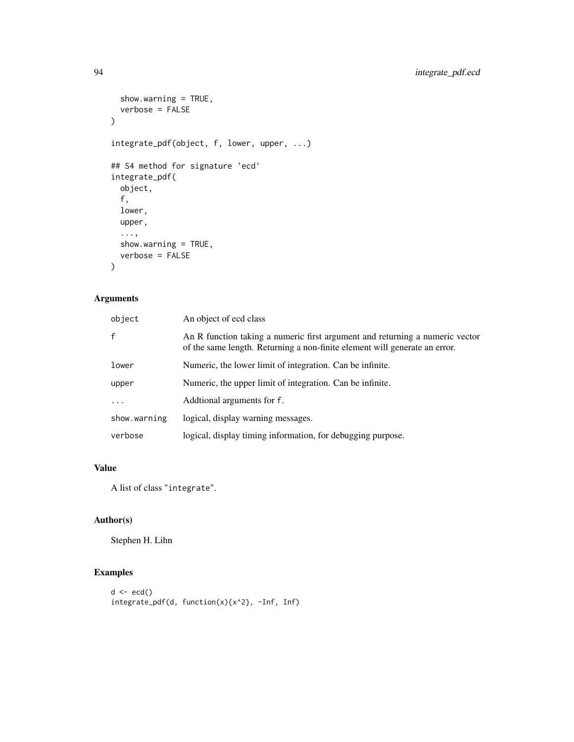```
  show.warning = TRUE,
  verbose = FALSE
)

integrate_pdf(object, f, lower, upper, ...)

## S4 method for signature 'ecd'
integrate_pdf(
  object,
  f,
  lower,
  upper,
  ...,
  show.warning = TRUE,
  verbose = FALSE
)
```

## Arguments

| | |
|---|---|
| `object` | An object of ecd class |
| `f` | An R function taking a numeric first argument and returning a numeric vector of the same length. Returning a non-finite element will generate an error. |
| `lower` | Numeric, the lower limit of integration. Can be infinite. |
| `upper` | Numeric, the upper limit of integration. Can be infinite. |
| `...` | Addtional arguments for `f`. |
| `show.warning` | logical, display warning messages. |
| `verbose` | logical, display timing information, for debugging purpose. |

## Value

A list of class "`integrate`".

## Author(s)

Stephen H. Lihn

## Examples

```
d <- ecd()
integrate_pdf(d, function(x){x^2}, -Inf, Inf)
```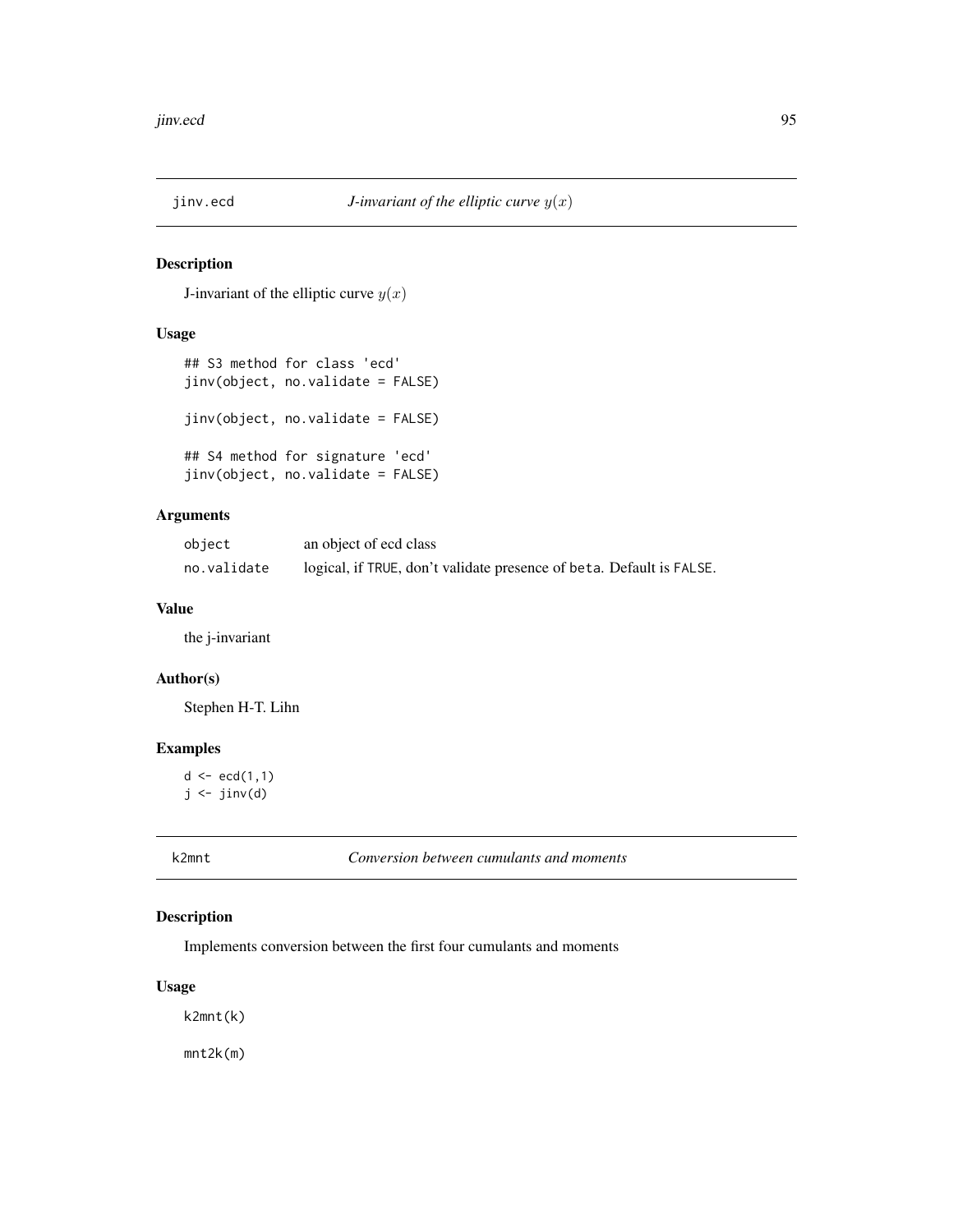## jinv.ecd — *J-invariant of the elliptic curve $y(x)$*

### Description

J-invariant of the elliptic curve $y(x)$

### Usage

```
## S3 method for class 'ecd'
jinv(object, no.validate = FALSE)

jinv(object, no.validate = FALSE)

## S4 method for signature 'ecd'
jinv(object, no.validate = FALSE)
```

### Arguments

| | |
|---|---|
| object | an object of ecd class |
| no.validate | logical, if TRUE, don't validate presence of beta. Default is FALSE. |

### Value

the j-invariant

### Author(s)

Stephen H-T. Lihn

### Examples

```
d <- ecd(1,1)
j <- jinv(d)
```

## k2mnt — *Conversion between cumulants and moments*

### Description

Implements conversion between the first four cumulants and moments

### Usage

```
k2mnt(k)

mnt2k(m)
```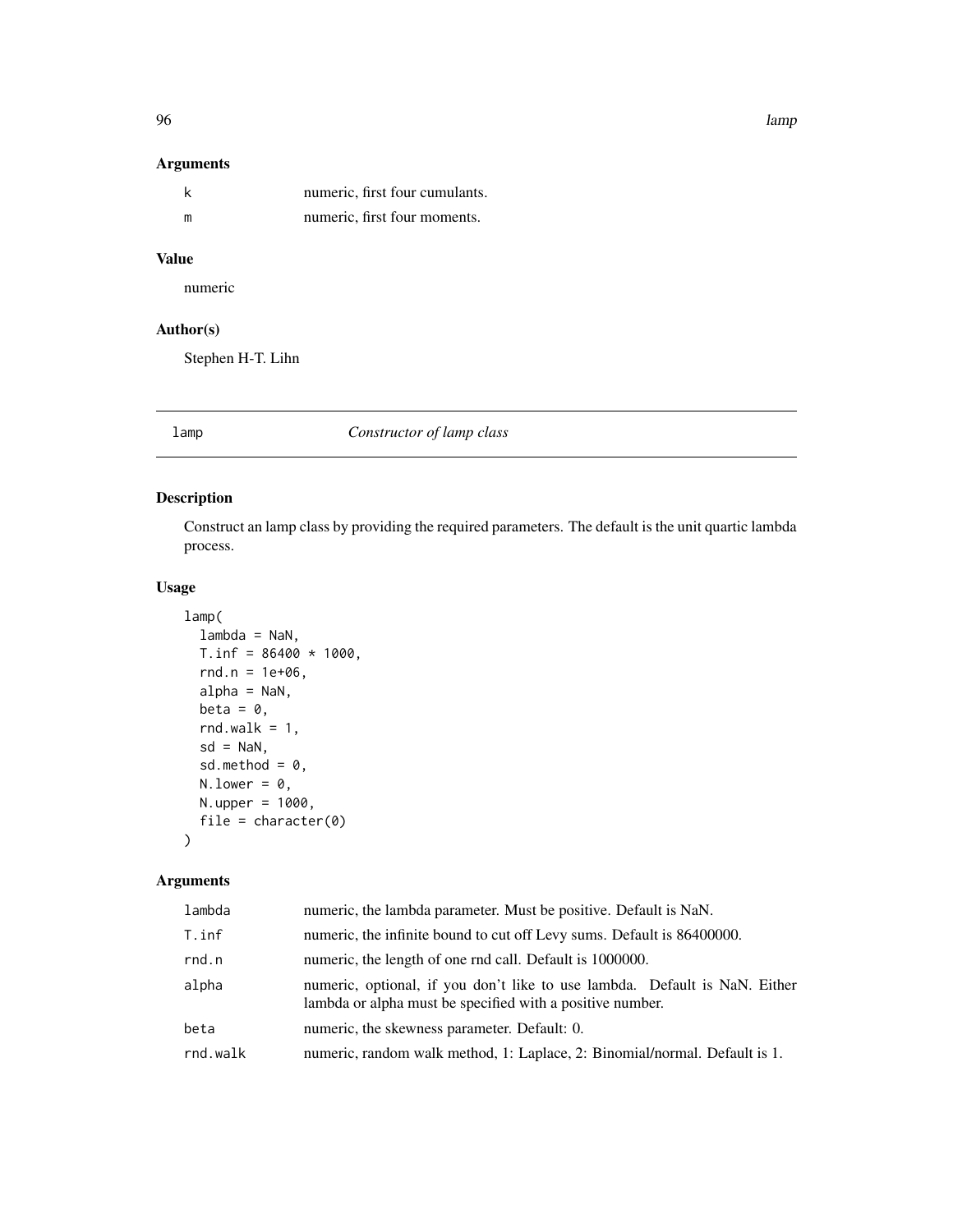### Arguments

| | |
|---|---|
| k | numeric, first four cumulants. |
| m | numeric, first four moments. |

### Value

numeric

### Author(s)

Stephen H-T. Lihn

## lamp — *Constructor of lamp class*

### Description

Construct an lamp class by providing the required parameters. The default is the unit quartic lambda process.

### Usage

```
lamp(
  lambda = NaN,
  T.inf = 86400 * 1000,
  rnd.n = 1e+06,
  alpha = NaN,
  beta = 0,
  rnd.walk = 1,
  sd = NaN,
  sd.method = 0,
  N.lower = 0,
  N.upper = 1000,
  file = character(0)
)
```

### Arguments

| | |
|---|---|
| lambda | numeric, the lambda parameter. Must be positive. Default is NaN. |
| T.inf | numeric, the infinite bound to cut off Levy sums. Default is 86400000. |
| rnd.n | numeric, the length of one rnd call. Default is 1000000. |
| alpha | numeric, optional, if you don't like to use lambda. Default is NaN. Either lambda or alpha must be specified with a positive number. |
| beta | numeric, the skewness parameter. Default: 0. |
| rnd.walk | numeric, random walk method, 1: Laplace, 2: Binomial/normal. Default is 1. |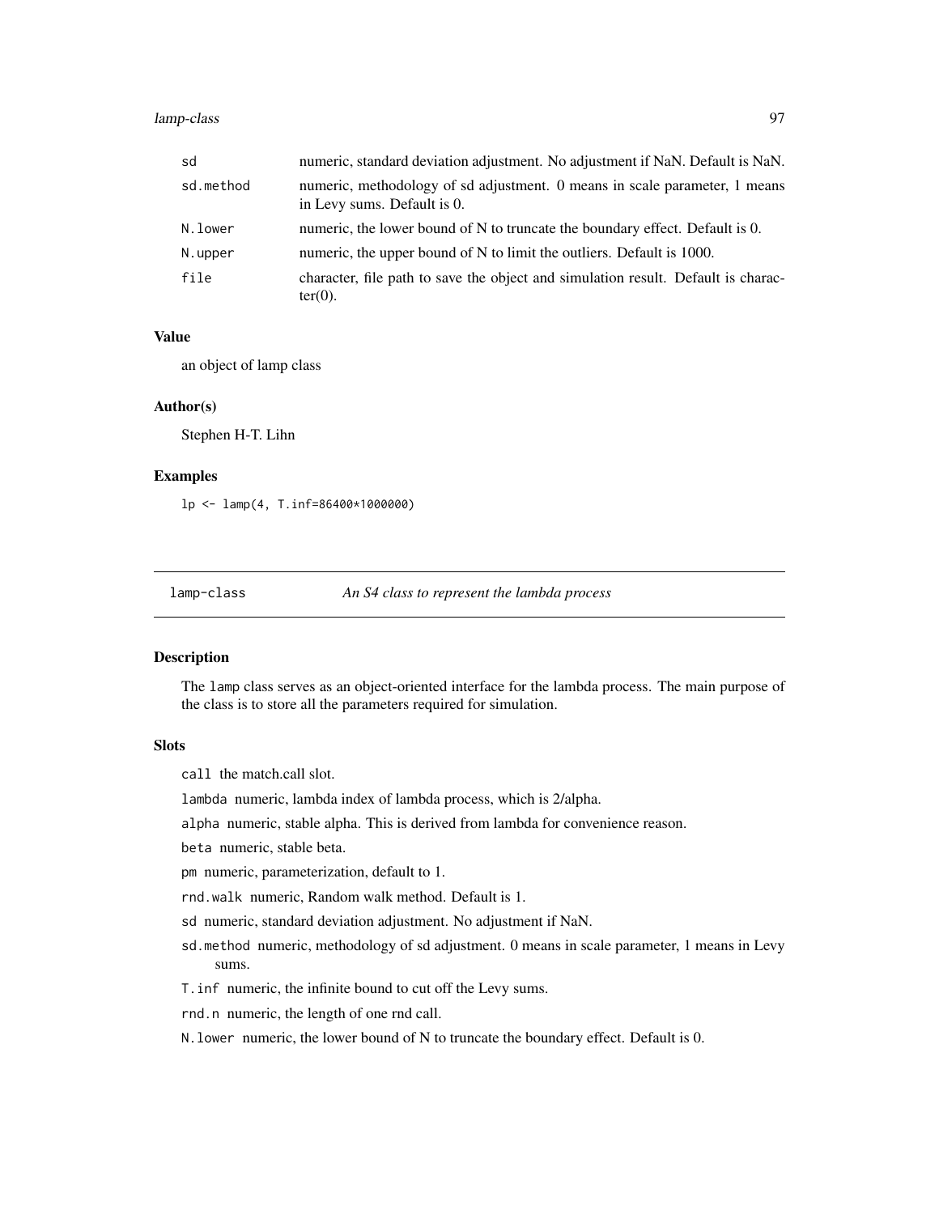| | |
|---|---|
| sd | numeric, standard deviation adjustment. No adjustment if NaN. Default is NaN. |
| sd.method | numeric, methodology of sd adjustment. 0 means in scale parameter, 1 means in Levy sums. Default is 0. |
| N.lower | numeric, the lower bound of N to truncate the boundary effect. Default is 0. |
| N.upper | numeric, the upper bound of N to limit the outliers. Default is 1000. |
| file | character, file path to save the object and simulation result. Default is character(0). |

### Value

an object of lamp class

### Author(s)

Stephen H-T. Lihn

### Examples

```
lp <- lamp(4, T.inf=86400*1000000)
```

---

## lamp-class *An S4 class to represent the lambda process*

---

### Description

The lamp class serves as an object-oriented interface for the lambda process. The main purpose of the class is to store all the parameters required for simulation.

### Slots

- `call` the match.call slot.
- `lambda` numeric, lambda index of lambda process, which is 2/alpha.
- `alpha` numeric, stable alpha. This is derived from lambda for convenience reason.
- `beta` numeric, stable beta.
- `pm` numeric, parameterization, default to 1.
- `rnd.walk` numeric, Random walk method. Default is 1.
- `sd` numeric, standard deviation adjustment. No adjustment if NaN.
- `sd.method` numeric, methodology of sd adjustment. 0 means in scale parameter, 1 means in Levy sums.
- `T.inf` numeric, the infinite bound to cut off the Levy sums.
- `rnd.n` numeric, the length of one rnd call.
- `N.lower` numeric, the lower bound of N to truncate the boundary effect. Default is 0.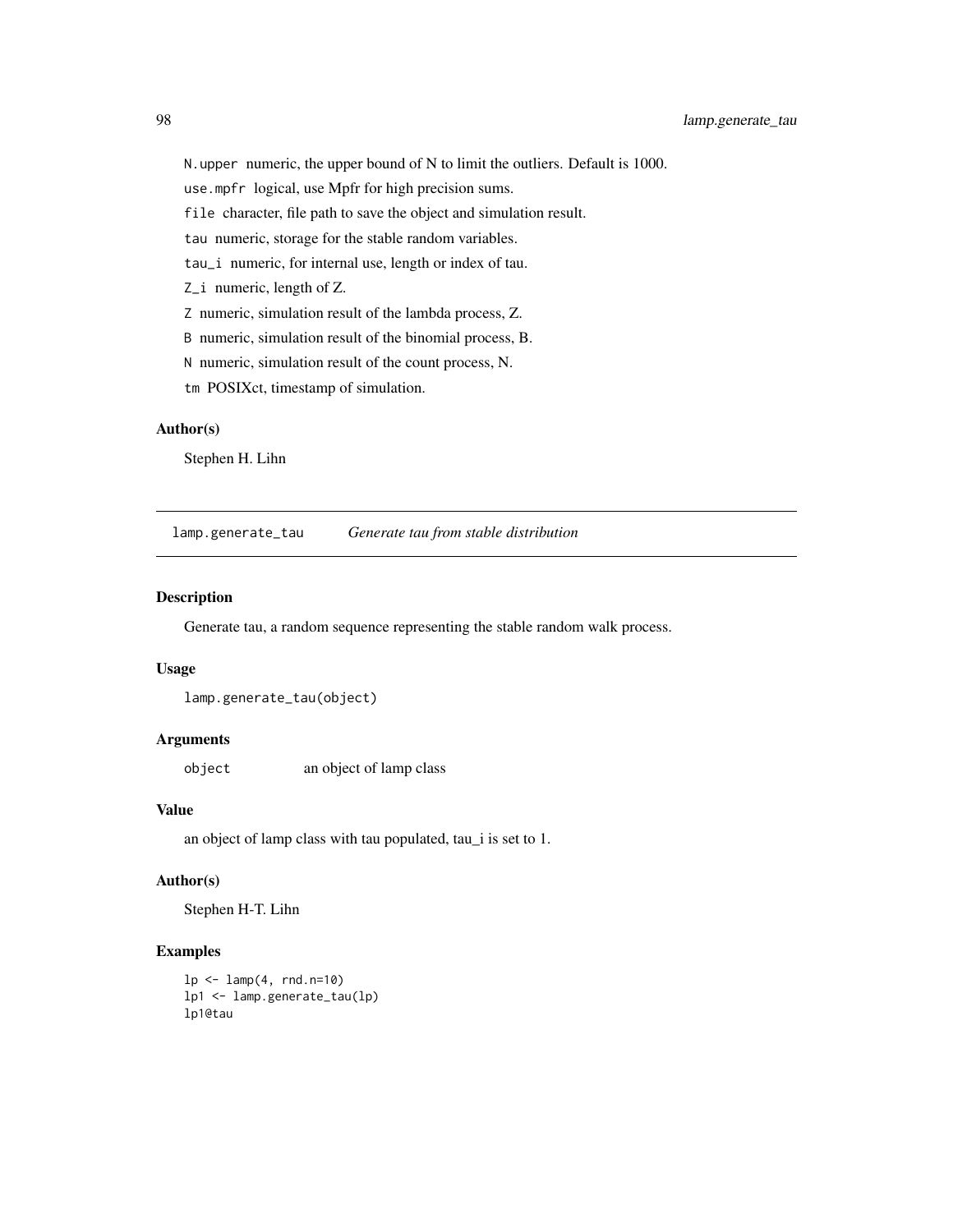N.upper numeric, the upper bound of N to limit the outliers. Default is 1000.

use.mpfr logical, use Mpfr for high precision sums.

file character, file path to save the object and simulation result.

tau numeric, storage for the stable random variables.

tau_i numeric, for internal use, length or index of tau.

Z_i numeric, length of Z.

Z numeric, simulation result of the lambda process, Z.

B numeric, simulation result of the binomial process, B.

N numeric, simulation result of the count process, N.

tm POSIXct, timestamp of simulation.

### Author(s)

Stephen H. Lihn

---

## lamp.generate_tau    *Generate tau from stable distribution*

---

### Description

Generate tau, a random sequence representing the stable random walk process.

### Usage

```
lamp.generate_tau(object)
```

### Arguments

| | |
|---|---|
| object | an object of lamp class |

### Value

an object of lamp class with tau populated, tau_i is set to 1.

### Author(s)

Stephen H-T. Lihn

### Examples

```
lp <- lamp(4, rnd.n=10)
lp1 <- lamp.generate_tau(lp)
lp1@tau
```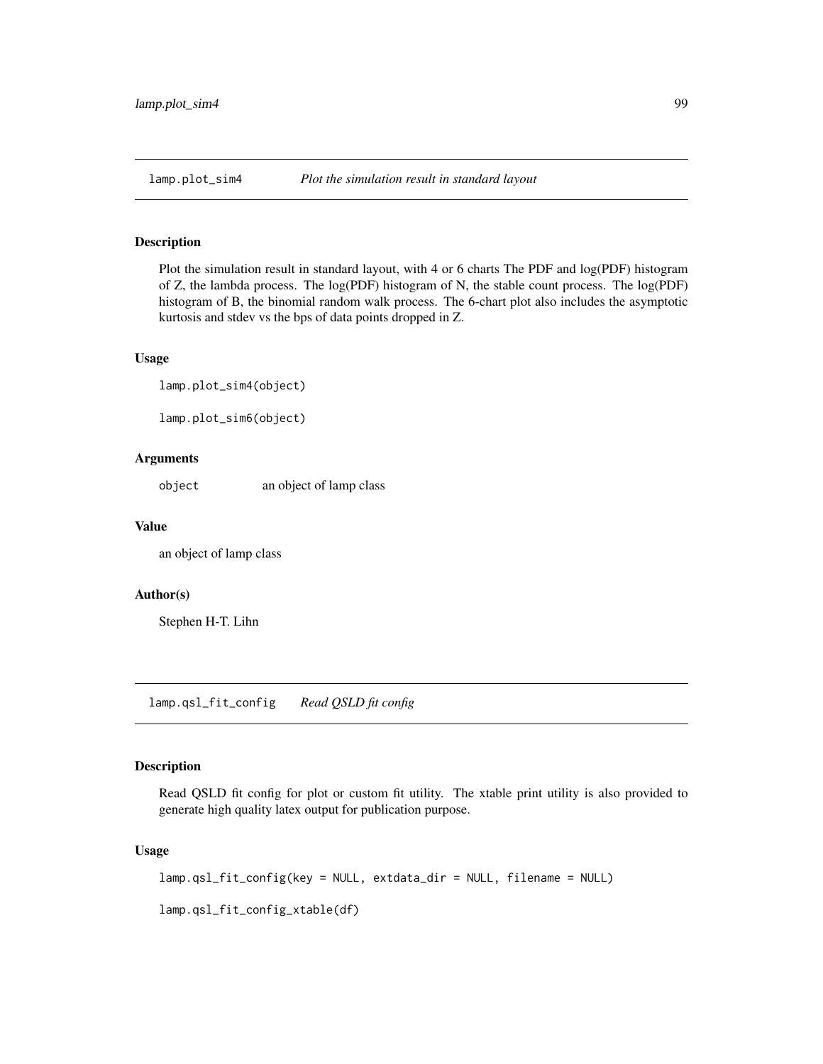## lamp.plot_sim4 — *Plot the simulation result in standard layout*

### Description

Plot the simulation result in standard layout, with 4 or 6 charts The PDF and log(PDF) histogram of Z, the lambda process. The log(PDF) histogram of N, the stable count process. The log(PDF) histogram of B, the binomial random walk process. The 6-chart plot also includes the asymptotic kurtosis and stdev vs the bps of data points dropped in Z.

### Usage

```
lamp.plot_sim4(object)

lamp.plot_sim6(object)
```

### Arguments

| | |
|---|---|
| object | an object of lamp class |

### Value

an object of lamp class

### Author(s)

Stephen H-T. Lihn

## lamp.qsl_fit_config — *Read QSLD fit config*

### Description

Read QSLD fit config for plot or custom fit utility. The xtable print utility is also provided to generate high quality latex output for publication purpose.

### Usage

```
lamp.qsl_fit_config(key = NULL, extdata_dir = NULL, filename = NULL)

lamp.qsl_fit_config_xtable(df)
```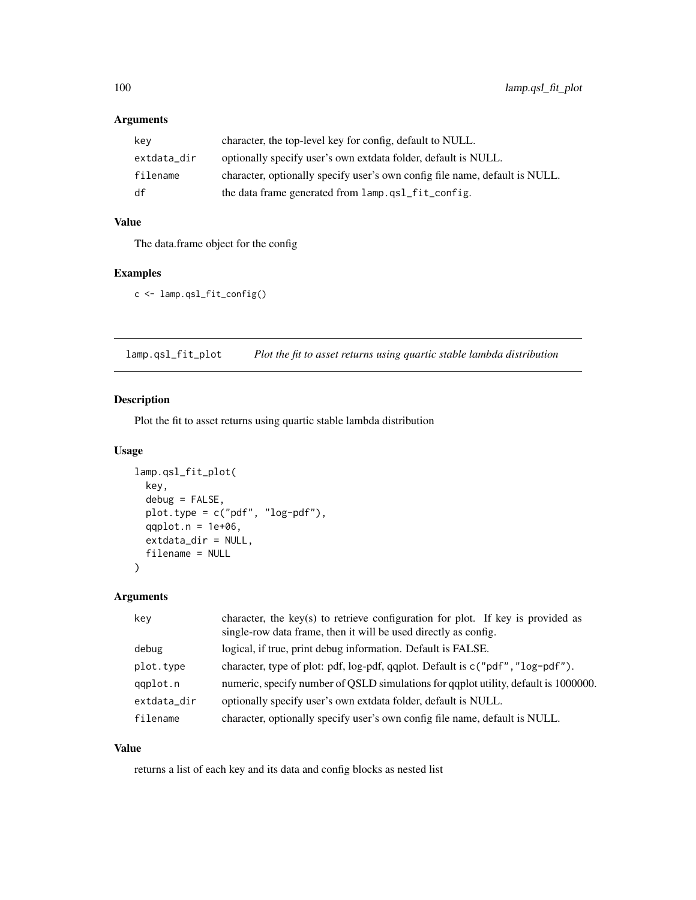### Arguments

| | |
|---|---|
| key | character, the top-level key for config, default to NULL. |
| extdata_dir | optionally specify user's own extdata folder, default is NULL. |
| filename | character, optionally specify user's own config file name, default is NULL. |
| df | the data frame generated from lamp.qsl_fit_config. |

### Value

The data.frame object for the config

### Examples

```
c <- lamp.qsl_fit_config()
```

---

## lamp.qsl_fit_plot *Plot the fit to asset returns using quartic stable lambda distribution*

---

### Description

Plot the fit to asset returns using quartic stable lambda distribution

### Usage

```
lamp.qsl_fit_plot(
  key,
  debug = FALSE,
  plot.type = c("pdf", "log-pdf"),
  qqplot.n = 1e+06,
  extdata_dir = NULL,
  filename = NULL
)
```

### Arguments

| | |
|---|---|
| key | character, the key(s) to retrieve configuration for plot. If key is provided as single-row data frame, then it will be used directly as config. |
| debug | logical, if true, print debug information. Default is FALSE. |
| plot.type | character, type of plot: pdf, log-pdf, qqplot. Default is c("pdf","log-pdf"). |
| qqplot.n | numeric, specify number of QSLD simulations for qqplot utility, default is 1000000. |
| extdata_dir | optionally specify user's own extdata folder, default is NULL. |
| filename | character, optionally specify user's own config file name, default is NULL. |

### Value

returns a list of each key and its data and config blocks as nested list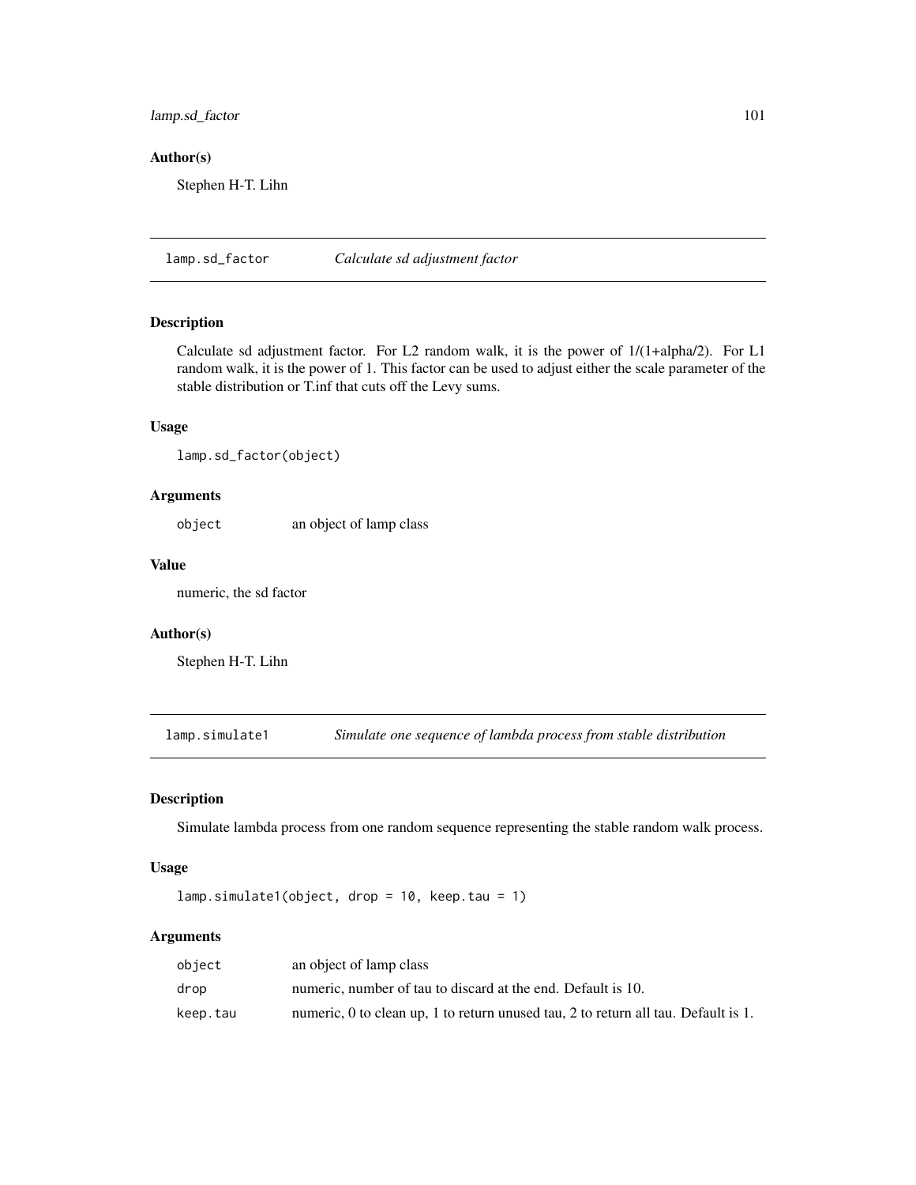### Author(s)

Stephen H-T. Lihn

## lamp.sd_factor *Calculate sd adjustment factor*

### Description

Calculate sd adjustment factor. For L2 random walk, it is the power of 1/(1+alpha/2). For L1 random walk, it is the power of 1. This factor can be used to adjust either the scale parameter of the stable distribution or T.inf that cuts off the Levy sums.

### Usage

```
lamp.sd_factor(object)
```

### Arguments

| | |
|---|---|
| object | an object of lamp class |

### Value

numeric, the sd factor

### Author(s)

Stephen H-T. Lihn

## lamp.simulate1 *Simulate one sequence of lambda process from stable distribution*

### Description

Simulate lambda process from one random sequence representing the stable random walk process.

### Usage

```
lamp.simulate1(object, drop = 10, keep.tau = 1)
```

### Arguments

| | |
|---|---|
| object | an object of lamp class |
| drop | numeric, number of tau to discard at the end. Default is 10. |
| keep.tau | numeric, 0 to clean up, 1 to return unused tau, 2 to return all tau. Default is 1. |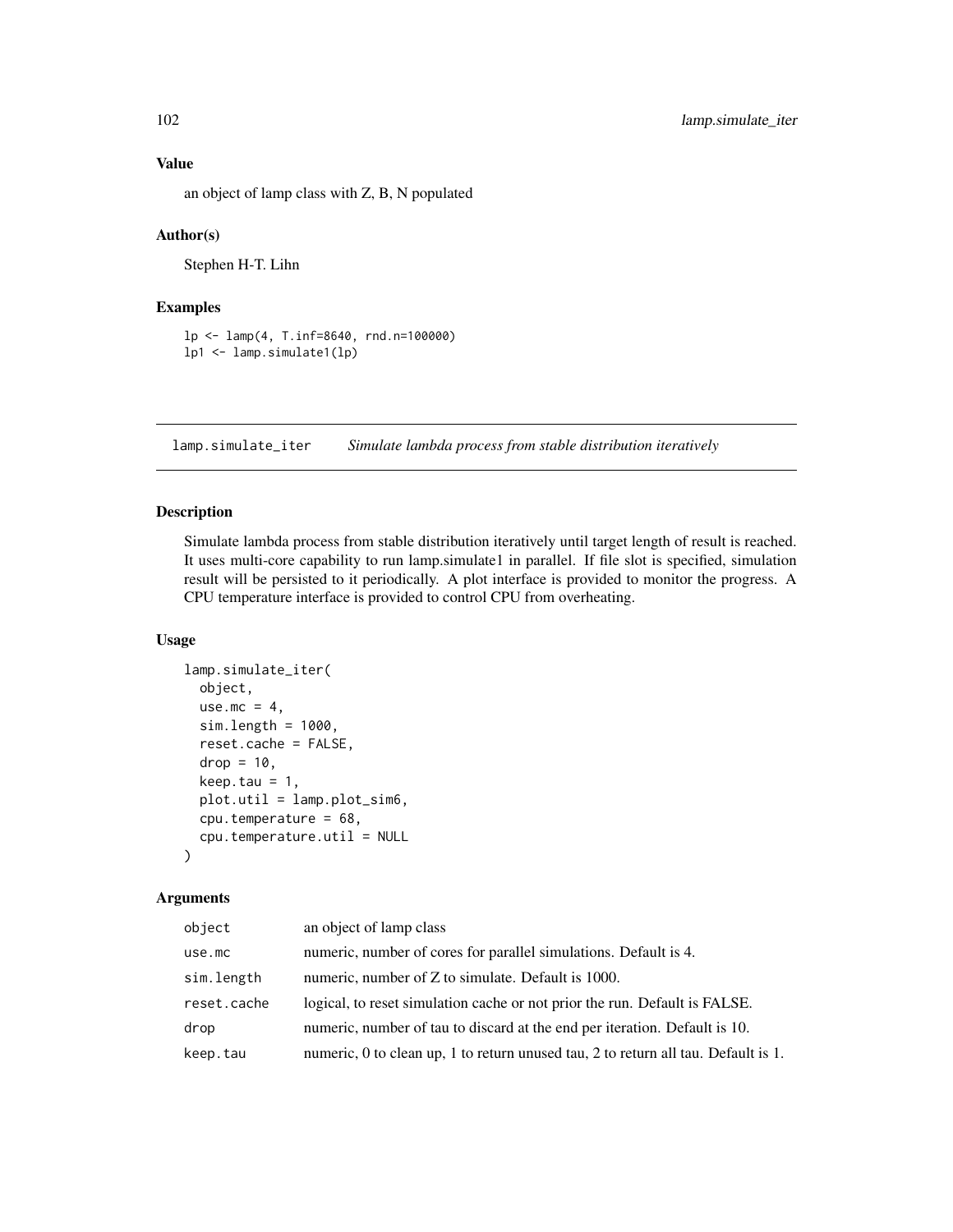## Value

an object of lamp class with Z, B, N populated

## Author(s)

Stephen H-T. Lihn

## Examples

```
lp <- lamp(4, T.inf=8640, rnd.n=100000)
lp1 <- lamp.simulate1(lp)
```

# lamp.simulate_iter — *Simulate lambda process from stable distribution iteratively*

## Description

Simulate lambda process from stable distribution iteratively until target length of result is reached. It uses multi-core capability to run lamp.simulate1 in parallel. If file slot is specified, simulation result will be persisted to it periodically. A plot interface is provided to monitor the progress. A CPU temperature interface is provided to control CPU from overheating.

## Usage

```
lamp.simulate_iter(
  object,
  use.mc = 4,
  sim.length = 1000,
  reset.cache = FALSE,
  drop = 10,
  keep.tau = 1,
  plot.util = lamp.plot_sim6,
  cpu.temperature = 68,
  cpu.temperature.util = NULL
)
```

## Arguments

| | |
|---|---|
| object | an object of lamp class |
| use.mc | numeric, number of cores for parallel simulations. Default is 4. |
| sim.length | numeric, number of Z to simulate. Default is 1000. |
| reset.cache | logical, to reset simulation cache or not prior the run. Default is FALSE. |
| drop | numeric, number of tau to discard at the end per iteration. Default is 10. |
| keep.tau | numeric, 0 to clean up, 1 to return unused tau, 2 to return all tau. Default is 1. |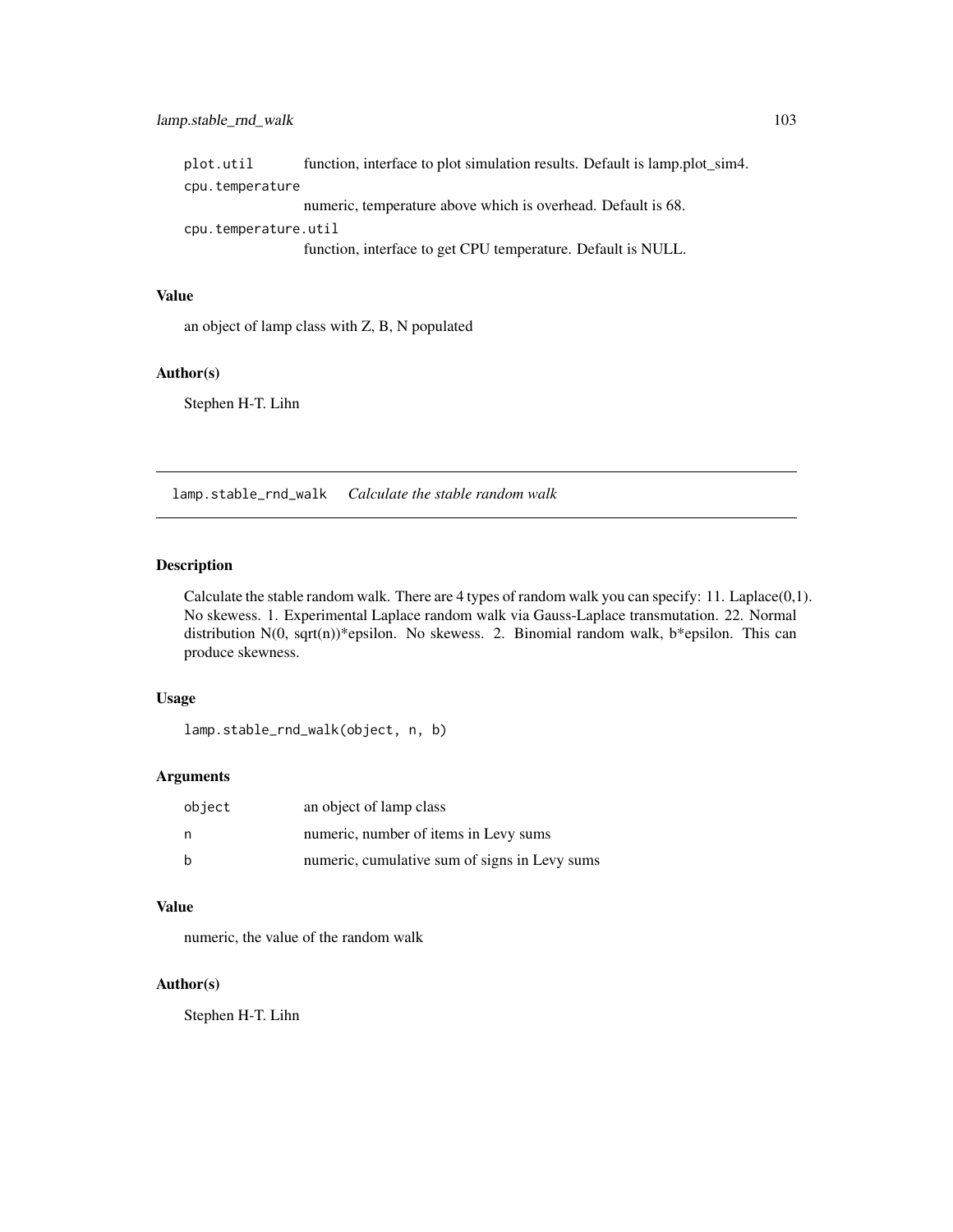| | |
|---|---|
| plot.util | function, interface to plot simulation results. Default is lamp.plot_sim4. |
| cpu.temperature | numeric, temperature above which is overhead. Default is 68. |
| cpu.temperature.util | function, interface to get CPU temperature. Default is NULL. |

### Value

an object of lamp class with Z, B, N populated

### Author(s)

Stephen H-T. Lihn

## lamp.stable_rnd_walk    *Calculate the stable random walk*

### Description

Calculate the stable random walk. There are 4 types of random walk you can specify: 11. Laplace(0,1). No skewess. 1. Experimental Laplace random walk via Gauss-Laplace transmutation. 22. Normal distribution N(0, sqrt(n))*epsilon. No skewess. 2. Binomial random walk, b*epsilon. This can produce skewness.

### Usage

```
lamp.stable_rnd_walk(object, n, b)
```

### Arguments

| | |
|---|---|
| object | an object of lamp class |
| n | numeric, number of items in Levy sums |
| b | numeric, cumulative sum of signs in Levy sums |

### Value

numeric, the value of the random walk

### Author(s)

Stephen H-T. Lihn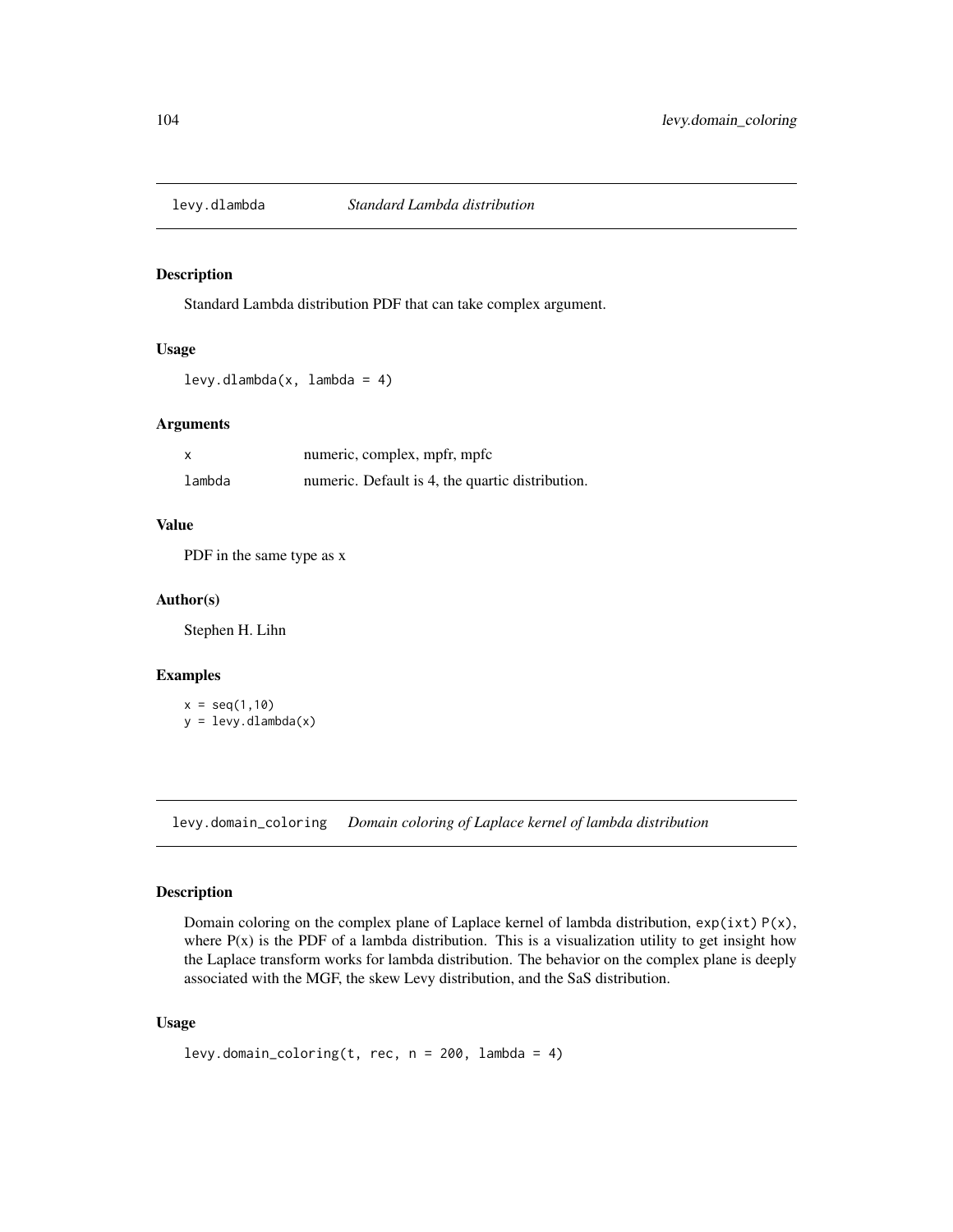## levy.dlambda — *Standard Lambda distribution*

### Description

Standard Lambda distribution PDF that can take complex argument.

### Usage

```
levy.dlambda(x, lambda = 4)
```

### Arguments

| | |
|---|---|
| x | numeric, complex, mpfr, mpfc |
| lambda | numeric. Default is 4, the quartic distribution. |

### Value

PDF in the same type as x

### Author(s)

Stephen H. Lihn

### Examples

```
x = seq(1,10)
y = levy.dlambda(x)
```

## levy.domain_coloring — *Domain coloring of Laplace kernel of lambda distribution*

### Description

Domain coloring on the complex plane of Laplace kernel of lambda distribution, `exp(ixt) P(x)`, where P(x) is the PDF of a lambda distribution. This is a visualization utility to get insight how the Laplace transform works for lambda distribution. The behavior on the complex plane is deeply associated with the MGF, the skew Levy distribution, and the SaS distribution.

### Usage

```
levy.domain_coloring(t, rec, n = 200, lambda = 4)
```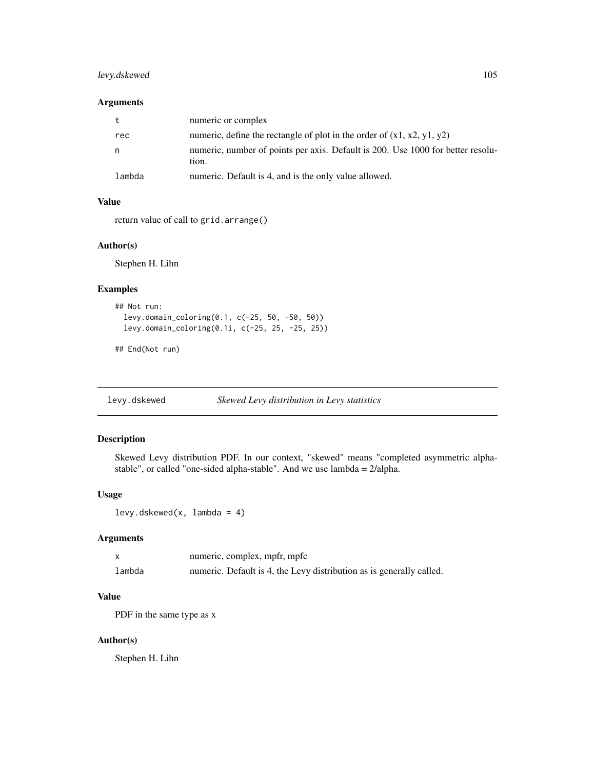### Arguments

| | |
|---|---|
| t | numeric or complex |
| rec | numeric, define the rectangle of plot in the order of (x1, x2, y1, y2) |
| n | numeric, number of points per axis. Default is 200. Use 1000 for better resolution. |
| lambda | numeric. Default is 4, and is the only value allowed. |

### Value

return value of call to grid.arrange()

### Author(s)

Stephen H. Lihn

### Examples

```
## Not run:
  levy.domain_coloring(0.1, c(-25, 50, -50, 50))
  levy.domain_coloring(0.1i, c(-25, 25, -25, 25))

## End(Not run)
```

---

## levy.dskewed *Skewed Levy distribution in Levy statistics*

### Description

Skewed Levy distribution PDF. In our context, "skewed" means "completed asymmetric alpha-stable", or called "one-sided alpha-stable". And we use lambda = 2/alpha.

### Usage

```
levy.dskewed(x, lambda = 4)
```

### Arguments

| | |
|---|---|
| x | numeric, complex, mpfr, mpfc |
| lambda | numeric. Default is 4, the Levy distribution as is generally called. |

### Value

PDF in the same type as x

### Author(s)

Stephen H. Lihn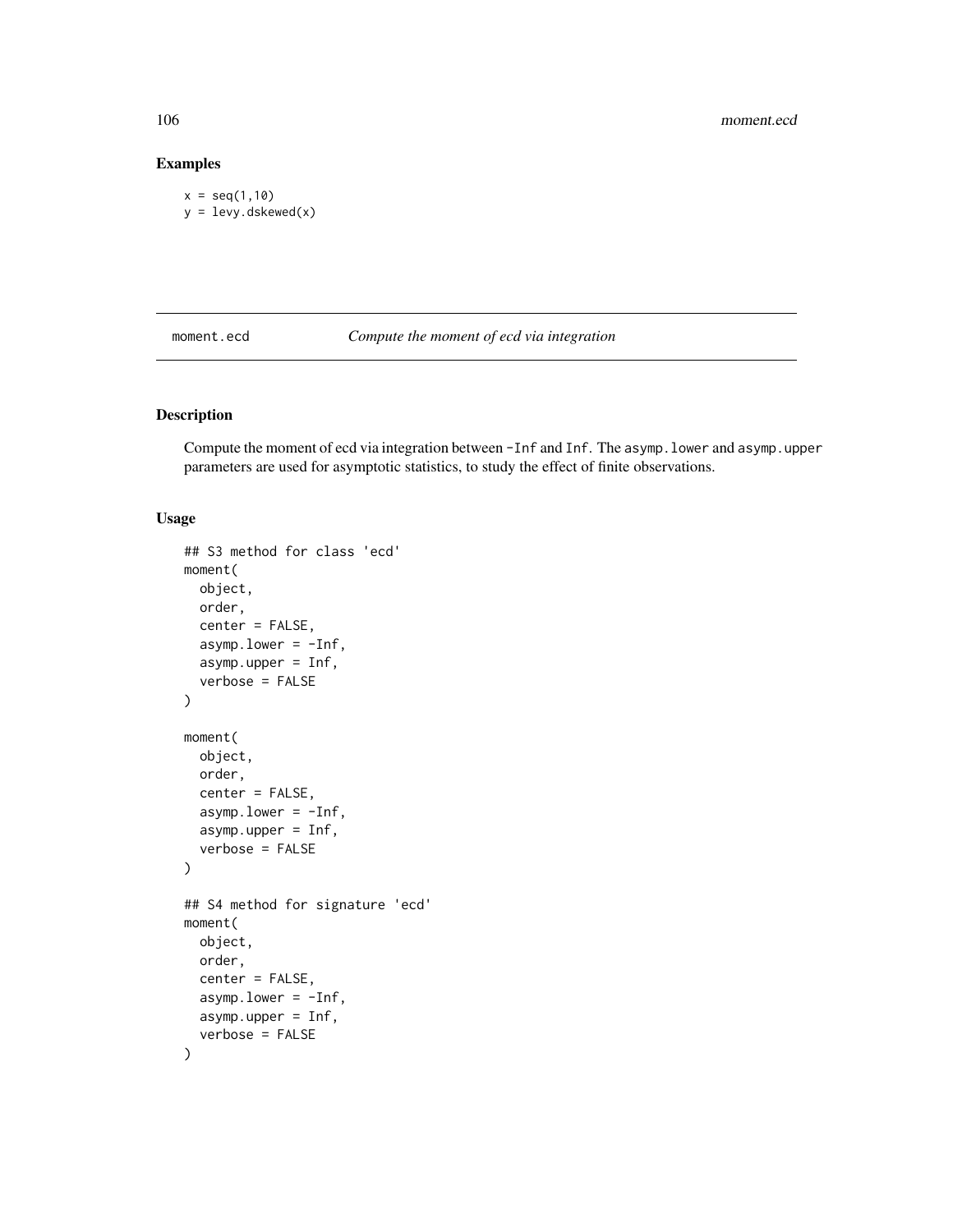## Examples

```
x = seq(1,10)
y = levy.dskewed(x)
```

---

moment.ecd *Compute the moment of ecd via integration*

---

## Description

Compute the moment of ecd via integration between `-Inf` and `Inf`. The `asymp.lower` and `asymp.upper` parameters are used for asymptotic statistics, to study the effect of finite observations.

## Usage

```
## S3 method for class 'ecd'
moment(
  object,
  order,
  center = FALSE,
  asymp.lower = -Inf,
  asymp.upper = Inf,
  verbose = FALSE
)

moment(
  object,
  order,
  center = FALSE,
  asymp.lower = -Inf,
  asymp.upper = Inf,
  verbose = FALSE
)

## S4 method for signature 'ecd'
moment(
  object,
  order,
  center = FALSE,
  asymp.lower = -Inf,
  asymp.upper = Inf,
  verbose = FALSE
)
```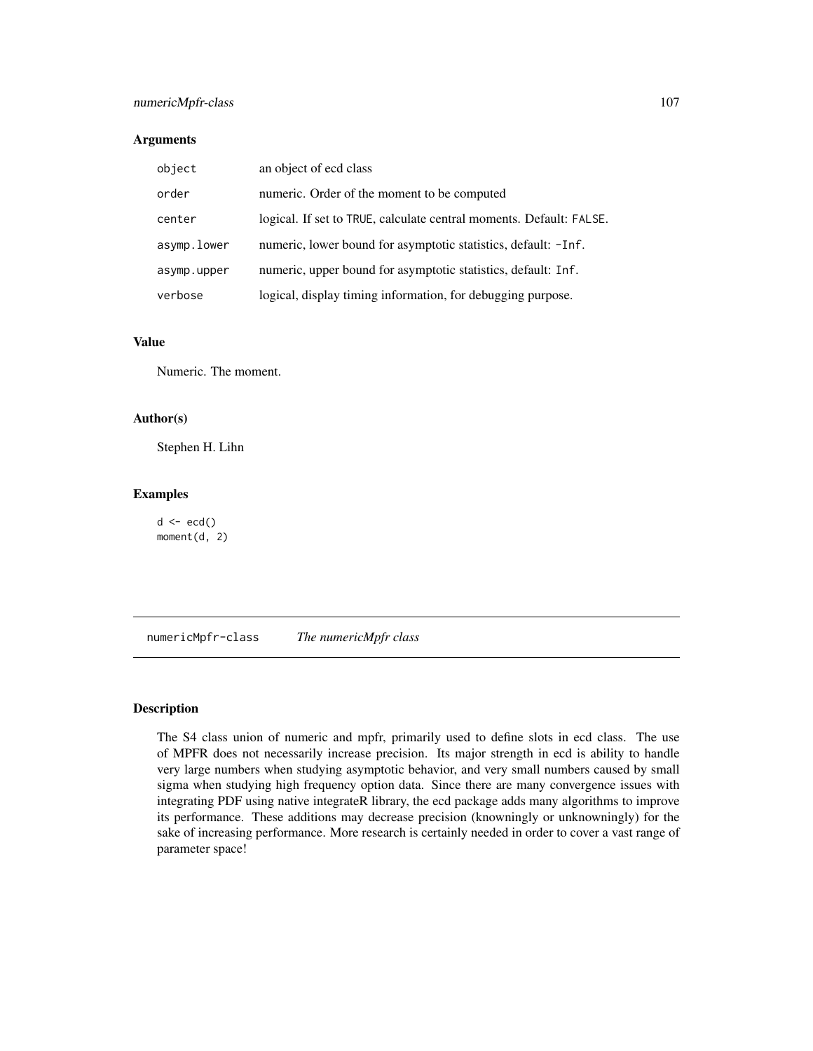### Arguments

| | |
|---|---|
| `object` | an object of ecd class |
| `order` | numeric. Order of the moment to be computed |
| `center` | logical. If set to `TRUE`, calculate central moments. Default: `FALSE`. |
| `asymp.lower` | numeric, lower bound for asymptotic statistics, default: `-Inf`. |
| `asymp.upper` | numeric, upper bound for asymptotic statistics, default: `Inf`. |
| `verbose` | logical, display timing information, for debugging purpose. |

### Value

Numeric. The moment.

### Author(s)

Stephen H. Lihn

### Examples

```
d <- ecd()
moment(d, 2)
```

---

## numericMpfr-class *The numericMpfr class*

---

### Description

The S4 class union of numeric and mpfr, primarily used to define slots in ecd class. The use of MPFR does not necessarily increase precision. Its major strength in ecd is ability to handle very large numbers when studying asymptotic behavior, and very small numbers caused by small sigma when studying high frequency option data. Since there are many convergence issues with integrating PDF using native integrateR library, the ecd package adds many algorithms to improve its performance. These additions may decrease precision (knowningly or unknowningly) for the sake of increasing performance. More research is certainly needed in order to cover a vast range of parameter space!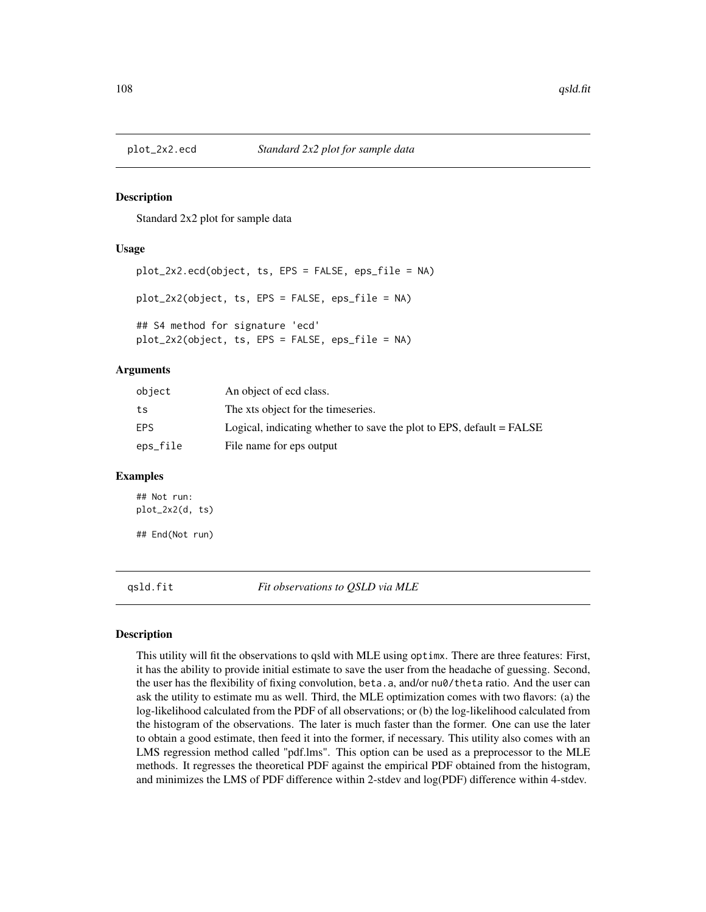## plot_2x2.ecd *Standard 2x2 plot for sample data*

### Description

Standard 2x2 plot for sample data

### Usage

```
plot_2x2.ecd(object, ts, EPS = FALSE, eps_file = NA)

plot_2x2(object, ts, EPS = FALSE, eps_file = NA)

## S4 method for signature 'ecd'
plot_2x2(object, ts, EPS = FALSE, eps_file = NA)
```

### Arguments

| | |
|---|---|
| `object` | An object of ecd class. |
| `ts` | The xts object for the timeseries. |
| `EPS` | Logical, indicating whether to save the plot to EPS, default = FALSE |
| `eps_file` | File name for eps output |

### Examples

```
## Not run:
plot_2x2(d, ts)

## End(Not run)
```

## qsld.fit *Fit observations to QSLD via MLE*

### Description

This utility will fit the observations to qsld with MLE using `optimx`. There are three features: First, it has the ability to provide initial estimate to save the user from the headache of guessing. Second, the user has the flexibility of fixing convolution, `beta.a`, and/or `nu0/theta` ratio. And the user can ask the utility to estimate mu as well. Third, the MLE optimization comes with two flavors: (a) the log-likelihood calculated from the PDF of all observations; or (b) the log-likelihood calculated from the histogram of the observations. The later is much faster than the former. One can use the later to obtain a good estimate, then feed it into the former, if necessary. This utility also comes with an LMS regression method called "pdf.lms". This option can be used as a preprocessor to the MLE methods. It regresses the theoretical PDF against the empirical PDF obtained from the histogram, and minimizes the LMS of PDF difference within 2-stdev and log(PDF) difference within 4-stdev.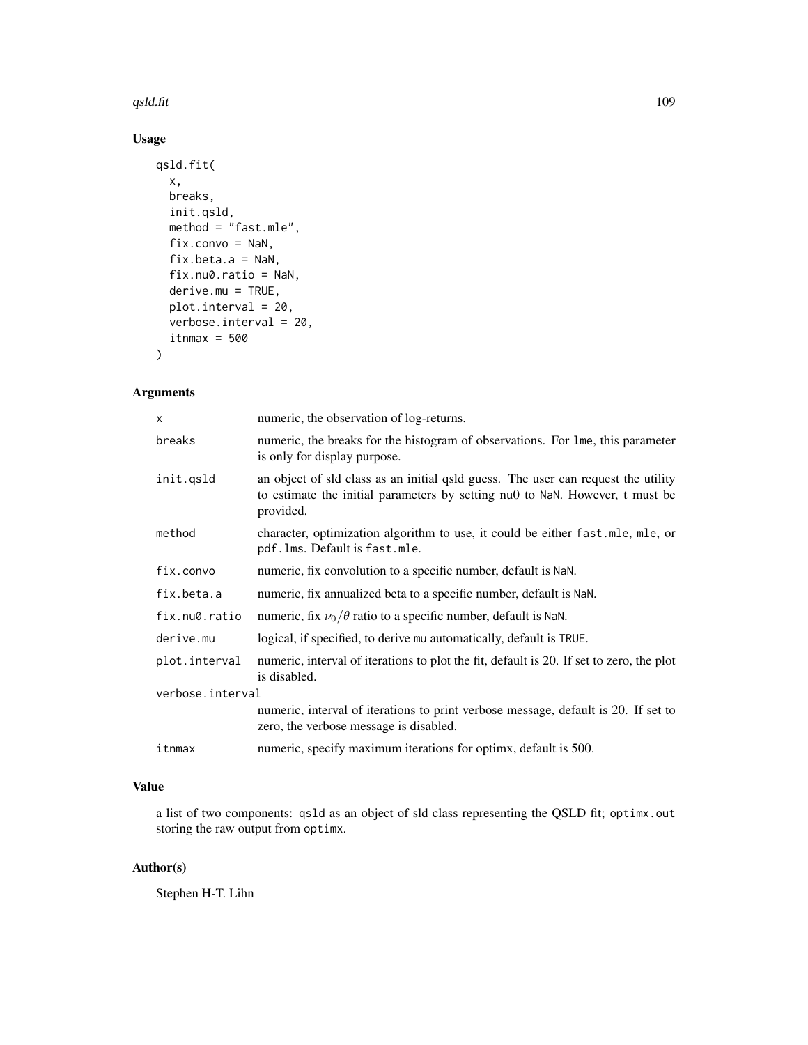## Usage

```
qsld.fit(
  x,
  breaks,
  init.qsld,
  method = "fast.mle",
  fix.convo = NaN,
  fix.beta.a = NaN,
  fix.nu0.ratio = NaN,
  derive.mu = TRUE,
  plot.interval = 20,
  verbose.interval = 20,
  itnmax = 500
)
```

## Arguments

| | |
|---|---|
| x | numeric, the observation of log-returns. |
| breaks | numeric, the breaks for the histogram of observations. For lme, this parameter is only for display purpose. |
| init.qsld | an object of sld class as an initial qsld guess. The user can request the utility to estimate the initial parameters by setting nu0 to NaN. However, t must be provided. |
| method | character, optimization algorithm to use, it could be either fast.mle, mle, or pdf.lms. Default is fast.mle. |
| fix.convo | numeric, fix convolution to a specific number, default is NaN. |
| fix.beta.a | numeric, fix annualized beta to a specific number, default is NaN. |
| fix.nu0.ratio | numeric, fix $\nu_0/\theta$ ratio to a specific number, default is NaN. |
| derive.mu | logical, if specified, to derive mu automatically, default is TRUE. |
| plot.interval | numeric, interval of iterations to plot the fit, default is 20. If set to zero, the plot is disabled. |
| verbose.interval | numeric, interval of iterations to print verbose message, default is 20. If set to zero, the verbose message is disabled. |
| itnmax | numeric, specify maximum iterations for optimx, default is 500. |

## Value

a list of two components: qsld as an object of sld class representing the QSLD fit; optimx.out storing the raw output from optimx.

## Author(s)

Stephen H-T. Lihn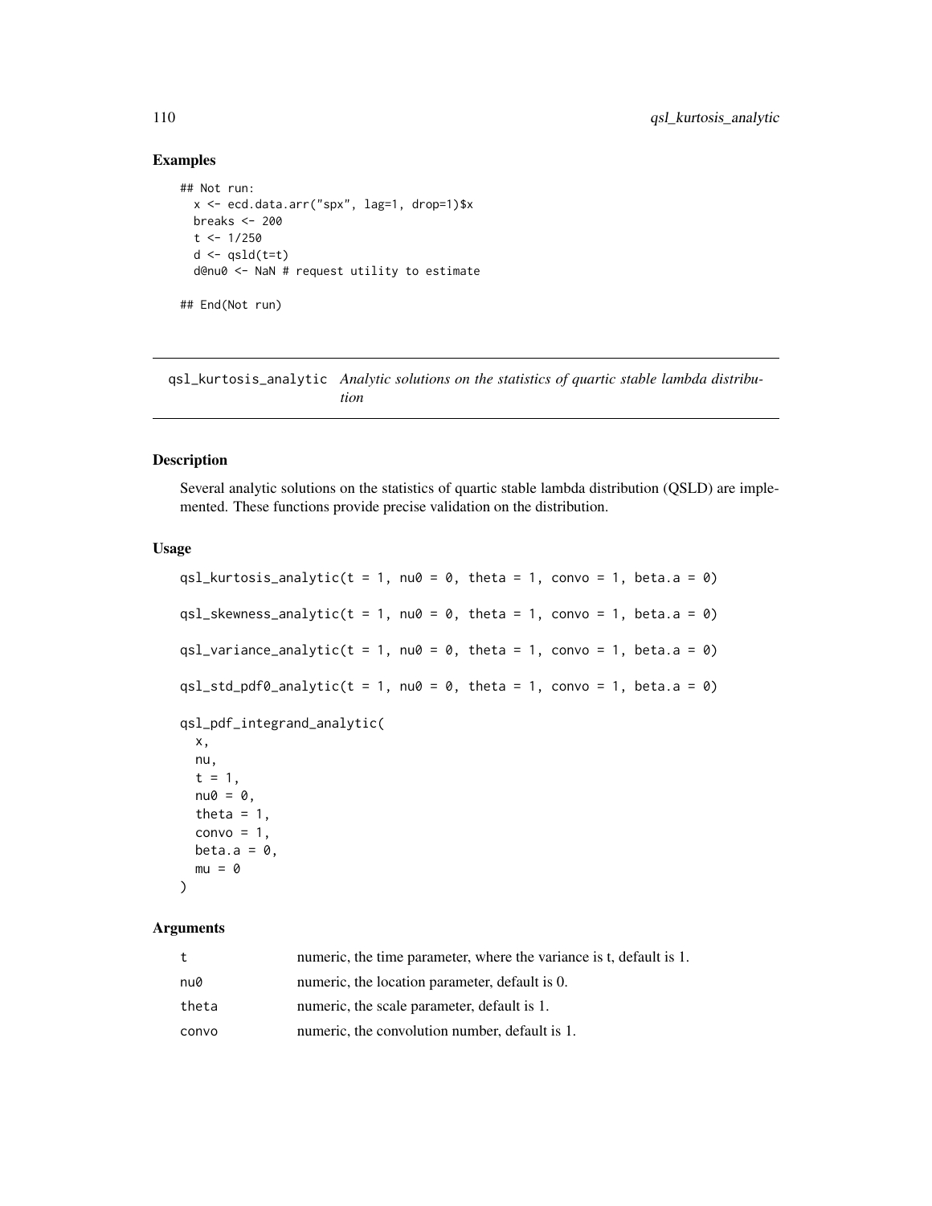## Examples

```
## Not run:
  x <- ecd.data.arr("spx", lag=1, drop=1)$x
  breaks <- 200
  t <- 1/250
  d <- qsld(t=t)
  d@nu0 <- NaN # request utility to estimate

## End(Not run)
```

---

# qsl_kurtosis_analytic *Analytic solutions on the statistics of quartic stable lambda distribution*

---

## Description

Several analytic solutions on the statistics of quartic stable lambda distribution (QSLD) are implemented. These functions provide precise validation on the distribution.

## Usage

```
qsl_kurtosis_analytic(t = 1, nu0 = 0, theta = 1, convo = 1, beta.a = 0)

qsl_skewness_analytic(t = 1, nu0 = 0, theta = 1, convo = 1, beta.a = 0)

qsl_variance_analytic(t = 1, nu0 = 0, theta = 1, convo = 1, beta.a = 0)

qsl_std_pdf0_analytic(t = 1, nu0 = 0, theta = 1, convo = 1, beta.a = 0)

qsl_pdf_integrand_analytic(
  x,
  nu,
  t = 1,
  nu0 = 0,
  theta = 1,
  convo = 1,
  beta.a = 0,
  mu = 0
)
```

## Arguments

| | |
|---|---|
| t | numeric, the time parameter, where the variance is t, default is 1. |
| nu0 | numeric, the location parameter, default is 0. |
| theta | numeric, the scale parameter, default is 1. |
| convo | numeric, the convolution number, default is 1. |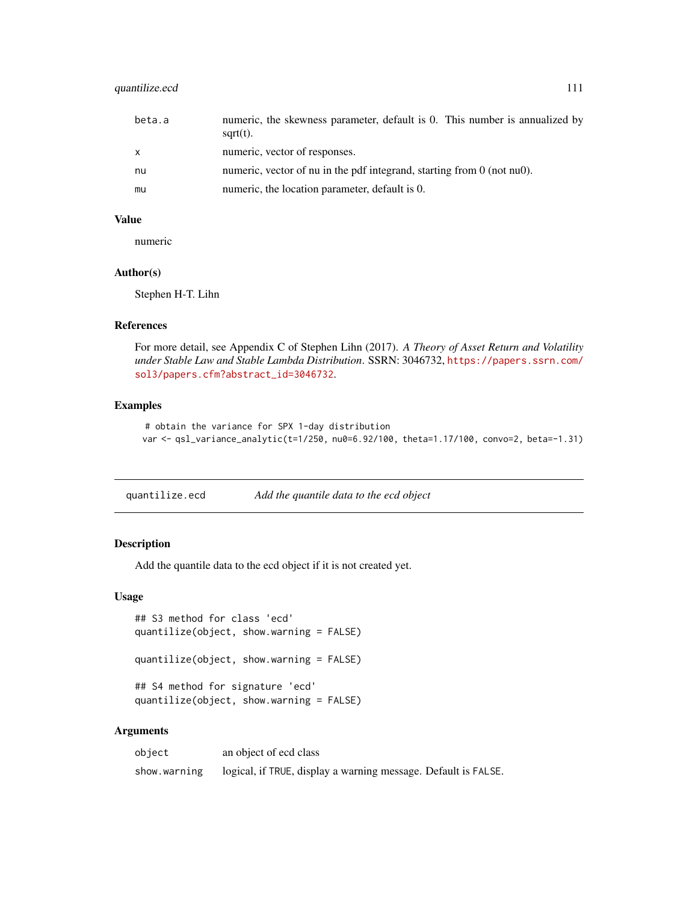| | |
|---|---|
| beta.a | numeric, the skewness parameter, default is 0. This number is annualized by sqrt(t). |
| x | numeric, vector of responses. |
| nu | numeric, vector of nu in the pdf integrand, starting from 0 (not nu0). |
| mu | numeric, the location parameter, default is 0. |

### Value

numeric

### Author(s)

Stephen H-T. Lihn

### References

For more detail, see Appendix C of Stephen Lihn (2017). *A Theory of Asset Return and Volatility under Stable Law and Stable Lambda Distribution*. SSRN: 3046732, https://papers.ssrn.com/sol3/papers.cfm?abstract_id=3046732.

### Examples

```
# obtain the variance for SPX 1-day distribution
var <- qsl_variance_analytic(t=1/250, nu0=6.92/100, theta=1.17/100, convo=2, beta=-1.31)
```

---

## quantilize.ecd — *Add the quantile data to the ecd object*

### Description

Add the quantile data to the ecd object if it is not created yet.

### Usage

```
## S3 method for class 'ecd'
quantilize(object, show.warning = FALSE)

quantilize(object, show.warning = FALSE)

## S4 method for signature 'ecd'
quantilize(object, show.warning = FALSE)
```

### Arguments

| | |
|---|---|
| object | an object of ecd class |
| show.warning | logical, if TRUE, display a warning message. Default is FALSE. |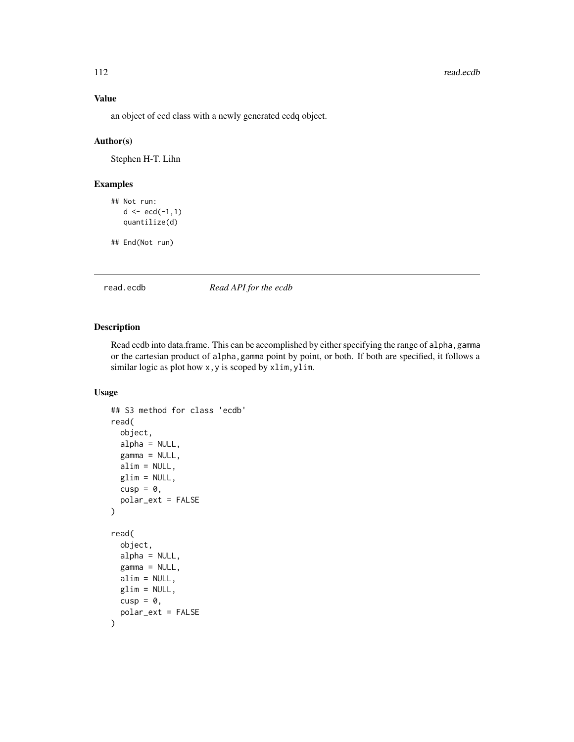### Value

an object of ecd class with a newly generated ecdq object.

### Author(s)

Stephen H-T. Lihn

### Examples

```
## Not run:
   d <- ecd(-1,1)
   quantilize(d)

## End(Not run)
```

---

## read.ecdb *Read API for the ecdb*

---

### Description

Read ecdb into data.frame. This can be accomplished by either specifying the range of `alpha,gamma` or the cartesian product of `alpha,gamma` point by point, or both. If both are specified, it follows a similar logic as plot how `x,y` is scoped by `xlim,ylim`.

### Usage

```
## S3 method for class 'ecdb'
read(
  object,
  alpha = NULL,
  gamma = NULL,
  alim = NULL,
  glim = NULL,
  cusp = 0,
  polar_ext = FALSE
)

read(
  object,
  alpha = NULL,
  gamma = NULL,
  alim = NULL,
  glim = NULL,
  cusp = 0,
  polar_ext = FALSE
)
```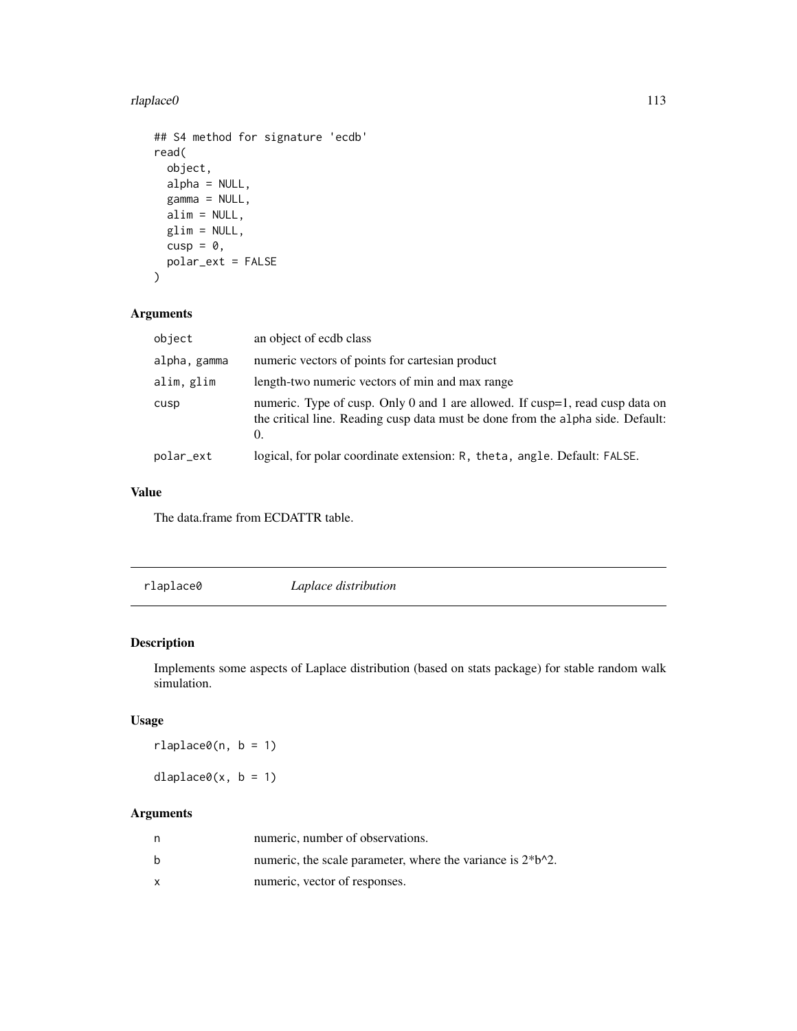```
## S4 method for signature 'ecdb'
read(
  object,
  alpha = NULL,
  gamma = NULL,
  alim = NULL,
  glim = NULL,
  cusp = 0,
  polar_ext = FALSE
)
```

### Arguments

| | |
|---|---|
| object | an object of ecdb class |
| alpha, gamma | numeric vectors of points for cartesian product |
| alim, glim | length-two numeric vectors of min and max range |
| cusp | numeric. Type of cusp. Only 0 and 1 are allowed. If cusp=1, read cusp data on the critical line. Reading cusp data must be done from the alpha side. Default: 0. |
| polar_ext | logical, for polar coordinate extension: R, theta, angle. Default: FALSE. |

### Value

The data.frame from ECDATTR table.

---

## rlaplace0 *Laplace distribution*

### Description

Implements some aspects of Laplace distribution (based on stats package) for stable random walk simulation.

### Usage

```
rlaplace0(n, b = 1)

dlaplace0(x, b = 1)
```

### Arguments

| | |
|---|---|
| n | numeric, number of observations. |
| b | numeric, the scale parameter, where the variance is 2*b^2. |
| x | numeric, vector of responses. |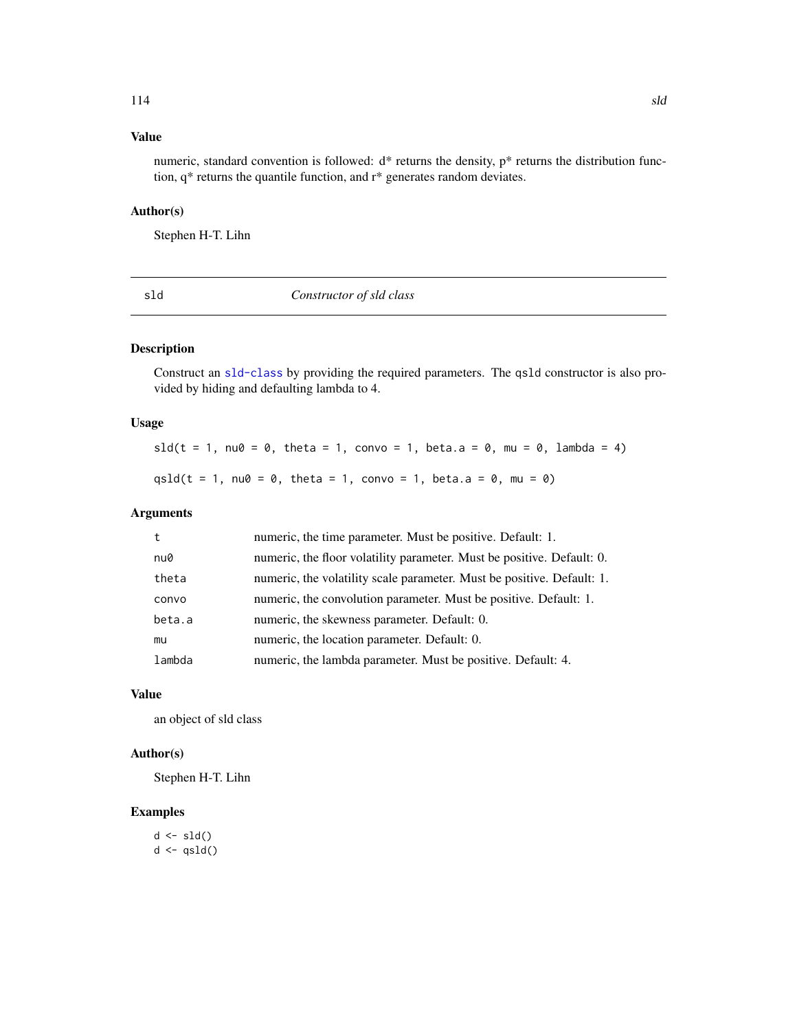### Value

numeric, standard convention is followed: d* returns the density, p* returns the distribution function, q* returns the quantile function, and r* generates random deviates.

### Author(s)

Stephen H-T. Lihn

---

## sld — *Constructor of sld class*

### Description

Construct an sld-class by providing the required parameters. The qsld constructor is also provided by hiding and defaulting lambda to 4.

### Usage

```
sld(t = 1, nu0 = 0, theta = 1, convo = 1, beta.a = 0, mu = 0, lambda = 4)

qsld(t = 1, nu0 = 0, theta = 1, convo = 1, beta.a = 0, mu = 0)
```

### Arguments

| | |
|---|---|
| t | numeric, the time parameter. Must be positive. Default: 1. |
| nu0 | numeric, the floor volatility parameter. Must be positive. Default: 0. |
| theta | numeric, the volatility scale parameter. Must be positive. Default: 1. |
| convo | numeric, the convolution parameter. Must be positive. Default: 1. |
| beta.a | numeric, the skewness parameter. Default: 0. |
| mu | numeric, the location parameter. Default: 0. |
| lambda | numeric, the lambda parameter. Must be positive. Default: 4. |

### Value

an object of sld class

### Author(s)

Stephen H-T. Lihn

### Examples

```
d <- sld()
d <- qsld()
```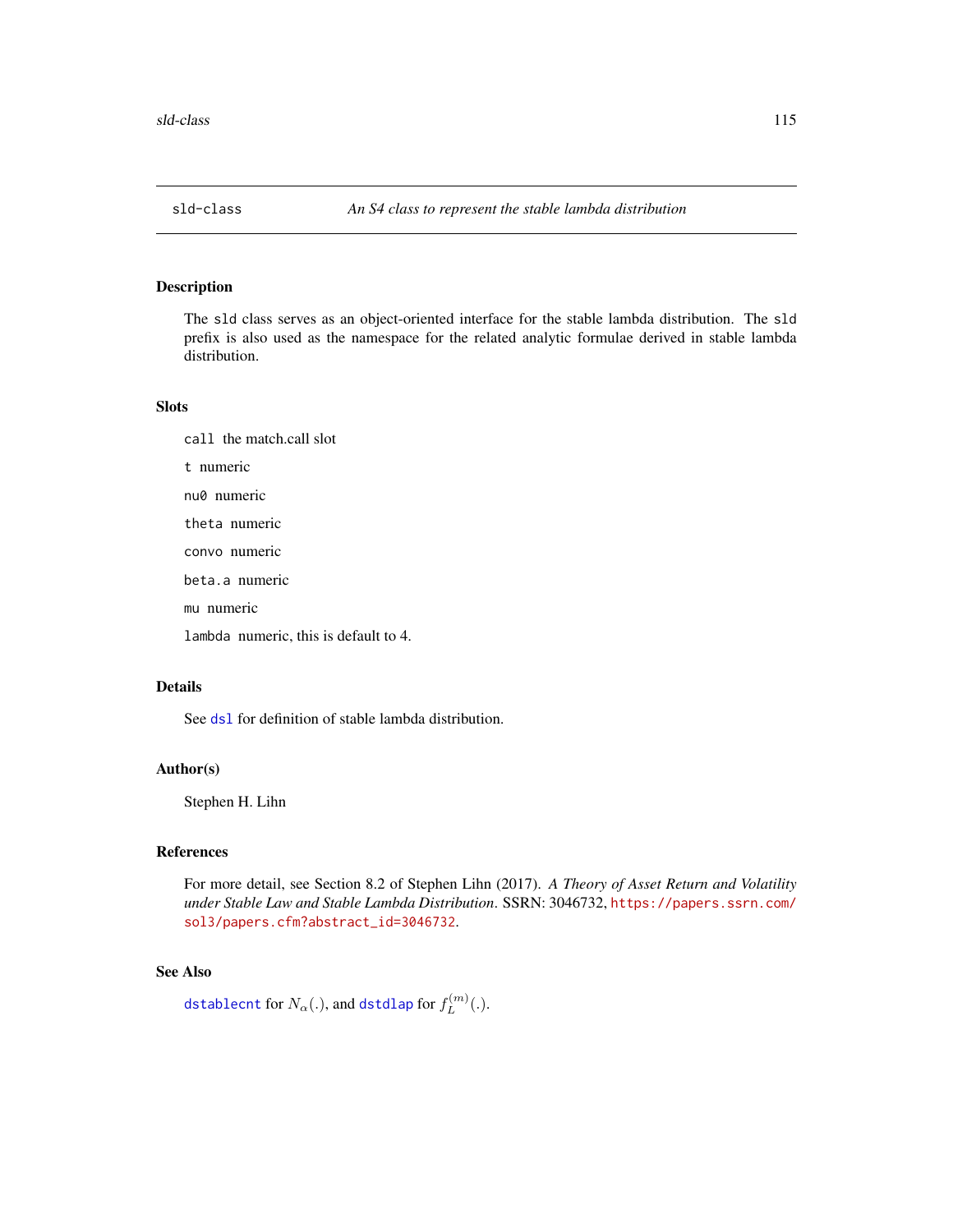# sld-class *An S4 class to represent the stable lambda distribution*

## Description

The sld class serves as an object-oriented interface for the stable lambda distribution. The sld prefix is also used as the namespace for the related analytic formulae derived in stable lambda distribution.

## Slots

- `call` the match.call slot
- `t` numeric
- `nu0` numeric
- `theta` numeric
- `convo` numeric
- `beta.a` numeric
- `mu` numeric
- `lambda` numeric, this is default to 4.

## Details

See `dsl` for definition of stable lambda distribution.

## Author(s)

Stephen H. Lihn

## References

For more detail, see Section 8.2 of Stephen Lihn (2017). *A Theory of Asset Return and Volatility under Stable Law and Stable Lambda Distribution*. SSRN: 3046732, https://papers.ssrn.com/sol3/papers.cfm?abstract_id=3046732.

## See Also

`dstablecnt` for $N_\alpha(.)$, and `dstdlap` for $f_L^{(m)}(.)$.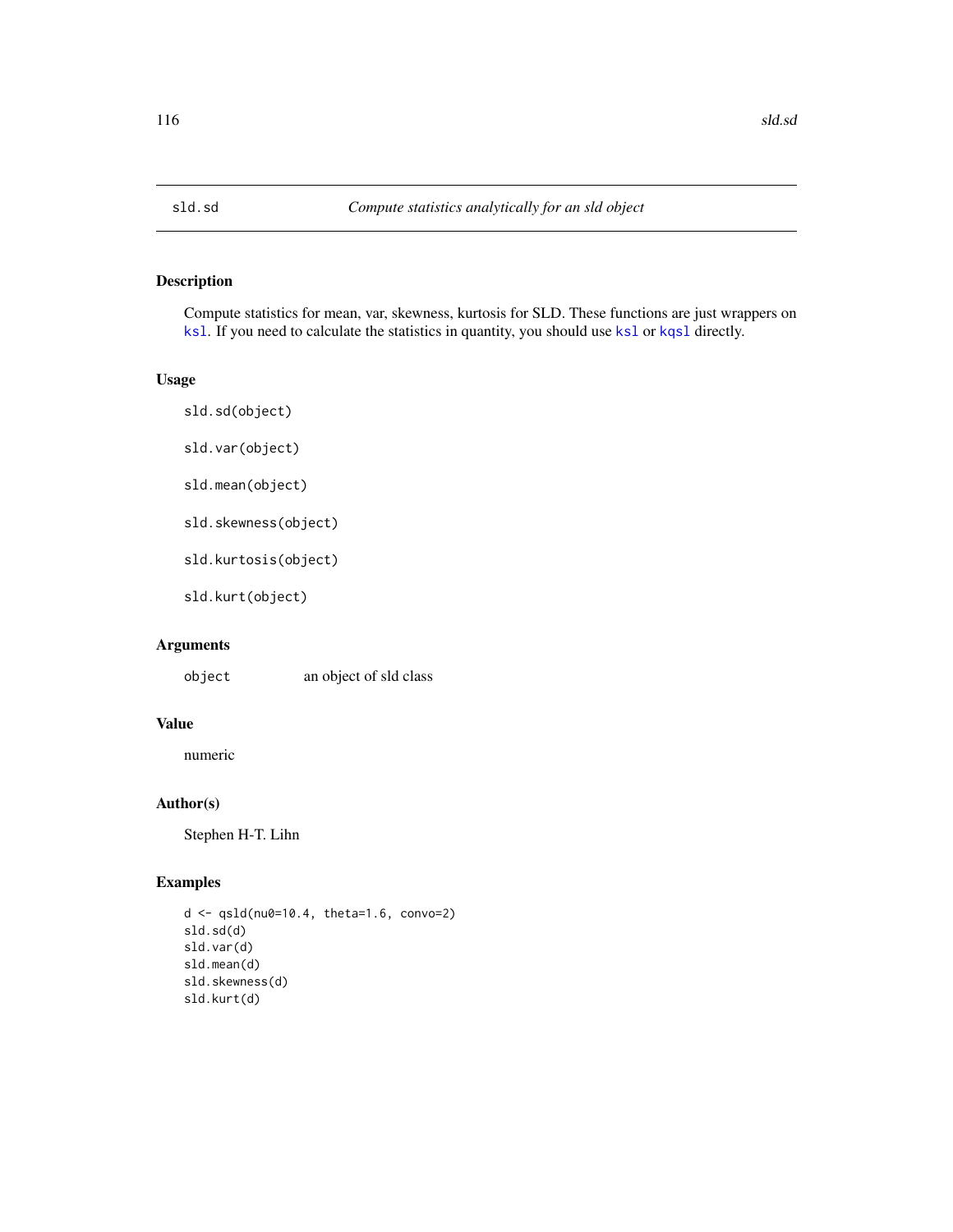## sld.sd — *Compute statistics analytically for an sld object*

### Description

Compute statistics for mean, var, skewness, kurtosis for SLD. These functions are just wrappers on `ksl`. If you need to calculate the statistics in quantity, you should use `ksl` or `kqsl` directly.

### Usage

```
sld.sd(object)

sld.var(object)

sld.mean(object)

sld.skewness(object)

sld.kurtosis(object)

sld.kurt(object)
```

### Arguments

| | |
|---|---|
| `object` | an object of sld class |

### Value

numeric

### Author(s)

Stephen H-T. Lihn

### Examples

```
d <- qsld(nu0=10.4, theta=1.6, convo=2)
sld.sd(d)
sld.var(d)
sld.mean(d)
sld.skewness(d)
sld.kurt(d)
```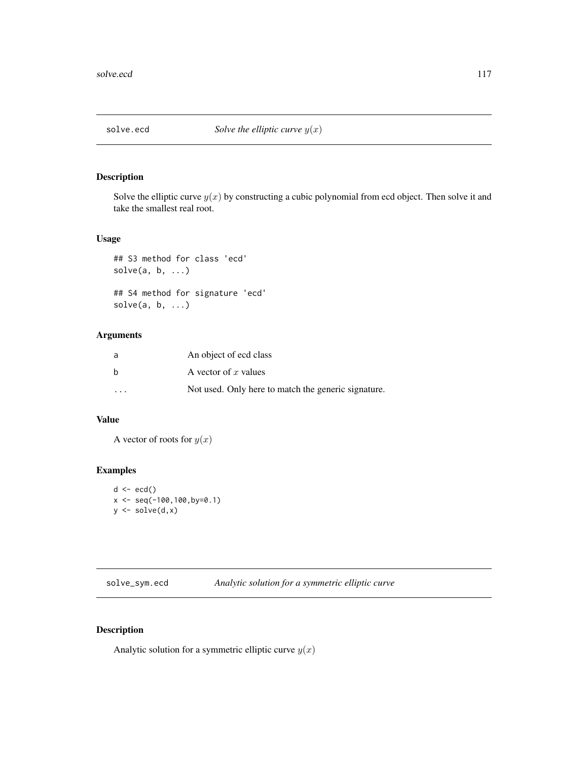## solve.ecd — *Solve the elliptic curve $y(x)$*

### Description

Solve the elliptic curve $y(x)$ by constructing a cubic polynomial from ecd object. Then solve it and take the smallest real root.

### Usage

```
## S3 method for class 'ecd'
solve(a, b, ...)

## S4 method for signature 'ecd'
solve(a, b, ...)
```

### Arguments

| | |
|---|---|
| a | An object of ecd class |
| b | A vector of $x$ values |
| ... | Not used. Only here to match the generic signature. |

### Value

A vector of roots for $y(x)$

### Examples

```
d <- ecd()
x <- seq(-100,100,by=0.1)
y <- solve(d,x)
```

## solve_sym.ecd — *Analytic solution for a symmetric elliptic curve*

### Description

Analytic solution for a symmetric elliptic curve $y(x)$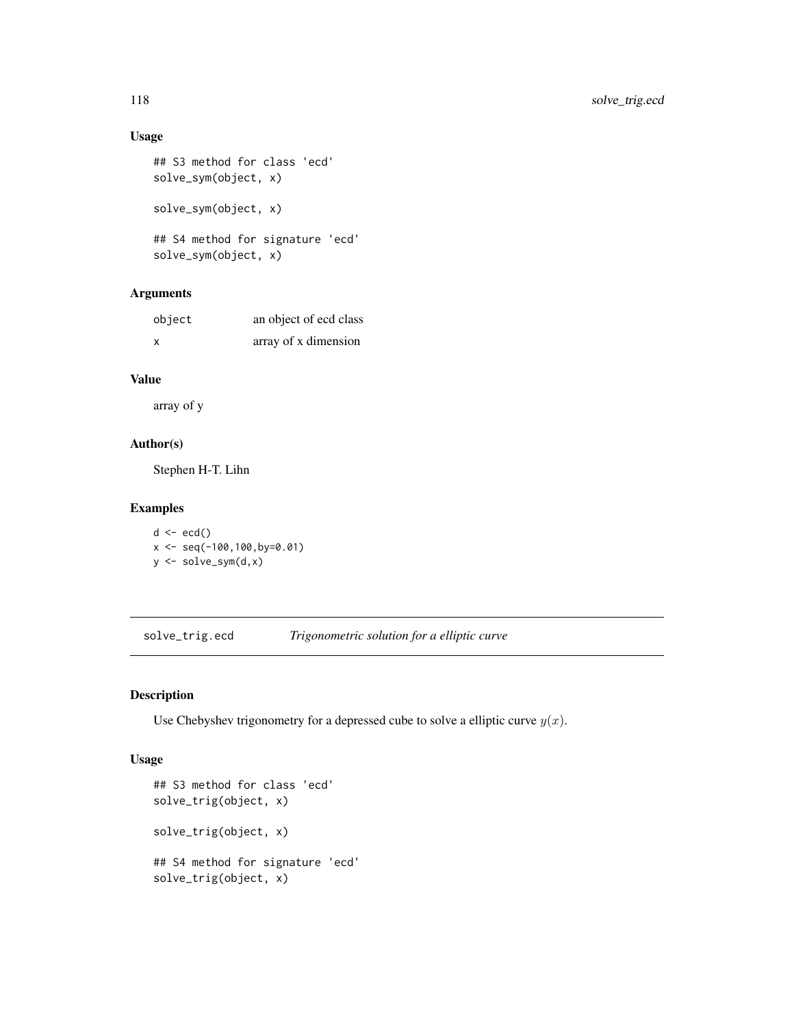### Usage

```
## S3 method for class 'ecd'
solve_sym(object, x)

solve_sym(object, x)

## S4 method for signature 'ecd'
solve_sym(object, x)
```

### Arguments

| | |
|---|---|
| object | an object of ecd class |
| x | array of x dimension |

### Value

array of y

### Author(s)

Stephen H-T. Lihn

### Examples

```
d <- ecd()
x <- seq(-100,100,by=0.01)
y <- solve_sym(d,x)
```

---

## solve_trig.ecd &nbsp;&nbsp;&nbsp; *Trigonometric solution for a elliptic curve*

---

### Description

Use Chebyshev trigonometry for a depressed cube to solve a elliptic curve $y(x)$.

### Usage

```
## S3 method for class 'ecd'
solve_trig(object, x)

solve_trig(object, x)

## S4 method for signature 'ecd'
solve_trig(object, x)
```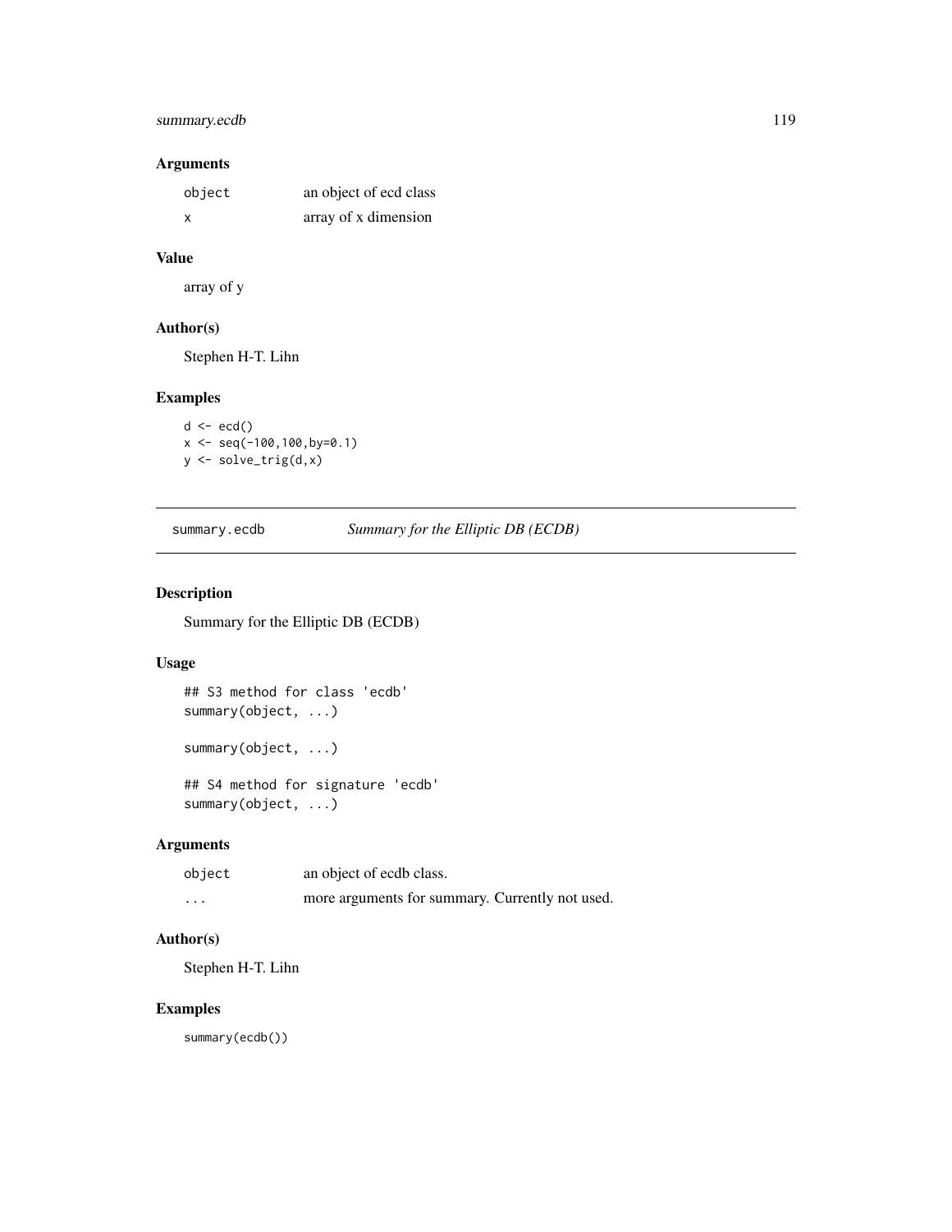### Arguments

| | |
|---|---|
| `object` | an object of ecd class |
| `x` | array of x dimension |

### Value

array of y

### Author(s)

Stephen H-T. Lihn

### Examples

```
d <- ecd()
x <- seq(-100,100,by=0.1)
y <- solve_trig(d,x)
```

---

## summary.ecdb &nbsp;&nbsp;&nbsp; *Summary for the Elliptic DB (ECDB)*

---

### Description

Summary for the Elliptic DB (ECDB)

### Usage

```
## S3 method for class 'ecdb'
summary(object, ...)

summary(object, ...)

## S4 method for signature 'ecdb'
summary(object, ...)
```

### Arguments

| | |
|---|---|
| `object` | an object of ecdb class. |
| `...` | more arguments for summary. Currently not used. |

### Author(s)

Stephen H-T. Lihn

### Examples

```
summary(ecdb())
```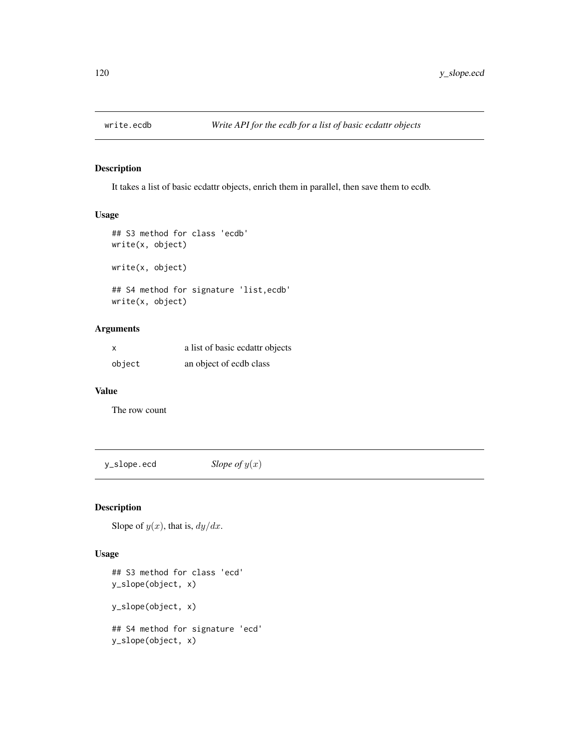## write.ecdb *Write API for the ecdb for a list of basic ecdattr objects*

### Description

It takes a list of basic ecdattr objects, enrich them in parallel, then save them to ecdb.

### Usage

```
## S3 method for class 'ecdb'
write(x, object)

write(x, object)

## S4 method for signature 'list,ecdb'
write(x, object)
```

### Arguments

| | |
|---|---|
| x | a list of basic ecdattr objects |
| object | an object of ecdb class |

### Value

The row count

## y_slope.ecd *Slope of $y(x)$*

### Description

Slope of $y(x)$, that is, $dy/dx$.

### Usage

```
## S3 method for class 'ecd'
y_slope(object, x)

y_slope(object, x)

## S4 method for signature 'ecd'
y_slope(object, x)
```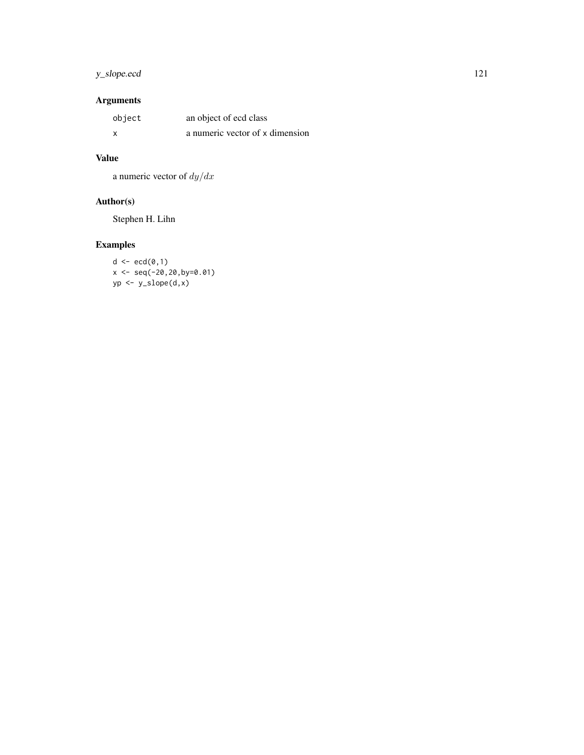## Arguments

| | |
|---|---|
| `object` | an object of ecd class |
| `x` | a numeric vector of `x` dimension |

## Value

a numeric vector of $dy/dx$

## Author(s)

Stephen H. Lihn

## Examples

```
d <- ecd(0,1)
x <- seq(-20,20,by=0.01)
yp <- y_slope(d,x)
```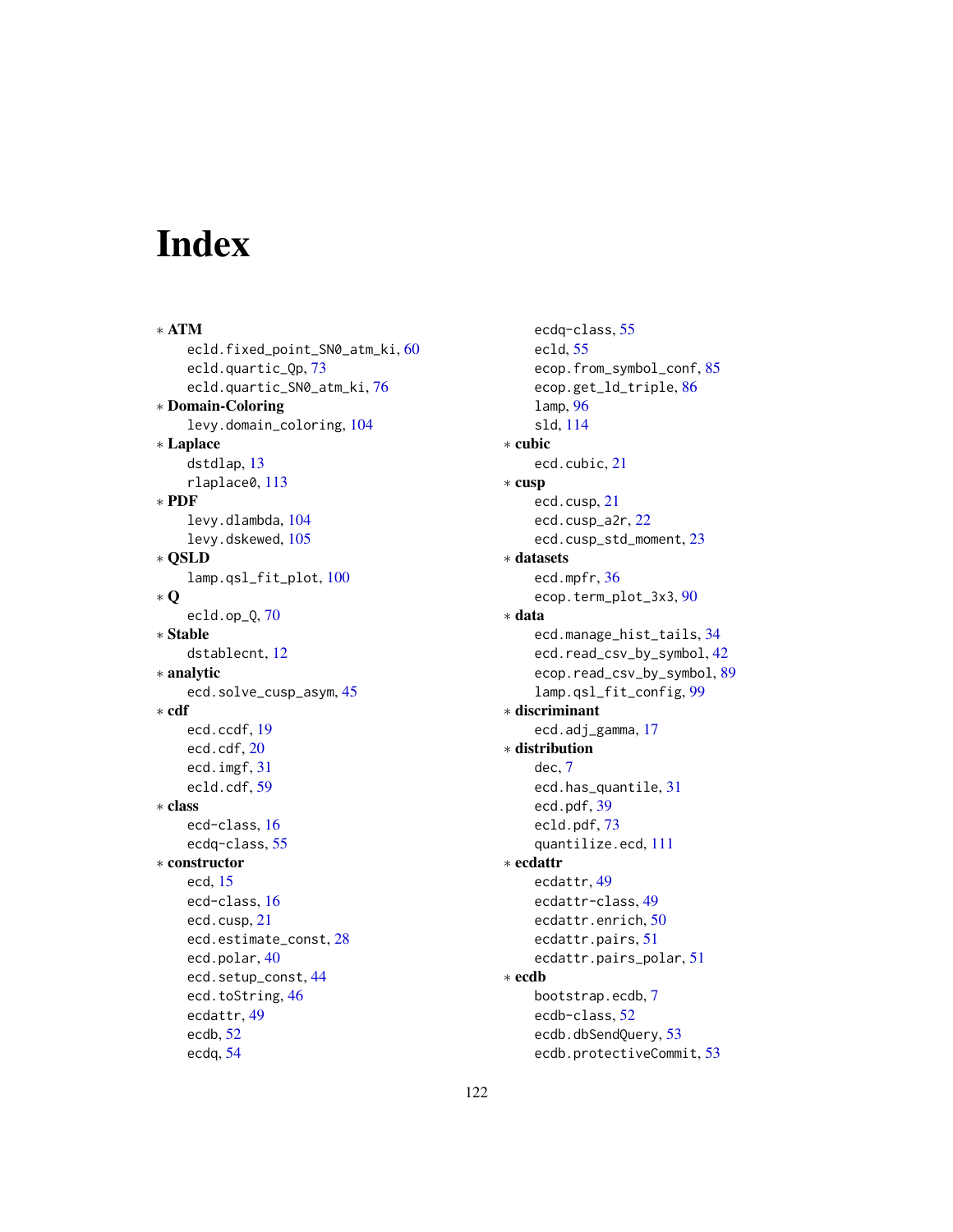# Index

* **ATM**
  - ecld.fixed_point_SN0_atm_ki, 60
  - ecld.quartic_Qp, 73
  - ecld.quartic_SN0_atm_ki, 76
* **Domain-Coloring**
  - levy.domain_coloring, 104
* **Laplace**
  - dstdlap, 13
  - rlaplace0, 113
* **PDF**
  - levy.dlambda, 104
  - levy.dskewed, 105
* **QSLD**
  - lamp.qsl_fit_plot, 100
* **Q**
  - ecld.op_Q, 70
* **Stable**
  - dstablecnt, 12
* **analytic**
  - ecd.solve_cusp_asym, 45
* **cdf**
  - ecd.ccdf, 19
  - ecd.cdf, 20
  - ecd.imgf, 31
  - ecld.cdf, 59
* **class**
  - ecd-class, 16
  - ecdq-class, 55
* **constructor**
  - ecd, 15
  - ecd-class, 16
  - ecd.cusp, 21
  - ecd.estimate_const, 28
  - ecd.polar, 40
  - ecd.setup_const, 44
  - ecd.toString, 46
  - ecdattr, 49
  - ecdb, 52
  - ecdq, 54
  - ecdq-class, 55
  - ecld, 55
  - ecop.from_symbol_conf, 85
  - ecop.get_ld_triple, 86
  - lamp, 96
  - sld, 114
* **cubic**
  - ecd.cubic, 21
* **cusp**
  - ecd.cusp, 21
  - ecd.cusp_a2r, 22
  - ecd.cusp_std_moment, 23
* **datasets**
  - ecd.mpfr, 36
  - ecop.term_plot_3x3, 90
* **data**
  - ecd.manage_hist_tails, 34
  - ecd.read_csv_by_symbol, 42
  - ecop.read_csv_by_symbol, 89
  - lamp.qsl_fit_config, 99
* **discriminant**
  - ecd.adj_gamma, 17
* **distribution**
  - dec, 7
  - ecd.has_quantile, 31
  - ecd.pdf, 39
  - ecld.pdf, 73
  - quantilize.ecd, 111
* **ecdattr**
  - ecdattr, 49
  - ecdattr-class, 49
  - ecdattr.enrich, 50
  - ecdattr.pairs, 51
  - ecdattr.pairs_polar, 51
* **ecdb**
  - bootstrap.ecdb, 7
  - ecdb-class, 52
  - ecdb.dbSendQuery, 53
  - ecdb.protectiveCommit, 53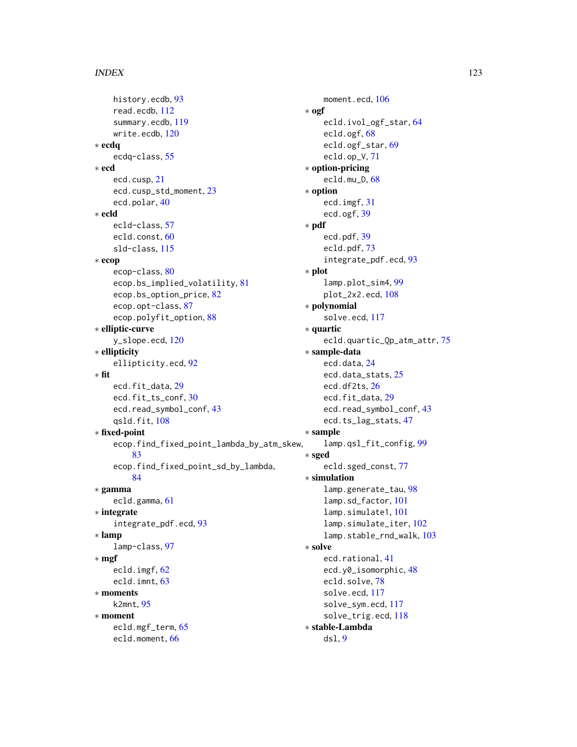history.ecdb, 93
read.ecdb, 112
summary.ecdb, 119
write.ecdb, 120

* **ecdq**
  ecdq-class, 55
* **ecd**
  ecd.cusp, 21
  ecd.cusp_std_moment, 23
  ecd.polar, 40
* **ecld**
  ecld-class, 57
  ecld.const, 60
  sld-class, 115
* **ecop**
  ecop-class, 80
  ecop.bs_implied_volatility, 81
  ecop.bs_option_price, 82
  ecop.opt-class, 87
  ecop.polyfit_option, 88
* **elliptic-curve**
  y_slope.ecd, 120
* **ellipticity**
  ellipticity.ecd, 92
* **fit**
  ecd.fit_data, 29
  ecd.fit_ts_conf, 30
  ecd.read_symbol_conf, 43
  qsld.fit, 108
* **fixed-point**
  ecop.find_fixed_point_lambda_by_atm_skew, 83
  ecop.find_fixed_point_sd_by_lambda, 84
* **gamma**
  ecld.gamma, 61
* **integrate**
  integrate_pdf.ecd, 93
* **lamp**
  lamp-class, 97
* **mgf**
  ecld.imgf, 62
  ecld.imnt, 63
* **moments**
  k2mnt, 95
* **moment**
  ecld.mgf_term, 65
  ecld.moment, 66
  moment.ecd, 106
* **ogf**
  ecld.ivol_ogf_star, 64
  ecld.ogf, 68
  ecld.ogf_star, 69
  ecld.op_V, 71
* **option-pricing**
  ecld.mu_D, 68
* **option**
  ecd.imgf, 31
  ecd.ogf, 39
* **pdf**
  ecd.pdf, 39
  ecld.pdf, 73
  integrate_pdf.ecd, 93
* **plot**
  lamp.plot_sim4, 99
  plot_2x2.ecd, 108
* **polynomial**
  solve.ecd, 117
* **quartic**
  ecld.quartic_Qp_atm_attr, 75
* **sample-data**
  ecd.data, 24
  ecd.data_stats, 25
  ecd.df2ts, 26
  ecd.fit_data, 29
  ecd.read_symbol_conf, 43
  ecd.ts_lag_stats, 47
* **sample**
  lamp.qsl_fit_config, 99
* **sged**
  ecld.sged_const, 77
* **simulation**
  lamp.generate_tau, 98
  lamp.sd_factor, 101
  lamp.simulate1, 101
  lamp.simulate_iter, 102
  lamp.stable_rnd_walk, 103
* **solve**
  ecd.rational, 41
  ecd.y0_isomorphic, 48
  ecld.solve, 78
  solve.ecd, 117
  solve_sym.ecd, 117
  solve_trig.ecd, 118
* **stable-Lambda**
  dsl, 9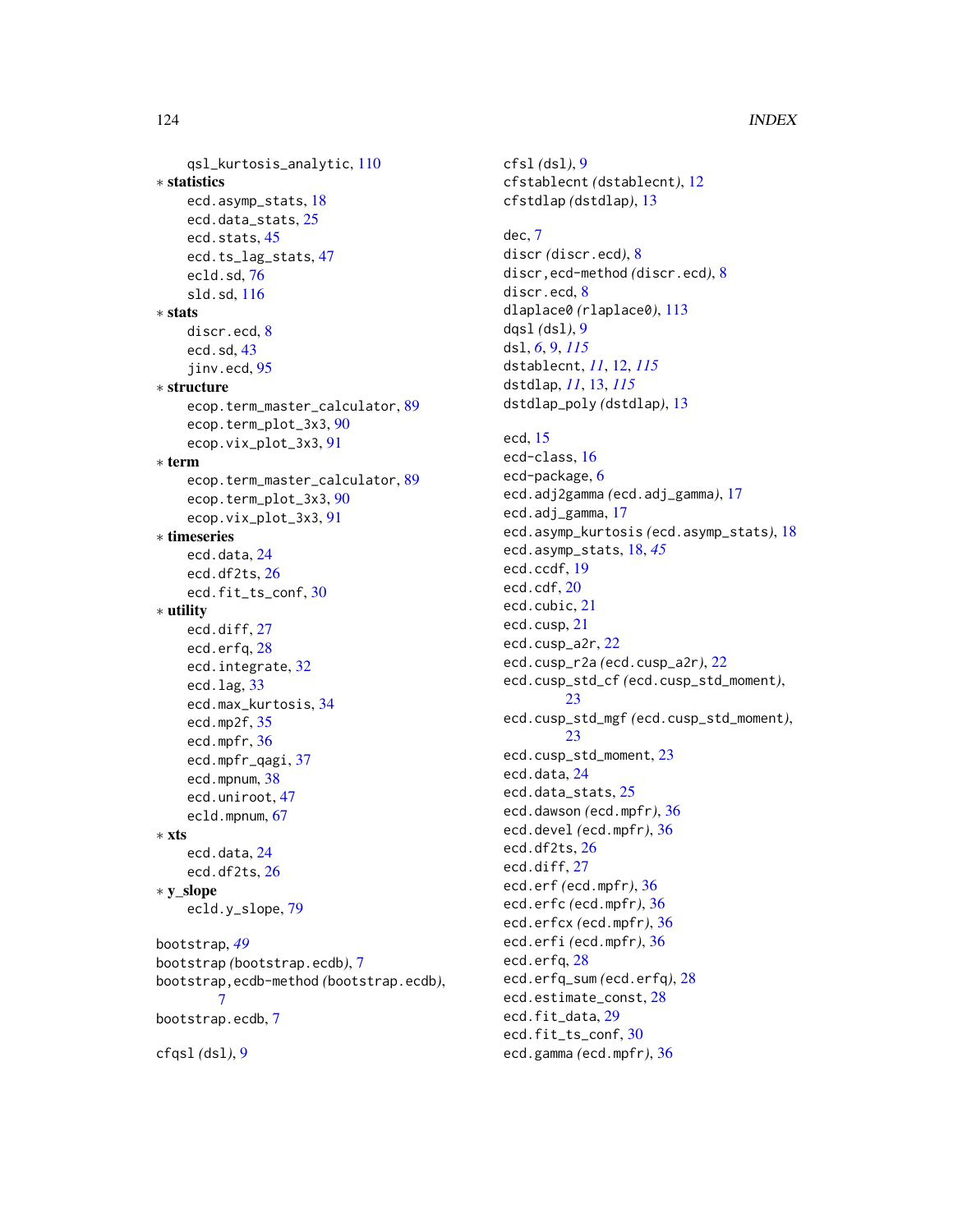qsl_kurtosis_analytic, 110

∗ **statistics**

ecd.asymp_stats, 18
ecd.data_stats, 25
ecd.stats, 45
ecd.ts_lag_stats, 47
ecld.sd, 76
sld.sd, 116

∗ **stats**

discr.ecd, 8
ecd.sd, 43
jinv.ecd, 95

∗ **structure**

ecop.term_master_calculator, 89
ecop.term_plot_3x3, 90
ecop.vix_plot_3x3, 91

∗ **term**

ecop.term_master_calculator, 89
ecop.term_plot_3x3, 90
ecop.vix_plot_3x3, 91

∗ **timeseries**

ecd.data, 24
ecd.df2ts, 26
ecd.fit_ts_conf, 30

∗ **utility**

ecd.diff, 27
ecd.erfq, 28
ecd.integrate, 32
ecd.lag, 33
ecd.max_kurtosis, 34
ecd.mp2f, 35
ecd.mpfr, 36
ecd.mpfr_qagi, 37
ecd.mpnum, 38
ecd.uniroot, 47
ecld.mpnum, 67

∗ **xts**

ecd.data, 24
ecd.df2ts, 26

∗ **y_slope**

ecld.y_slope, 79

bootstrap, *49*
bootstrap *(*bootstrap.ecdb*)*, 7
bootstrap,ecdb-method *(*bootstrap.ecdb*)*, 7
bootstrap.ecdb, 7

cfqsl *(*dsl*)*, 9
cfsl *(*dsl*)*, 9
cfstablecnt *(*dstablecnt*)*, 12
cfstdlap *(*dstdlap*)*, 13

dec, 7
discr *(*discr.ecd*)*, 8
discr,ecd-method *(*discr.ecd*)*, 8
discr.ecd, 8
dlaplace0 *(*rlaplace0*)*, 113
dqsl *(*dsl*)*, 9
dsl, *6*, 9, *115*
dstablecnt, *11*, 12, *115*
dstdlap, *11*, 13, *115*
dstdlap_poly *(*dstdlap*)*, 13

ecd, 15
ecd-class, 16
ecd-package, 6
ecd.adj2gamma *(*ecd.adj_gamma*)*, 17
ecd.adj_gamma, 17
ecd.asymp_kurtosis *(*ecd.asymp_stats*)*, 18
ecd.asymp_stats, 18, *45*
ecd.ccdf, 19
ecd.cdf, 20
ecd.cubic, 21
ecd.cusp, 21
ecd.cusp_a2r, 22
ecd.cusp_r2a *(*ecd.cusp_a2r*)*, 22
ecd.cusp_std_cf *(*ecd.cusp_std_moment*)*, 23
ecd.cusp_std_mgf *(*ecd.cusp_std_moment*)*, 23
ecd.cusp_std_moment, 23
ecd.data, 24
ecd.data_stats, 25
ecd.dawson *(*ecd.mpfr*)*, 36
ecd.devel *(*ecd.mpfr*)*, 36
ecd.df2ts, 26
ecd.diff, 27
ecd.erf *(*ecd.mpfr*)*, 36
ecd.erfc *(*ecd.mpfr*)*, 36
ecd.erfcx *(*ecd.mpfr*)*, 36
ecd.erfi *(*ecd.mpfr*)*, 36
ecd.erfq, 28
ecd.erfq_sum *(*ecd.erfq*)*, 28
ecd.estimate_const, 28
ecd.fit_data, 29
ecd.fit_ts_conf, 30
ecd.gamma *(*ecd.mpfr*)*, 36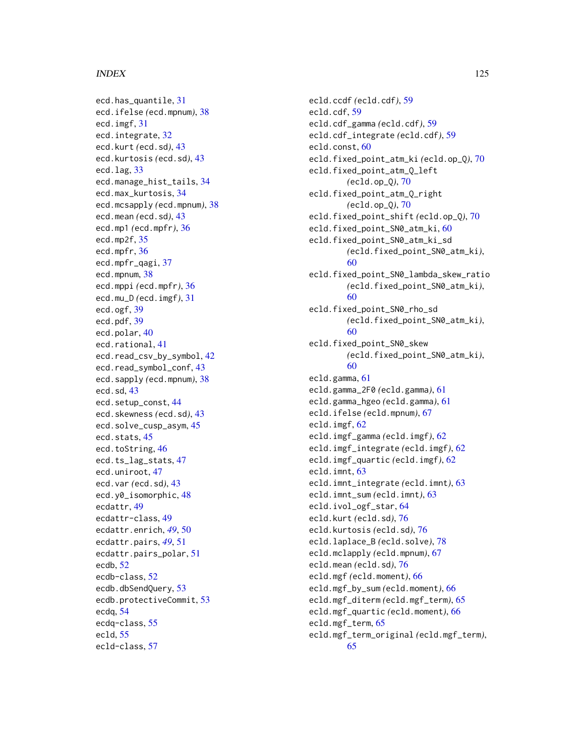ecd.has_quantile, 31
ecd.ifelse *(ecd.mpnum)*, 38
ecd.imgf, 31
ecd.integrate, 32
ecd.kurt *(ecd.sd)*, 43
ecd.kurtosis *(ecd.sd)*, 43
ecd.lag, 33
ecd.manage_hist_tails, 34
ecd.max_kurtosis, 34
ecd.mcsapply *(ecd.mpnum)*, 38
ecd.mean *(ecd.sd)*, 43
ecd.mp1 *(ecd.mpfr)*, 36
ecd.mp2f, 35
ecd.mpfr, 36
ecd.mpfr_qagi, 37
ecd.mpnum, 38
ecd.mppi *(ecd.mpfr)*, 36
ecd.mu_D *(ecd.imgf)*, 31
ecd.ogf, 39
ecd.pdf, 39
ecd.polar, 40
ecd.rational, 41
ecd.read_csv_by_symbol, 42
ecd.read_symbol_conf, 43
ecd.sapply *(ecd.mpnum)*, 38
ecd.sd, 43
ecd.setup_const, 44
ecd.skewness *(ecd.sd)*, 43
ecd.solve_cusp_asym, 45
ecd.stats, 45
ecd.toString, 46
ecd.ts_lag_stats, 47
ecd.uniroot, 47
ecd.var *(ecd.sd)*, 43
ecd.y0_isomorphic, 48
ecdattr, 49
ecdattr-class, 49
ecdattr.enrich, *49*, 50
ecdattr.pairs, *49*, 51
ecdattr.pairs_polar, 51
ecdb, 52
ecdb-class, 52
ecdb.dbSendQuery, 53
ecdb.protectiveCommit, 53
ecdq, 54
ecdq-class, 55
ecld, 55
ecld-class, 57
ecld.ccdf *(ecld.cdf)*, 59
ecld.cdf, 59
ecld.cdf_gamma *(ecld.cdf)*, 59
ecld.cdf_integrate *(ecld.cdf)*, 59
ecld.const, 60
ecld.fixed_point_atm_ki *(ecld.op_Q)*, 70
ecld.fixed_point_atm_Q_left *(ecld.op_Q)*, 70
ecld.fixed_point_atm_Q_right *(ecld.op_Q)*, 70
ecld.fixed_point_shift *(ecld.op_Q)*, 70
ecld.fixed_point_SN0_atm_ki, 60
ecld.fixed_point_SN0_atm_ki_sd *(ecld.fixed_point_SN0_atm_ki)*, 60
ecld.fixed_point_SN0_lambda_skew_ratio *(ecld.fixed_point_SN0_atm_ki)*, 60
ecld.fixed_point_SN0_rho_sd *(ecld.fixed_point_SN0_atm_ki)*, 60
ecld.fixed_point_SN0_skew *(ecld.fixed_point_SN0_atm_ki)*, 60
ecld.gamma, 61
ecld.gamma_2F0 *(ecld.gamma)*, 61
ecld.gamma_hgeo *(ecld.gamma)*, 61
ecld.ifelse *(ecld.mpnum)*, 67
ecld.imgf, 62
ecld.imgf_gamma *(ecld.imgf)*, 62
ecld.imgf_integrate *(ecld.imgf)*, 62
ecld.imgf_quartic *(ecld.imgf)*, 62
ecld.imnt, 63
ecld.imnt_integrate *(ecld.imnt)*, 63
ecld.imnt_sum *(ecld.imnt)*, 63
ecld.ivol_ogf_star, 64
ecld.kurt *(ecld.sd)*, 76
ecld.kurtosis *(ecld.sd)*, 76
ecld.laplace_B *(ecld.solve)*, 78
ecld.mclapply *(ecld.mpnum)*, 67
ecld.mean *(ecld.sd)*, 76
ecld.mgf *(ecld.moment)*, 66
ecld.mgf_by_sum *(ecld.moment)*, 66
ecld.mgf_diterm *(ecld.mgf_term)*, 65
ecld.mgf_quartic *(ecld.moment)*, 66
ecld.mgf_term, 65
ecld.mgf_term_original *(ecld.mgf_term)*, 65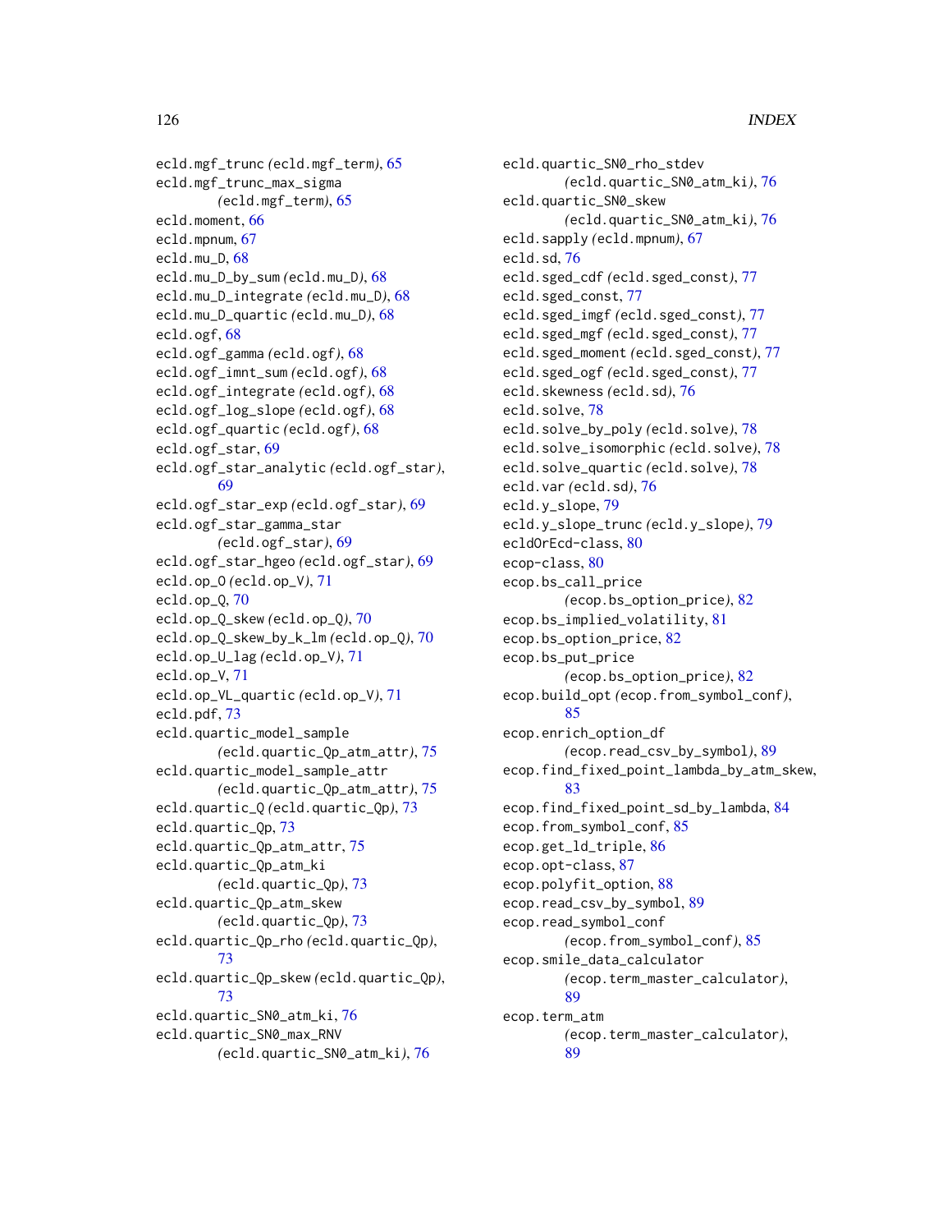ecld.mgf_trunc (ecld.mgf_term), 65
ecld.mgf_trunc_max_sigma (ecld.mgf_term), 65
ecld.moment, 66
ecld.mpnum, 67
ecld.mu_D, 68
ecld.mu_D_by_sum (ecld.mu_D), 68
ecld.mu_D_integrate (ecld.mu_D), 68
ecld.mu_D_quartic (ecld.mu_D), 68
ecld.ogf, 68
ecld.ogf_gamma (ecld.ogf), 68
ecld.ogf_imnt_sum (ecld.ogf), 68
ecld.ogf_integrate (ecld.ogf), 68
ecld.ogf_log_slope (ecld.ogf), 68
ecld.ogf_quartic (ecld.ogf), 68
ecld.ogf_star, 69
ecld.ogf_star_analytic (ecld.ogf_star), 69
ecld.ogf_star_exp (ecld.ogf_star), 69
ecld.ogf_star_gamma_star (ecld.ogf_star), 69
ecld.ogf_star_hgeo (ecld.ogf_star), 69
ecld.op_O (ecld.op_V), 71
ecld.op_Q, 70
ecld.op_Q_skew (ecld.op_Q), 70
ecld.op_Q_skew_by_k_lm (ecld.op_Q), 70
ecld.op_U_lag (ecld.op_V), 71
ecld.op_V, 71
ecld.op_VL_quartic (ecld.op_V), 71
ecld.pdf, 73
ecld.quartic_model_sample (ecld.quartic_Qp_atm_attr), 75
ecld.quartic_model_sample_attr (ecld.quartic_Qp_atm_attr), 75
ecld.quartic_Q (ecld.quartic_Qp), 73
ecld.quartic_Qp, 73
ecld.quartic_Qp_atm_attr, 75
ecld.quartic_Qp_atm_ki (ecld.quartic_Qp), 73
ecld.quartic_Qp_atm_skew (ecld.quartic_Qp), 73
ecld.quartic_Qp_rho (ecld.quartic_Qp), 73
ecld.quartic_Qp_skew (ecld.quartic_Qp), 73
ecld.quartic_SN0_atm_ki, 76
ecld.quartic_SN0_max_RNV (ecld.quartic_SN0_atm_ki), 76
ecld.quartic_SN0_rho_stdev (ecld.quartic_SN0_atm_ki), 76
ecld.quartic_SN0_skew (ecld.quartic_SN0_atm_ki), 76
ecld.sapply (ecld.mpnum), 67
ecld.sd, 76
ecld.sged_cdf (ecld.sged_const), 77
ecld.sged_const, 77
ecld.sged_imgf (ecld.sged_const), 77
ecld.sged_mgf (ecld.sged_const), 77
ecld.sged_moment (ecld.sged_const), 77
ecld.sged_ogf (ecld.sged_const), 77
ecld.skewness (ecld.sd), 76
ecld.solve, 78
ecld.solve_by_poly (ecld.solve), 78
ecld.solve_isomorphic (ecld.solve), 78
ecld.solve_quartic (ecld.solve), 78
ecld.var (ecld.sd), 76
ecld.y_slope, 79
ecld.y_slope_trunc (ecld.y_slope), 79
ecldOrEcd-class, 80
ecop-class, 80
ecop.bs_call_price (ecop.bs_option_price), 82
ecop.bs_implied_volatility, 81
ecop.bs_option_price, 82
ecop.bs_put_price (ecop.bs_option_price), 82
ecop.build_opt (ecop.from_symbol_conf), 85
ecop.enrich_option_df (ecop.read_csv_by_symbol), 89
ecop.find_fixed_point_lambda_by_atm_skew, 83
ecop.find_fixed_point_sd_by_lambda, 84
ecop.from_symbol_conf, 85
ecop.get_ld_triple, 86
ecop.opt-class, 87
ecop.polyfit_option, 88
ecop.read_csv_by_symbol, 89
ecop.read_symbol_conf (ecop.from_symbol_conf), 85
ecop.smile_data_calculator (ecop.term_master_calculator), 89
ecop.term_atm (ecop.term_master_calculator), 89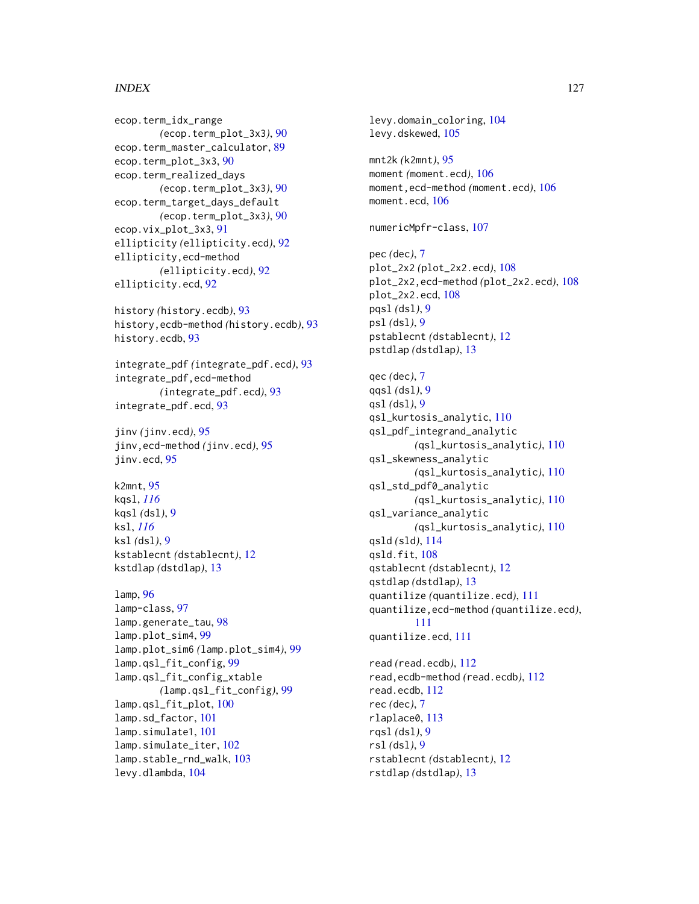ecop.term_idx_range
    (ecop.term_plot_3x3), 90
ecop.term_master_calculator, 89
ecop.term_plot_3x3, 90
ecop.term_realized_days
    (ecop.term_plot_3x3), 90
ecop.term_target_days_default
    (ecop.term_plot_3x3), 90
ecop.vix_plot_3x3, 91
ellipticity (ellipticity.ecd), 92
ellipticity,ecd-method
    (ellipticity.ecd), 92
ellipticity.ecd, 92

history (history.ecdb), 93
history,ecdb-method (history.ecdb), 93
history.ecdb, 93

integrate_pdf (integrate_pdf.ecd), 93
integrate_pdf,ecd-method
    (integrate_pdf.ecd), 93
integrate_pdf.ecd, 93

jinv (jinv.ecd), 95
jinv,ecd-method (jinv.ecd), 95
jinv.ecd, 95

k2mnt, 95
kqsl, *116*
kqsl (dsl), 9
ksl, *116*
ksl (dsl), 9
kstablecnt (dstablecnt), 12
kstdlap (dstdlap), 13

lamp, 96
lamp-class, 97
lamp.generate_tau, 98
lamp.plot_sim4, 99
lamp.plot_sim6 (lamp.plot_sim4), 99
lamp.qsl_fit_config, 99
lamp.qsl_fit_config_xtable
    (lamp.qsl_fit_config), 99
lamp.qsl_fit_plot, 100
lamp.sd_factor, 101
lamp.simulate1, 101
lamp.simulate_iter, 102
lamp.stable_rnd_walk, 103
levy.dlambda, 104
levy.domain_coloring, 104
levy.dskewed, 105

mnt2k (k2mnt), 95
moment (moment.ecd), 106
moment,ecd-method (moment.ecd), 106
moment.ecd, 106

numericMpfr-class, 107

pec (dec), 7
plot_2x2 (plot_2x2.ecd), 108
plot_2x2,ecd-method (plot_2x2.ecd), 108
plot_2x2.ecd, 108
pqsl (dsl), 9
psl (dsl), 9
pstablecnt (dstablecnt), 12
pstdlap (dstdlap), 13

qec (dec), 7
qqsl (dsl), 9
qsl (dsl), 9
qsl_kurtosis_analytic, 110
qsl_pdf_integrand_analytic
    (qsl_kurtosis_analytic), 110
qsl_skewness_analytic
    (qsl_kurtosis_analytic), 110
qsl_std_pdf0_analytic
    (qsl_kurtosis_analytic), 110
qsl_variance_analytic
    (qsl_kurtosis_analytic), 110
qsld (sld), 114
qsld.fit, 108
qstablecnt (dstablecnt), 12
qstdlap (dstdlap), 13
quantilize (quantilize.ecd), 111
quantilize,ecd-method (quantilize.ecd),
    111
quantilize.ecd, 111

read (read.ecdb), 112
read,ecdb-method (read.ecdb), 112
read.ecdb, 112
rec (dec), 7
rlaplace0, 113
rqsl (dsl), 9
rsl (dsl), 9
rstablecnt (dstablecnt), 12
rstdlap (dstdlap), 13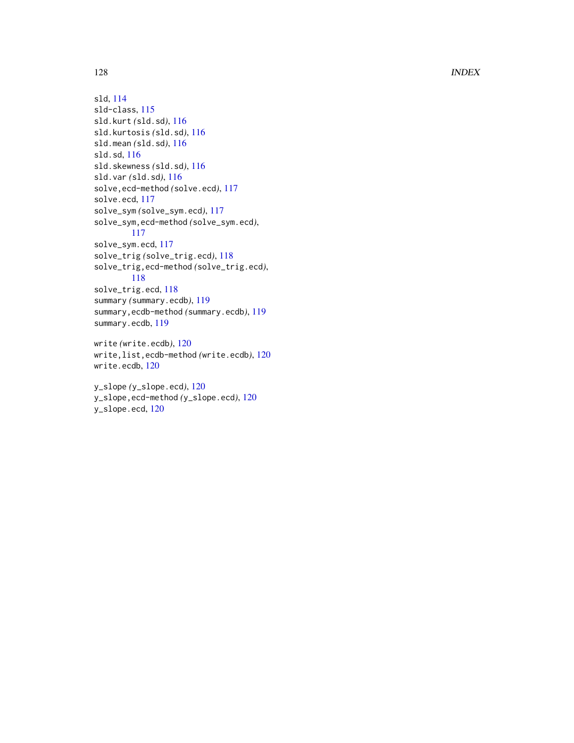sld, 114
sld-class, 115
sld.kurt (sld.sd), 116
sld.kurtosis (sld.sd), 116
sld.mean (sld.sd), 116
sld.sd, 116
sld.skewness (sld.sd), 116
sld.var (sld.sd), 116
solve,ecd-method (solve.ecd), 117
solve.ecd, 117
solve_sym (solve_sym.ecd), 117
solve_sym,ecd-method (solve_sym.ecd), 117
solve_sym.ecd, 117
solve_trig (solve_trig.ecd), 118
solve_trig,ecd-method (solve_trig.ecd), 118
solve_trig.ecd, 118
summary (summary.ecdb), 119
summary,ecdb-method (summary.ecdb), 119
summary.ecdb, 119

write (write.ecdb), 120
write,list,ecdb-method (write.ecdb), 120
write.ecdb, 120

y_slope (y_slope.ecd), 120
y_slope,ecd-method (y_slope.ecd), 120
y_slope.ecd, 120